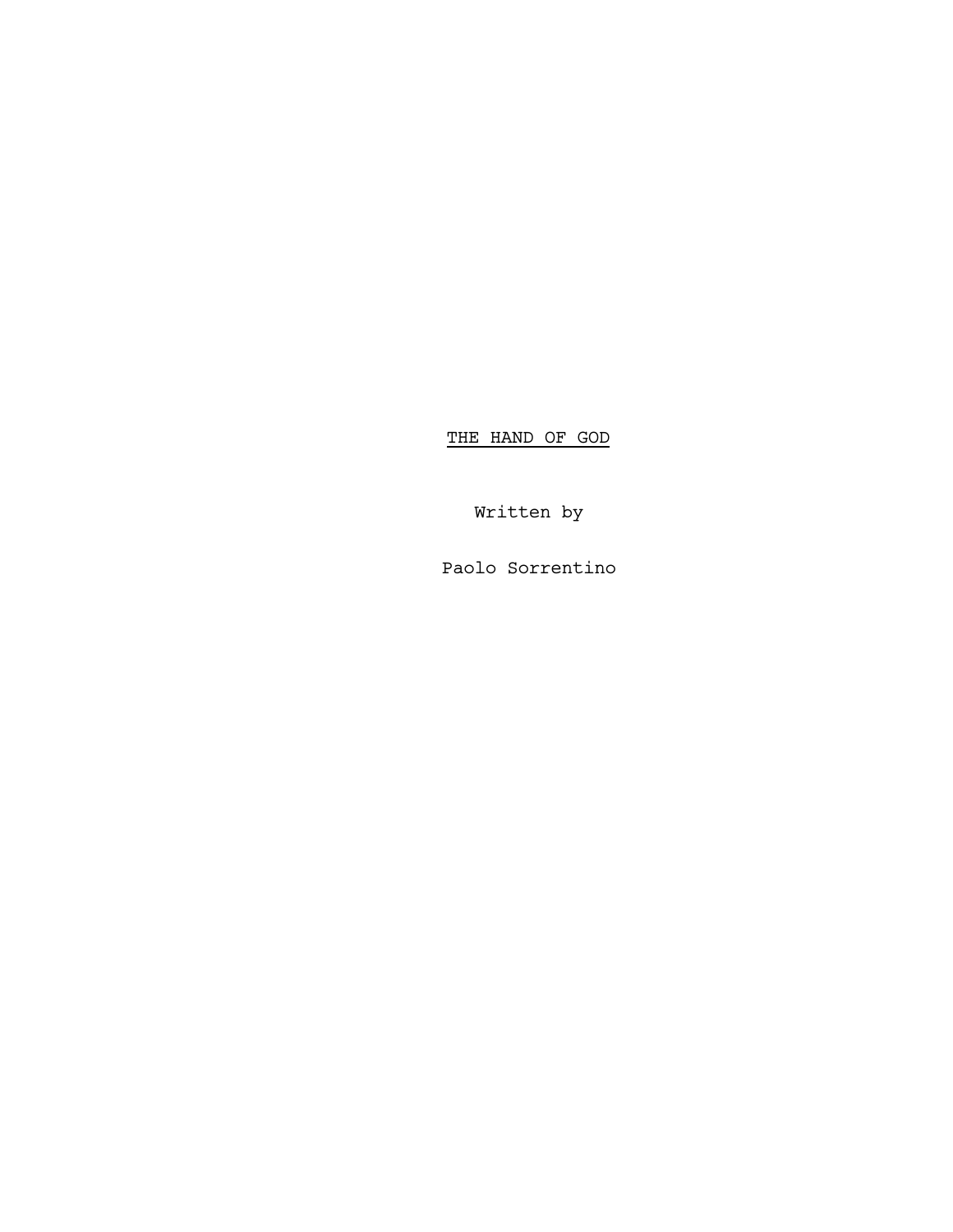# THE HAND OF GOD

Written by

Paolo Sorrentino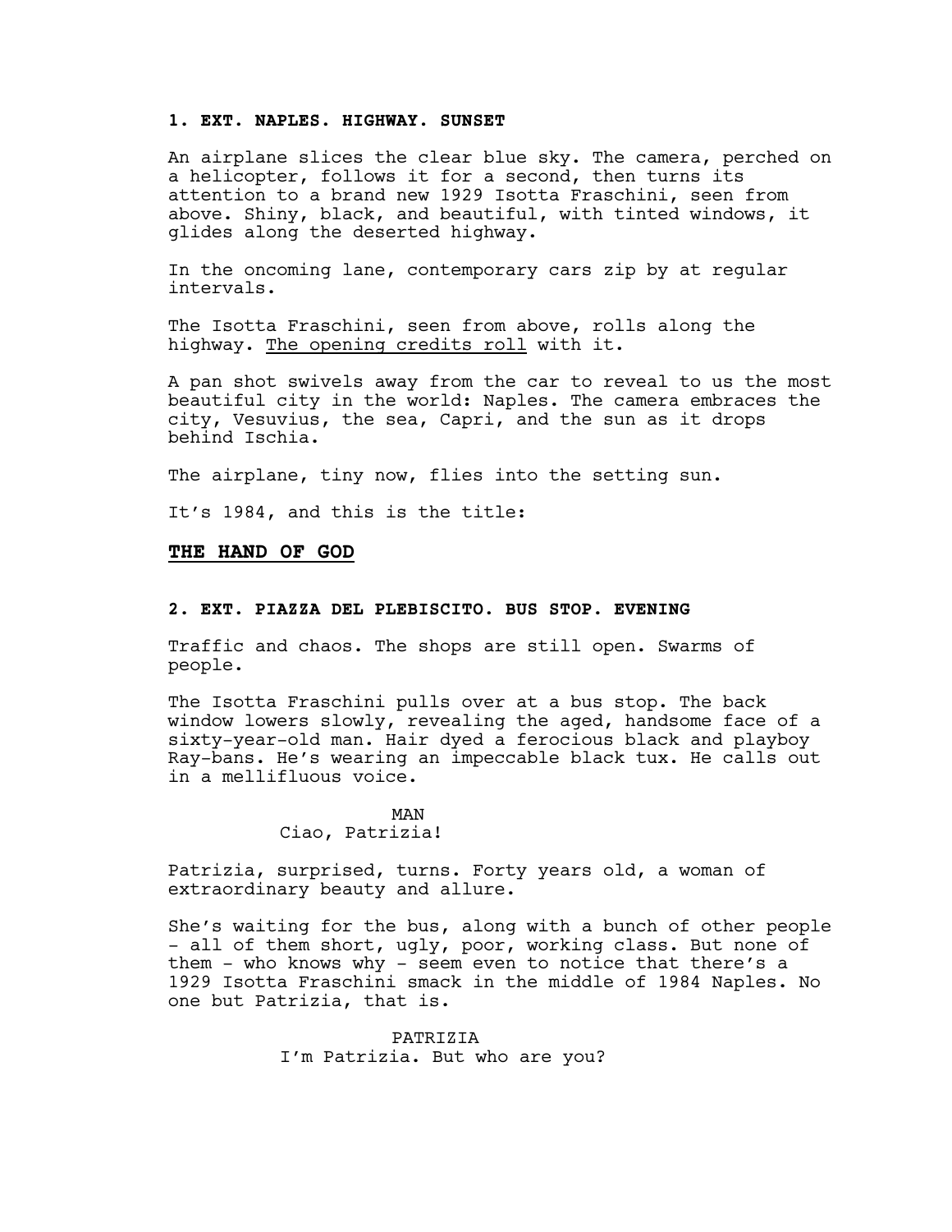**1. EXT. NAPLES. HIGHWAY. SUNSET**

An airplane slices the clear blue sky. The camera, perched on a helicopter, follows it for a second, then turns its attention to a brand new 1929 Isotta Fraschini, seen from above. Shiny, black, and beautiful, with tinted windows, it glides along the deserted highway.

In the oncoming lane, contemporary cars zip by at regular intervals.

The Isotta Fraschini, seen from above, rolls along the highway. <u>The opening credits roll</u> with it.

A pan shot swivels away from the car to reveal to us the most beautiful city in the world: Naples. The camera embraces the city, Vesuvius, the sea, Capri, and the sun as it drops behind Ischia.

The airplane, tiny now, flies into the setting sun.

It's 1984, and this is the title:

**<u>THE HAND OF GOD</u>**

**2. EXT. PIAZZA DEL PLEBISCITO. BUS STOP. EVENING**

Traffic and chaos. The shops are still open. Swarms of people.

The Isotta Fraschini pulls over at a bus stop. The back window lowers slowly, revealing the aged, handsome face of a sixty-year-old man. Hair dyed a ferocious black and playboy Ray-bans. He's wearing an impeccable black tux. He calls out in a mellifluous voice.

MAN

Ciao, Patrizia!

Patrizia, surprised, turns. Forty years old, a woman of extraordinary beauty and allure.

She's waiting for the bus, along with a bunch of other people - all of them short, ugly, poor, working class. But none of them - who knows why - seem even to notice that there's a 1929 Isotta Fraschini smack in the middle of 1984 Naples. No one but Patrizia, that is.

PATRIZIA

I'm Patrizia. But who are you?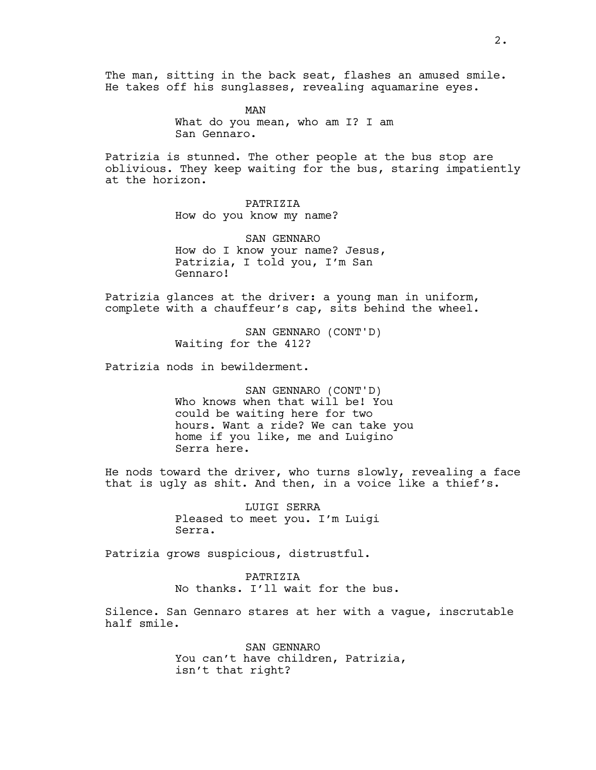The man, sitting in the back seat, flashes an amused smile. He takes off his sunglasses, revealing aquamarine eyes.

MAN
What do you mean, who am I? I am San Gennaro.

Patrizia is stunned. The other people at the bus stop are oblivious. They keep waiting for the bus, staring impatiently at the horizon.

PATRIZIA
How do you know my name?

SAN GENNARO
How do I know your name? Jesus, Patrizia, I told you, I'm San Gennaro!

Patrizia glances at the driver: a young man in uniform, complete with a chauffeur's cap, sits behind the wheel.

SAN GENNARO (CONT'D)
Waiting for the 412?

Patrizia nods in bewilderment.

SAN GENNARO (CONT'D)
Who knows when that will be! You could be waiting here for two hours. Want a ride? We can take you home if you like, me and Luigino Serra here.

He nods toward the driver, who turns slowly, revealing a face that is ugly as shit. And then, in a voice like a thief's.

LUIGI SERRA
Pleased to meet you. I'm Luigi Serra.

Patrizia grows suspicious, distrustful.

PATRIZIA
No thanks. I'll wait for the bus.

Silence. San Gennaro stares at her with a vague, inscrutable half smile.

SAN GENNARO
You can't have children, Patrizia, isn't that right?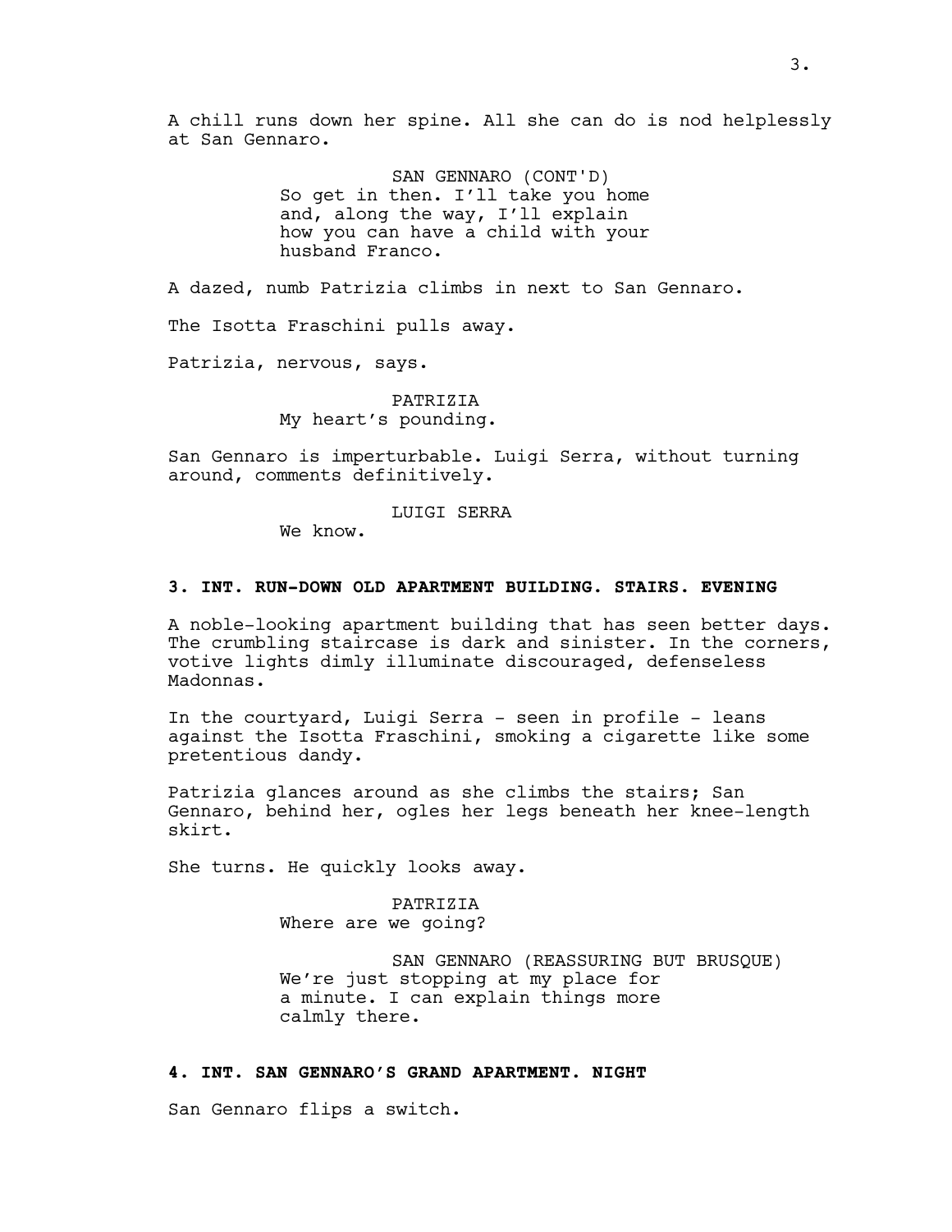A chill runs down her spine. All she can do is nod helplessly at San Gennaro.

SAN GENNARO (CONT'D)
So get in then. I'll take you home and, along the way, I'll explain how you can have a child with your husband Franco.

A dazed, numb Patrizia climbs in next to San Gennaro.

The Isotta Fraschini pulls away.

Patrizia, nervous, says.

PATRIZIA
My heart's pounding.

San Gennaro is imperturbable. Luigi Serra, without turning around, comments definitively.

LUIGI SERRA
We know.

**3. INT. RUN-DOWN OLD APARTMENT BUILDING. STAIRS. EVENING**

A noble-looking apartment building that has seen better days. The crumbling staircase is dark and sinister. In the corners, votive lights dimly illuminate discouraged, defenseless Madonnas.

In the courtyard, Luigi Serra - seen in profile - leans against the Isotta Fraschini, smoking a cigarette like some pretentious dandy.

Patrizia glances around as she climbs the stairs; San Gennaro, behind her, ogles her legs beneath her knee-length skirt.

She turns. He quickly looks away.

PATRIZIA
Where are we going?

SAN GENNARO (REASSURING BUT BRUSQUE)
We're just stopping at my place for a minute. I can explain things more calmly there.

**4. INT. SAN GENNARO'S GRAND APARTMENT. NIGHT**

San Gennaro flips a switch.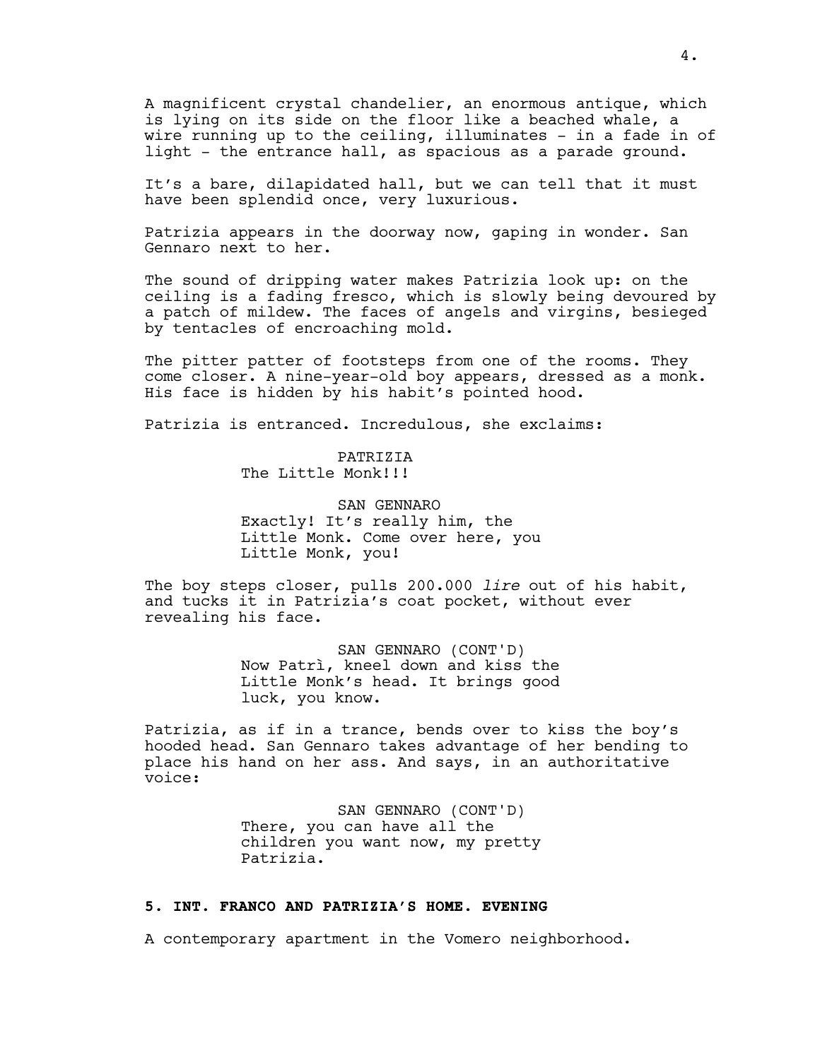A magnificent crystal chandelier, an enormous antique, which is lying on its side on the floor like a beached whale, a wire running up to the ceiling, illuminates - in a fade in of light - the entrance hall, as spacious as a parade ground.

It's a bare, dilapidated hall, but we can tell that it must have been splendid once, very luxurious.

Patrizia appears in the doorway now, gaping in wonder. San Gennaro next to her.

The sound of dripping water makes Patrizia look up: on the ceiling is a fading fresco, which is slowly being devoured by a patch of mildew. The faces of angels and virgins, besieged by tentacles of encroaching mold.

The pitter patter of footsteps from one of the rooms. They come closer. A nine-year-old boy appears, dressed as a monk. His face is hidden by his habit's pointed hood.

Patrizia is entranced. Incredulous, she exclaims:

PATRIZIA
The Little Monk!!!

SAN GENNARO
Exactly! It's really him, the Little Monk. Come over here, you Little Monk, you!

The boy steps closer, pulls 200.000 *lire* out of his habit, and tucks it in Patrizia's coat pocket, without ever revealing his face.

SAN GENNARO (CONT'D)
Now Patrì, kneel down and kiss the Little Monk's head. It brings good luck, you know.

Patrizia, as if in a trance, bends over to kiss the boy's hooded head. San Gennaro takes advantage of her bending to place his hand on her ass. And says, in an authoritative voice:

SAN GENNARO (CONT'D)
There, you can have all the children you want now, my pretty Patrizia.

**5. INT. FRANCO AND PATRIZIA'S HOME. EVENING**

A contemporary apartment in the Vomero neighborhood.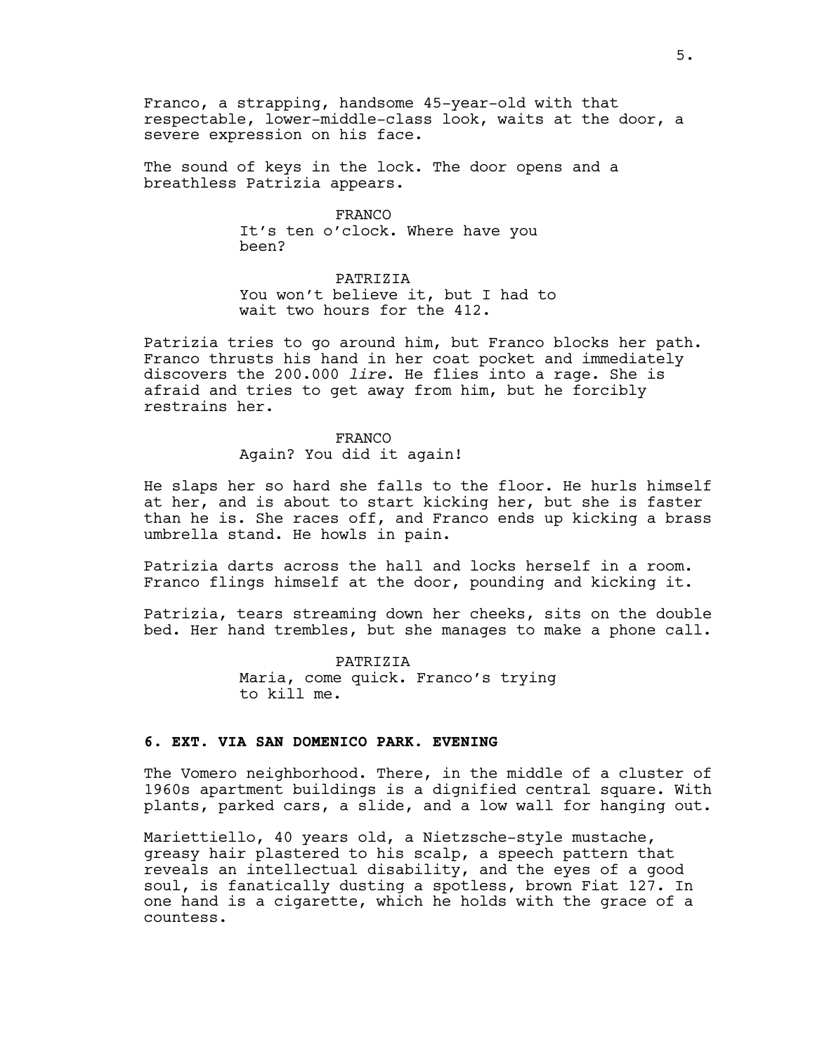Franco, a strapping, handsome 45-year-old with that respectable, lower-middle-class look, waits at the door, a severe expression on his face.

The sound of keys in the lock. The door opens and a breathless Patrizia appears.

FRANCO
It's ten o'clock. Where have you been?

PATRIZIA
You won't believe it, but I had to wait two hours for the 412.

Patrizia tries to go around him, but Franco blocks her path. Franco thrusts his hand in her coat pocket and immediately discovers the 200.000 *lire*. He flies into a rage. She is afraid and tries to get away from him, but he forcibly restrains her.

FRANCO
Again? You did it again!

He slaps her so hard she falls to the floor. He hurls himself at her, and is about to start kicking her, but she is faster than he is. She races off, and Franco ends up kicking a brass umbrella stand. He howls in pain.

Patrizia darts across the hall and locks herself in a room. Franco flings himself at the door, pounding and kicking it.

Patrizia, tears streaming down her cheeks, sits on the double bed. Her hand trembles, but she manages to make a phone call.

PATRIZIA
Maria, come quick. Franco's trying to kill me.

**6. EXT. VIA SAN DOMENICO PARK. EVENING**

The Vomero neighborhood. There, in the middle of a cluster of 1960s apartment buildings is a dignified central square. With plants, parked cars, a slide, and a low wall for hanging out.

Mariettiello, 40 years old, a Nietzsche-style mustache, greasy hair plastered to his scalp, a speech pattern that reveals an intellectual disability, and the eyes of a good soul, is fanatically dusting a spotless, brown Fiat 127. In one hand is a cigarette, which he holds with the grace of a countess.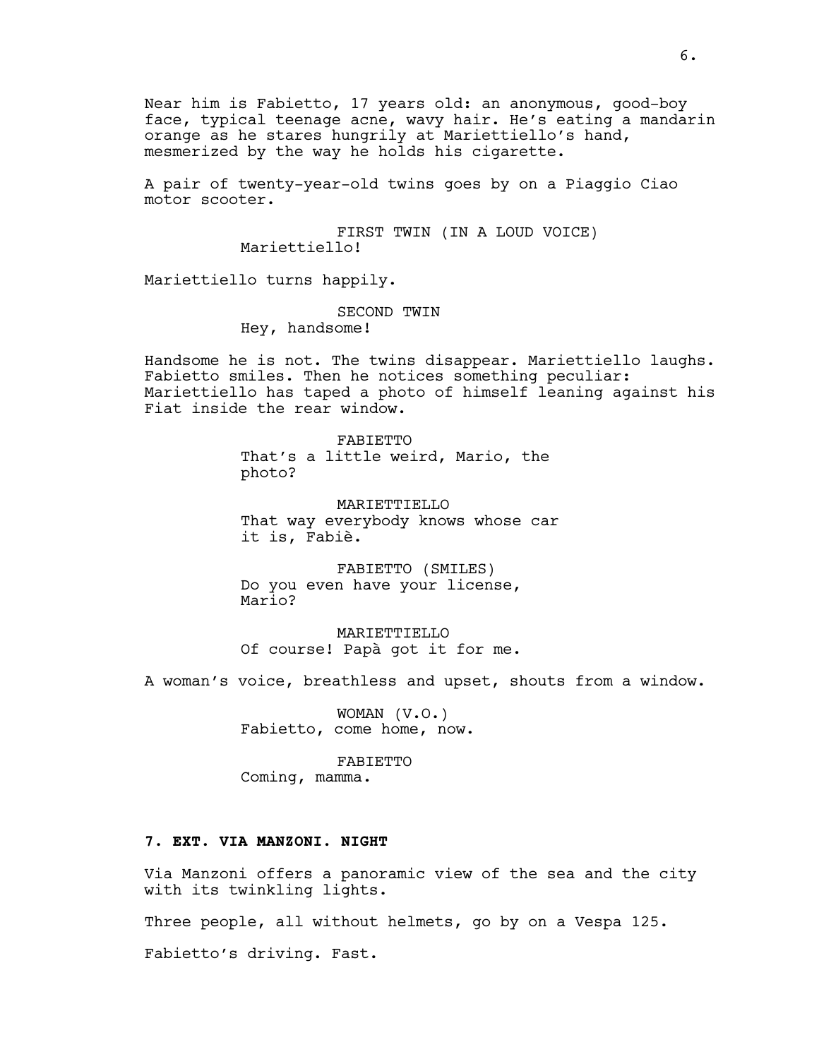Near him is Fabietto, 17 years old: an anonymous, good-boy face, typical teenage acne, wavy hair. He's eating a mandarin orange as he stares hungrily at Mariettiello's hand, mesmerized by the way he holds his cigarette.

A pair of twenty-year-old twins goes by on a Piaggio Ciao motor scooter.

FIRST TWIN (IN A LOUD VOICE)
Mariettiello!

Mariettiello turns happily.

SECOND TWIN
Hey, handsome!

Handsome he is not. The twins disappear. Mariettiello laughs. Fabietto smiles. Then he notices something peculiar: Mariettiello has taped a photo of himself leaning against his Fiat inside the rear window.

FABIETTO
That's a little weird, Mario, the photo?

MARIETTIELLO
That way everybody knows whose car it is, Fabiè.

FABIETTO (SMILES)
Do you even have your license, Mario?

MARIETTIELLO
Of course! Papà got it for me.

A woman's voice, breathless and upset, shouts from a window.

WOMAN (V.O.)
Fabietto, come home, now.

FABIETTO
Coming, mamma.

**7. EXT. VIA MANZONI. NIGHT**

Via Manzoni offers a panoramic view of the sea and the city with its twinkling lights.

Three people, all without helmets, go by on a Vespa 125.

Fabietto's driving. Fast.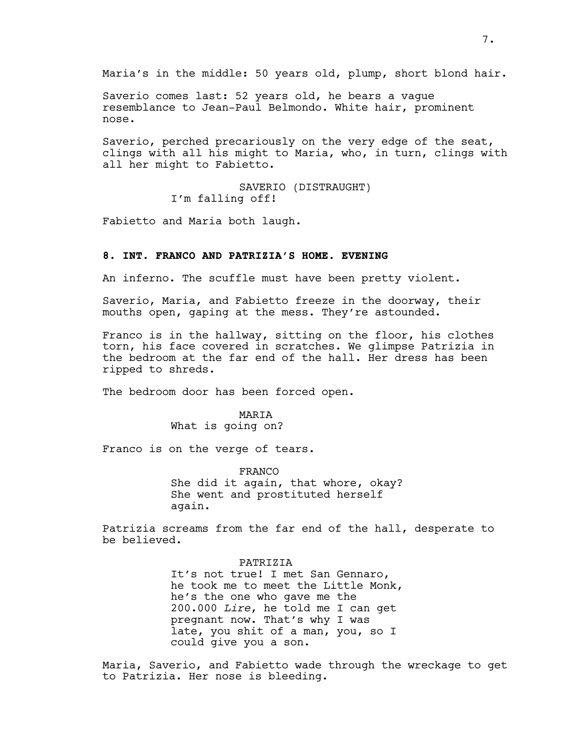Maria's in the middle: 50 years old, plump, short blond hair.

Saverio comes last: 52 years old, he bears a vague resemblance to Jean-Paul Belmondo. White hair, prominent nose.

Saverio, perched precariously on the very edge of the seat, clings with all his might to Maria, who, in turn, clings with all her might to Fabietto.

SAVERIO (DISTRAUGHT)
I'm falling off!

Fabietto and Maria both laugh.

**8. INT. FRANCO AND PATRIZIA'S HOME. EVENING**

An inferno. The scuffle must have been pretty violent.

Saverio, Maria, and Fabietto freeze in the doorway, their mouths open, gaping at the mess. They're astounded.

Franco is in the hallway, sitting on the floor, his clothes torn, his face covered in scratches. We glimpse Patrizia in the bedroom at the far end of the hall. Her dress has been ripped to shreds.

The bedroom door has been forced open.

MARIA
What is going on?

Franco is on the verge of tears.

FRANCO
She did it again, that whore, okay? She went and prostituted herself again.

Patrizia screams from the far end of the hall, desperate to be believed.

PATRIZIA
It's not true! I met San Gennaro, he took me to meet the Little Monk, he's the one who gave me the 200.000 *Lire*, he told me I can get pregnant now. That's why I was late, you shit of a man, you, so I could give you a son.

Maria, Saverio, and Fabietto wade through the wreckage to get to Patrizia. Her nose is bleeding.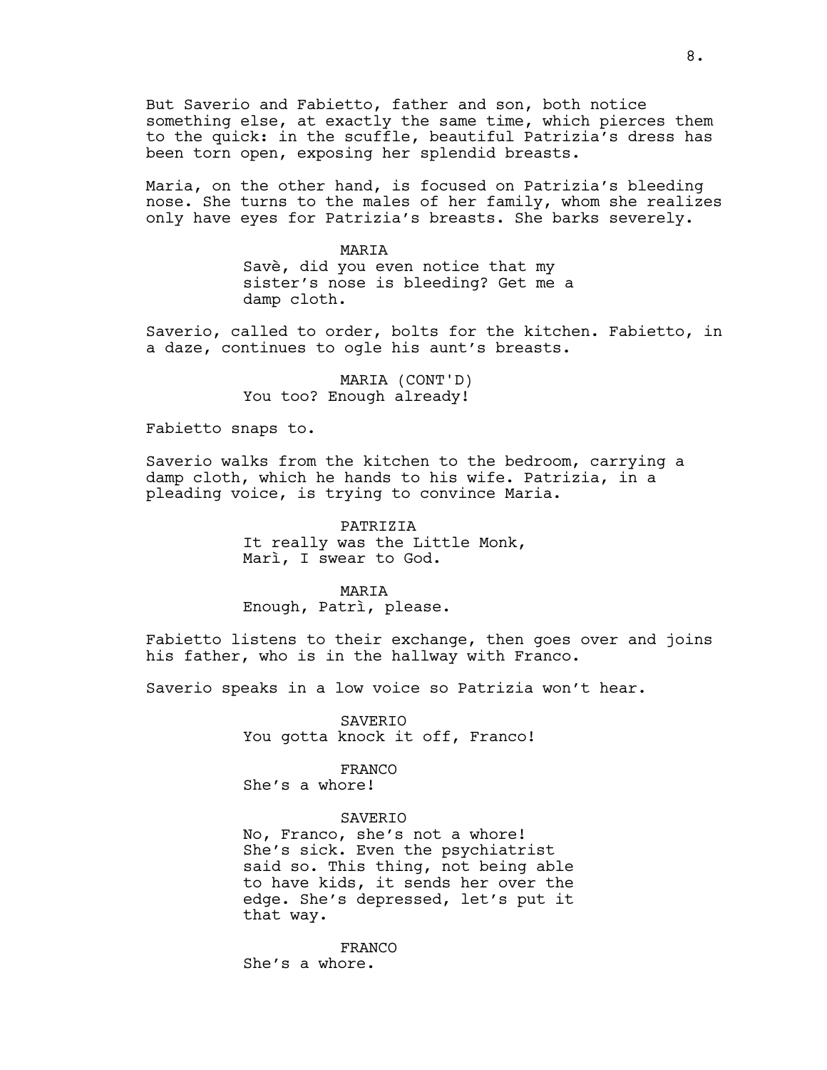But Saverio and Fabietto, father and son, both notice something else, at exactly the same time, which pierces them to the quick: in the scuffle, beautiful Patrizia's dress has been torn open, exposing her splendid breasts.

Maria, on the other hand, is focused on Patrizia's bleeding nose. She turns to the males of her family, whom she realizes only have eyes for Patrizia's breasts. She barks severely.

MARIA
Savè, did you even notice that my sister's nose is bleeding? Get me a damp cloth.

Saverio, called to order, bolts for the kitchen. Fabietto, in a daze, continues to ogle his aunt's breasts.

MARIA (CONT'D)
You too? Enough already!

Fabietto snaps to.

Saverio walks from the kitchen to the bedroom, carrying a damp cloth, which he hands to his wife. Patrizia, in a pleading voice, is trying to convince Maria.

PATRIZIA
It really was the Little Monk, Marì, I swear to God.

MARIA
Enough, Patrì, please.

Fabietto listens to their exchange, then goes over and joins his father, who is in the hallway with Franco.

Saverio speaks in a low voice so Patrizia won't hear.

SAVERIO
You gotta knock it off, Franco!

FRANCO
She's a whore!

SAVERIO
No, Franco, she's not a whore! She's sick. Even the psychiatrist said so. This thing, not being able to have kids, it sends her over the edge. She's depressed, let's put it that way.

FRANCO
She's a whore.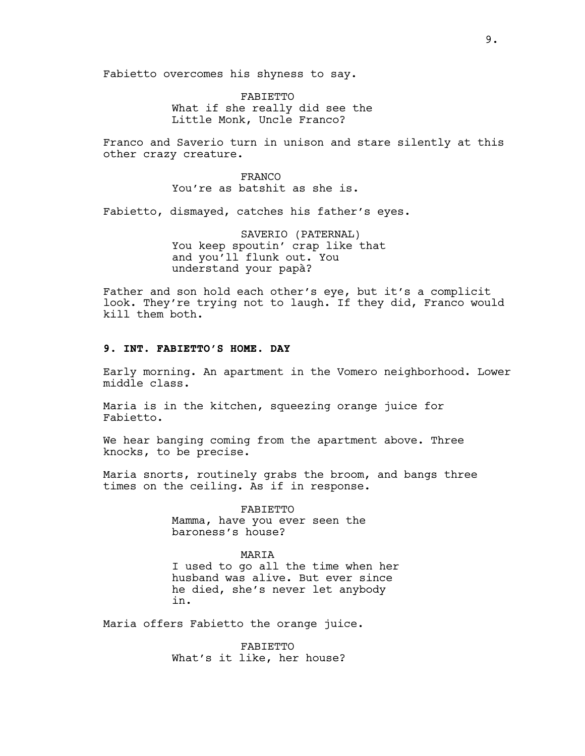Fabietto overcomes his shyness to say.

FABIETTO
What if she really did see the Little Monk, Uncle Franco?

Franco and Saverio turn in unison and stare silently at this other crazy creature.

FRANCO
You're as batshit as she is.

Fabietto, dismayed, catches his father's eyes.

SAVERIO (PATERNAL)
You keep spoutin' crap like that and you'll flunk out. You understand your papà?

Father and son hold each other's eye, but it's a complicit look. They're trying not to laugh. If they did, Franco would kill them both.

**9. INT. FABIETTO'S HOME. DAY**

Early morning. An apartment in the Vomero neighborhood. Lower middle class.

Maria is in the kitchen, squeezing orange juice for Fabietto.

We hear banging coming from the apartment above. Three knocks, to be precise.

Maria snorts, routinely grabs the broom, and bangs three times on the ceiling. As if in response.

FABIETTO
Mamma, have you ever seen the baroness's house?

MARIA
I used to go all the time when her husband was alive. But ever since he died, she's never let anybody in.

Maria offers Fabietto the orange juice.

FABIETTO
What's it like, her house?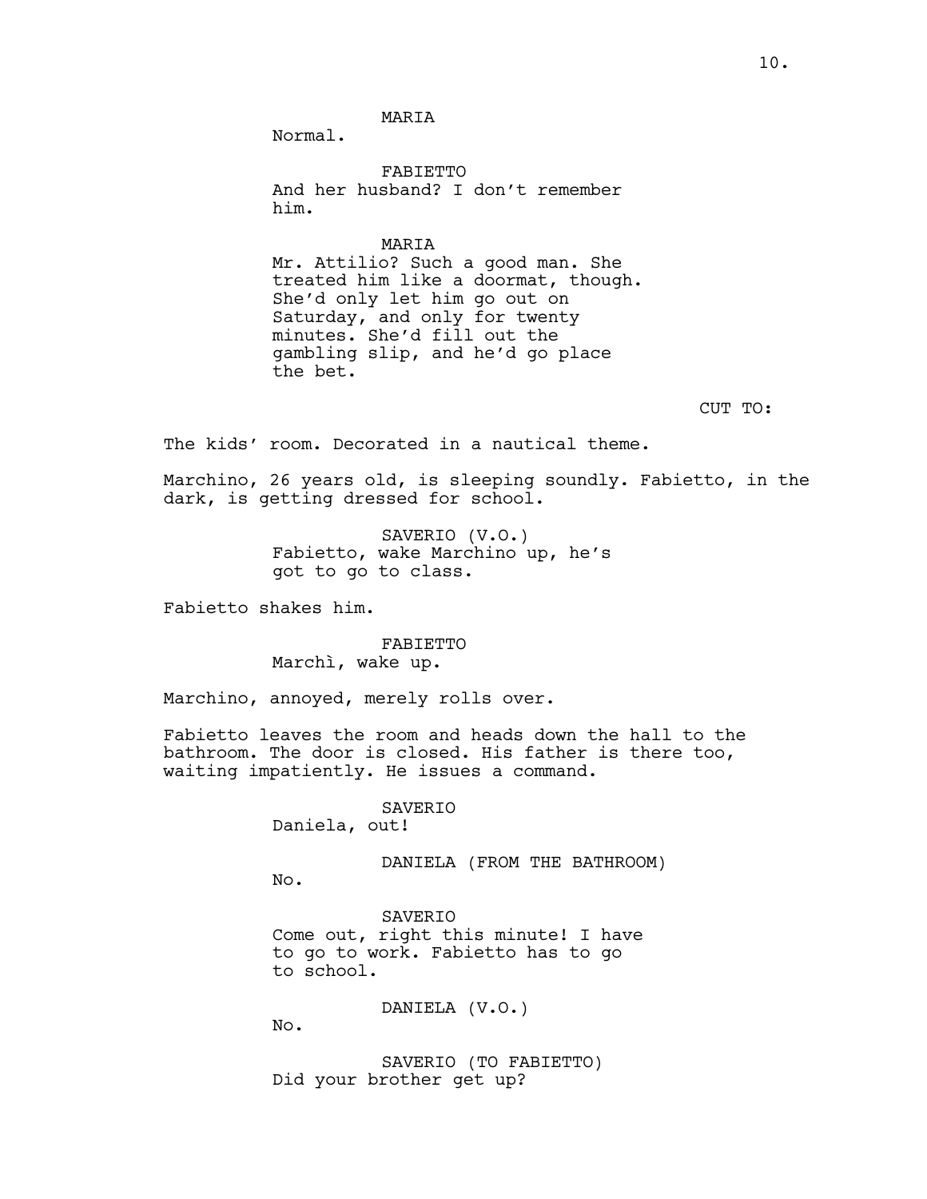MARIA
Normal.

FABIETTO
And her husband? I don't remember him.

MARIA
Mr. Attilio? Such a good man. She treated him like a doormat, though. She'd only let him go out on Saturday, and only for twenty minutes. She'd fill out the gambling slip, and he'd go place the bet.

CUT TO:

The kids' room. Decorated in a nautical theme.

Marchino, 26 years old, is sleeping soundly. Fabietto, in the dark, is getting dressed for school.

SAVERIO (V.O.)
Fabietto, wake Marchino up, he's got to go to class.

Fabietto shakes him.

FABIETTO
Marchì, wake up.

Marchino, annoyed, merely rolls over.

Fabietto leaves the room and heads down the hall to the bathroom. The door is closed. His father is there too, waiting impatiently. He issues a command.

SAVERIO
Daniela, out!

DANIELA (FROM THE BATHROOM)
No.

SAVERIO
Come out, right this minute! I have to go to work. Fabietto has to go to school.

DANIELA (V.O.)
No.

SAVERIO (TO FABIETTO)
Did your brother get up?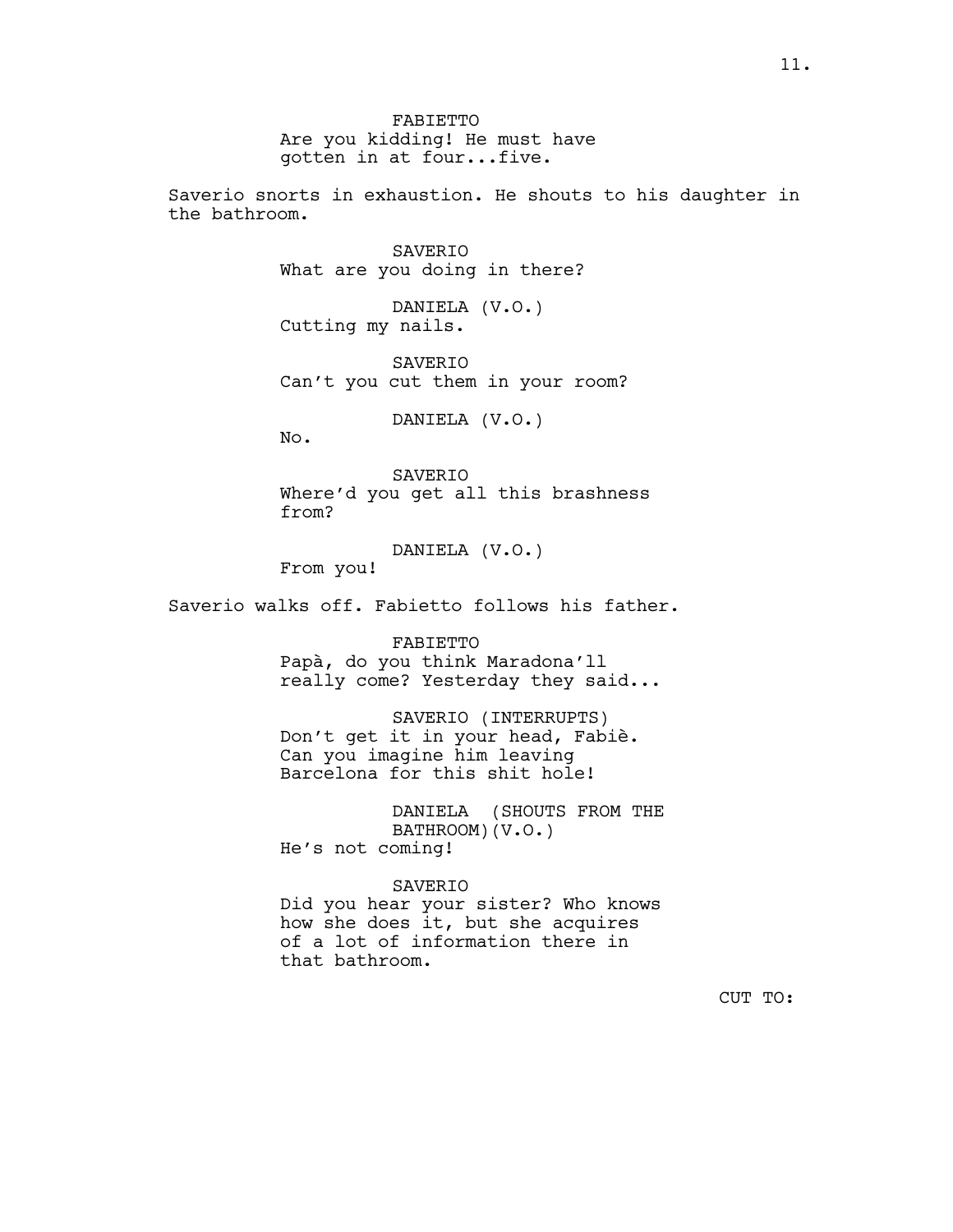FABIETTO
Are you kidding! He must have gotten in at four...five.

Saverio snorts in exhaustion. He shouts to his daughter in the bathroom.

SAVERIO
What are you doing in there?

DANIELA (V.O.)
Cutting my nails.

SAVERIO
Can't you cut them in your room?

DANIELA (V.O.)
No.

SAVERIO
Where'd you get all this brashness from?

DANIELA (V.O.)
From you!

Saverio walks off. Fabietto follows his father.

FABIETTO
Papà, do you think Maradona'll really come? Yesterday they said...

SAVERIO (INTERRUPTS)
Don't get it in your head, Fabiè. Can you imagine him leaving Barcelona for this shit hole!

DANIELA (SHOUTS FROM THE BATHROOM)(V.O.)
He's not coming!

SAVERIO
Did you hear your sister? Who knows how she does it, but she acquires of a lot of information there in that bathroom.

CUT TO: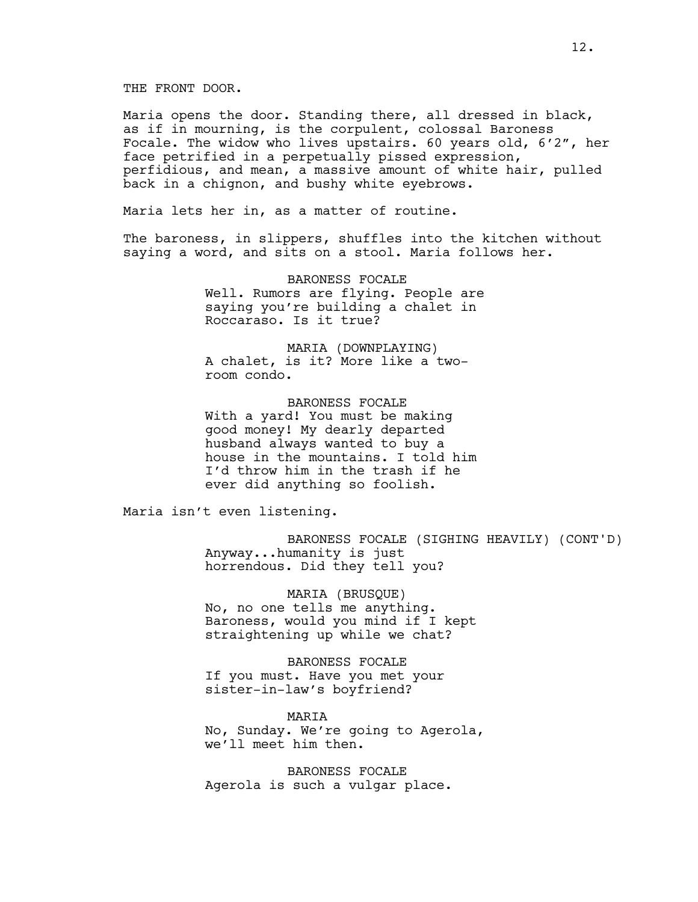THE FRONT DOOR.

Maria opens the door. Standing there, all dressed in black, as if in mourning, is the corpulent, colossal Baroness Focale. The widow who lives upstairs. 60 years old, 6'2", her face petrified in a perpetually pissed expression, perfidious, and mean, a massive amount of white hair, pulled back in a chignon, and bushy white eyebrows.

Maria lets her in, as a matter of routine.

The baroness, in slippers, shuffles into the kitchen without saying a word, and sits on a stool. Maria follows her.

BARONESS FOCALE
Well. Rumors are flying. People are saying you're building a chalet in Roccaraso. Is it true?

MARIA (DOWNPLAYING)
A chalet, is it? More like a two-room condo.

BARONESS FOCALE
With a yard! You must be making good money! My dearly departed husband always wanted to buy a house in the mountains. I told him I'd throw him in the trash if he ever did anything so foolish.

Maria isn't even listening.

BARONESS FOCALE (SIGHING HEAVILY) (CONT'D)
Anyway...humanity is just horrendous. Did they tell you?

MARIA (BRUSQUE)
No, no one tells me anything. Baroness, would you mind if I kept straightening up while we chat?

BARONESS FOCALE
If you must. Have you met your sister-in-law's boyfriend?

MARIA
No, Sunday. We're going to Agerola, we'll meet him then.

BARONESS FOCALE
Agerola is such a vulgar place.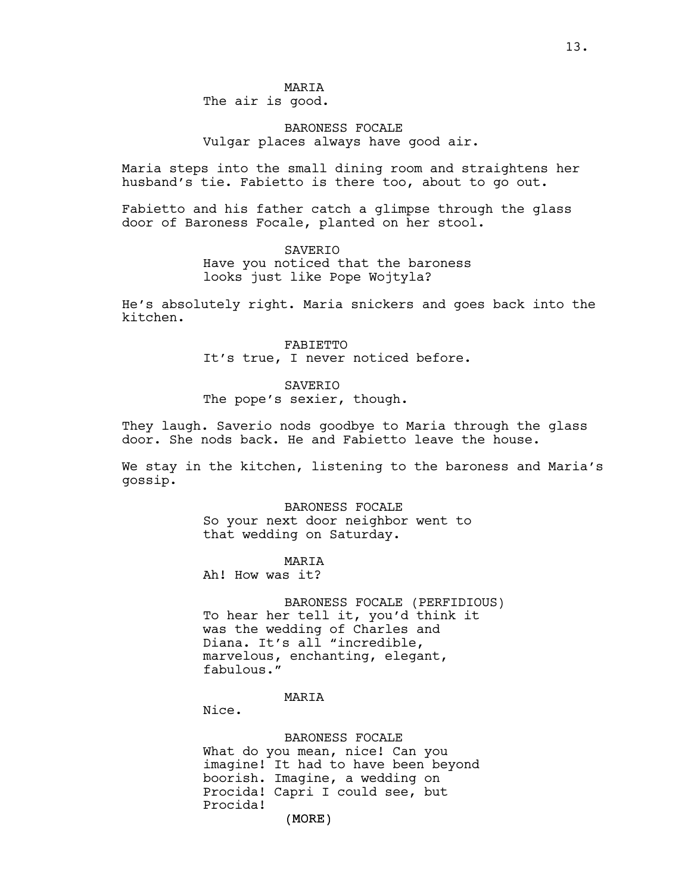MARIA
The air is good.

BARONESS FOCALE
Vulgar places always have good air.

Maria steps into the small dining room and straightens her husband's tie. Fabietto is there too, about to go out.

Fabietto and his father catch a glimpse through the glass door of Baroness Focale, planted on her stool.

SAVERIO
Have you noticed that the baroness looks just like Pope Wojtyla?

He's absolutely right. Maria snickers and goes back into the kitchen.

FABIETTO
It's true, I never noticed before.

SAVERIO
The pope's sexier, though.

They laugh. Saverio nods goodbye to Maria through the glass door. She nods back. He and Fabietto leave the house.

We stay in the kitchen, listening to the baroness and Maria's gossip.

BARONESS FOCALE
So your next door neighbor went to that wedding on Saturday.

MARIA
Ah! How was it?

BARONESS FOCALE (PERFIDIOUS)
To hear her tell it, you'd think it was the wedding of Charles and Diana. It's all "incredible, marvelous, enchanting, elegant, fabulous."

MARIA
Nice.

BARONESS FOCALE
What do you mean, nice! Can you imagine! It had to have been beyond boorish. Imagine, a wedding on Procida! Capri I could see, but Procida!

(MORE)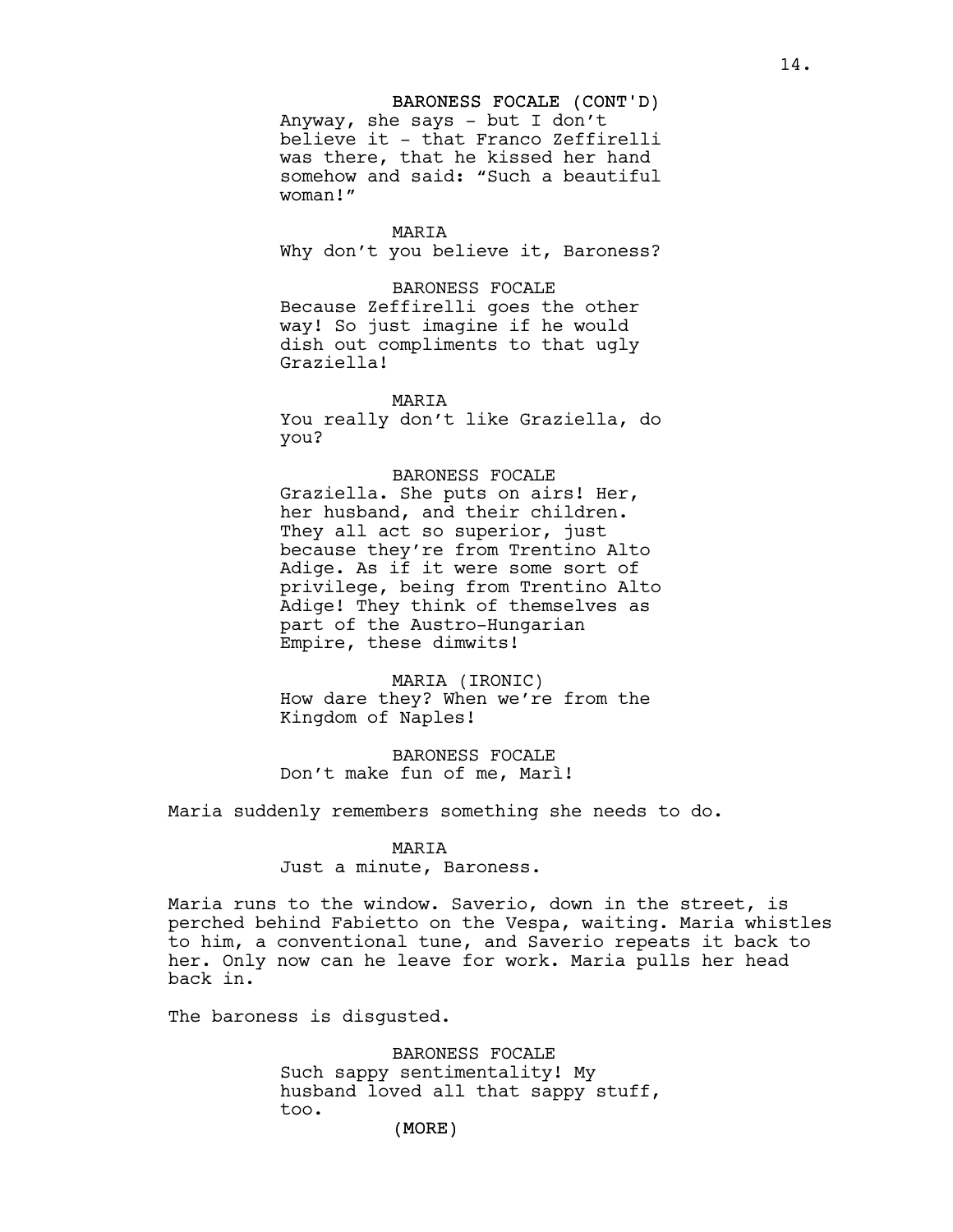BARONESS FOCALE (CONT'D)
Anyway, she says - but I don't believe it - that Franco Zeffirelli was there, that he kissed her hand somehow and said: "Such a beautiful woman!"

MARIA
Why don't you believe it, Baroness?

BARONESS FOCALE
Because Zeffirelli goes the other way! So just imagine if he would dish out compliments to that ugly Graziella!

MARIA
You really don't like Graziella, do you?

BARONESS FOCALE
Graziella. She puts on airs! Her, her husband, and their children. They all act so superior, just because they're from Trentino Alto Adige. As if it were some sort of privilege, being from Trentino Alto Adige! They think of themselves as part of the Austro-Hungarian Empire, these dimwits!

MARIA (IRONIC)
How dare they? When we're from the Kingdom of Naples!

BARONESS FOCALE
Don't make fun of me, Marì!

Maria suddenly remembers something she needs to do.

MARIA
Just a minute, Baroness.

Maria runs to the window. Saverio, down in the street, is perched behind Fabietto on the Vespa, waiting. Maria whistles to him, a conventional tune, and Saverio repeats it back to her. Only now can he leave for work. Maria pulls her head back in.

The baroness is disgusted.

BARONESS FOCALE
Such sappy sentimentality! My husband loved all that sappy stuff, too.
(MORE)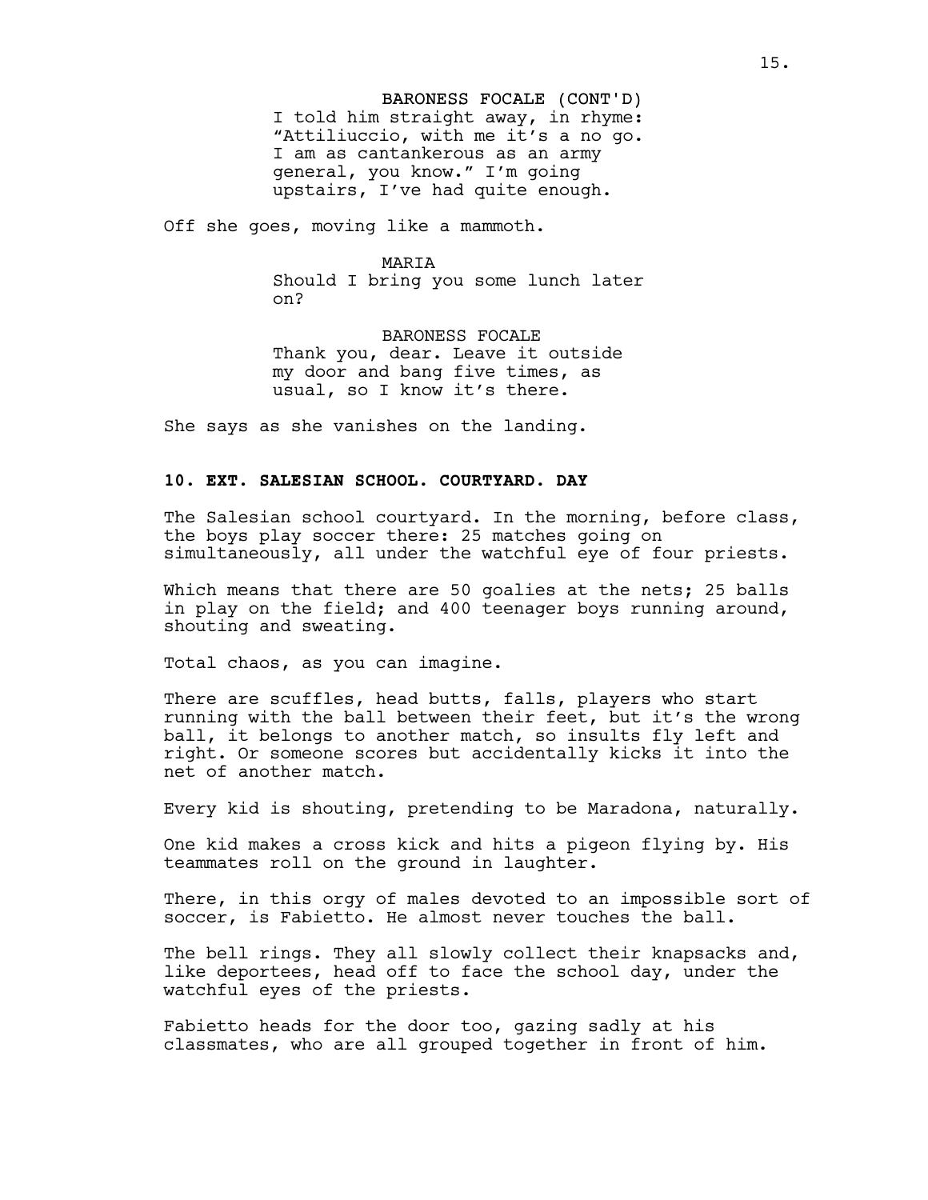BARONESS FOCALE (CONT'D)
I told him straight away, in rhyme: "Attiliuccio, with me it's a no go. I am as cantankerous as an army general, you know." I'm going upstairs, I've had quite enough.

Off she goes, moving like a mammoth.

MARIA
Should I bring you some lunch later on?

BARONESS FOCALE
Thank you, dear. Leave it outside my door and bang five times, as usual, so I know it's there.

She says as she vanishes on the landing.

**10. EXT. SALESIAN SCHOOL. COURTYARD. DAY**

The Salesian school courtyard. In the morning, before class, the boys play soccer there: 25 matches going on simultaneously, all under the watchful eye of four priests.

Which means that there are 50 goalies at the nets; 25 balls in play on the field; and 400 teenager boys running around, shouting and sweating.

Total chaos, as you can imagine.

There are scuffles, head butts, falls, players who start running with the ball between their feet, but it's the wrong ball, it belongs to another match, so insults fly left and right. Or someone scores but accidentally kicks it into the net of another match.

Every kid is shouting, pretending to be Maradona, naturally.

One kid makes a cross kick and hits a pigeon flying by. His teammates roll on the ground in laughter.

There, in this orgy of males devoted to an impossible sort of soccer, is Fabietto. He almost never touches the ball.

The bell rings. They all slowly collect their knapsacks and, like deportees, head off to face the school day, under the watchful eyes of the priests.

Fabietto heads for the door too, gazing sadly at his classmates, who are all grouped together in front of him.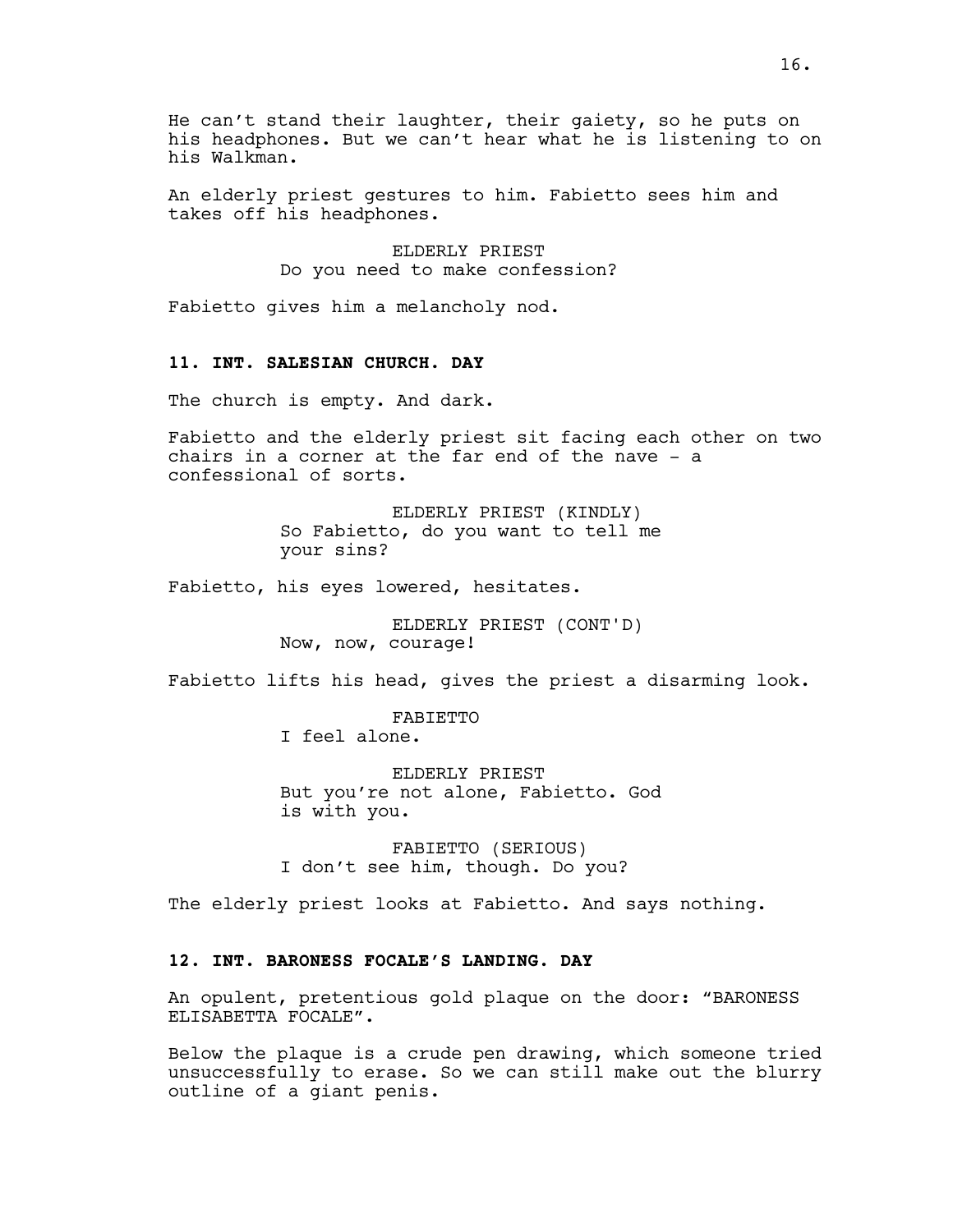He can't stand their laughter, their gaiety, so he puts on his headphones. But we can't hear what he is listening to on his Walkman.

An elderly priest gestures to him. Fabietto sees him and takes off his headphones.

ELDERLY PRIEST
Do you need to make confession?

Fabietto gives him a melancholy nod.

**11. INT. SALESIAN CHURCH. DAY**

The church is empty. And dark.

Fabietto and the elderly priest sit facing each other on two chairs in a corner at the far end of the nave - a confessional of sorts.

ELDERLY PRIEST (KINDLY)
So Fabietto, do you want to tell me your sins?

Fabietto, his eyes lowered, hesitates.

ELDERLY PRIEST (CONT'D)
Now, now, courage!

Fabietto lifts his head, gives the priest a disarming look.

FABIETTO
I feel alone.

ELDERLY PRIEST
But you're not alone, Fabietto. God is with you.

FABIETTO (SERIOUS)
I don't see him, though. Do you?

The elderly priest looks at Fabietto. And says nothing.

**12. INT. BARONESS FOCALE'S LANDING. DAY**

An opulent, pretentious gold plaque on the door: "BARONESS ELISABETTA FOCALE".

Below the plaque is a crude pen drawing, which someone tried unsuccessfully to erase. So we can still make out the blurry outline of a giant penis.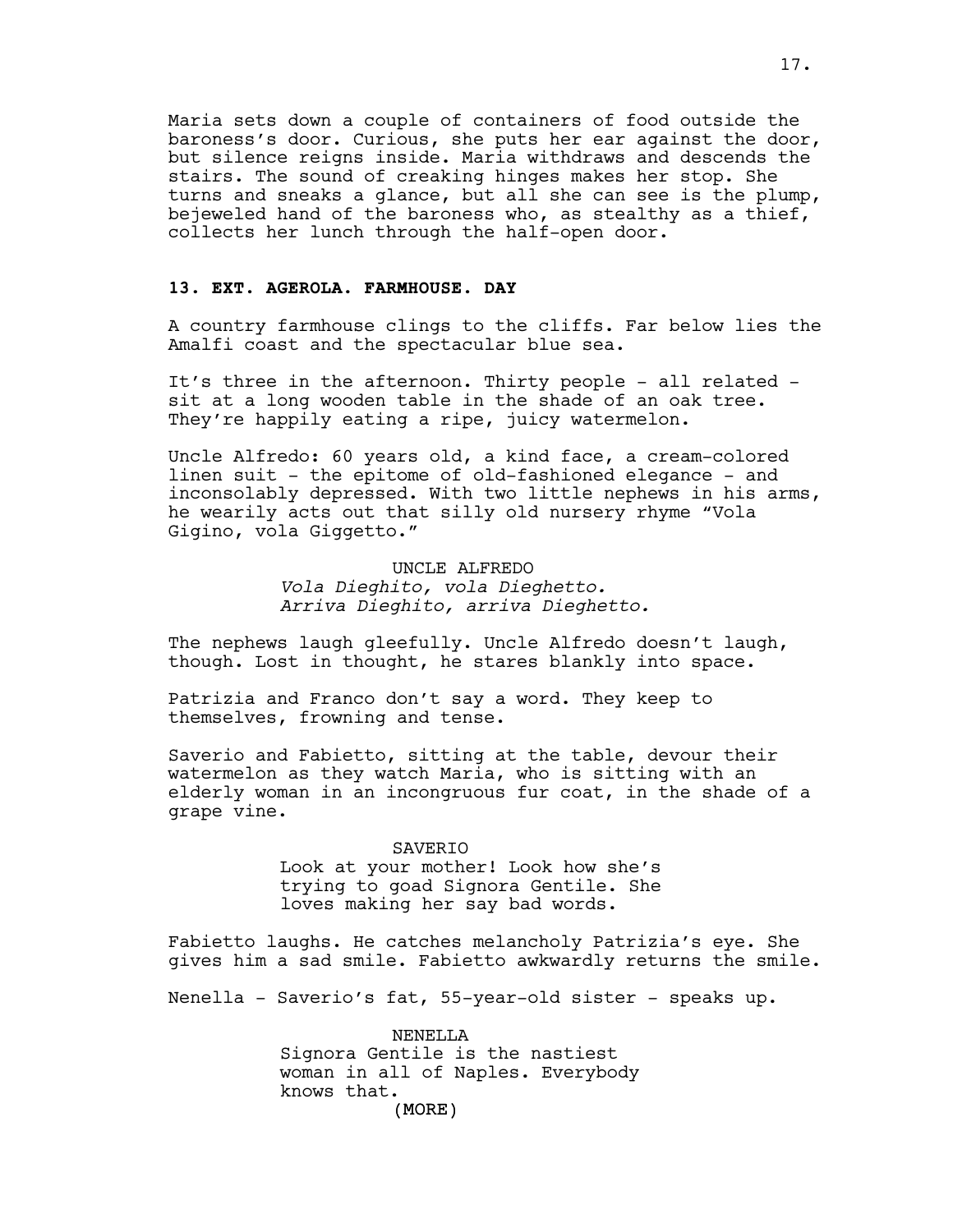Maria sets down a couple of containers of food outside the baroness's door. Curious, she puts her ear against the door, but silence reigns inside. Maria withdraws and descends the stairs. The sound of creaking hinges makes her stop. She turns and sneaks a glance, but all she can see is the plump, bejeweled hand of the baroness who, as stealthy as a thief, collects her lunch through the half-open door.

### 13. EXT. AGEROLA. FARMHOUSE. DAY

A country farmhouse clings to the cliffs. Far below lies the Amalfi coast and the spectacular blue sea.

It's three in the afternoon. Thirty people - all related - sit at a long wooden table in the shade of an oak tree. They're happily eating a ripe, juicy watermelon.

Uncle Alfredo: 60 years old, a kind face, a cream-colored linen suit - the epitome of old-fashioned elegance - and inconsolably depressed. With two little nephews in his arms, he wearily acts out that silly old nursery rhyme "Vola Gigino, vola Giggetto."

UNCLE ALFREDO
*Vola Dieghito, vola Dieghetto.*
*Arriva Dieghito, arriva Dieghetto.*

The nephews laugh gleefully. Uncle Alfredo doesn't laugh, though. Lost in thought, he stares blankly into space.

Patrizia and Franco don't say a word. They keep to themselves, frowning and tense.

Saverio and Fabietto, sitting at the table, devour their watermelon as they watch Maria, who is sitting with an elderly woman in an incongruous fur coat, in the shade of a grape vine.

SAVERIO
Look at your mother! Look how she's trying to goad Signora Gentile. She loves making her say bad words.

Fabietto laughs. He catches melancholy Patrizia's eye. She gives him a sad smile. Fabietto awkwardly returns the smile.

Nenella - Saverio's fat, 55-year-old sister - speaks up.

NENELLA
Signora Gentile is the nastiest woman in all of Naples. Everybody knows that.
(MORE)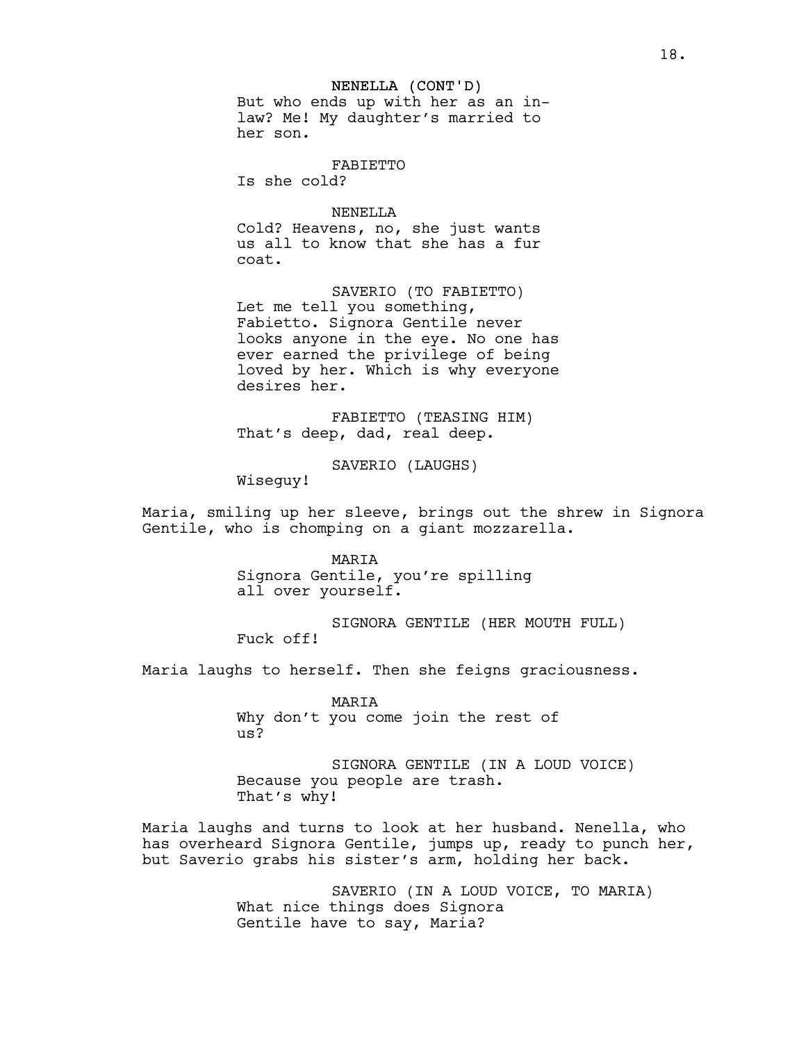NENELLA (CONT'D)
But who ends up with her as an in-law? Me! My daughter's married to her son.

FABIETTO
Is she cold?

NENELLA
Cold? Heavens, no, she just wants us all to know that she has a fur coat.

SAVERIO (TO FABIETTO)
Let me tell you something, Fabietto. Signora Gentile never looks anyone in the eye. No one has ever earned the privilege of being loved by her. Which is why everyone desires her.

FABIETTO (TEASING HIM)
That's deep, dad, real deep.

SAVERIO (LAUGHS)
Wiseguy!

Maria, smiling up her sleeve, brings out the shrew in Signora Gentile, who is chomping on a giant mozzarella.

MARIA
Signora Gentile, you're spilling all over yourself.

SIGNORA GENTILE (HER MOUTH FULL)
Fuck off!

Maria laughs to herself. Then she feigns graciousness.

MARIA
Why don't you come join the rest of us?

SIGNORA GENTILE (IN A LOUD VOICE)
Because you people are trash. That's why!

Maria laughs and turns to look at her husband. Nenella, who has overheard Signora Gentile, jumps up, ready to punch her, but Saverio grabs his sister's arm, holding her back.

SAVERIO (IN A LOUD VOICE, TO MARIA)
What nice things does Signora Gentile have to say, Maria?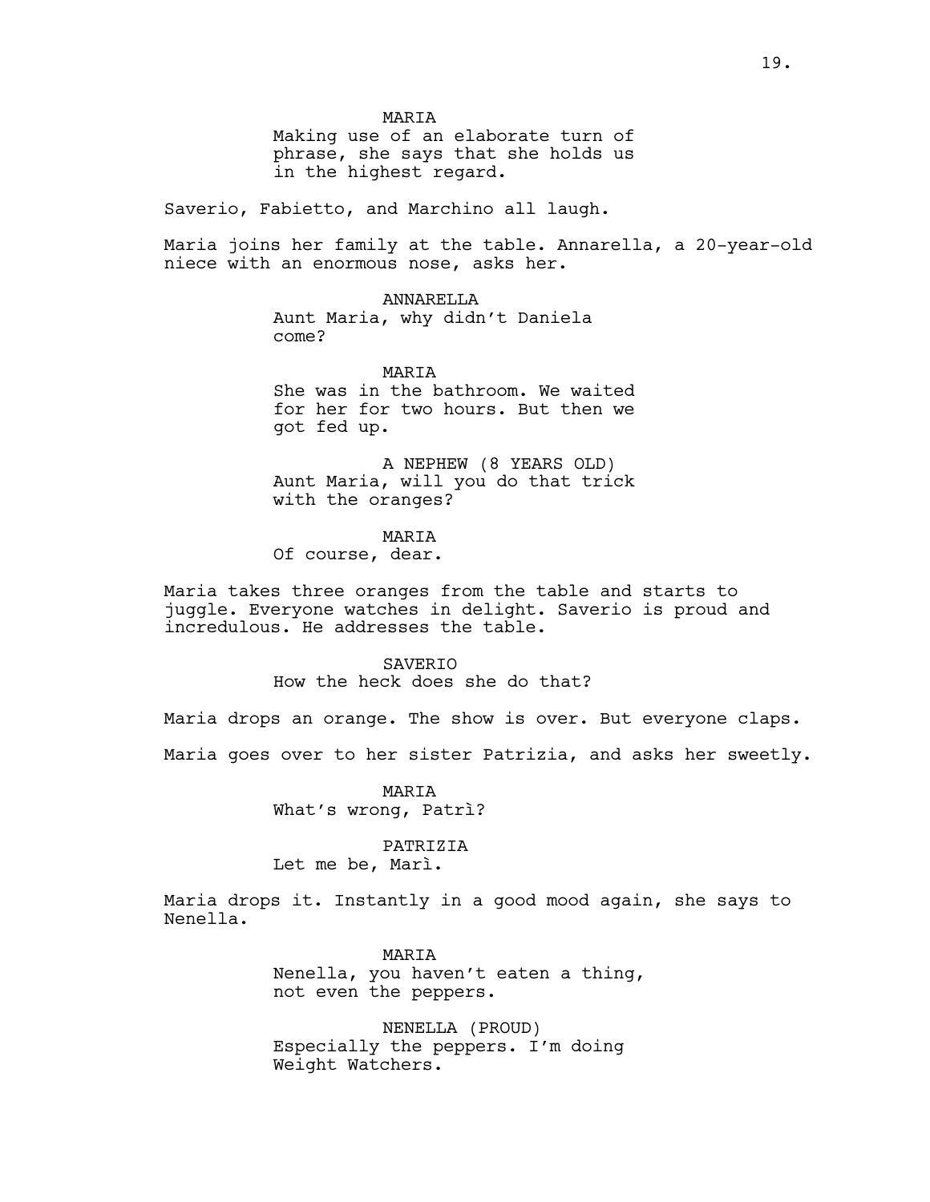MARIA
Making use of an elaborate turn of phrase, she says that she holds us in the highest regard.

Saverio, Fabietto, and Marchino all laugh.

Maria joins her family at the table. Annarella, a 20-year-old niece with an enormous nose, asks her.

ANNARELLA
Aunt Maria, why didn't Daniela come?

MARIA
She was in the bathroom. We waited for her for two hours. But then we got fed up.

A NEPHEW (8 YEARS OLD)
Aunt Maria, will you do that trick with the oranges?

MARIA
Of course, dear.

Maria takes three oranges from the table and starts to juggle. Everyone watches in delight. Saverio is proud and incredulous. He addresses the table.

SAVERIO
How the heck does she do that?

Maria drops an orange. The show is over. But everyone claps.

Maria goes over to her sister Patrizia, and asks her sweetly.

MARIA
What's wrong, Patrì?

PATRIZIA
Let me be, Marì.

Maria drops it. Instantly in a good mood again, she says to Nenella.

MARIA
Nenella, you haven't eaten a thing, not even the peppers.

NENELLA (PROUD)
Especially the peppers. I'm doing Weight Watchers.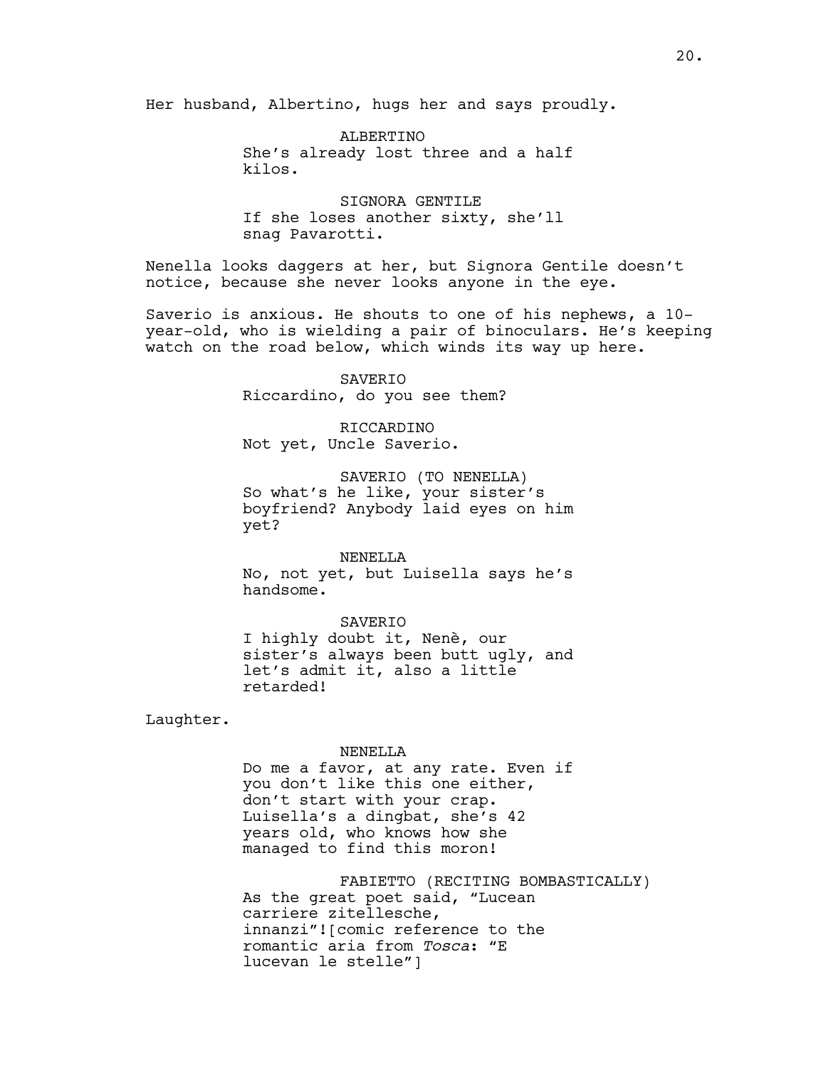Her husband, Albertino, hugs her and says proudly.

ALBERTINO
She's already lost three and a half kilos.

SIGNORA GENTILE
If she loses another sixty, she'll snag Pavarotti.

Nenella looks daggers at her, but Signora Gentile doesn't notice, because she never looks anyone in the eye.

Saverio is anxious. He shouts to one of his nephews, a 10-year-old, who is wielding a pair of binoculars. He's keeping watch on the road below, which winds its way up here.

SAVERIO
Riccardino, do you see them?

RICCARDINO
Not yet, Uncle Saverio.

SAVERIO (TO NENELLA)
So what's he like, your sister's boyfriend? Anybody laid eyes on him yet?

NENELLA
No, not yet, but Luisella says he's handsome.

SAVERIO
I highly doubt it, Nenè, our sister's always been butt ugly, and let's admit it, also a little retarded!

Laughter.

NENELLA
Do me a favor, at any rate. Even if you don't like this one either, don't start with your crap. Luisella's a dingbat, she's 42 years old, who knows how she managed to find this moron!

FABIETTO (RECITING BOMBASTICALLY)
As the great poet said, "Lucean carriere zitellesche, innanzi"![comic reference to the romantic aria from *Tosca*: "E lucevan le stelle"]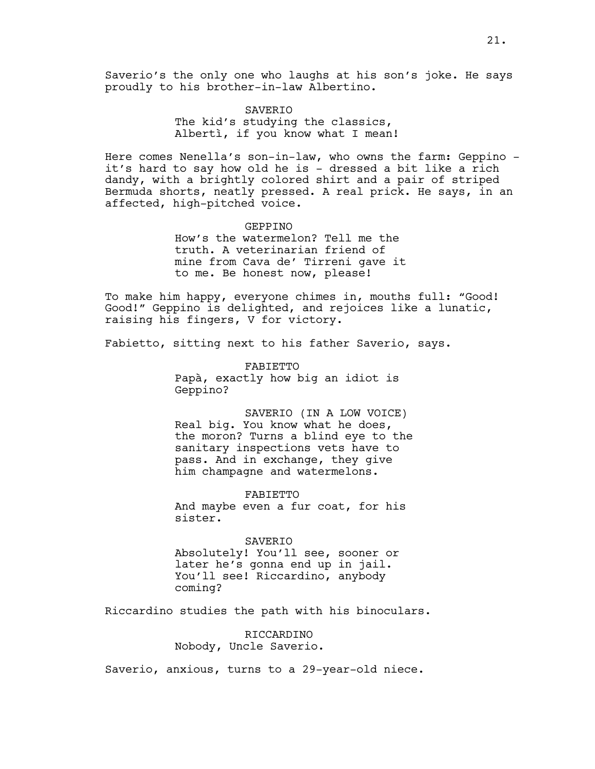Saverio's the only one who laughs at his son's joke. He says proudly to his brother-in-law Albertino.

SAVERIO
The kid's studying the classics, Albertì, if you know what I mean!

Here comes Nenella's son-in-law, who owns the farm: Geppino - it's hard to say how old he is - dressed a bit like a rich dandy, with a brightly colored shirt and a pair of striped Bermuda shorts, neatly pressed. A real prick. He says, in an affected, high-pitched voice.

GEPPINO
How's the watermelon? Tell me the truth. A veterinarian friend of mine from Cava de' Tirreni gave it to me. Be honest now, please!

To make him happy, everyone chimes in, mouths full: "Good! Good!" Geppino is delighted, and rejoices like a lunatic, raising his fingers, V for victory.

Fabietto, sitting next to his father Saverio, says.

FABIETTO
Papà, exactly how big an idiot is Geppino?

SAVERIO (IN A LOW VOICE)
Real big. You know what he does, the moron? Turns a blind eye to the sanitary inspections vets have to pass. And in exchange, they give him champagne and watermelons.

FABIETTO
And maybe even a fur coat, for his sister.

SAVERIO
Absolutely! You'll see, sooner or later he's gonna end up in jail. You'll see! Riccardino, anybody coming?

Riccardino studies the path with his binoculars.

RICCARDINO
Nobody, Uncle Saverio.

Saverio, anxious, turns to a 29-year-old niece.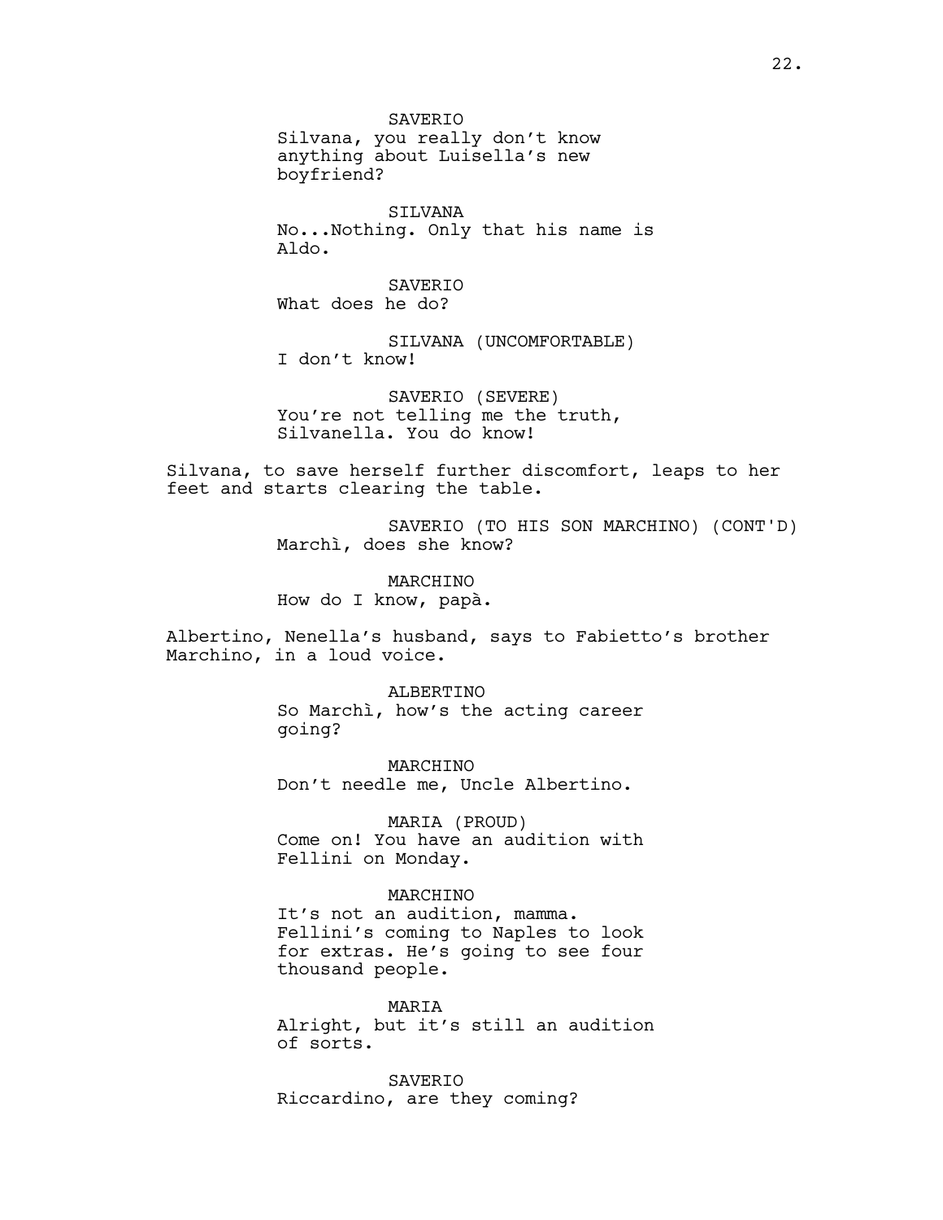SAVERIO
Silvana, you really don't know anything about Luisella's new boyfriend?

SILVANA
No...Nothing. Only that his name is Aldo.

SAVERIO
What does he do?

SILVANA (UNCOMFORTABLE)
I don't know!

SAVERIO (SEVERE)
You're not telling me the truth, Silvanella. You do know!

Silvana, to save herself further discomfort, leaps to her feet and starts clearing the table.

SAVERIO (TO HIS SON MARCHINO) (CONT'D)
Marchì, does she know?

MARCHINO
How do I know, papà.

Albertino, Nenella's husband, says to Fabietto's brother Marchino, in a loud voice.

ALBERTINO
So Marchì, how's the acting career going?

MARCHINO
Don't needle me, Uncle Albertino.

MARIA (PROUD)
Come on! You have an audition with Fellini on Monday.

MARCHINO
It's not an audition, mamma. Fellini's coming to Naples to look for extras. He's going to see four thousand people.

MARIA
Alright, but it's still an audition of sorts.

SAVERIO
Riccardino, are they coming?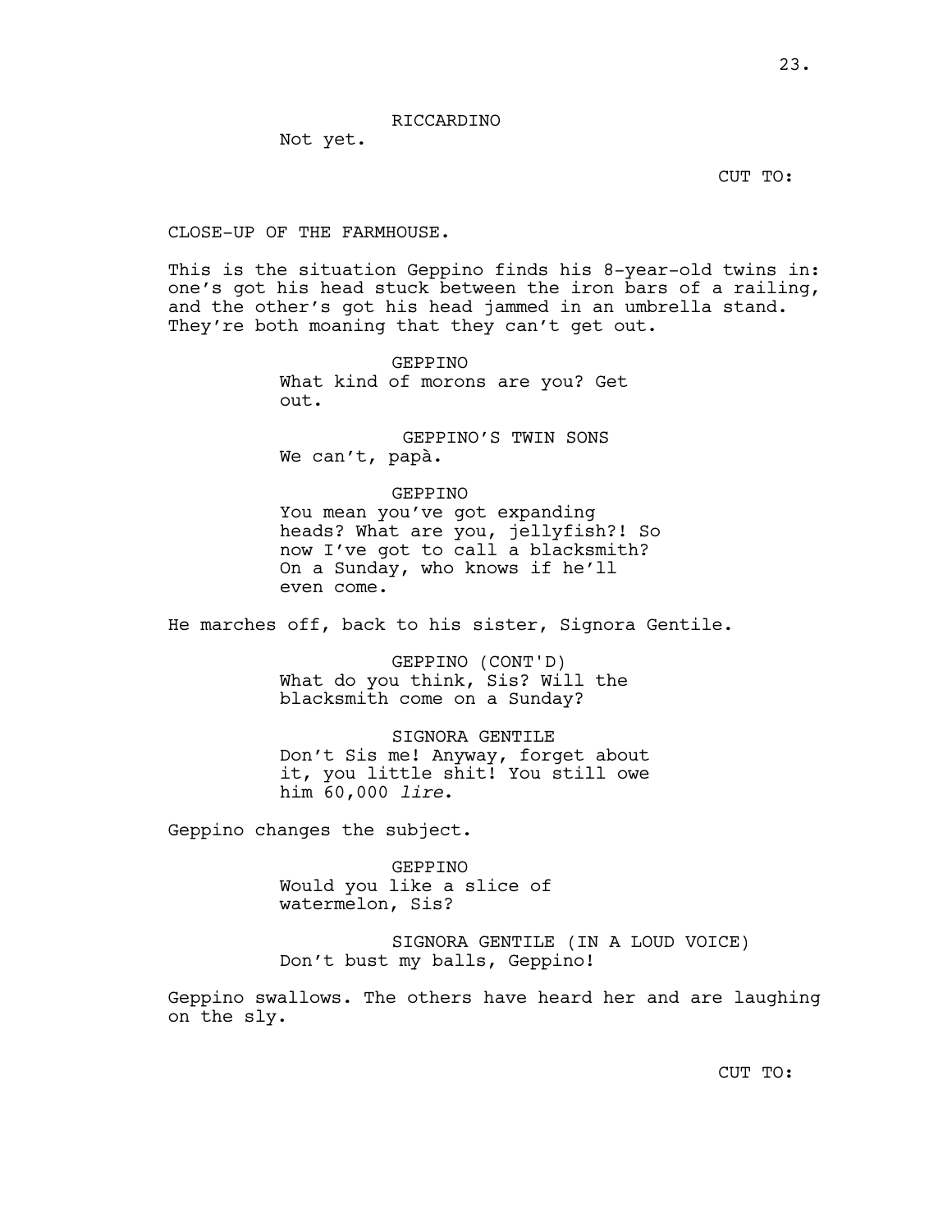RICCARDINO

Not yet.

CUT TO:

CLOSE-UP OF THE FARMHOUSE.

This is the situation Geppino finds his 8-year-old twins in: one's got his head stuck between the iron bars of a railing, and the other's got his head jammed in an umbrella stand. They're both moaning that they can't get out.

GEPPINO

What kind of morons are you? Get out.

GEPPINO'S TWIN SONS

We can't, papà.

GEPPINO

You mean you've got expanding heads? What are you, jellyfish?! So now I've got to call a blacksmith? On a Sunday, who knows if he'll even come.

He marches off, back to his sister, Signora Gentile.

GEPPINO (CONT'D)

What do you think, Sis? Will the blacksmith come on a Sunday?

SIGNORA GENTILE

Don't Sis me! Anyway, forget about it, you little shit! You still owe him 60,000 *lire*.

Geppino changes the subject.

GEPPINO

Would you like a slice of watermelon, Sis?

SIGNORA GENTILE (IN A LOUD VOICE)

Don't bust my balls, Geppino!

Geppino swallows. The others have heard her and are laughing on the sly.

CUT TO: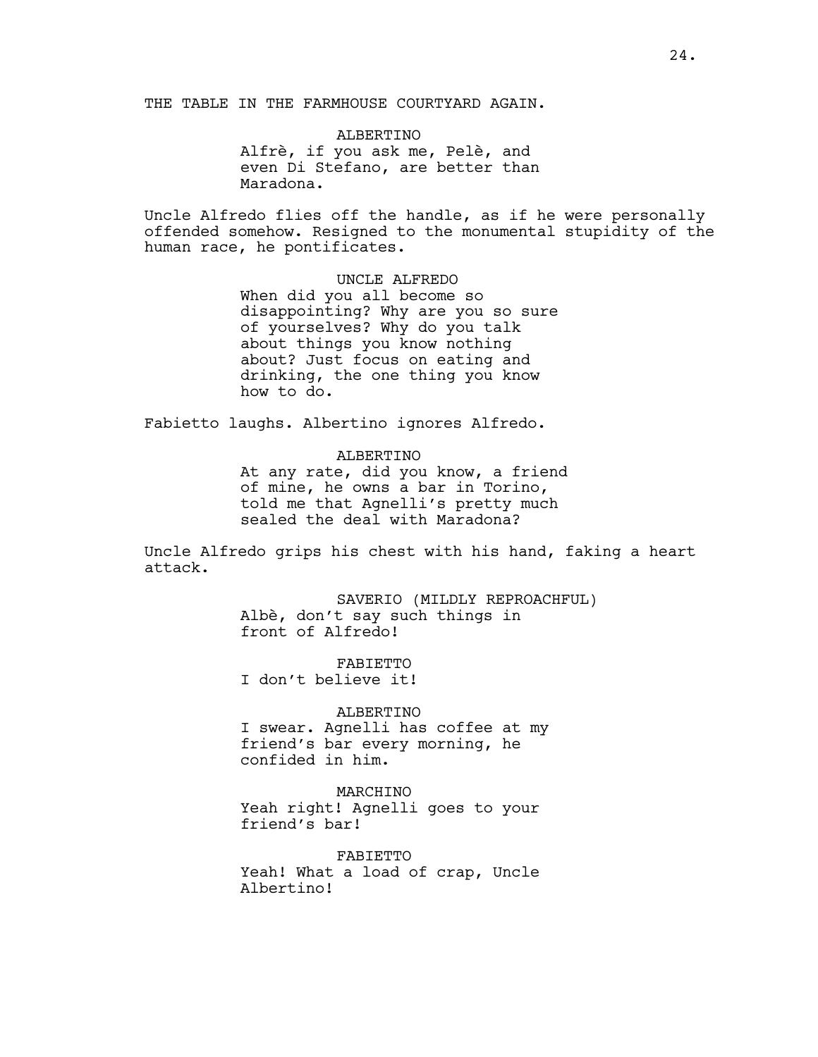THE TABLE IN THE FARMHOUSE COURTYARD AGAIN.

ALBERTINO
Alfrè, if you ask me, Pelè, and even Di Stefano, are better than Maradona.

Uncle Alfredo flies off the handle, as if he were personally offended somehow. Resigned to the monumental stupidity of the human race, he pontificates.

UNCLE ALFREDO
When did you all become so disappointing? Why are you so sure of yourselves? Why do you talk about things you know nothing about? Just focus on eating and drinking, the one thing you know how to do.

Fabietto laughs. Albertino ignores Alfredo.

ALBERTINO
At any rate, did you know, a friend of mine, he owns a bar in Torino, told me that Agnelli's pretty much sealed the deal with Maradona?

Uncle Alfredo grips his chest with his hand, faking a heart attack.

SAVERIO (MILDLY REPROACHFUL)
Albè, don't say such things in front of Alfredo!

FABIETTO
I don't believe it!

ALBERTINO
I swear. Agnelli has coffee at my friend's bar every morning, he confided in him.

MARCHINO
Yeah right! Agnelli goes to your friend's bar!

FABIETTO
Yeah! What a load of crap, Uncle Albertino!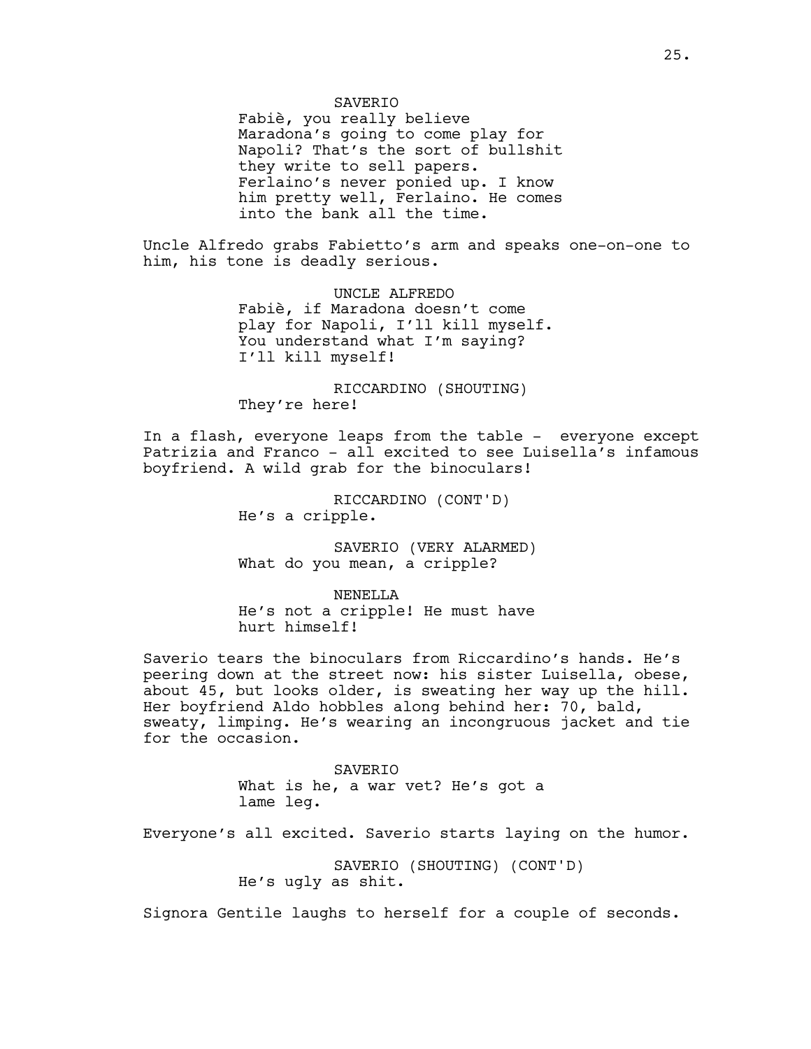SAVERIO

Fabiè, you really believe Maradona's going to come play for Napoli? That's the sort of bullshit they write to sell papers. Ferlaino's never ponied up. I know him pretty well, Ferlaino. He comes into the bank all the time.

Uncle Alfredo grabs Fabietto's arm and speaks one-on-one to him, his tone is deadly serious.

UNCLE ALFREDO

Fabiè, if Maradona doesn't come play for Napoli, I'll kill myself. You understand what I'm saying? I'll kill myself!

RICCARDINO (SHOUTING)

They're here!

In a flash, everyone leaps from the table - everyone except Patrizia and Franco - all excited to see Luisella's infamous boyfriend. A wild grab for the binoculars!

RICCARDINO (CONT'D)

He's a cripple.

SAVERIO (VERY ALARMED)

What do you mean, a cripple?

NENELLA

He's not a cripple! He must have hurt himself!

Saverio tears the binoculars from Riccardino's hands. He's peering down at the street now: his sister Luisella, obese, about 45, but looks older, is sweating her way up the hill. Her boyfriend Aldo hobbles along behind her: 70, bald, sweaty, limping. He's wearing an incongruous jacket and tie for the occasion.

SAVERIO

What is he, a war vet? He's got a lame leg.

Everyone's all excited. Saverio starts laying on the humor.

SAVERIO (SHOUTING) (CONT'D)

He's ugly as shit.

Signora Gentile laughs to herself for a couple of seconds.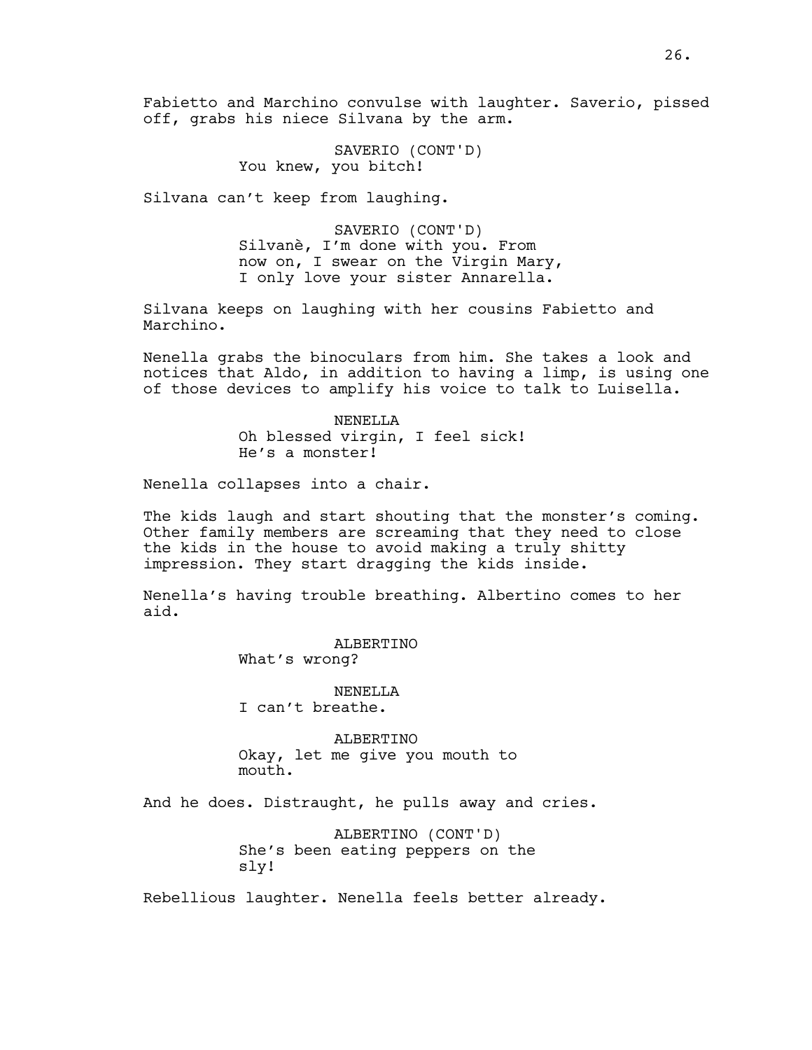Fabietto and Marchino convulse with laughter. Saverio, pissed off, grabs his niece Silvana by the arm.

SAVERIO (CONT'D)
You knew, you bitch!

Silvana can't keep from laughing.

SAVERIO (CONT'D)
Silvanè, I'm done with you. From now on, I swear on the Virgin Mary, I only love your sister Annarella.

Silvana keeps on laughing with her cousins Fabietto and Marchino.

Nenella grabs the binoculars from him. She takes a look and notices that Aldo, in addition to having a limp, is using one of those devices to amplify his voice to talk to Luisella.

NENELLA
Oh blessed virgin, I feel sick! He's a monster!

Nenella collapses into a chair.

The kids laugh and start shouting that the monster's coming. Other family members are screaming that they need to close the kids in the house to avoid making a truly shitty impression. They start dragging the kids inside.

Nenella's having trouble breathing. Albertino comes to her aid.

ALBERTINO
What's wrong?

NENELLA
I can't breathe.

ALBERTINO
Okay, let me give you mouth to mouth.

And he does. Distraught, he pulls away and cries.

ALBERTINO (CONT'D)
She's been eating peppers on the sly!

Rebellious laughter. Nenella feels better already.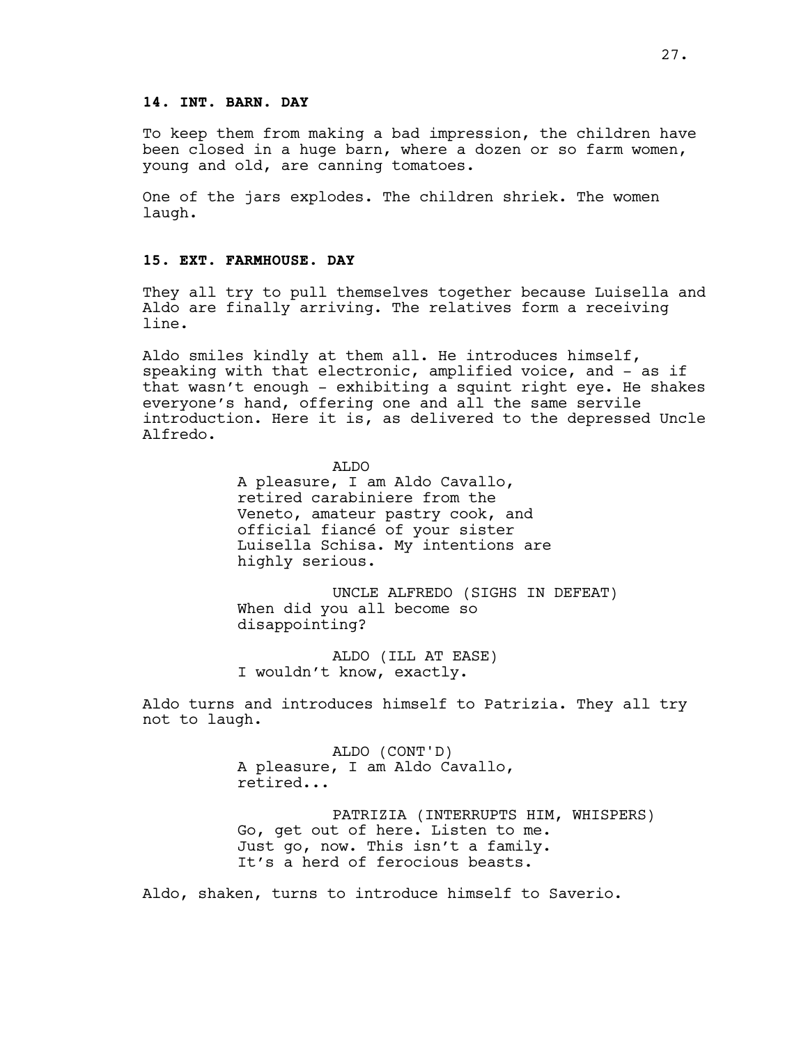**14. INT. BARN. DAY**

To keep them from making a bad impression, the children have been closed in a huge barn, where a dozen or so farm women, young and old, are canning tomatoes.

One of the jars explodes. The children shriek. The women laugh.

**15. EXT. FARMHOUSE. DAY**

They all try to pull themselves together because Luisella and Aldo are finally arriving. The relatives form a receiving line.

Aldo smiles kindly at them all. He introduces himself, speaking with that electronic, amplified voice, and - as if that wasn't enough - exhibiting a squint right eye. He shakes everyone's hand, offering one and all the same servile introduction. Here it is, as delivered to the depressed Uncle Alfredo.

ALDO
A pleasure, I am Aldo Cavallo, retired carabiniere from the Veneto, amateur pastry cook, and official fiancé of your sister Luisella Schisa. My intentions are highly serious.

UNCLE ALFREDO (SIGHS IN DEFEAT)
When did you all become so disappointing?

ALDO (ILL AT EASE)
I wouldn't know, exactly.

Aldo turns and introduces himself to Patrizia. They all try not to laugh.

ALDO (CONT'D)
A pleasure, I am Aldo Cavallo, retired...

PATRIZIA (INTERRUPTS HIM, WHISPERS)
Go, get out of here. Listen to me. Just go, now. This isn't a family. It's a herd of ferocious beasts.

Aldo, shaken, turns to introduce himself to Saverio.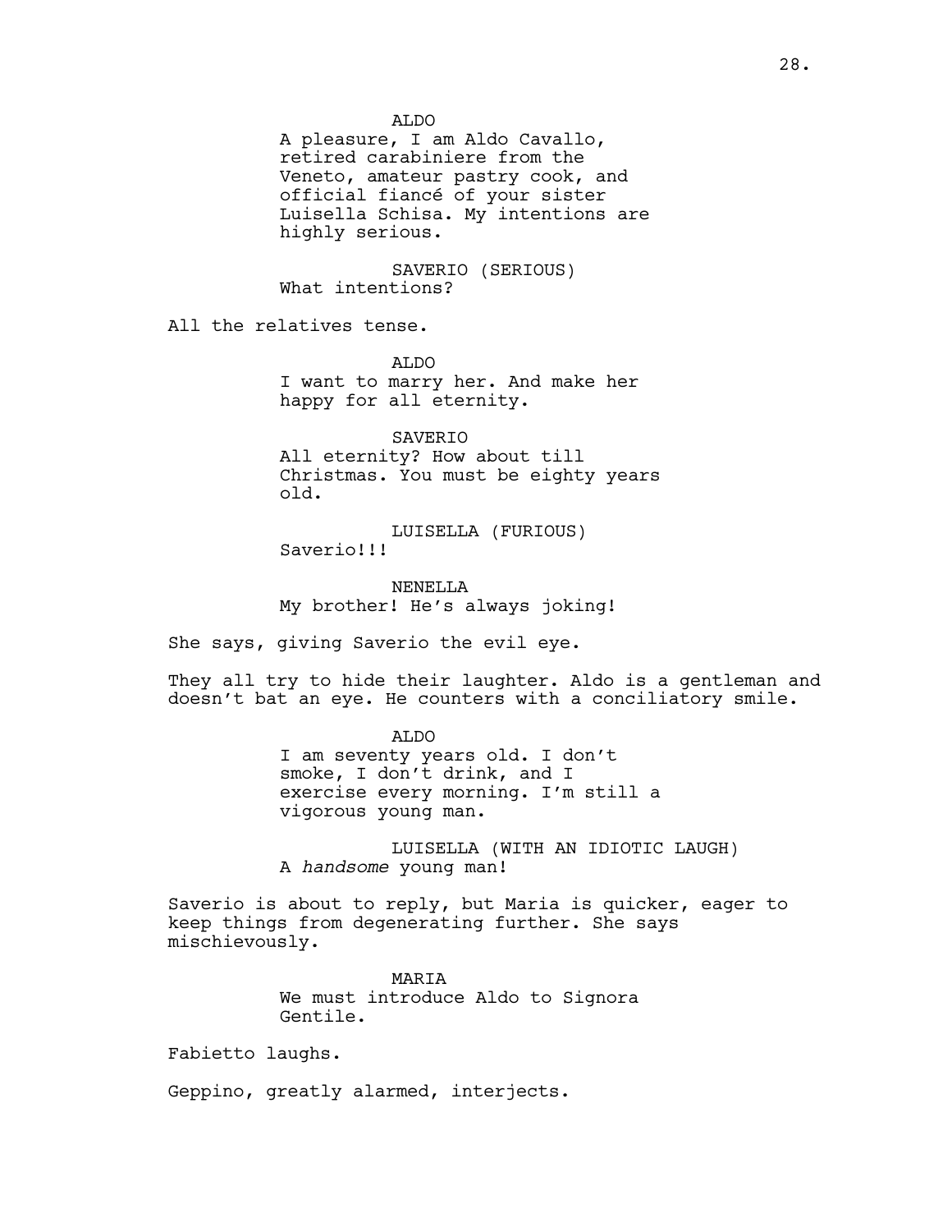ALDO

A pleasure, I am Aldo Cavallo, retired carabiniere from the Veneto, amateur pastry cook, and official fiancé of your sister Luisella Schisa. My intentions are highly serious.

SAVERIO (SERIOUS)

What intentions?

All the relatives tense.

ALDO

I want to marry her. And make her happy for all eternity.

SAVERIO

All eternity? How about till Christmas. You must be eighty years old.

LUISELLA (FURIOUS)

Saverio!!!

NENELLA

My brother! He's always joking!

She says, giving Saverio the evil eye.

They all try to hide their laughter. Aldo is a gentleman and doesn't bat an eye. He counters with a conciliatory smile.

ALDO

I am seventy years old. I don't smoke, I don't drink, and I exercise every morning. I'm still a vigorous young man.

LUISELLA (WITH AN IDIOTIC LAUGH)

A *handsome* young man!

Saverio is about to reply, but Maria is quicker, eager to keep things from degenerating further. She says mischievously.

MARIA

We must introduce Aldo to Signora Gentile.

Fabietto laughs.

Geppino, greatly alarmed, interjects.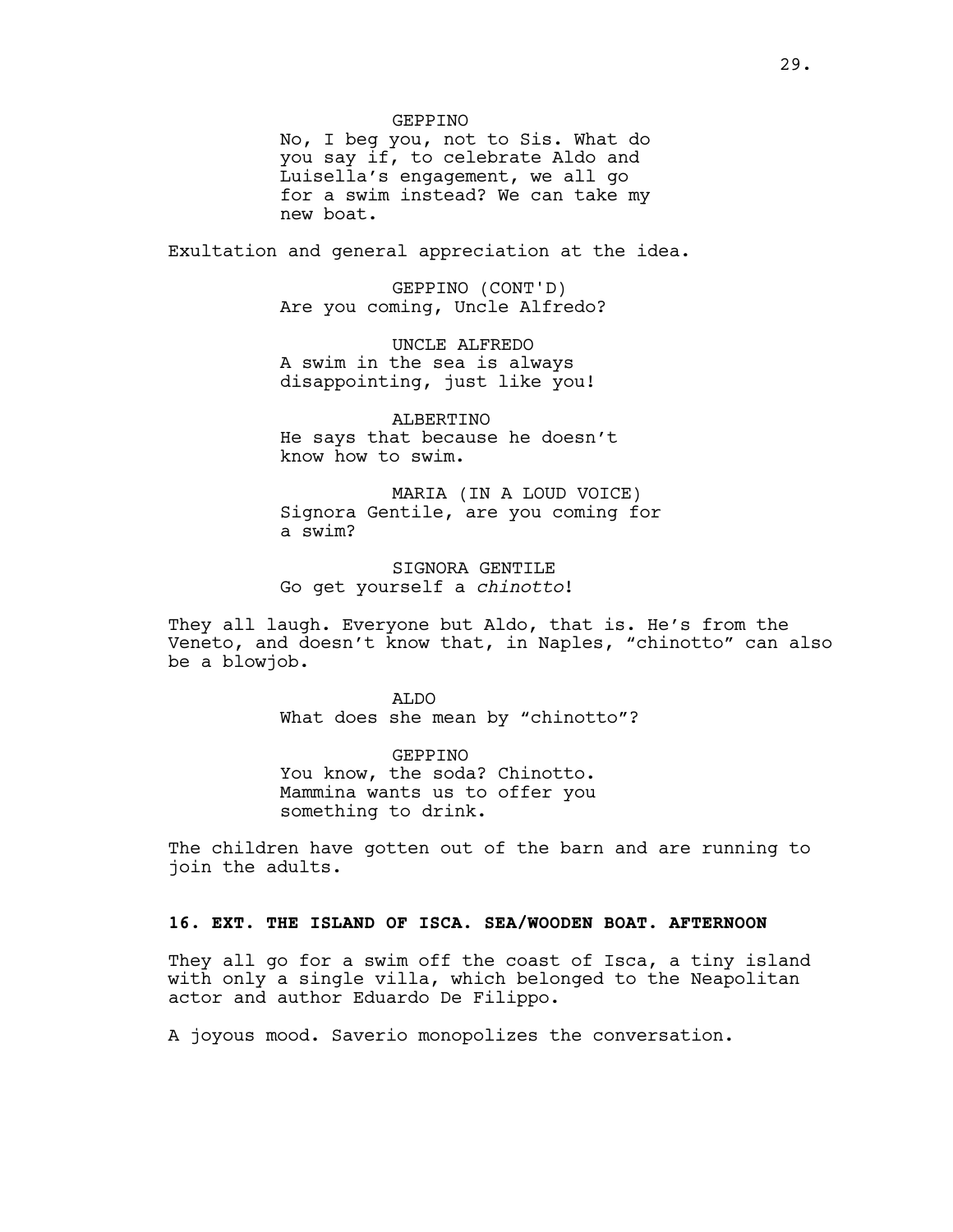GEPPINO
No, I beg you, not to Sis. What do you say if, to celebrate Aldo and Luisella's engagement, we all go for a swim instead? We can take my new boat.

Exultation and general appreciation at the idea.

GEPPINO (CONT'D)
Are you coming, Uncle Alfredo?

UNCLE ALFREDO
A swim in the sea is always disappointing, just like you!

ALBERTINO
He says that because he doesn't know how to swim.

MARIA (IN A LOUD VOICE)
Signora Gentile, are you coming for a swim?

SIGNORA GENTILE
Go get yourself a *chinotto*!

They all laugh. Everyone but Aldo, that is. He's from the Veneto, and doesn't know that, in Naples, "chinotto" can also be a blowjob.

ALDO
What does she mean by "chinotto"?

GEPPINO
You know, the soda? Chinotto. Mammina wants us to offer you something to drink.

The children have gotten out of the barn and are running to join the adults.

**16. EXT. THE ISLAND OF ISCA. SEA/WOODEN BOAT. AFTERNOON**

They all go for a swim off the coast of Isca, a tiny island with only a single villa, which belonged to the Neapolitan actor and author Eduardo De Filippo.

A joyous mood. Saverio monopolizes the conversation.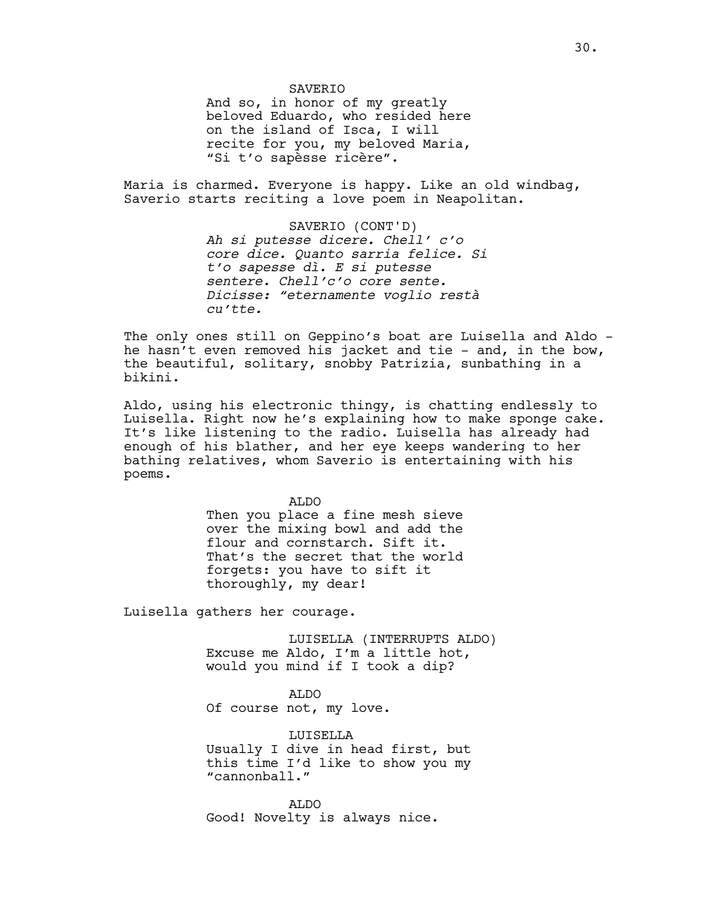SAVERIO

And so, in honor of my greatly beloved Eduardo, who resided here on the island of Isca, I will recite for you, my beloved Maria, “Si t’o sapèsse ricère”.

Maria is charmed. Everyone is happy. Like an old windbag, Saverio starts reciting a love poem in Neapolitan.

SAVERIO (CONT'D)

*Ah si putesse dicere. Chell’ c’o core dice. Quanto sarria felice. Si t’o sapesse dì. E si putesse sentere. Chell’c’o core sente. Dicisse: “eternamente voglio restà cu’tte.*

The only ones still on Geppino’s boat are Luisella and Aldo - he hasn’t even removed his jacket and tie - and, in the bow, the beautiful, solitary, snobby Patrizia, sunbathing in a bikini.

Aldo, using his electronic thingy, is chatting endlessly to Luisella. Right now he’s explaining how to make sponge cake. It’s like listening to the radio. Luisella has already had enough of his blather, and her eye keeps wandering to her bathing relatives, whom Saverio is entertaining with his poems.

ALDO

Then you place a fine mesh sieve over the mixing bowl and add the flour and cornstarch. Sift it. That’s the secret that the world forgets: you have to sift it thoroughly, my dear!

Luisella gathers her courage.

LUISELLA (INTERRUPTS ALDO)

Excuse me Aldo, I’m a little hot, would you mind if I took a dip?

ALDO

Of course not, my love.

LUISELLA

Usually I dive in head first, but this time I’d like to show you my “cannonball.”

ALDO

Good! Novelty is always nice.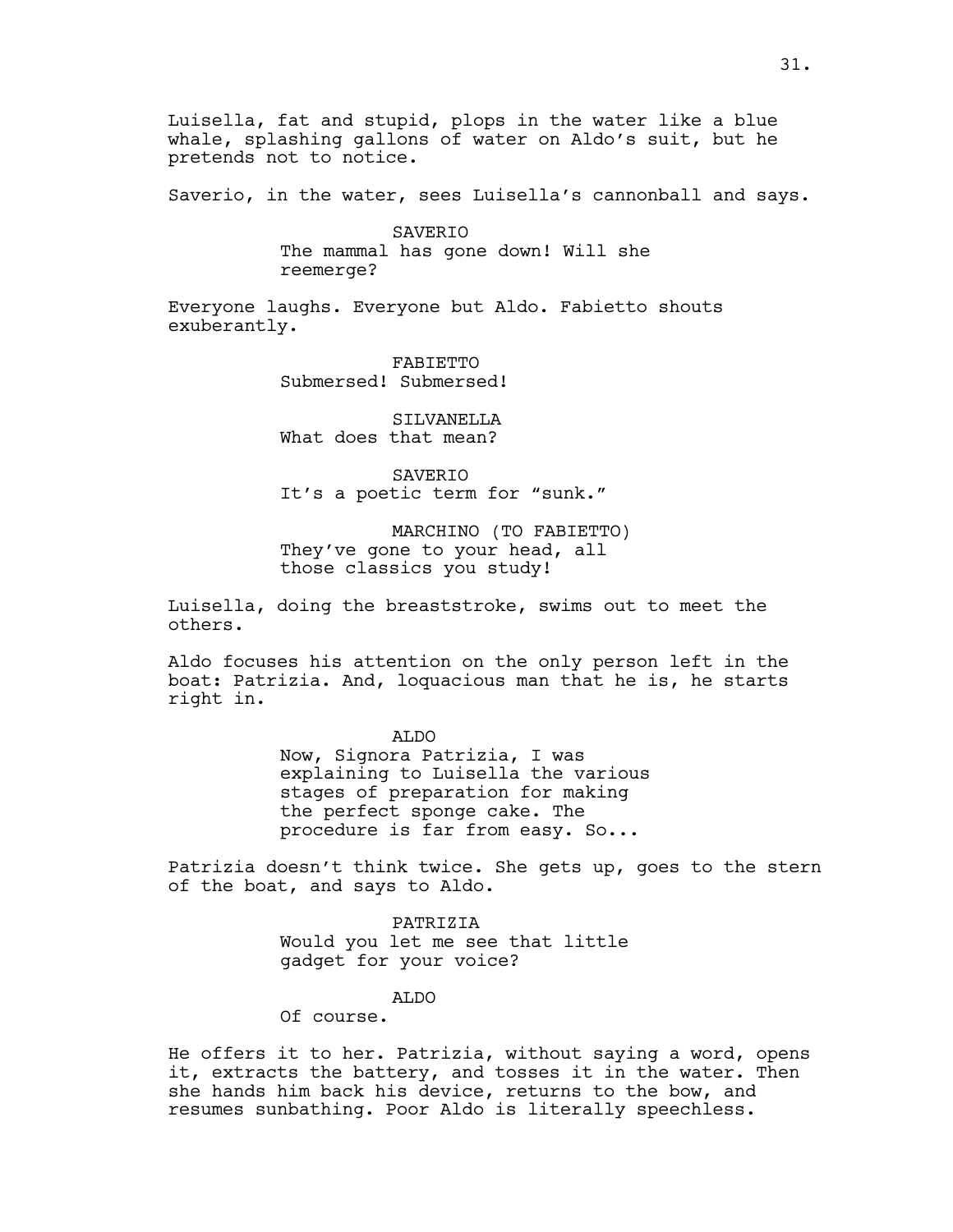Luisella, fat and stupid, plops in the water like a blue whale, splashing gallons of water on Aldo's suit, but he pretends not to notice.

Saverio, in the water, sees Luisella's cannonball and says.

SAVERIO
The mammal has gone down! Will she reemerge?

Everyone laughs. Everyone but Aldo. Fabietto shouts exuberantly.

FABIETTO
Submersed! Submersed!

SILVANELLA
What does that mean?

SAVERIO
It's a poetic term for "sunk."

MARCHINO (TO FABIETTO)
They've gone to your head, all those classics you study!

Luisella, doing the breaststroke, swims out to meet the others.

Aldo focuses his attention on the only person left in the boat: Patrizia. And, loquacious man that he is, he starts right in.

ALDO
Now, Signora Patrizia, I was explaining to Luisella the various stages of preparation for making the perfect sponge cake. The procedure is far from easy. So...

Patrizia doesn't think twice. She gets up, goes to the stern of the boat, and says to Aldo.

PATRIZIA
Would you let me see that little gadget for your voice?

ALDO
Of course.

He offers it to her. Patrizia, without saying a word, opens it, extracts the battery, and tosses it in the water. Then she hands him back his device, returns to the bow, and resumes sunbathing. Poor Aldo is literally speechless.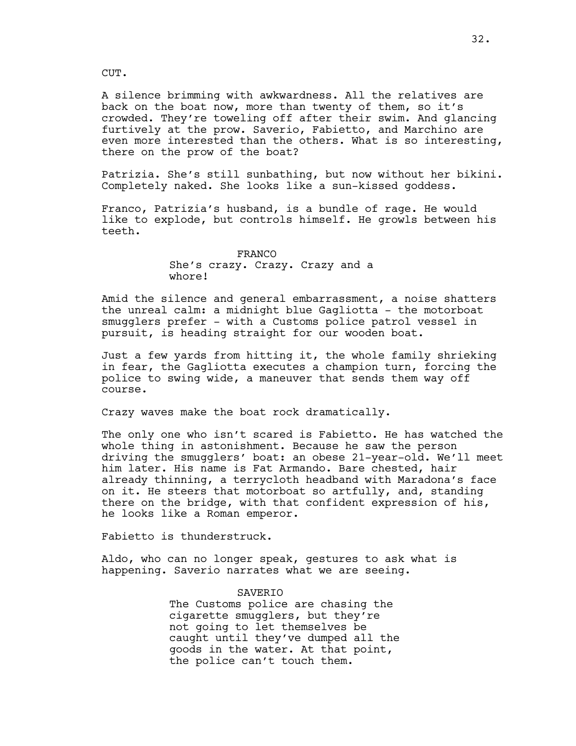CUT.

A silence brimming with awkwardness. All the relatives are back on the boat now, more than twenty of them, so it's crowded. They're toweling off after their swim. And glancing furtively at the prow. Saverio, Fabietto, and Marchino are even more interested than the others. What is so interesting, there on the prow of the boat?

Patrizia. She's still sunbathing, but now without her bikini. Completely naked. She looks like a sun-kissed goddess.

Franco, Patrizia's husband, is a bundle of rage. He would like to explode, but controls himself. He growls between his teeth.

FRANCO
She's crazy. Crazy. Crazy and a whore!

Amid the silence and general embarrassment, a noise shatters the unreal calm: a midnight blue Gagliotta - the motorboat smugglers prefer - with a Customs police patrol vessel in pursuit, is heading straight for our wooden boat.

Just a few yards from hitting it, the whole family shrieking in fear, the Gagliotta executes a champion turn, forcing the police to swing wide, a maneuver that sends them way off course.

Crazy waves make the boat rock dramatically.

The only one who isn't scared is Fabietto. He has watched the whole thing in astonishment. Because he saw the person driving the smugglers' boat: an obese 21-year-old. We'll meet him later. His name is Fat Armando. Bare chested, hair already thinning, a terrycloth headband with Maradona's face on it. He steers that motorboat so artfully, and, standing there on the bridge, with that confident expression of his, he looks like a Roman emperor.

Fabietto is thunderstruck.

Aldo, who can no longer speak, gestures to ask what is happening. Saverio narrates what we are seeing.

SAVERIO
The Customs police are chasing the cigarette smugglers, but they're not going to let themselves be caught until they've dumped all the goods in the water. At that point, the police can't touch them.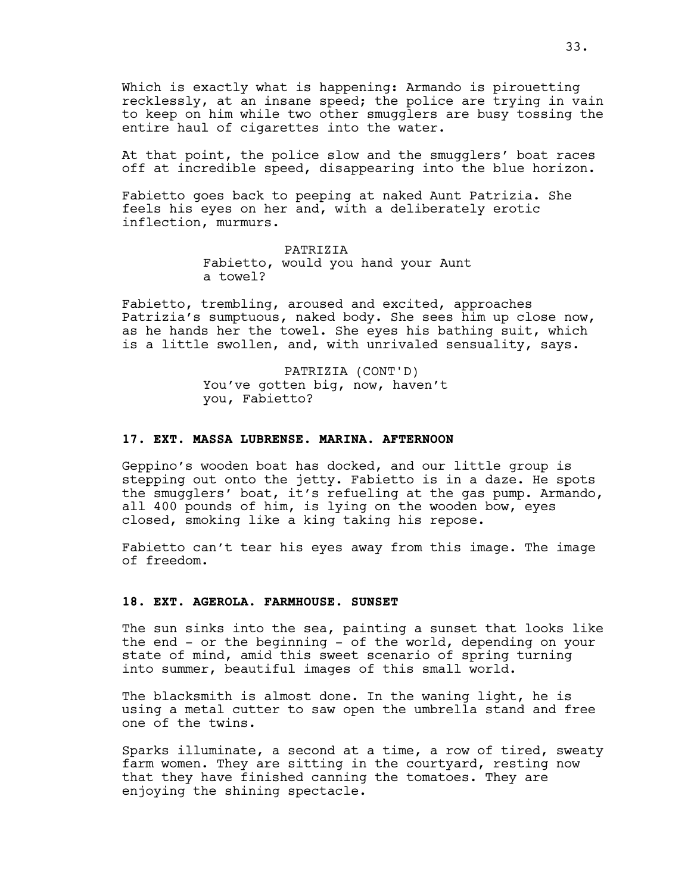Which is exactly what is happening: Armando is pirouetting recklessly, at an insane speed; the police are trying in vain to keep on him while two other smugglers are busy tossing the entire haul of cigarettes into the water.

At that point, the police slow and the smugglers' boat races off at incredible speed, disappearing into the blue horizon.

Fabietto goes back to peeping at naked Aunt Patrizia. She feels his eyes on her and, with a deliberately erotic inflection, murmurs.

PATRIZIA
Fabietto, would you hand your Aunt a towel?

Fabietto, trembling, aroused and excited, approaches Patrizia's sumptuous, naked body. She sees him up close now, as he hands her the towel. She eyes his bathing suit, which is a little swollen, and, with unrivaled sensuality, says.

PATRIZIA (CONT'D)
You've gotten big, now, haven't you, Fabietto?

**17. EXT. MASSA LUBRENSE. MARINA. AFTERNOON**

Geppino's wooden boat has docked, and our little group is stepping out onto the jetty. Fabietto is in a daze. He spots the smugglers' boat, it's refueling at the gas pump. Armando, all 400 pounds of him, is lying on the wooden bow, eyes closed, smoking like a king taking his repose.

Fabietto can't tear his eyes away from this image. The image of freedom.

**18. EXT. AGEROLA. FARMHOUSE. SUNSET**

The sun sinks into the sea, painting a sunset that looks like the end - or the beginning - of the world, depending on your state of mind, amid this sweet scenario of spring turning into summer, beautiful images of this small world.

The blacksmith is almost done. In the waning light, he is using a metal cutter to saw open the umbrella stand and free one of the twins.

Sparks illuminate, a second at a time, a row of tired, sweaty farm women. They are sitting in the courtyard, resting now that they have finished canning the tomatoes. They are enjoying the shining spectacle.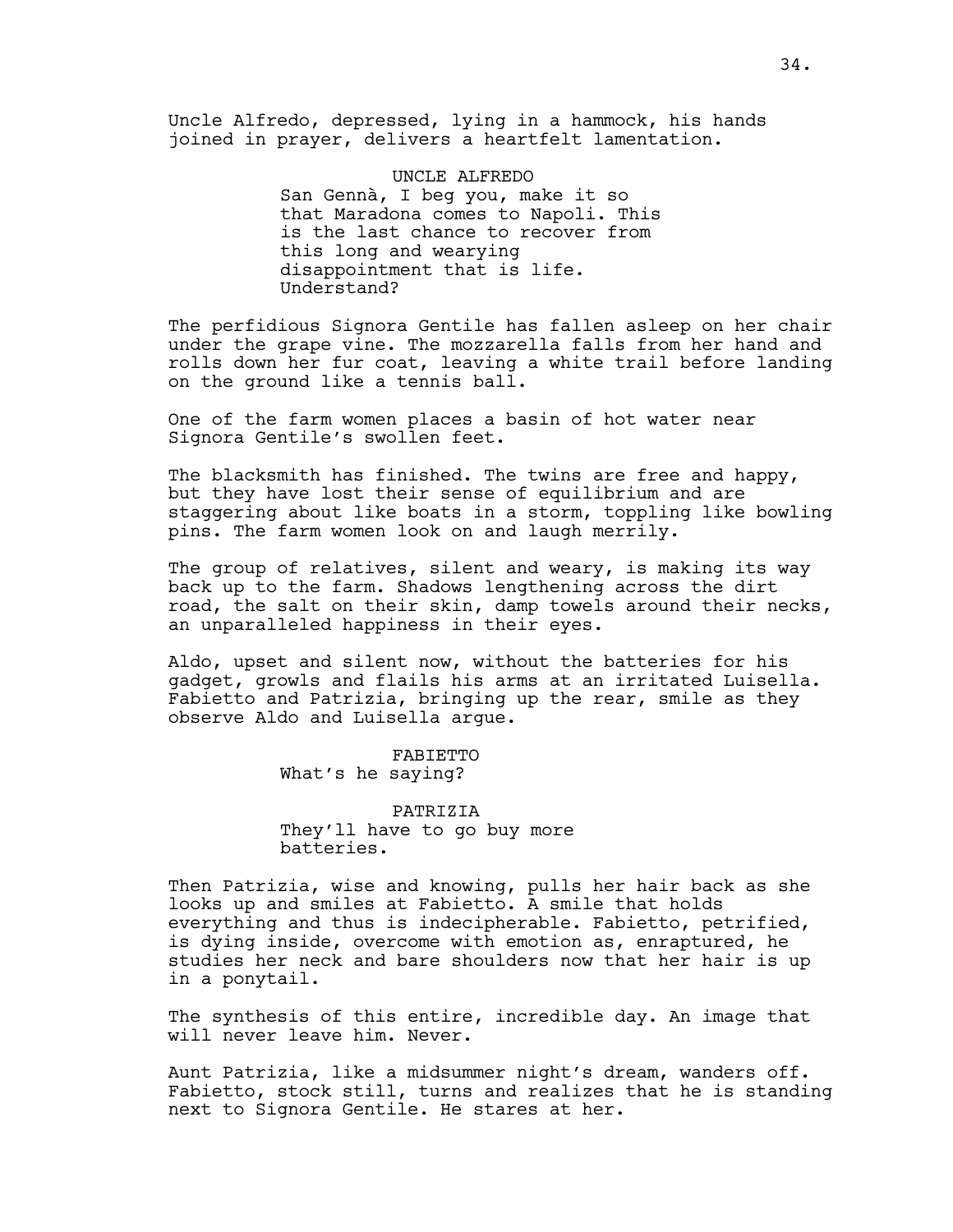Uncle Alfredo, depressed, lying in a hammock, his hands joined in prayer, delivers a heartfelt lamentation.

UNCLE ALFREDO

San Gennà, I beg you, make it so that Maradona comes to Napoli. This is the last chance to recover from this long and wearying disappointment that is life. Understand?

The perfidious Signora Gentile has fallen asleep on her chair under the grape vine. The mozzarella falls from her hand and rolls down her fur coat, leaving a white trail before landing on the ground like a tennis ball.

One of the farm women places a basin of hot water near Signora Gentile's swollen feet.

The blacksmith has finished. The twins are free and happy, but they have lost their sense of equilibrium and are staggering about like boats in a storm, toppling like bowling pins. The farm women look on and laugh merrily.

The group of relatives, silent and weary, is making its way back up to the farm. Shadows lengthening across the dirt road, the salt on their skin, damp towels around their necks, an unparalleled happiness in their eyes.

Aldo, upset and silent now, without the batteries for his gadget, growls and flails his arms at an irritated Luisella. Fabietto and Patrizia, bringing up the rear, smile as they observe Aldo and Luisella argue.

FABIETTO

What's he saying?

PATRIZIA

They'll have to go buy more batteries.

Then Patrizia, wise and knowing, pulls her hair back as she looks up and smiles at Fabietto. A smile that holds everything and thus is indecipherable. Fabietto, petrified, is dying inside, overcome with emotion as, enraptured, he studies her neck and bare shoulders now that her hair is up in a ponytail.

The synthesis of this entire, incredible day. An image that will never leave him. Never.

Aunt Patrizia, like a midsummer night's dream, wanders off. Fabietto, stock still, turns and realizes that he is standing next to Signora Gentile. He stares at her.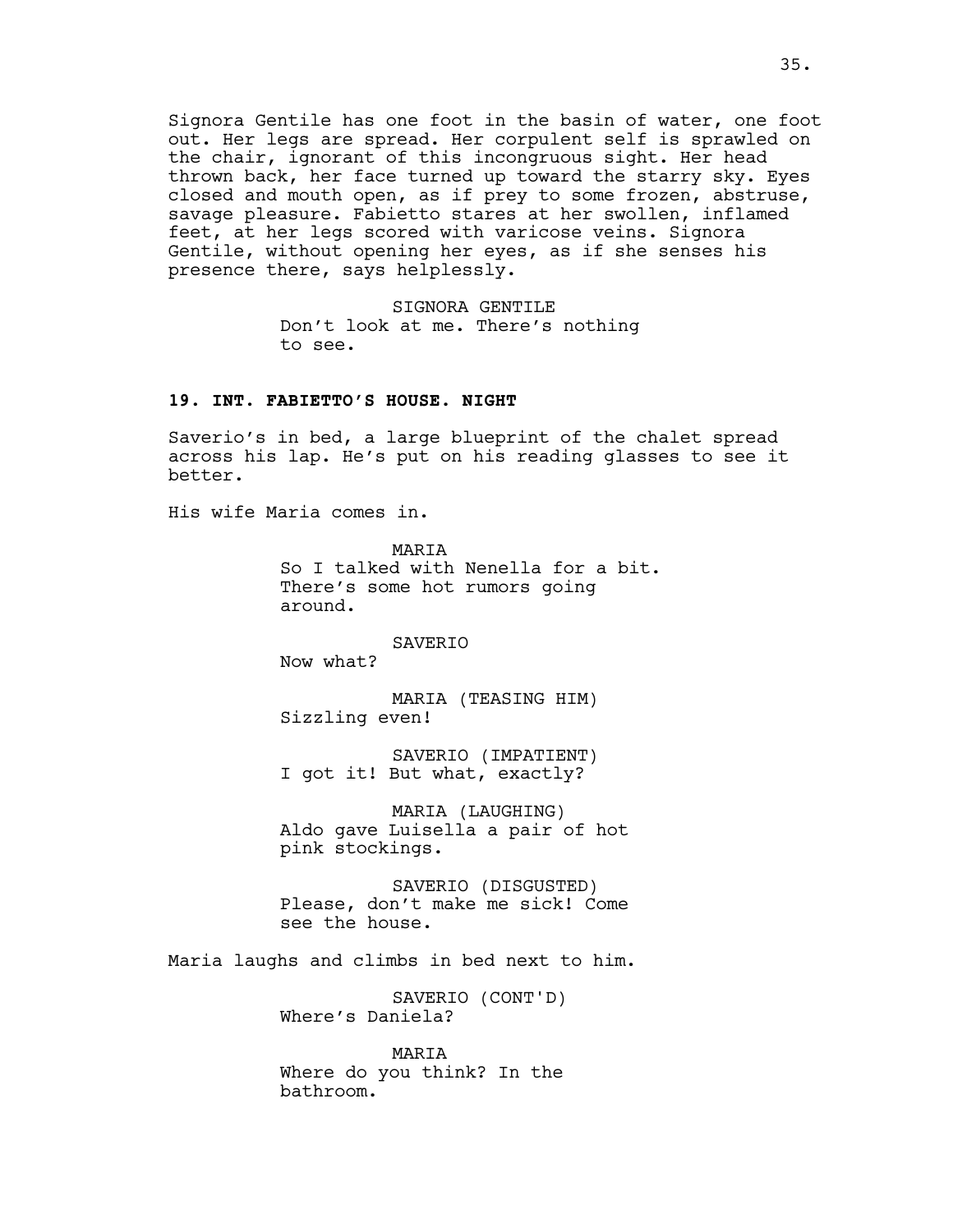Signora Gentile has one foot in the basin of water, one foot out. Her legs are spread. Her corpulent self is sprawled on the chair, ignorant of this incongruous sight. Her head thrown back, her face turned up toward the starry sky. Eyes closed and mouth open, as if prey to some frozen, abstruse, savage pleasure. Fabietto stares at her swollen, inflamed feet, at her legs scored with varicose veins. Signora Gentile, without opening her eyes, as if she senses his presence there, says helplessly.

SIGNORA GENTILE
Don't look at me. There's nothing to see.

**19. INT. FABIETTO'S HOUSE. NIGHT**

Saverio's in bed, a large blueprint of the chalet spread across his lap. He's put on his reading glasses to see it better.

His wife Maria comes in.

MARIA
So I talked with Nenella for a bit. There's some hot rumors going around.

SAVERIO
Now what?

MARIA (TEASING HIM)
Sizzling even!

SAVERIO (IMPATIENT)
I got it! But what, exactly?

MARIA (LAUGHING)
Aldo gave Luisella a pair of hot pink stockings.

SAVERIO (DISGUSTED)
Please, don't make me sick! Come see the house.

Maria laughs and climbs in bed next to him.

SAVERIO (CONT'D)
Where's Daniela?

MARIA
Where do you think? In the bathroom.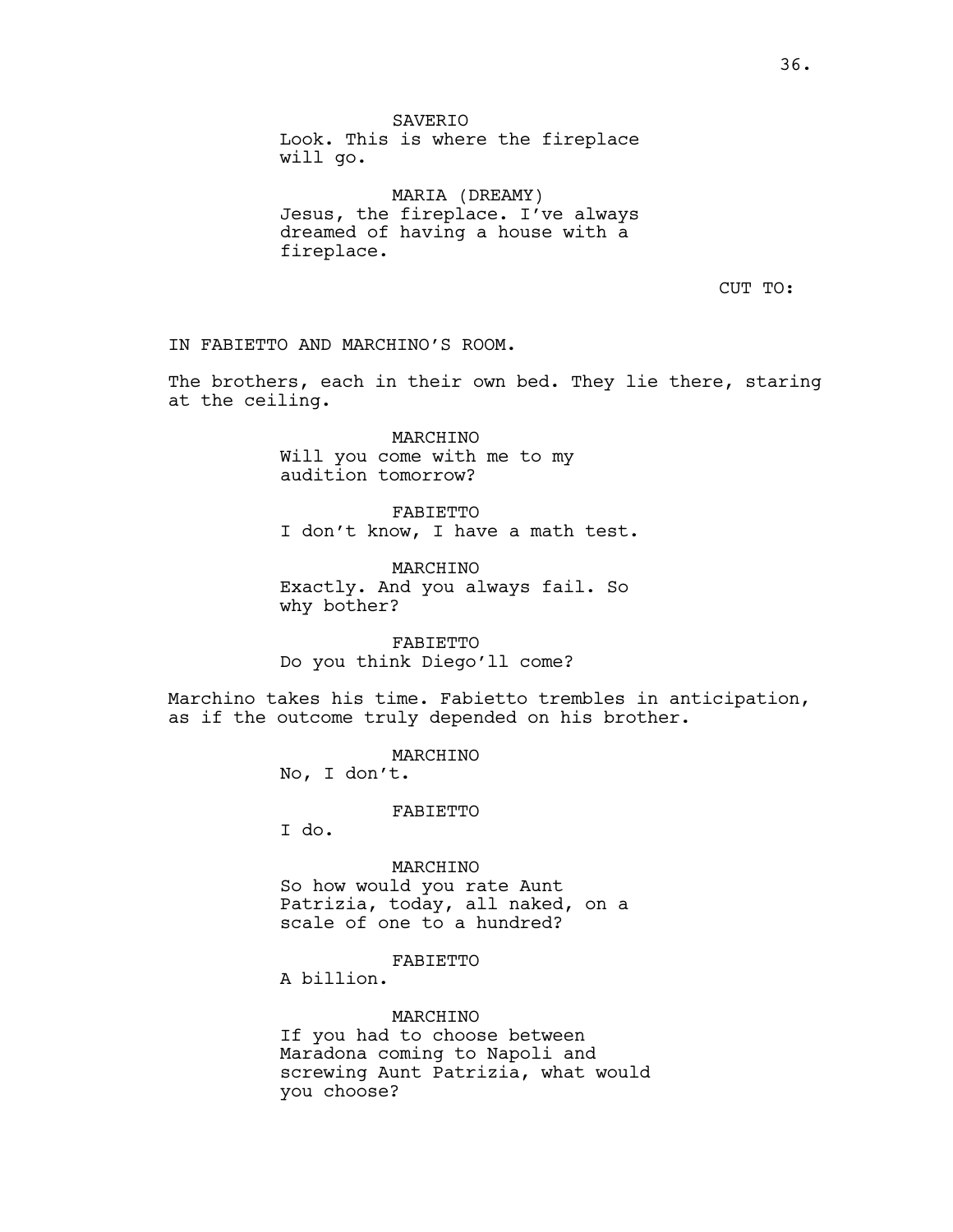SAVERIO
Look. This is where the fireplace will go.

MARIA (DREAMY)
Jesus, the fireplace. I've always dreamed of having a house with a fireplace.

CUT TO:

IN FABIETTO AND MARCHINO'S ROOM.

The brothers, each in their own bed. They lie there, staring at the ceiling.

MARCHINO
Will you come with me to my audition tomorrow?

FABIETTO
I don't know, I have a math test.

MARCHINO
Exactly. And you always fail. So why bother?

FABIETTO
Do you think Diego'll come?

Marchino takes his time. Fabietto trembles in anticipation, as if the outcome truly depended on his brother.

MARCHINO
No, I don't.

FABIETTO
I do.

MARCHINO
So how would you rate Aunt Patrizia, today, all naked, on a scale of one to a hundred?

FABIETTO
A billion.

MARCHINO
If you had to choose between Maradona coming to Napoli and screwing Aunt Patrizia, what would you choose?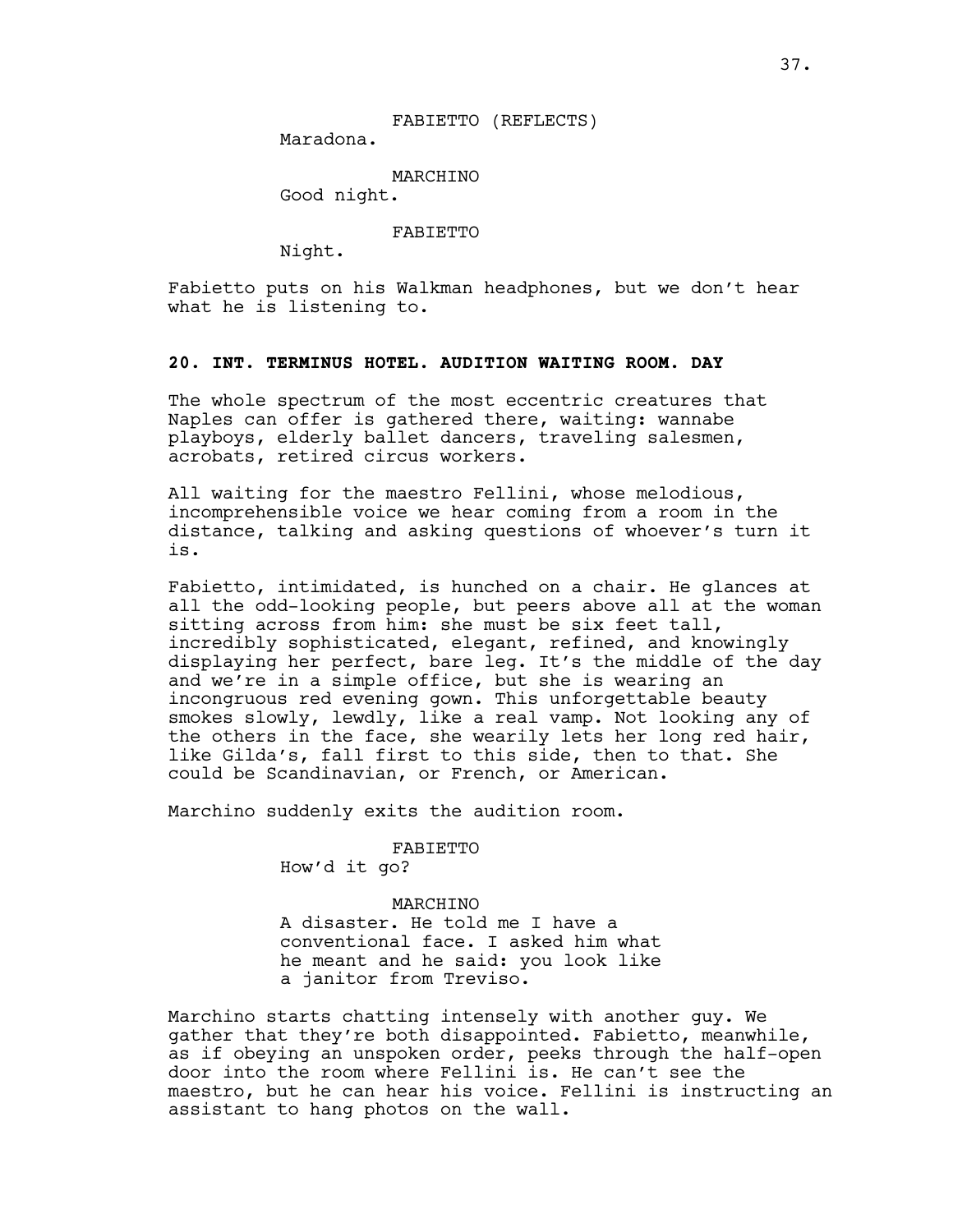FABIETTO (REFLECTS)
Maradona.

MARCHINO
Good night.

FABIETTO
Night.

Fabietto puts on his Walkman headphones, but we don't hear what he is listening to.

**20. INT. TERMINUS HOTEL. AUDITION WAITING ROOM. DAY**

The whole spectrum of the most eccentric creatures that Naples can offer is gathered there, waiting: wannabe playboys, elderly ballet dancers, traveling salesmen, acrobats, retired circus workers.

All waiting for the maestro Fellini, whose melodious, incomprehensible voice we hear coming from a room in the distance, talking and asking questions of whoever's turn it is.

Fabietto, intimidated, is hunched on a chair. He glances at all the odd-looking people, but peers above all at the woman sitting across from him: she must be six feet tall, incredibly sophisticated, elegant, refined, and knowingly displaying her perfect, bare leg. It's the middle of the day and we're in a simple office, but she is wearing an incongruous red evening gown. This unforgettable beauty smokes slowly, lewdly, like a real vamp. Not looking any of the others in the face, she wearily lets her long red hair, like Gilda's, fall first to this side, then to that. She could be Scandinavian, or French, or American.

Marchino suddenly exits the audition room.

FABIETTO
How'd it go?

MARCHINO
A disaster. He told me I have a conventional face. I asked him what he meant and he said: you look like a janitor from Treviso.

Marchino starts chatting intensely with another guy. We gather that they're both disappointed. Fabietto, meanwhile, as if obeying an unspoken order, peeks through the half-open door into the room where Fellini is. He can't see the maestro, but he can hear his voice. Fellini is instructing an assistant to hang photos on the wall.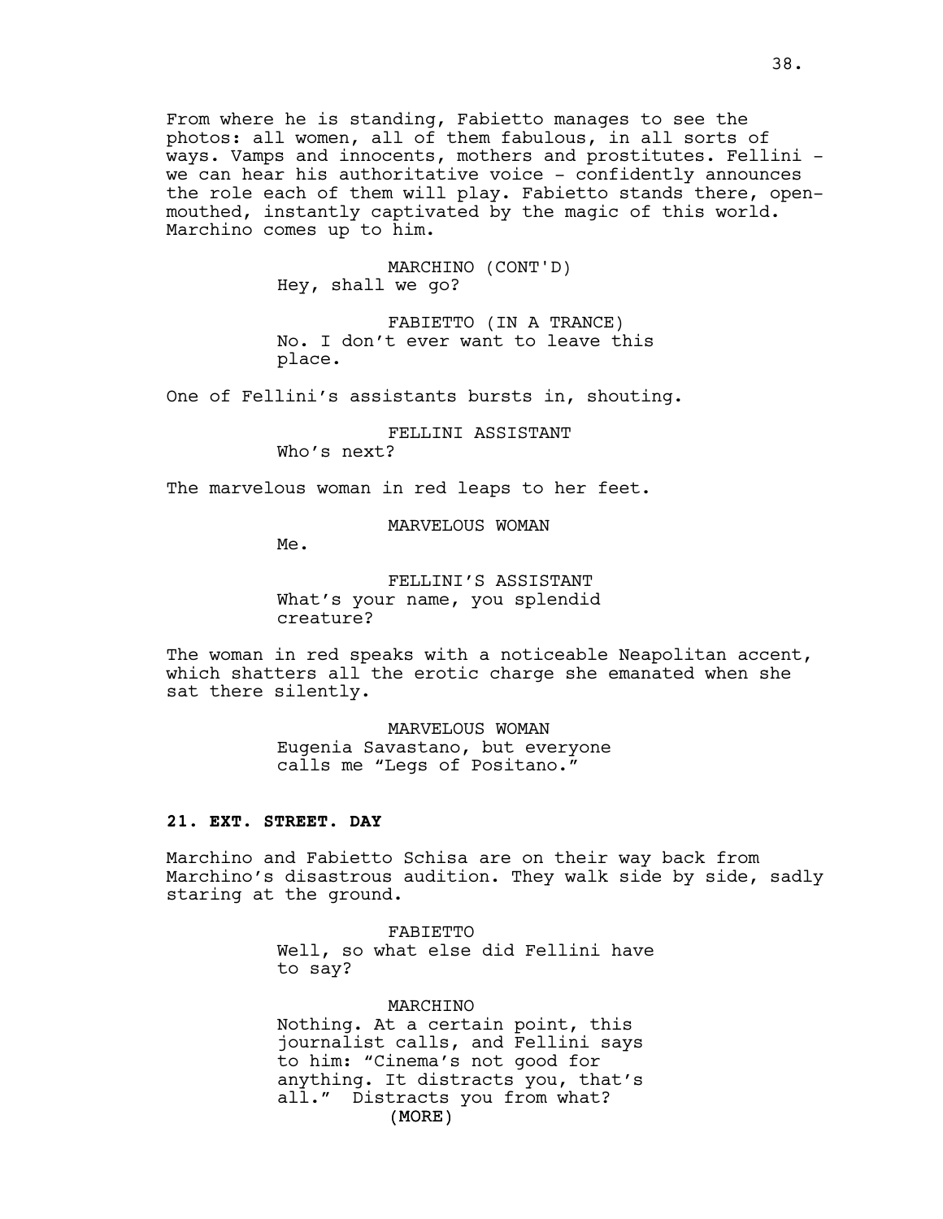From where he is standing, Fabietto manages to see the photos: all women, all of them fabulous, in all sorts of ways. Vamps and innocents, mothers and prostitutes. Fellini - we can hear his authoritative voice - confidently announces the role each of them will play. Fabietto stands there, open-mouthed, instantly captivated by the magic of this world. Marchino comes up to him.

MARCHINO (CONT'D)
Hey, shall we go?

FABIETTO (IN A TRANCE)
No. I don't ever want to leave this place.

One of Fellini's assistants bursts in, shouting.

FELLINI ASSISTANT
Who's next?

The marvelous woman in red leaps to her feet.

MARVELOUS WOMAN
Me.

FELLINI'S ASSISTANT
What's your name, you splendid creature?

The woman in red speaks with a noticeable Neapolitan accent, which shatters all the erotic charge she emanated when she sat there silently.

MARVELOUS WOMAN
Eugenia Savastano, but everyone calls me "Legs of Positano."

**21. EXT. STREET. DAY**

Marchino and Fabietto Schisa are on their way back from Marchino's disastrous audition. They walk side by side, sadly staring at the ground.

FABIETTO
Well, so what else did Fellini have to say?

MARCHINO
Nothing. At a certain point, this journalist calls, and Fellini says to him: "Cinema's not good for anything. It distracts you, that's all." Distracts you from what?
(MORE)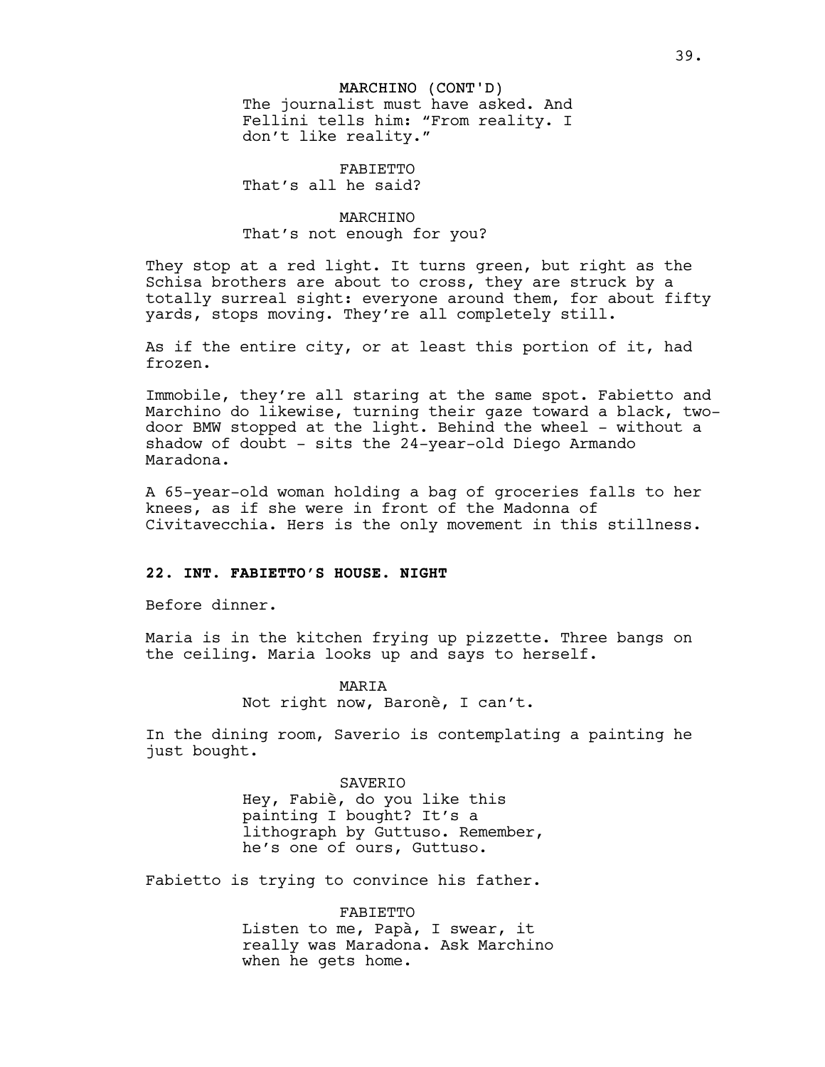MARCHINO (CONT'D)
The journalist must have asked. And Fellini tells him: “From reality. I don’t like reality.”

FABIETTO
That’s all he said?

MARCHINO
That’s not enough for you?

They stop at a red light. It turns green, but right as the Schisa brothers are about to cross, they are struck by a totally surreal sight: everyone around them, for about fifty yards, stops moving. They’re all completely still.

As if the entire city, or at least this portion of it, had frozen.

Immobile, they’re all staring at the same spot. Fabietto and Marchino do likewise, turning their gaze toward a black, two-door BMW stopped at the light. Behind the wheel - without a shadow of doubt - sits the 24-year-old Diego Armando Maradona.

A 65-year-old woman holding a bag of groceries falls to her knees, as if she were in front of the Madonna of Civitavecchia. Hers is the only movement in this stillness.

**22. INT. FABIETTO’S HOUSE. NIGHT**

Before dinner.

Maria is in the kitchen frying up pizzette. Three bangs on the ceiling. Maria looks up and says to herself.

MARIA
Not right now, Baronè, I can’t.

In the dining room, Saverio is contemplating a painting he just bought.

SAVERIO
Hey, Fabiè, do you like this painting I bought? It’s a lithograph by Guttuso. Remember, he’s one of ours, Guttuso.

Fabietto is trying to convince his father.

FABIETTO
Listen to me, Papà, I swear, it really was Maradona. Ask Marchino when he gets home.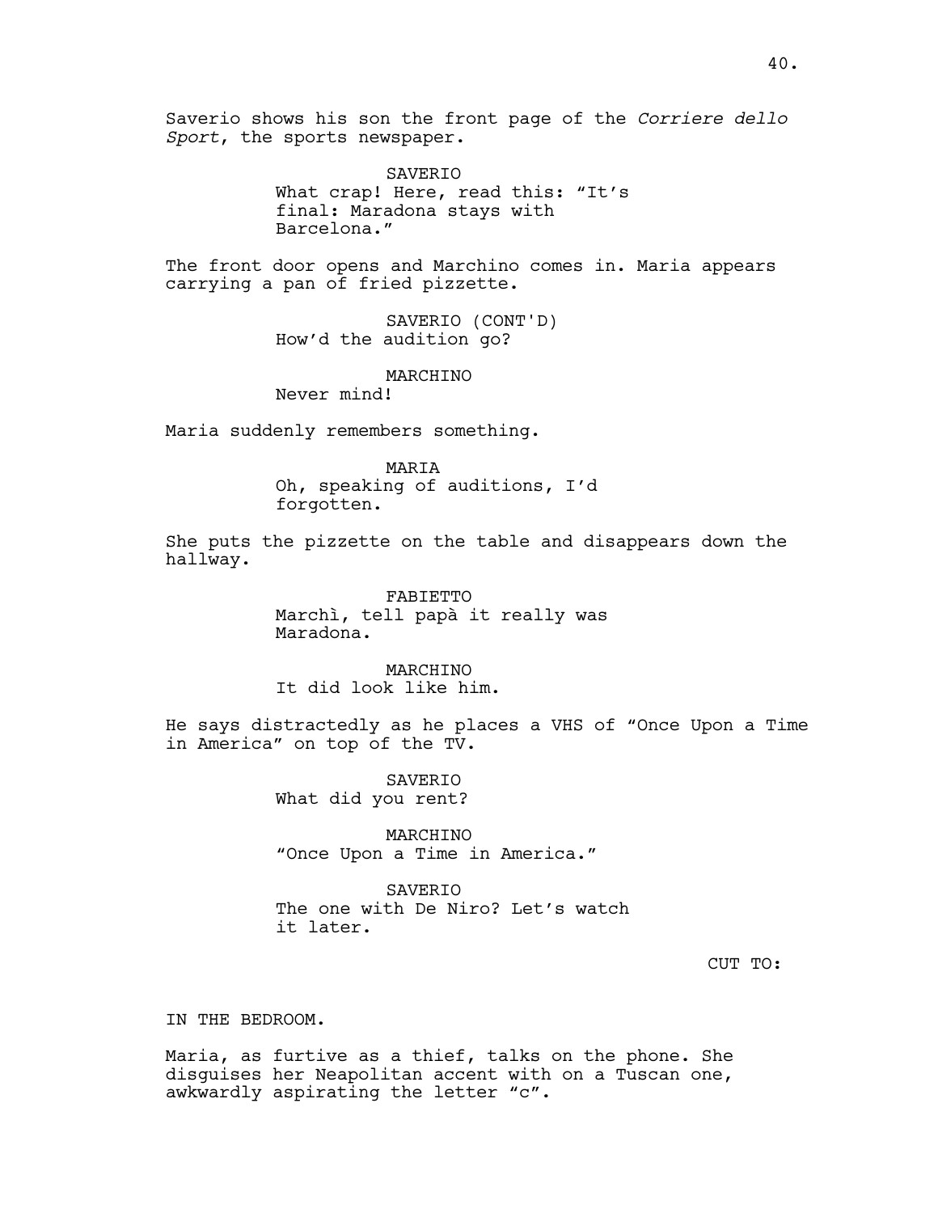Saverio shows his son the front page of the *Corriere dello Sport*, the sports newspaper.

SAVERIO
What crap! Here, read this: "It's final: Maradona stays with Barcelona."

The front door opens and Marchino comes in. Maria appears carrying a pan of fried pizzette.

SAVERIO (CONT'D)
How'd the audition go?

MARCHINO
Never mind!

Maria suddenly remembers something.

MARIA
Oh, speaking of auditions, I'd forgotten.

She puts the pizzette on the table and disappears down the hallway.

FABIETTO
Marchì, tell papà it really was Maradona.

MARCHINO
It did look like him.

He says distractedly as he places a VHS of "Once Upon a Time in America" on top of the TV.

SAVERIO
What did you rent?

MARCHINO
"Once Upon a Time in America."

SAVERIO
The one with De Niro? Let's watch it later.

CUT TO:

IN THE BEDROOM.

Maria, as furtive as a thief, talks on the phone. She disguises her Neapolitan accent with on a Tuscan one, awkwardly aspirating the letter "c".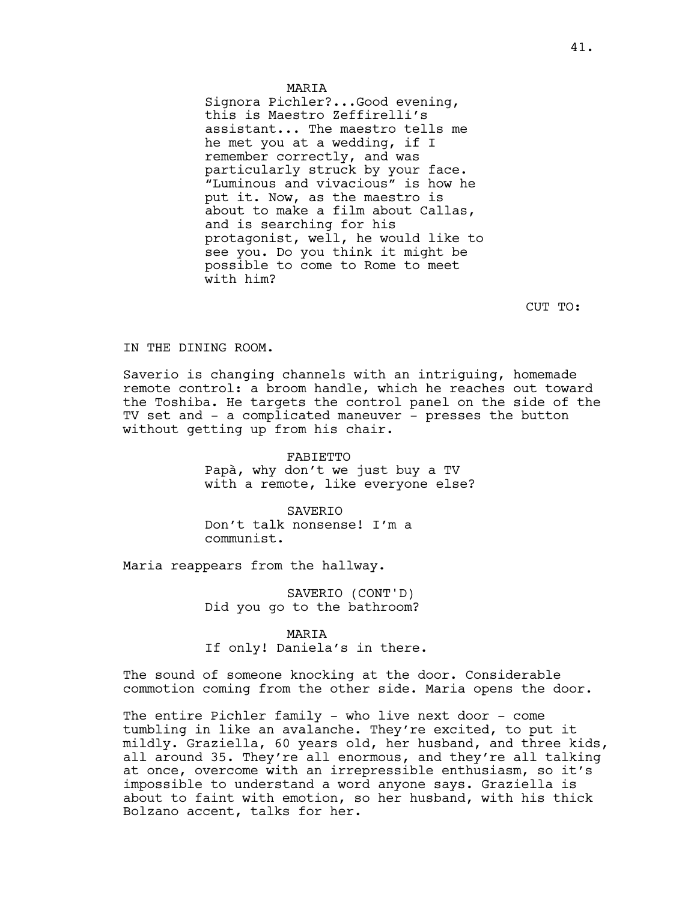MARIA
Signora Pichler?...Good evening, this is Maestro Zeffirelli's assistant... The maestro tells me he met you at a wedding, if I remember correctly, and was particularly struck by your face. "Luminous and vivacious" is how he put it. Now, as the maestro is about to make a film about Callas, and is searching for his protagonist, well, he would like to see you. Do you think it might be possible to come to Rome to meet with him?

CUT TO:

IN THE DINING ROOM.

Saverio is changing channels with an intriguing, homemade remote control: a broom handle, which he reaches out toward the Toshiba. He targets the control panel on the side of the TV set and - a complicated maneuver - presses the button without getting up from his chair.

FABIETTO
Papà, why don't we just buy a TV with a remote, like everyone else?

SAVERIO
Don't talk nonsense! I'm a communist.

Maria reappears from the hallway.

SAVERIO (CONT'D)
Did you go to the bathroom?

MARIA
If only! Daniela's in there.

The sound of someone knocking at the door. Considerable commotion coming from the other side. Maria opens the door.

The entire Pichler family - who live next door - come tumbling in like an avalanche. They're excited, to put it mildly. Graziella, 60 years old, her husband, and three kids, all around 35. They're all enormous, and they're all talking at once, overcome with an irrepressible enthusiasm, so it's impossible to understand a word anyone says. Graziella is about to faint with emotion, so her husband, with his thick Bolzano accent, talks for her.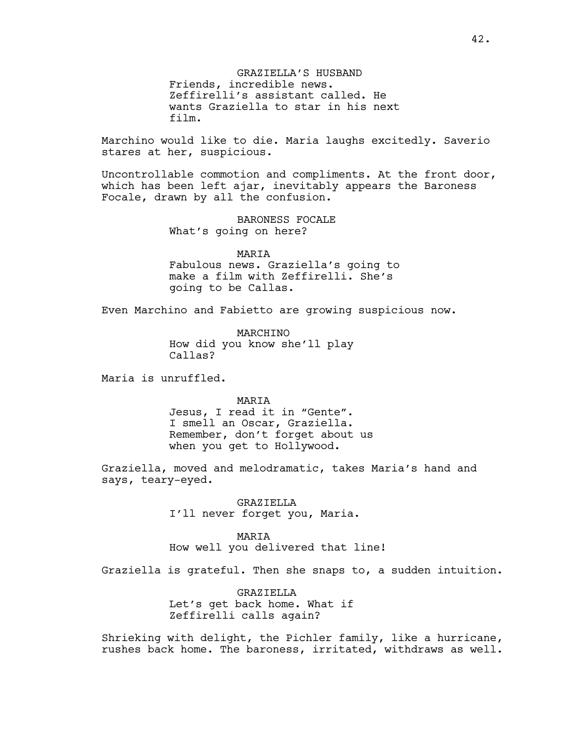GRAZIELLA'S HUSBAND
Friends, incredible news. Zeffirelli's assistant called. He wants Graziella to star in his next film.

Marchino would like to die. Maria laughs excitedly. Saverio stares at her, suspicious.

Uncontrollable commotion and compliments. At the front door, which has been left ajar, inevitably appears the Baroness Focale, drawn by all the confusion.

BARONESS FOCALE
What's going on here?

MARIA
Fabulous news. Graziella's going to make a film with Zeffirelli. She's going to be Callas.

Even Marchino and Fabietto are growing suspicious now.

MARCHINO
How did you know she'll play Callas?

Maria is unruffled.

MARIA
Jesus, I read it in "Gente". I smell an Oscar, Graziella. Remember, don't forget about us when you get to Hollywood.

Graziella, moved and melodramatic, takes Maria's hand and says, teary-eyed.

GRAZIELLA
I'll never forget you, Maria.

MARIA
How well you delivered that line!

Graziella is grateful. Then she snaps to, a sudden intuition.

GRAZIELLA
Let's get back home. What if Zeffirelli calls again?

Shrieking with delight, the Pichler family, like a hurricane, rushes back home. The baroness, irritated, withdraws as well.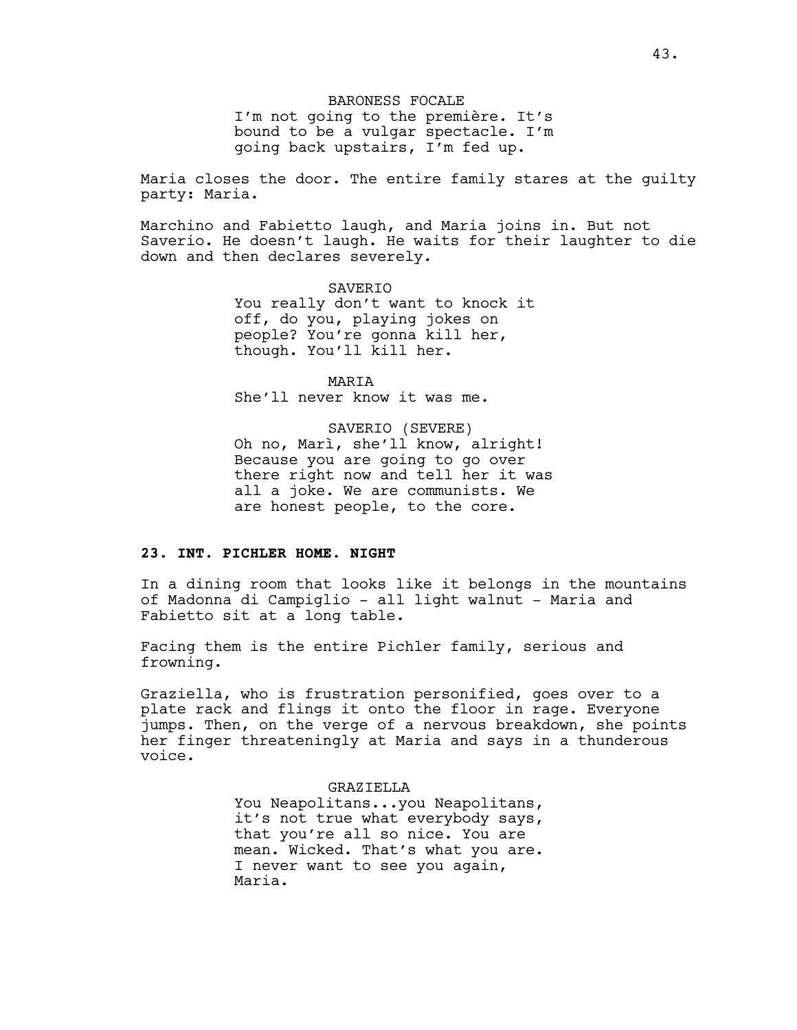BARONESS FOCALE

I'm not going to the première. It's bound to be a vulgar spectacle. I'm going back upstairs, I'm fed up.

Maria closes the door. The entire family stares at the guilty party: Maria.

Marchino and Fabietto laugh, and Maria joins in. But not Saverio. He doesn't laugh. He waits for their laughter to die down and then declares severely.

SAVERIO

You really don't want to knock it off, do you, playing jokes on people? You're gonna kill her, though. You'll kill her.

MARIA

She'll never know it was me.

SAVERIO (SEVERE)

Oh no, Marì, she'll know, alright! Because you are going to go over there right now and tell her it was all a joke. We are communists. We are honest people, to the core.

**23. INT. PICHLER HOME. NIGHT**

In a dining room that looks like it belongs in the mountains of Madonna di Campiglio - all light walnut - Maria and Fabietto sit at a long table.

Facing them is the entire Pichler family, serious and frowning.

Graziella, who is frustration personified, goes over to a plate rack and flings it onto the floor in rage. Everyone jumps. Then, on the verge of a nervous breakdown, she points her finger threateningly at Maria and says in a thunderous voice.

GRAZIELLA

You Neapolitans...you Neapolitans, it's not true what everybody says, that you're all so nice. You are mean. Wicked. That's what you are. I never want to see you again, Maria.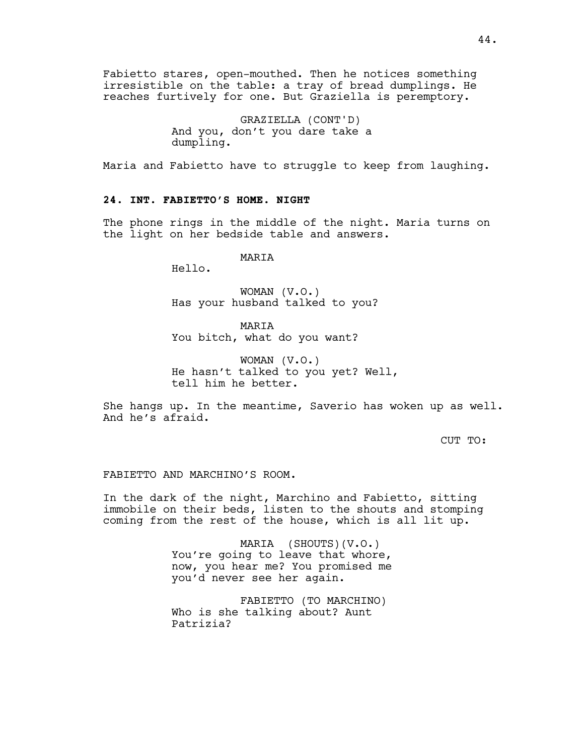Fabietto stares, open-mouthed. Then he notices something irresistible on the table: a tray of bread dumplings. He reaches furtively for one. But Graziella is peremptory.

GRAZIELLA (CONT'D)
And you, don't you dare take a dumpling.

Maria and Fabietto have to struggle to keep from laughing.

**24. INT. FABIETTO'S HOME. NIGHT**

The phone rings in the middle of the night. Maria turns on the light on her bedside table and answers.

MARIA
Hello.

WOMAN (V.O.)
Has your husband talked to you?

MARIA
You bitch, what do you want?

WOMAN (V.O.)
He hasn't talked to you yet? Well, tell him he better.

She hangs up. In the meantime, Saverio has woken up as well. And he's afraid.

CUT TO:

FABIETTO AND MARCHINO'S ROOM.

In the dark of the night, Marchino and Fabietto, sitting immobile on their beds, listen to the shouts and stomping coming from the rest of the house, which is all lit up.

MARIA (SHOUTS)(V.O.)
You're going to leave that whore, now, you hear me? You promised me you'd never see her again.

FABIETTO (TO MARCHINO)
Who is she talking about? Aunt Patrizia?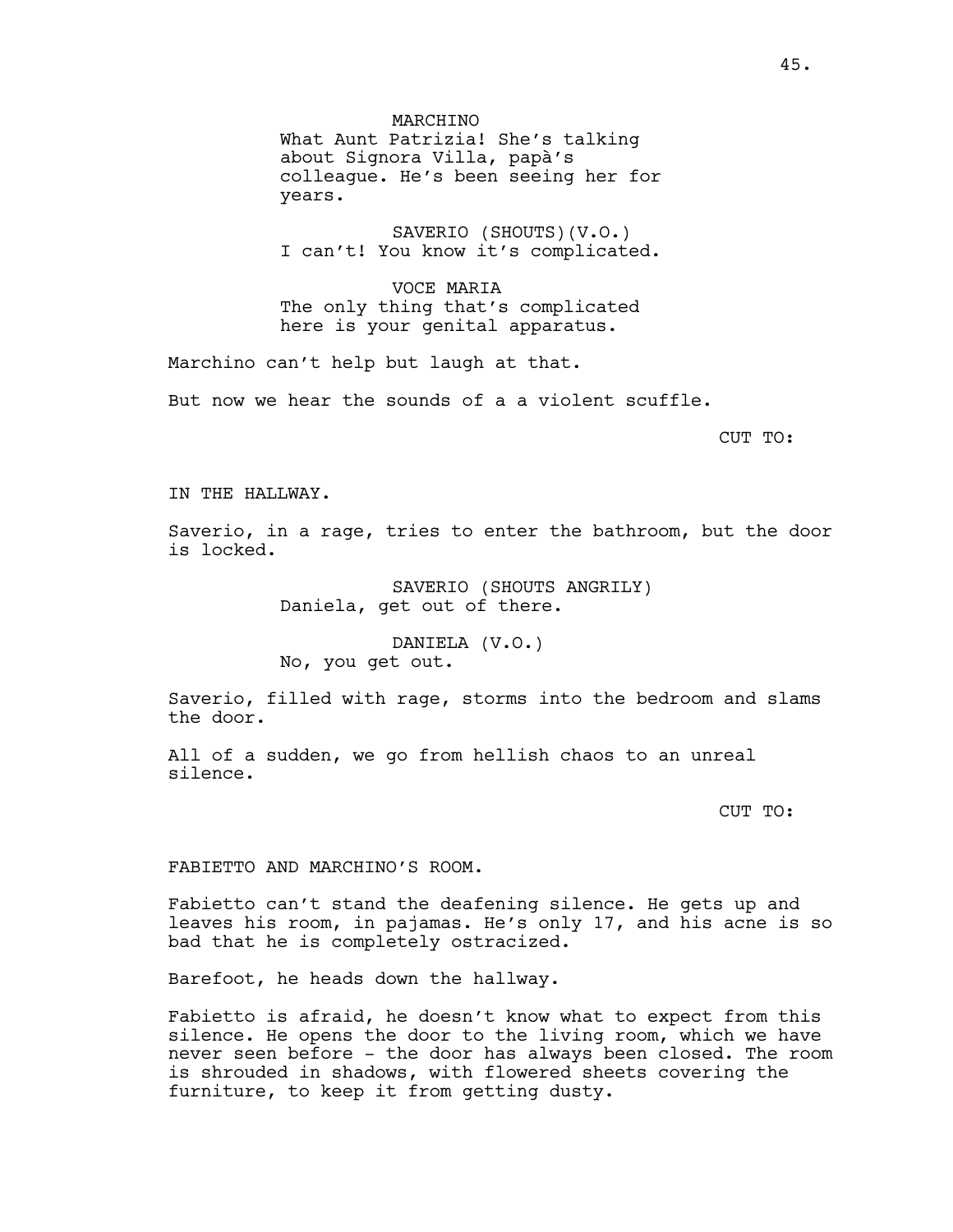MARCHINO
What Aunt Patrizia! She's talking about Signora Villa, papà's colleague. He's been seeing her for years.

SAVERIO (SHOUTS)(V.O.)
I can't! You know it's complicated.

VOCE MARIA
The only thing that's complicated here is your genital apparatus.

Marchino can't help but laugh at that.

But now we hear the sounds of a a violent scuffle.

CUT TO:

IN THE HALLWAY.

Saverio, in a rage, tries to enter the bathroom, but the door is locked.

SAVERIO (SHOUTS ANGRILY)
Daniela, get out of there.

DANIELA (V.O.)
No, you get out.

Saverio, filled with rage, storms into the bedroom and slams the door.

All of a sudden, we go from hellish chaos to an unreal silence.

CUT TO:

FABIETTO AND MARCHINO'S ROOM.

Fabietto can't stand the deafening silence. He gets up and leaves his room, in pajamas. He's only 17, and his acne is so bad that he is completely ostracized.

Barefoot, he heads down the hallway.

Fabietto is afraid, he doesn't know what to expect from this silence. He opens the door to the living room, which we have never seen before - the door has always been closed. The room is shrouded in shadows, with flowered sheets covering the furniture, to keep it from getting dusty.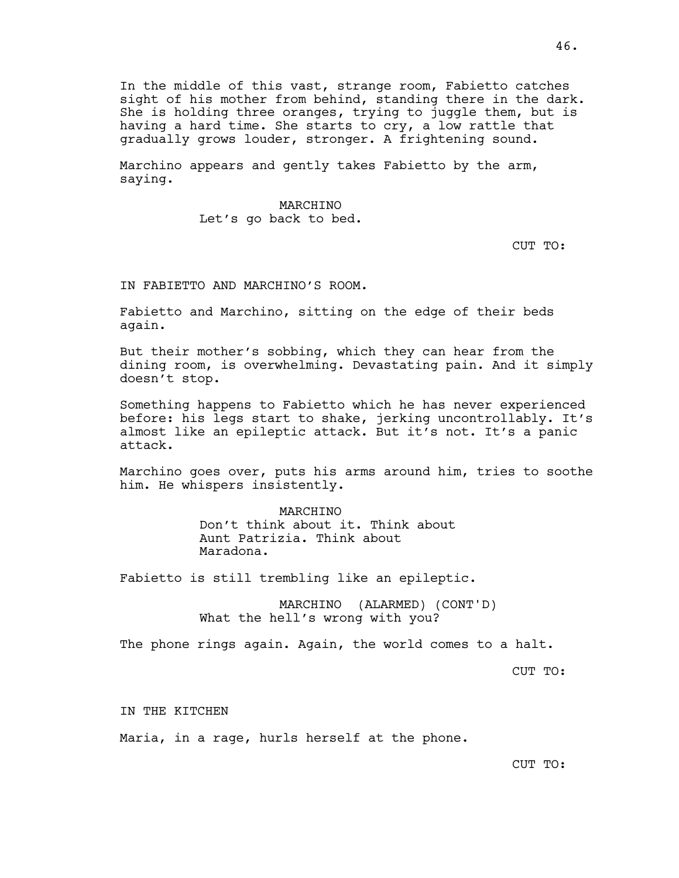In the middle of this vast, strange room, Fabietto catches sight of his mother from behind, standing there in the dark. She is holding three oranges, trying to juggle them, but is having a hard time. She starts to cry, a low rattle that gradually grows louder, stronger. A frightening sound.

Marchino appears and gently takes Fabietto by the arm, saying.

MARCHINO
Let's go back to bed.

CUT TO:

IN FABIETTO AND MARCHINO'S ROOM.

Fabietto and Marchino, sitting on the edge of their beds again.

But their mother's sobbing, which they can hear from the dining room, is overwhelming. Devastating pain. And it simply doesn't stop.

Something happens to Fabietto which he has never experienced before: his legs start to shake, jerking uncontrollably. It's almost like an epileptic attack. But it's not. It's a panic attack.

Marchino goes over, puts his arms around him, tries to soothe him. He whispers insistently.

MARCHINO
Don't think about it. Think about Aunt Patrizia. Think about Maradona.

Fabietto is still trembling like an epileptic.

MARCHINO (ALARMED) (CONT'D)
What the hell's wrong with you?

The phone rings again. Again, the world comes to a halt.

CUT TO:

IN THE KITCHEN

Maria, in a rage, hurls herself at the phone.

CUT TO: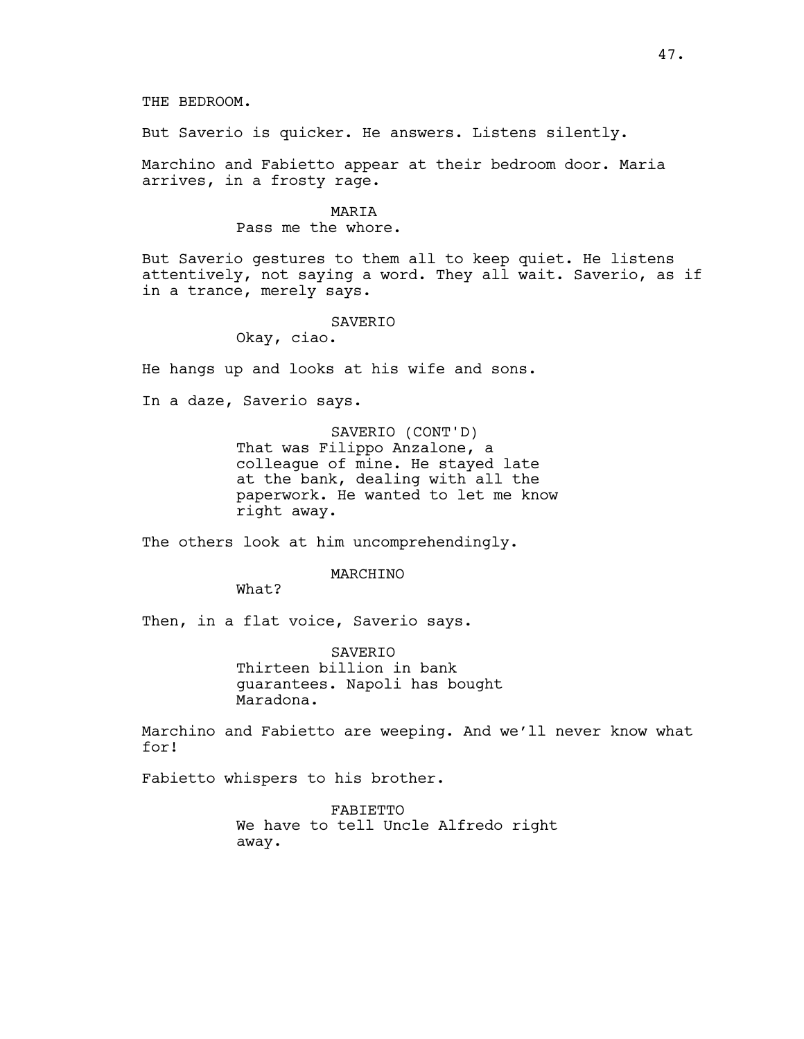THE BEDROOM.

But Saverio is quicker. He answers. Listens silently.

Marchino and Fabietto appear at their bedroom door. Maria arrives, in a frosty rage.

MARIA
Pass me the whore.

But Saverio gestures to them all to keep quiet. He listens attentively, not saying a word. They all wait. Saverio, as if in a trance, merely says.

SAVERIO
Okay, ciao.

He hangs up and looks at his wife and sons.

In a daze, Saverio says.

SAVERIO (CONT'D)
That was Filippo Anzalone, a colleague of mine. He stayed late at the bank, dealing with all the paperwork. He wanted to let me know right away.

The others look at him uncomprehendingly.

MARCHINO
What?

Then, in a flat voice, Saverio says.

SAVERIO
Thirteen billion in bank guarantees. Napoli has bought Maradona.

Marchino and Fabietto are weeping. And we'll never know what for!

Fabietto whispers to his brother.

FABIETTO
We have to tell Uncle Alfredo right away.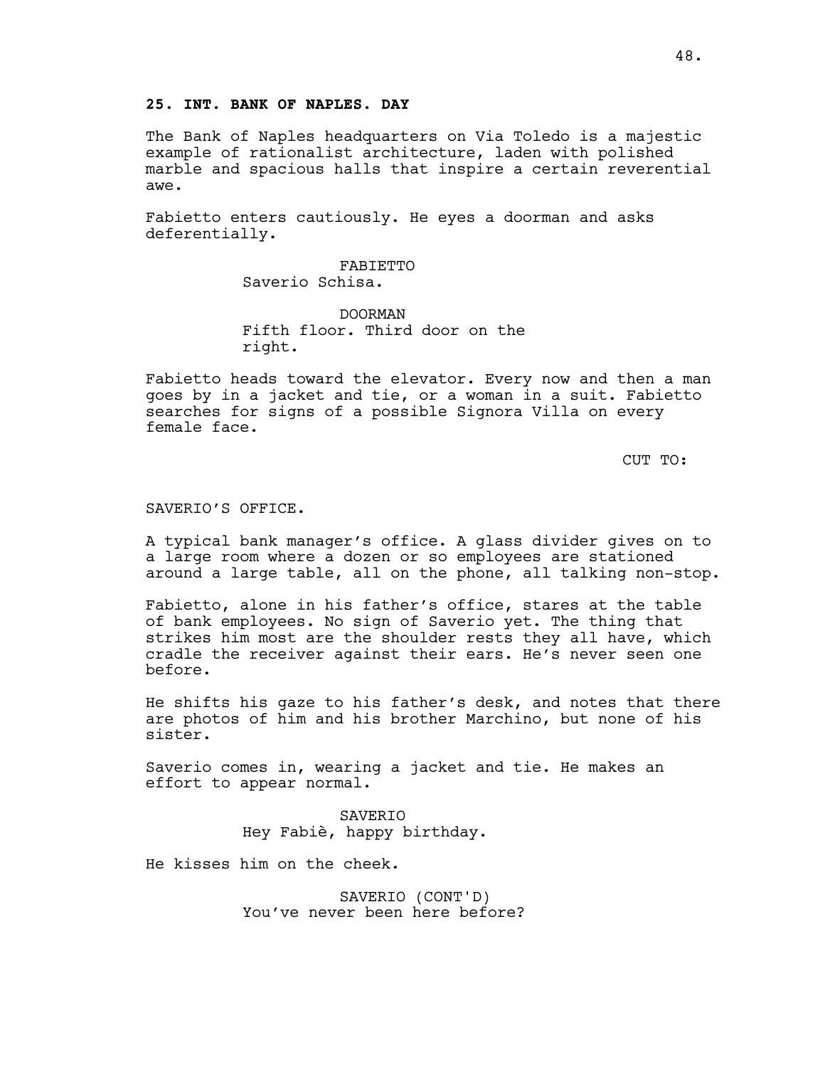**25. INT. BANK OF NAPLES. DAY**

The Bank of Naples headquarters on Via Toledo is a majestic example of rationalist architecture, laden with polished marble and spacious halls that inspire a certain reverential awe.

Fabietto enters cautiously. He eyes a doorman and asks deferentially.

FABIETTO
Saverio Schisa.

DOORMAN
Fifth floor. Third door on the right.

Fabietto heads toward the elevator. Every now and then a man goes by in a jacket and tie, or a woman in a suit. Fabietto searches for signs of a possible Signora Villa on every female face.

CUT TO:

SAVERIO'S OFFICE.

A typical bank manager's office. A glass divider gives on to a large room where a dozen or so employees are stationed around a large table, all on the phone, all talking non-stop.

Fabietto, alone in his father's office, stares at the table of bank employees. No sign of Saverio yet. The thing that strikes him most are the shoulder rests they all have, which cradle the receiver against their ears. He's never seen one before.

He shifts his gaze to his father's desk, and notes that there are photos of him and his brother Marchino, but none of his sister.

Saverio comes in, wearing a jacket and tie. He makes an effort to appear normal.

SAVERIO
Hey Fabiè, happy birthday.

He kisses him on the cheek.

SAVERIO (CONT'D)
You've never been here before?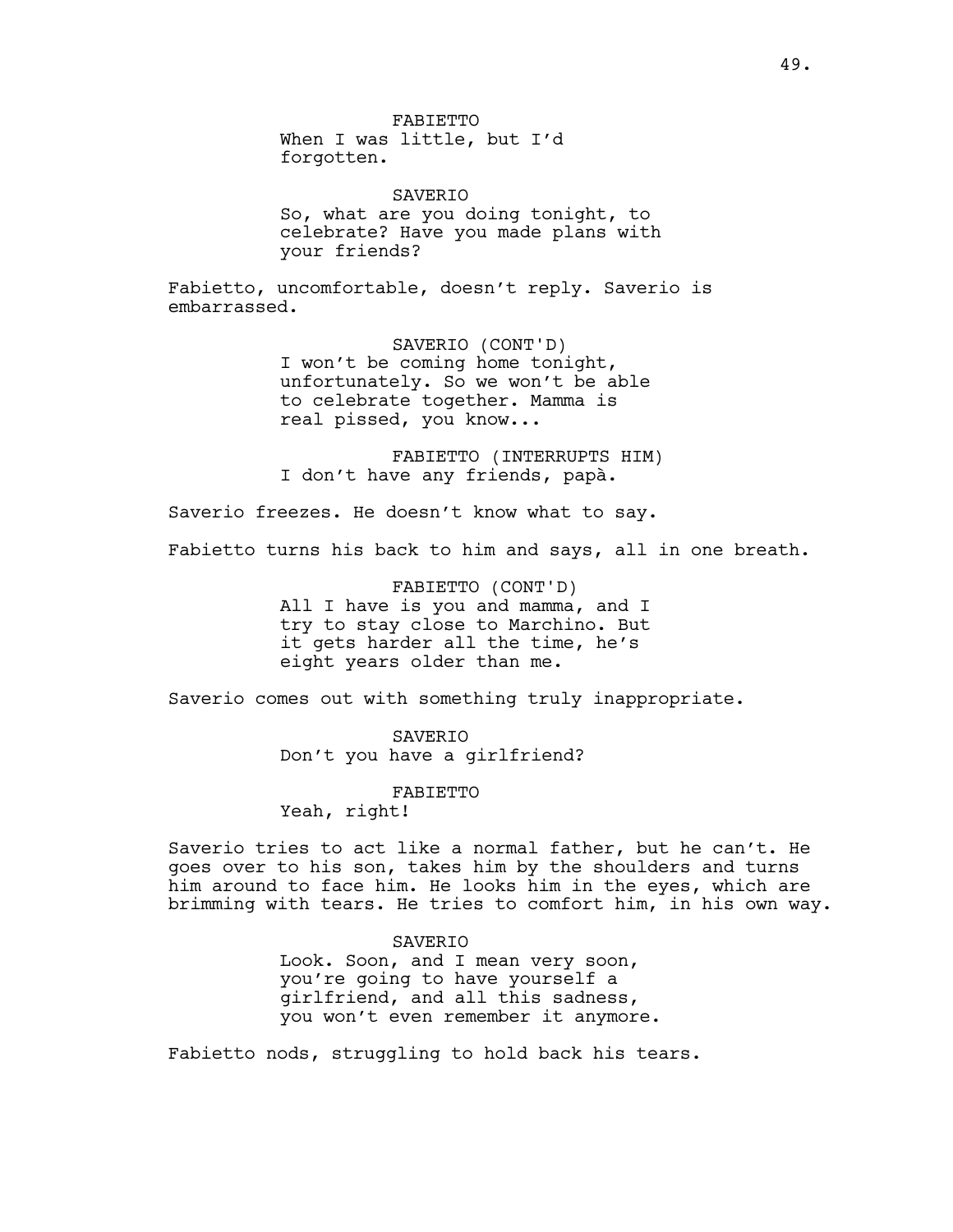FABIETTO
When I was little, but I'd forgotten.

SAVERIO
So, what are you doing tonight, to celebrate? Have you made plans with your friends?

Fabietto, uncomfortable, doesn't reply. Saverio is embarrassed.

SAVERIO (CONT'D)
I won't be coming home tonight, unfortunately. So we won't be able to celebrate together. Mamma is real pissed, you know...

FABIETTO (INTERRUPTS HIM)
I don't have any friends, papà.

Saverio freezes. He doesn't know what to say.

Fabietto turns his back to him and says, all in one breath.

FABIETTO (CONT'D)
All I have is you and mamma, and I try to stay close to Marchino. But it gets harder all the time, he's eight years older than me.

Saverio comes out with something truly inappropriate.

SAVERIO
Don't you have a girlfriend?

FABIETTO
Yeah, right!

Saverio tries to act like a normal father, but he can't. He goes over to his son, takes him by the shoulders and turns him around to face him. He looks him in the eyes, which are brimming with tears. He tries to comfort him, in his own way.

SAVERIO
Look. Soon, and I mean very soon, you're going to have yourself a girlfriend, and all this sadness, you won't even remember it anymore.

Fabietto nods, struggling to hold back his tears.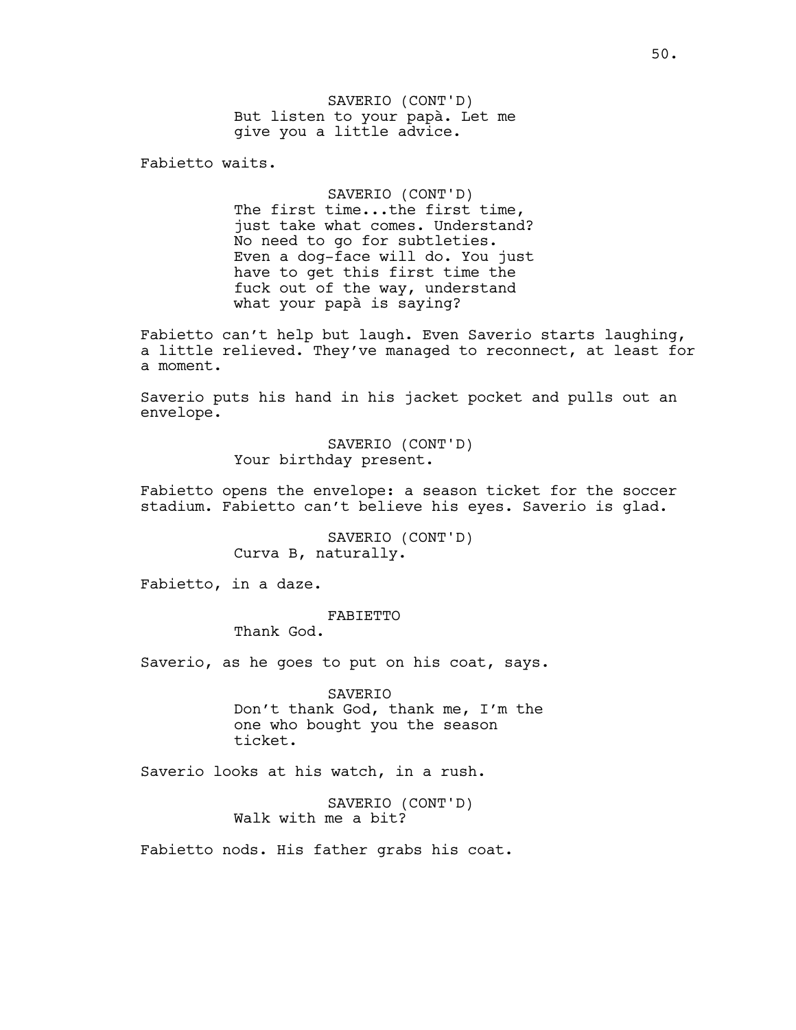SAVERIO (CONT'D)
But listen to your papà. Let me give you a little advice.

Fabietto waits.

SAVERIO (CONT'D)
The first time...the first time, just take what comes. Understand? No need to go for subtleties. Even a dog-face will do. You just have to get this first time the fuck out of the way, understand what your papà is saying?

Fabietto can't help but laugh. Even Saverio starts laughing, a little relieved. They've managed to reconnect, at least for a moment.

Saverio puts his hand in his jacket pocket and pulls out an envelope.

SAVERIO (CONT'D)
Your birthday present.

Fabietto opens the envelope: a season ticket for the soccer stadium. Fabietto can't believe his eyes. Saverio is glad.

SAVERIO (CONT'D)
Curva B, naturally.

Fabietto, in a daze.

FABIETTO
Thank God.

Saverio, as he goes to put on his coat, says.

SAVERIO
Don't thank God, thank me, I'm the one who bought you the season ticket.

Saverio looks at his watch, in a rush.

SAVERIO (CONT'D)
Walk with me a bit?

Fabietto nods. His father grabs his coat.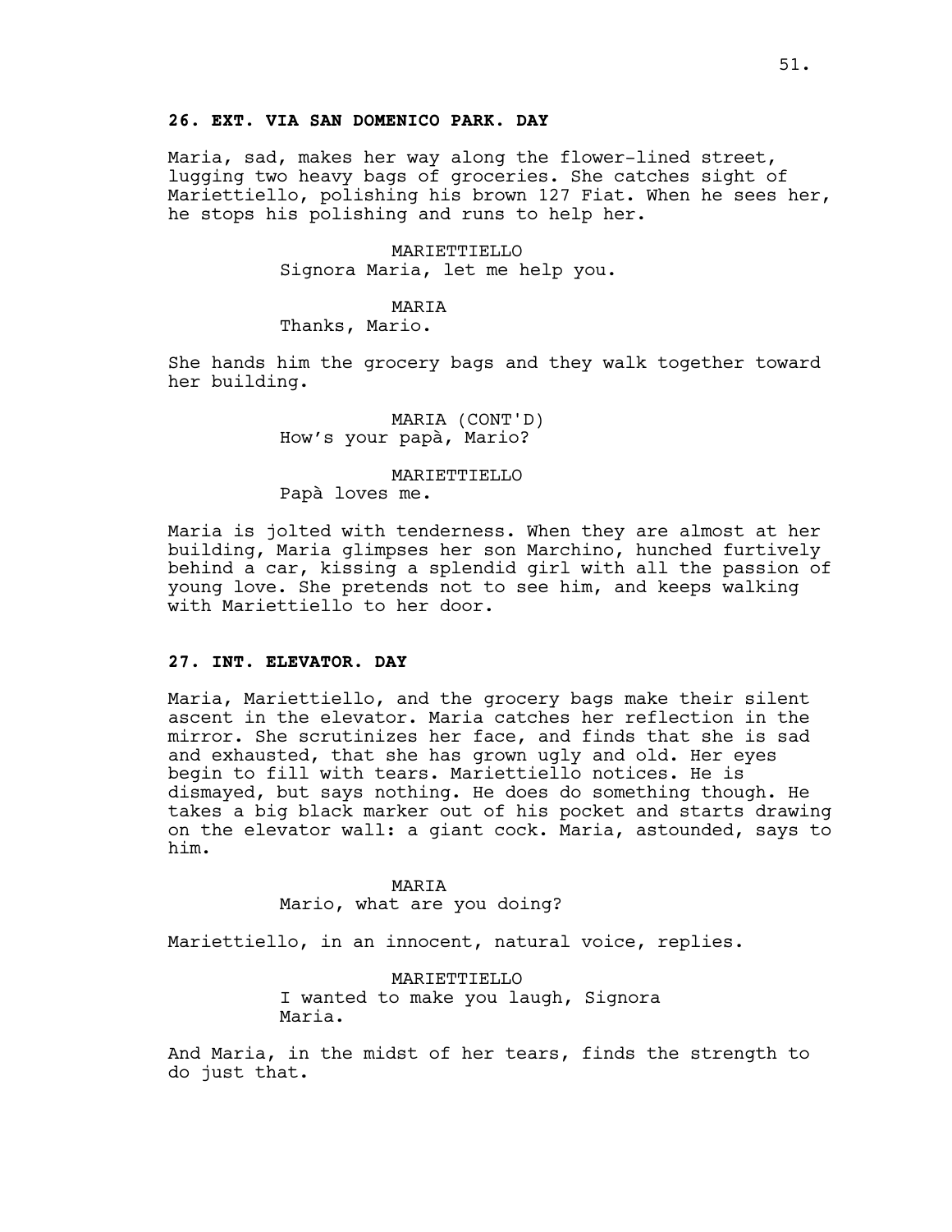**26. EXT. VIA SAN DOMENICO PARK. DAY**

Maria, sad, makes her way along the flower-lined street, lugging two heavy bags of groceries. She catches sight of Mariettiello, polishing his brown 127 Fiat. When he sees her, he stops his polishing and runs to help her.

MARIETTIELLO
Signora Maria, let me help you.

MARIA
Thanks, Mario.

She hands him the grocery bags and they walk together toward her building.

MARIA (CONT'D)
How's your papà, Mario?

MARIETTIELLO
Papà loves me.

Maria is jolted with tenderness. When they are almost at her building, Maria glimpses her son Marchino, hunched furtively behind a car, kissing a splendid girl with all the passion of young love. She pretends not to see him, and keeps walking with Mariettiello to her door.

**27. INT. ELEVATOR. DAY**

Maria, Mariettiello, and the grocery bags make their silent ascent in the elevator. Maria catches her reflection in the mirror. She scrutinizes her face, and finds that she is sad and exhausted, that she has grown ugly and old. Her eyes begin to fill with tears. Mariettiello notices. He is dismayed, but says nothing. He does do something though. He takes a big black marker out of his pocket and starts drawing on the elevator wall: a giant cock. Maria, astounded, says to him.

MARIA
Mario, what are you doing?

Mariettiello, in an innocent, natural voice, replies.

MARIETTIELLO
I wanted to make you laugh, Signora Maria.

And Maria, in the midst of her tears, finds the strength to do just that.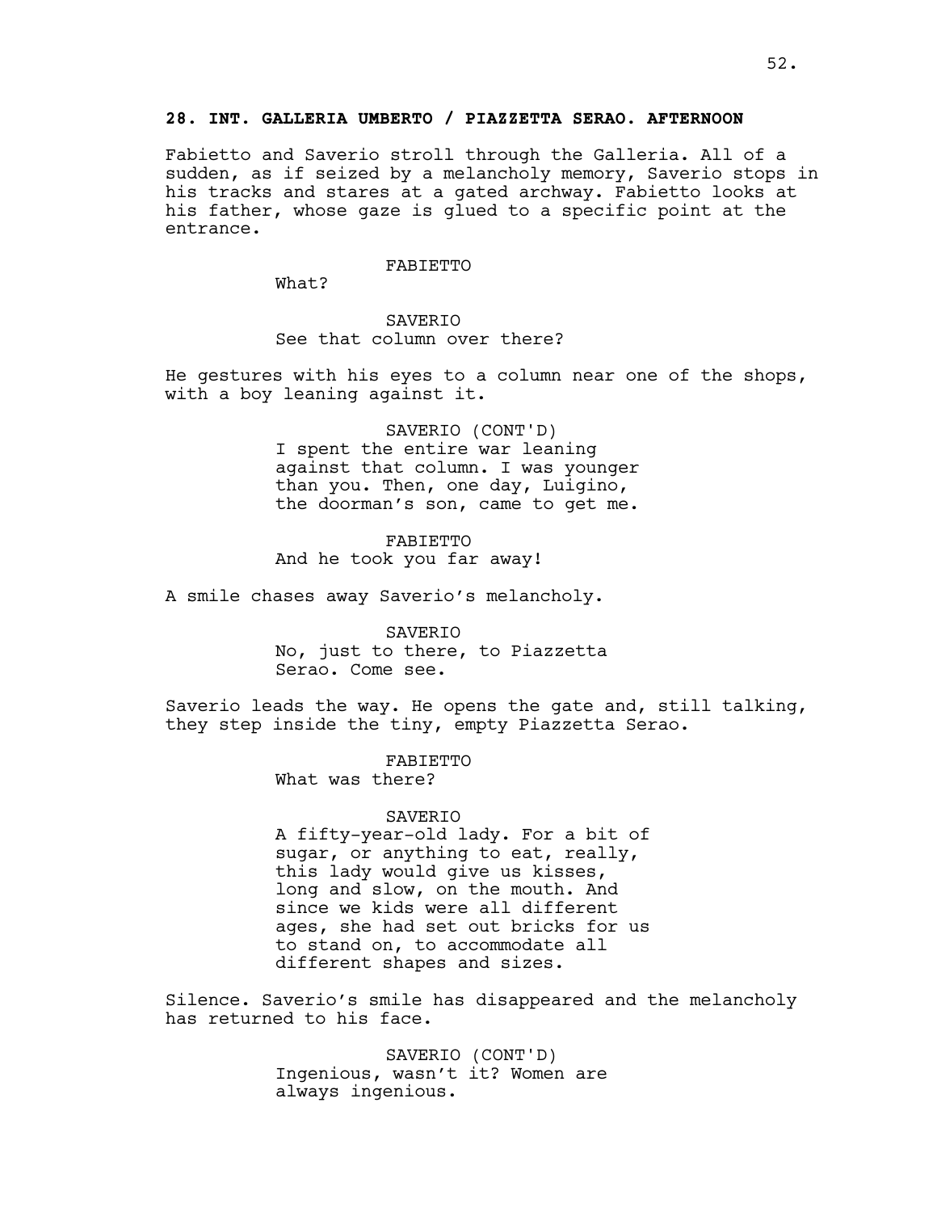**28. INT. GALLERIA UMBERTO / PIAZZETTA SERAO. AFTERNOON**

Fabietto and Saverio stroll through the Galleria. All of a sudden, as if seized by a melancholy memory, Saverio stops in his tracks and stares at a gated archway. Fabietto looks at his father, whose gaze is glued to a specific point at the entrance.

FABIETTO
What?

SAVERIO
See that column over there?

He gestures with his eyes to a column near one of the shops, with a boy leaning against it.

SAVERIO (CONT'D)
I spent the entire war leaning against that column. I was younger than you. Then, one day, Luigino, the doorman's son, came to get me.

FABIETTO
And he took you far away!

A smile chases away Saverio's melancholy.

SAVERIO
No, just to there, to Piazzetta Serao. Come see.

Saverio leads the way. He opens the gate and, still talking, they step inside the tiny, empty Piazzetta Serao.

FABIETTO
What was there?

SAVERIO
A fifty-year-old lady. For a bit of sugar, or anything to eat, really, this lady would give us kisses, long and slow, on the mouth. And since we kids were all different ages, she had set out bricks for us to stand on, to accommodate all different shapes and sizes.

Silence. Saverio's smile has disappeared and the melancholy has returned to his face.

SAVERIO (CONT'D)
Ingenious, wasn't it? Women are always ingenious.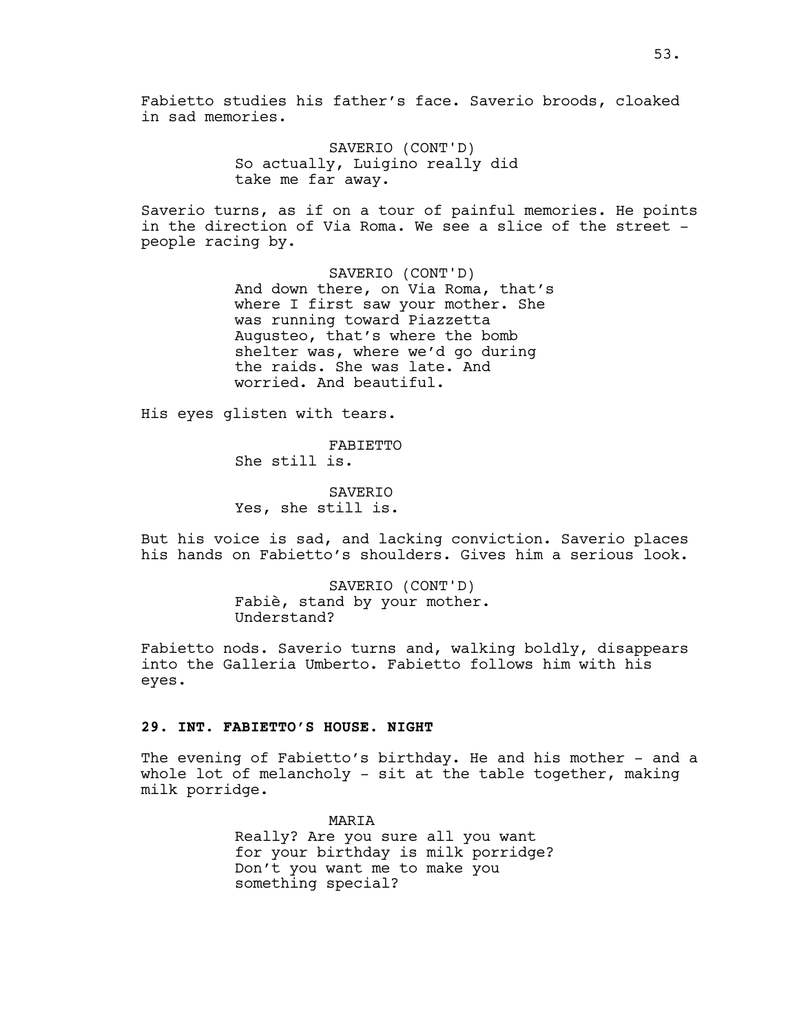Fabietto studies his father's face. Saverio broods, cloaked in sad memories.

SAVERIO (CONT'D)
So actually, Luigino really did take me far away.

Saverio turns, as if on a tour of painful memories. He points in the direction of Via Roma. We see a slice of the street - people racing by.

SAVERIO (CONT'D)
And down there, on Via Roma, that's where I first saw your mother. She was running toward Piazzetta Augusteo, that's where the bomb shelter was, where we'd go during the raids. She was late. And worried. And beautiful.

His eyes glisten with tears.

FABIETTO
She still is.

SAVERIO
Yes, she still is.

But his voice is sad, and lacking conviction. Saverio places his hands on Fabietto's shoulders. Gives him a serious look.

SAVERIO (CONT'D)
Fabiè, stand by your mother. Understand?

Fabietto nods. Saverio turns and, walking boldly, disappears into the Galleria Umberto. Fabietto follows him with his eyes.

**29. INT. FABIETTO'S HOUSE. NIGHT**

The evening of Fabietto's birthday. He and his mother - and a whole lot of melancholy - sit at the table together, making milk porridge.

MARIA
Really? Are you sure all you want for your birthday is milk porridge? Don't you want me to make you something special?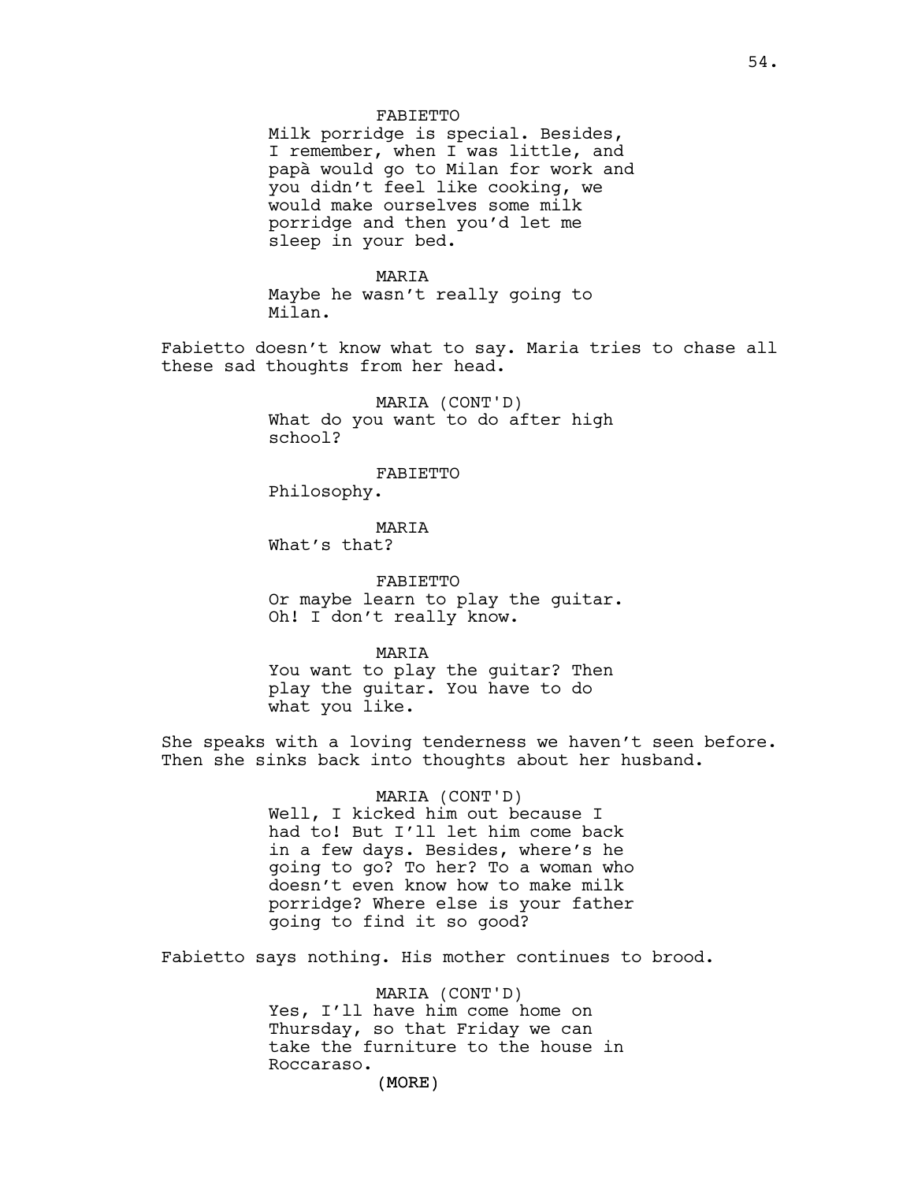FABIETTO
Milk porridge is special. Besides, I remember, when I was little, and papà would go to Milan for work and you didn't feel like cooking, we would make ourselves some milk porridge and then you'd let me sleep in your bed.

MARIA
Maybe he wasn't really going to Milan.

Fabietto doesn't know what to say. Maria tries to chase all these sad thoughts from her head.

MARIA (CONT'D)
What do you want to do after high school?

FABIETTO
Philosophy.

MARIA
What's that?

FABIETTO
Or maybe learn to play the guitar. Oh! I don't really know.

MARIA
You want to play the guitar? Then play the guitar. You have to do what you like.

She speaks with a loving tenderness we haven't seen before. Then she sinks back into thoughts about her husband.

MARIA (CONT'D)
Well, I kicked him out because I had to! But I'll let him come back in a few days. Besides, where's he going to go? To her? To a woman who doesn't even know how to make milk porridge? Where else is your father going to find it so good?

Fabietto says nothing. His mother continues to brood.

MARIA (CONT'D)
Yes, I'll have him come home on Thursday, so that Friday we can take the furniture to the house in Roccaraso.

(MORE)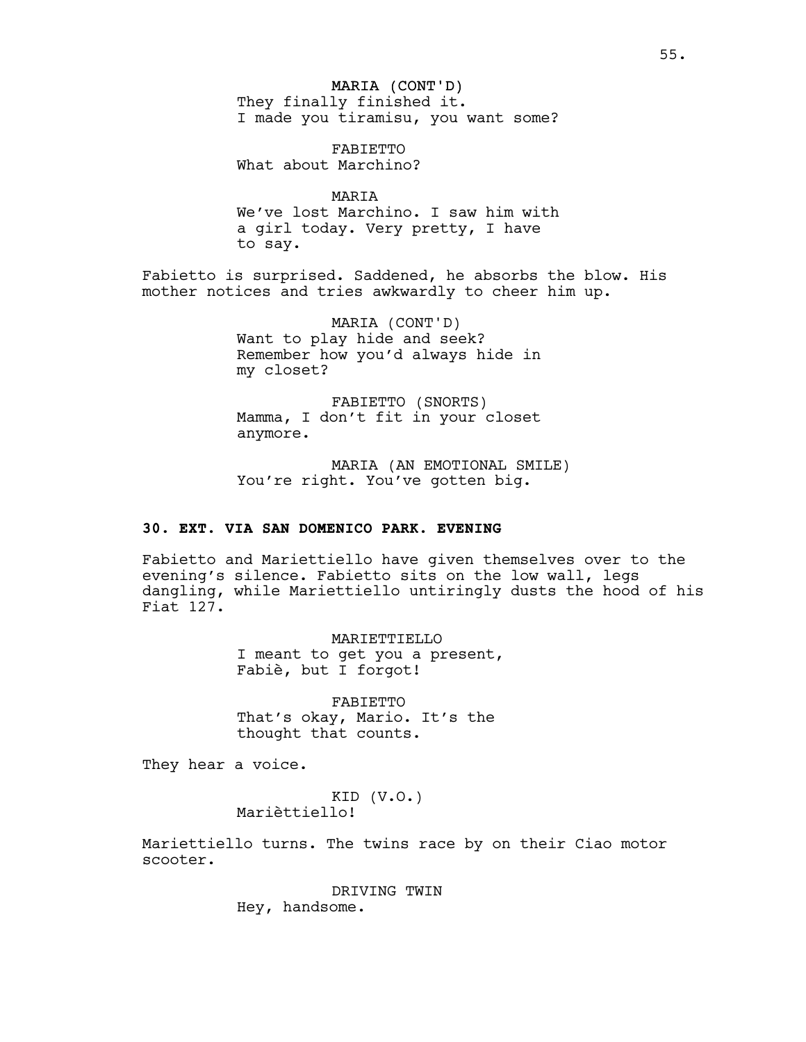MARIA (CONT'D)
They finally finished it.
I made you tiramisu, you want some?

FABIETTO
What about Marchino?

MARIA
We've lost Marchino. I saw him with
a girl today. Very pretty, I have
to say.

Fabietto is surprised. Saddened, he absorbs the blow. His mother notices and tries awkwardly to cheer him up.

MARIA (CONT'D)
Want to play hide and seek?
Remember how you'd always hide in
my closet?

FABIETTO (SNORTS)
Mamma, I don't fit in your closet
anymore.

MARIA (AN EMOTIONAL SMILE)
You're right. You've gotten big.

**30. EXT. VIA SAN DOMENICO PARK. EVENING**

Fabietto and Mariettiello have given themselves over to the evening's silence. Fabietto sits on the low wall, legs dangling, while Mariettiello untiringly dusts the hood of his Fiat 127.

MARIETTIELLO
I meant to get you a present,
Fabiè, but I forgot!

FABIETTO
That's okay, Mario. It's the
thought that counts.

They hear a voice.

KID (V.O.)
Marièttiello!

Mariettiello turns. The twins race by on their Ciao motor scooter.

DRIVING TWIN
Hey, handsome.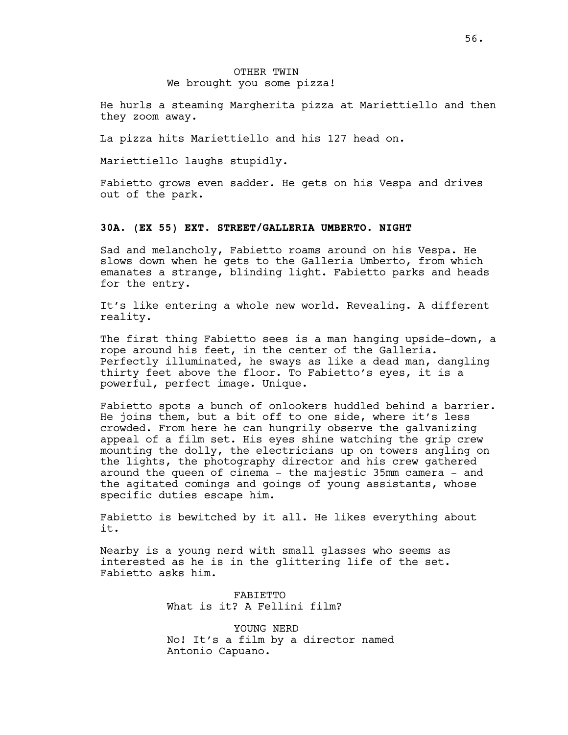OTHER TWIN
We brought you some pizza!

He hurls a steaming Margherita pizza at Mariettiello and then they zoom away.

La pizza hits Mariettiello and his 127 head on.

Mariettiello laughs stupidly.

Fabietto grows even sadder. He gets on his Vespa and drives out of the park.

**30A. (EX 55) EXT. STREET/GALLERIA UMBERTO. NIGHT**

Sad and melancholy, Fabietto roams around on his Vespa. He slows down when he gets to the Galleria Umberto, from which emanates a strange, blinding light. Fabietto parks and heads for the entry.

It's like entering a whole new world. Revealing. A different reality.

The first thing Fabietto sees is a man hanging upside-down, a rope around his feet, in the center of the Galleria. Perfectly illuminated, he sways as like a dead man, dangling thirty feet above the floor. To Fabietto's eyes, it is a powerful, perfect image. Unique.

Fabietto spots a bunch of onlookers huddled behind a barrier. He joins them, but a bit off to one side, where it's less crowded. From here he can hungrily observe the galvanizing appeal of a film set. His eyes shine watching the grip crew mounting the dolly, the electricians up on towers angling on the lights, the photography director and his crew gathered around the queen of cinema - the majestic 35mm camera - and the agitated comings and goings of young assistants, whose specific duties escape him.

Fabietto is bewitched by it all. He likes everything about it.

Nearby is a young nerd with small glasses who seems as interested as he is in the glittering life of the set. Fabietto asks him.

FABIETTO
What is it? A Fellini film?

YOUNG NERD
No! It's a film by a director named Antonio Capuano.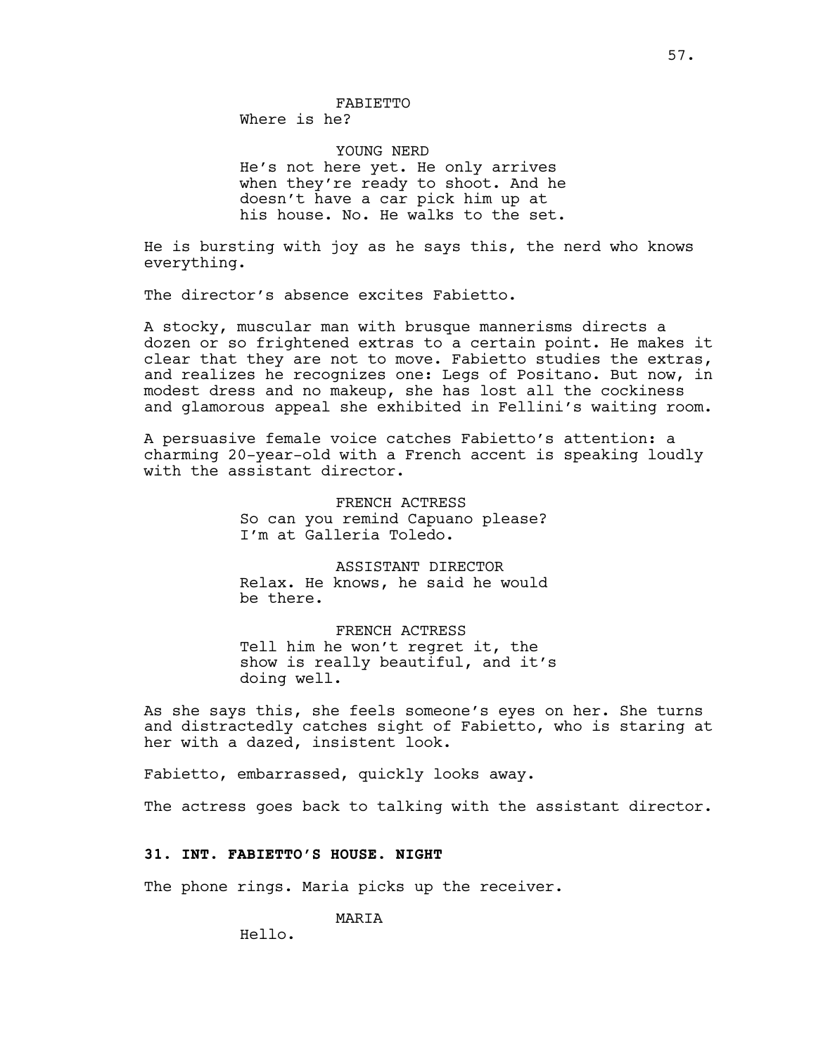FABIETTO
Where is he?

YOUNG NERD
He's not here yet. He only arrives when they're ready to shoot. And he doesn't have a car pick him up at his house. No. He walks to the set.

He is bursting with joy as he says this, the nerd who knows everything.

The director's absence excites Fabietto.

A stocky, muscular man with brusque mannerisms directs a dozen or so frightened extras to a certain point. He makes it clear that they are not to move. Fabietto studies the extras, and realizes he recognizes one: Legs of Positano. But now, in modest dress and no makeup, she has lost all the cockiness and glamorous appeal she exhibited in Fellini's waiting room.

A persuasive female voice catches Fabietto's attention: a charming 20-year-old with a French accent is speaking loudly with the assistant director.

FRENCH ACTRESS
So can you remind Capuano please? I'm at Galleria Toledo.

ASSISTANT DIRECTOR
Relax. He knows, he said he would be there.

FRENCH ACTRESS
Tell him he won't regret it, the show is really beautiful, and it's doing well.

As she says this, she feels someone's eyes on her. She turns and distractedly catches sight of Fabietto, who is staring at her with a dazed, insistent look.

Fabietto, embarrassed, quickly looks away.

The actress goes back to talking with the assistant director.

**31. INT. FABIETTO'S HOUSE. NIGHT**

The phone rings. Maria picks up the receiver.

MARIA
Hello.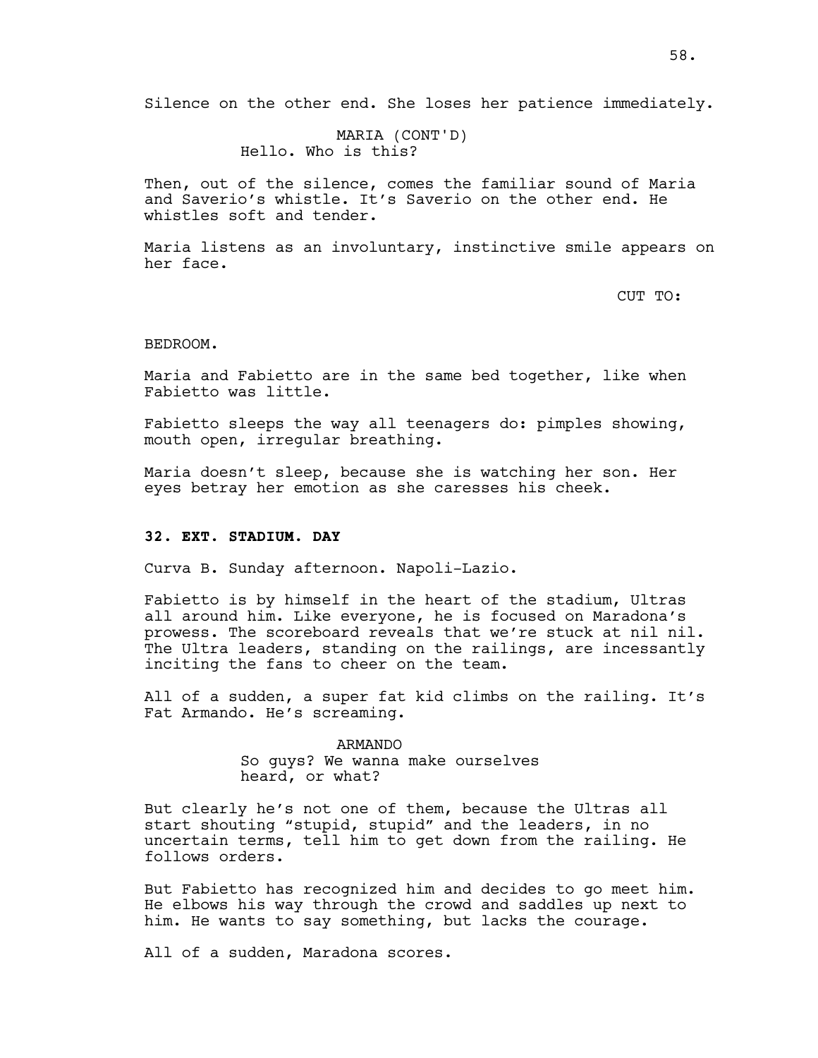Silence on the other end. She loses her patience immediately.

MARIA (CONT'D)
Hello. Who is this?

Then, out of the silence, comes the familiar sound of Maria and Saverio's whistle. It's Saverio on the other end. He whistles soft and tender.

Maria listens as an involuntary, instinctive smile appears on her face.

CUT TO:

BEDROOM.

Maria and Fabietto are in the same bed together, like when Fabietto was little.

Fabietto sleeps the way all teenagers do: pimples showing, mouth open, irregular breathing.

Maria doesn't sleep, because she is watching her son. Her eyes betray her emotion as she caresses his cheek.

**32. EXT. STADIUM. DAY**

Curva B. Sunday afternoon. Napoli-Lazio.

Fabietto is by himself in the heart of the stadium, Ultras all around him. Like everyone, he is focused on Maradona's prowess. The scoreboard reveals that we're stuck at nil nil. The Ultra leaders, standing on the railings, are incessantly inciting the fans to cheer on the team.

All of a sudden, a super fat kid climbs on the railing. It's Fat Armando. He's screaming.

ARMANDO
So guys? We wanna make ourselves heard, or what?

But clearly he's not one of them, because the Ultras all start shouting "stupid, stupid" and the leaders, in no uncertain terms, tell him to get down from the railing. He follows orders.

But Fabietto has recognized him and decides to go meet him. He elbows his way through the crowd and saddles up next to him. He wants to say something, but lacks the courage.

All of a sudden, Maradona scores.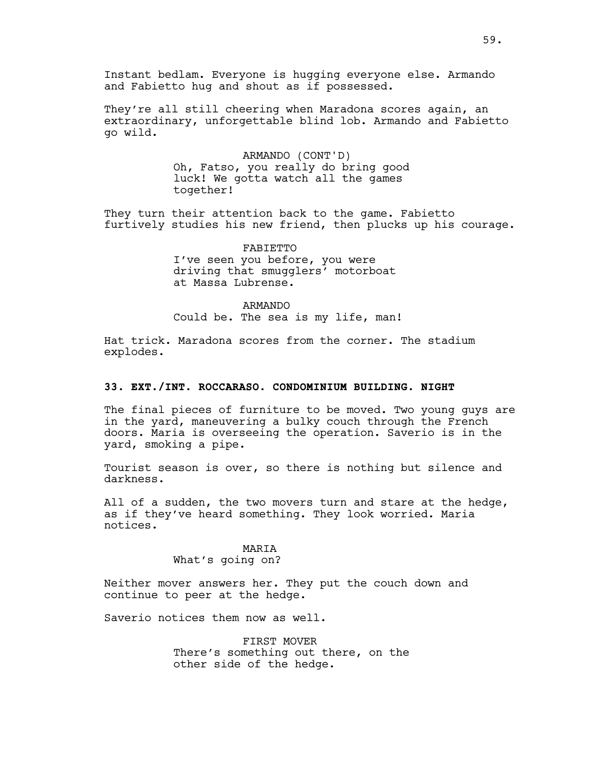Instant bedlam. Everyone is hugging everyone else. Armando and Fabietto hug and shout as if possessed.

They're all still cheering when Maradona scores again, an extraordinary, unforgettable blind lob. Armando and Fabietto go wild.

ARMANDO (CONT'D)
Oh, Fatso, you really do bring good luck! We gotta watch all the games together!

They turn their attention back to the game. Fabietto furtively studies his new friend, then plucks up his courage.

FABIETTO
I've seen you before, you were driving that smugglers' motorboat at Massa Lubrense.

ARMANDO
Could be. The sea is my life, man!

Hat trick. Maradona scores from the corner. The stadium explodes.

**33. EXT./INT. ROCCARASO. CONDOMINIUM BUILDING. NIGHT**

The final pieces of furniture to be moved. Two young guys are in the yard, maneuvering a bulky couch through the French doors. Maria is overseeing the operation. Saverio is in the yard, smoking a pipe.

Tourist season is over, so there is nothing but silence and darkness.

All of a sudden, the two movers turn and stare at the hedge, as if they've heard something. They look worried. Maria notices.

MARIA
What's going on?

Neither mover answers her. They put the couch down and continue to peer at the hedge.

Saverio notices them now as well.

FIRST MOVER
There's something out there, on the other side of the hedge.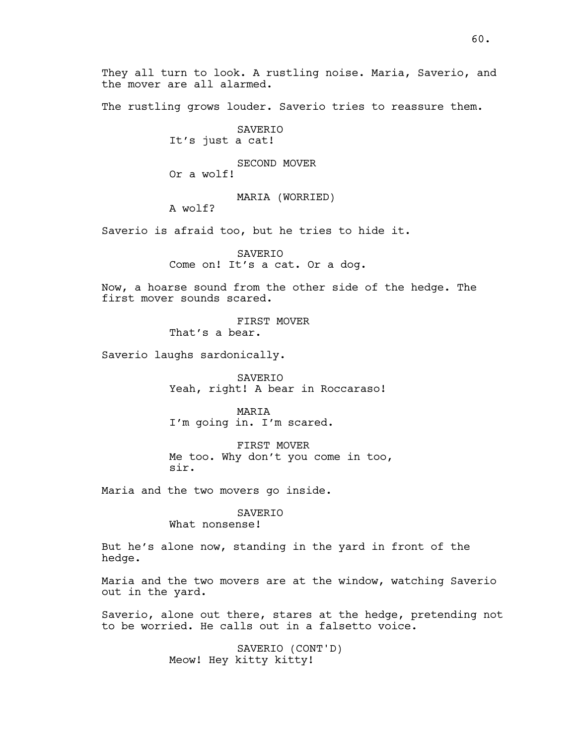They all turn to look. A rustling noise. Maria, Saverio, and the mover are all alarmed.

The rustling grows louder. Saverio tries to reassure them.

SAVERIO
It's just a cat!

SECOND MOVER
Or a wolf!

MARIA (WORRIED)
A wolf?

Saverio is afraid too, but he tries to hide it.

SAVERIO
Come on! It's a cat. Or a dog.

Now, a hoarse sound from the other side of the hedge. The first mover sounds scared.

FIRST MOVER
That's a bear.

Saverio laughs sardonically.

SAVERIO
Yeah, right! A bear in Roccaraso!

MARIA
I'm going in. I'm scared.

FIRST MOVER
Me too. Why don't you come in too, sir.

Maria and the two movers go inside.

SAVERIO
What nonsense!

But he's alone now, standing in the yard in front of the hedge.

Maria and the two movers are at the window, watching Saverio out in the yard.

Saverio, alone out there, stares at the hedge, pretending not to be worried. He calls out in a falsetto voice.

SAVERIO (CONT'D)
Meow! Hey kitty kitty!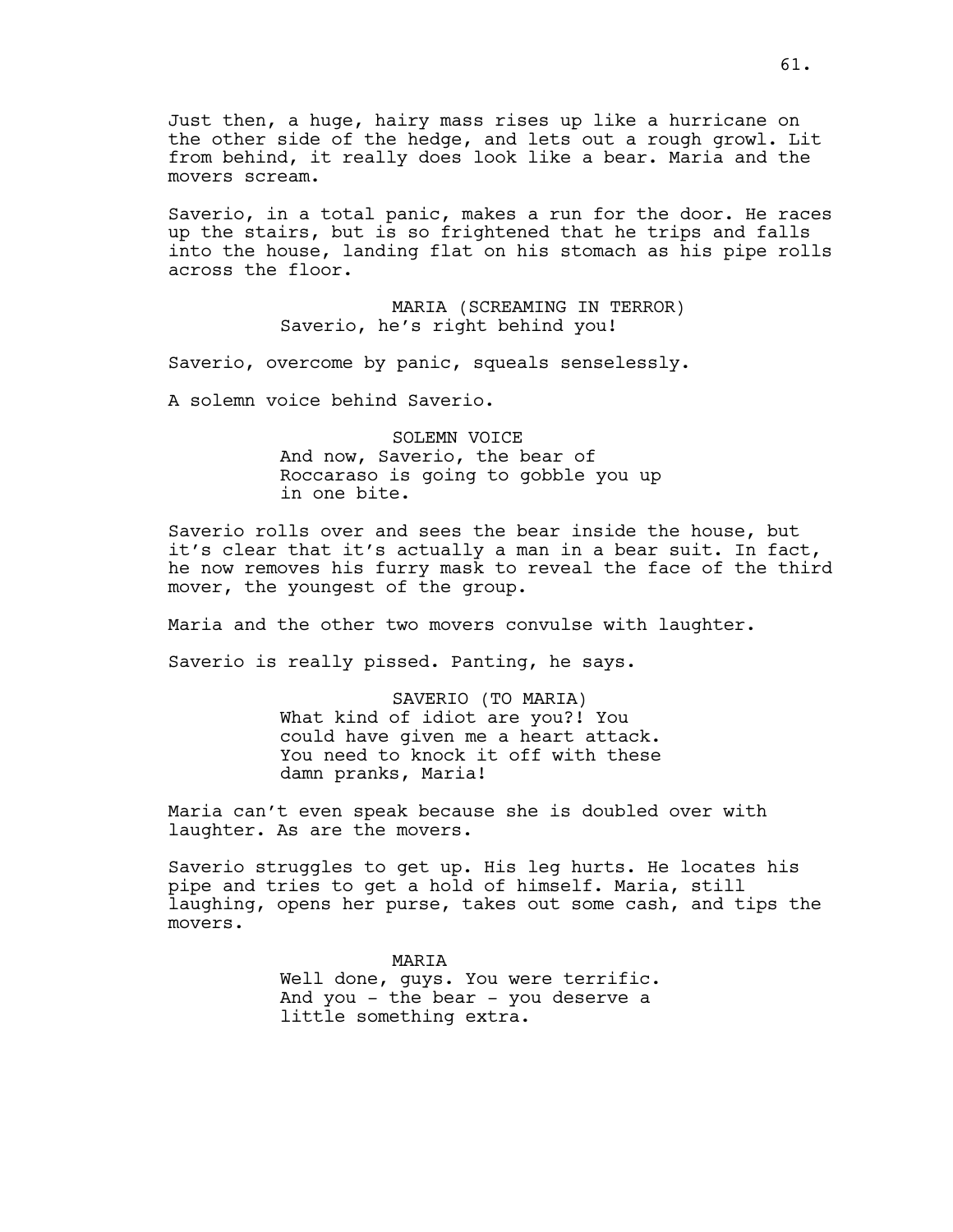Just then, a huge, hairy mass rises up like a hurricane on the other side of the hedge, and lets out a rough growl. Lit from behind, it really does look like a bear. Maria and the movers scream.

Saverio, in a total panic, makes a run for the door. He races up the stairs, but is so frightened that he trips and falls into the house, landing flat on his stomach as his pipe rolls across the floor.

MARIA (SCREAMING IN TERROR)
Saverio, he's right behind you!

Saverio, overcome by panic, squeals senselessly.

A solemn voice behind Saverio.

SOLEMN VOICE
And now, Saverio, the bear of Roccaraso is going to gobble you up in one bite.

Saverio rolls over and sees the bear inside the house, but it's clear that it's actually a man in a bear suit. In fact, he now removes his furry mask to reveal the face of the third mover, the youngest of the group.

Maria and the other two movers convulse with laughter.

Saverio is really pissed. Panting, he says.

SAVERIO (TO MARIA)
What kind of idiot are you?! You could have given me a heart attack. You need to knock it off with these damn pranks, Maria!

Maria can't even speak because she is doubled over with laughter. As are the movers.

Saverio struggles to get up. His leg hurts. He locates his pipe and tries to get a hold of himself. Maria, still laughing, opens her purse, takes out some cash, and tips the movers.

MARIA
Well done, guys. You were terrific. And you - the bear - you deserve a little something extra.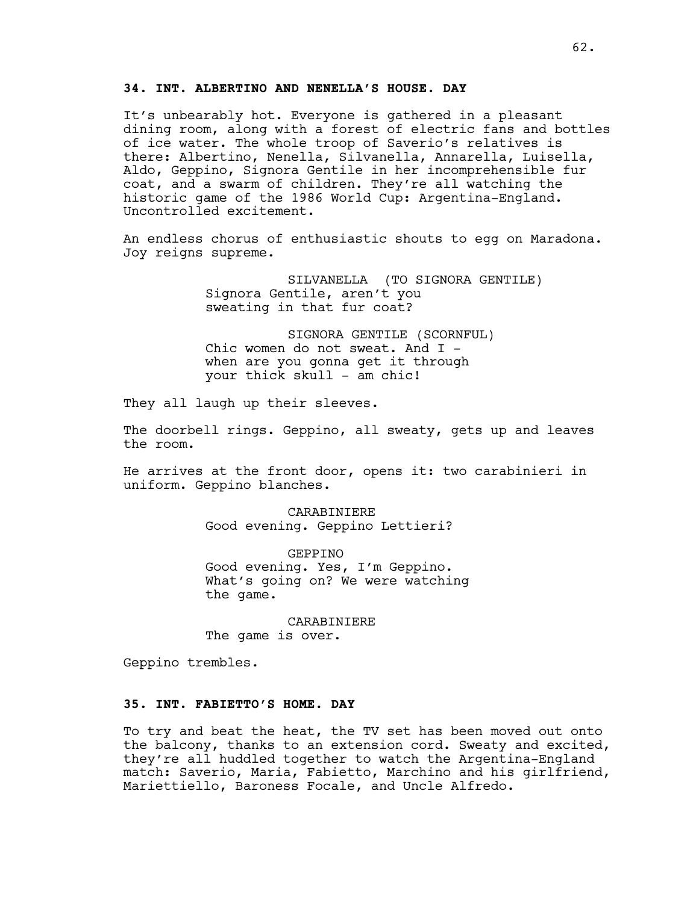**34. INT. ALBERTINO AND NENELLA'S HOUSE. DAY**

It's unbearably hot. Everyone is gathered in a pleasant dining room, along with a forest of electric fans and bottles of ice water. The whole troop of Saverio's relatives is there: Albertino, Nenella, Silvanella, Annarella, Luisella, Aldo, Geppino, Signora Gentile in her incomprehensible fur coat, and a swarm of children. They're all watching the historic game of the 1986 World Cup: Argentina-England. Uncontrolled excitement.

An endless chorus of enthusiastic shouts to egg on Maradona. Joy reigns supreme.

SILVANELLA (TO SIGNORA GENTILE)
Signora Gentile, aren't you sweating in that fur coat?

SIGNORA GENTILE (SCORNFUL)
Chic women do not sweat. And I - when are you gonna get it through your thick skull - am chic!

They all laugh up their sleeves.

The doorbell rings. Geppino, all sweaty, gets up and leaves the room.

He arrives at the front door, opens it: two carabinieri in uniform. Geppino blanches.

CARABINIERE
Good evening. Geppino Lettieri?

GEPPINO
Good evening. Yes, I'm Geppino. What's going on? We were watching the game.

CARABINIERE
The game is over.

Geppino trembles.

**35. INT. FABIETTO'S HOME. DAY**

To try and beat the heat, the TV set has been moved out onto the balcony, thanks to an extension cord. Sweaty and excited, they're all huddled together to watch the Argentina-England match: Saverio, Maria, Fabietto, Marchino and his girlfriend, Mariettiello, Baroness Focale, and Uncle Alfredo.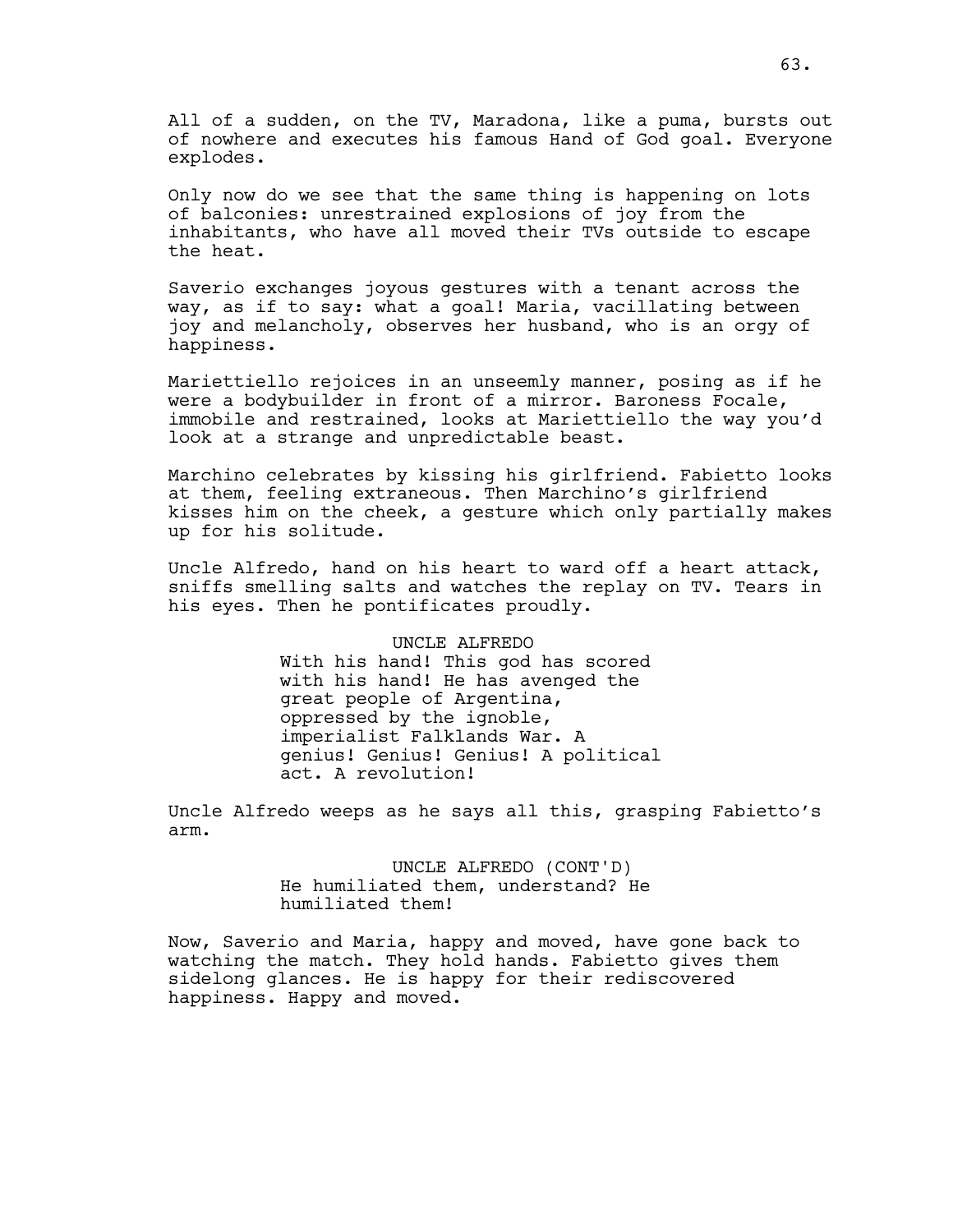All of a sudden, on the TV, Maradona, like a puma, bursts out of nowhere and executes his famous Hand of God goal. Everyone explodes.

Only now do we see that the same thing is happening on lots of balconies: unrestrained explosions of joy from the inhabitants, who have all moved their TVs outside to escape the heat.

Saverio exchanges joyous gestures with a tenant across the way, as if to say: what a goal! Maria, vacillating between joy and melancholy, observes her husband, who is an orgy of happiness.

Mariettiello rejoices in an unseemly manner, posing as if he were a bodybuilder in front of a mirror. Baroness Focale, immobile and restrained, looks at Mariettiello the way you'd look at a strange and unpredictable beast.

Marchino celebrates by kissing his girlfriend. Fabietto looks at them, feeling extraneous. Then Marchino's girlfriend kisses him on the cheek, a gesture which only partially makes up for his solitude.

Uncle Alfredo, hand on his heart to ward off a heart attack, sniffs smelling salts and watches the replay on TV. Tears in his eyes. Then he pontificates proudly.

UNCLE ALFREDO

With his hand! This god has scored with his hand! He has avenged the great people of Argentina, oppressed by the ignoble, imperialist Falklands War. A genius! Genius! Genius! A political act. A revolution!

Uncle Alfredo weeps as he says all this, grasping Fabietto's arm.

UNCLE ALFREDO (CONT'D)

He humiliated them, understand? He humiliated them!

Now, Saverio and Maria, happy and moved, have gone back to watching the match. They hold hands. Fabietto gives them sidelong glances. He is happy for their rediscovered happiness. Happy and moved.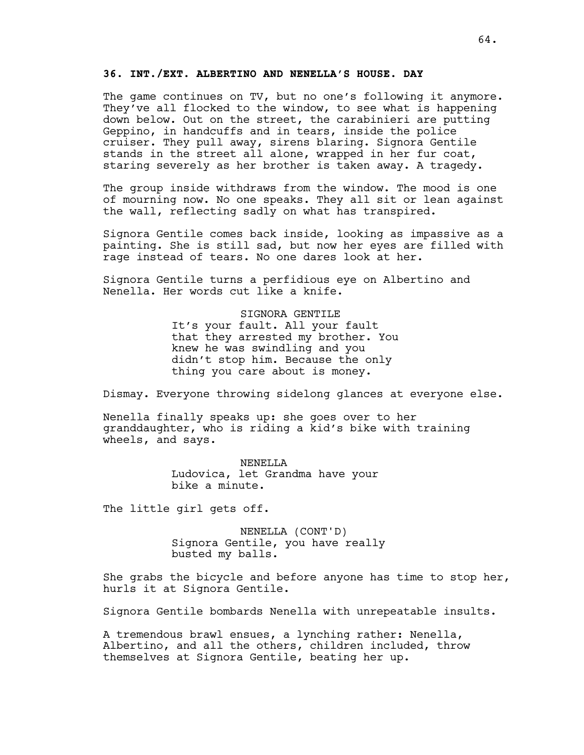**36. INT./EXT. ALBERTINO AND NENELLA'S HOUSE. DAY**

The game continues on TV, but no one's following it anymore. They've all flocked to the window, to see what is happening down below. Out on the street, the carabinieri are putting Geppino, in handcuffs and in tears, inside the police cruiser. They pull away, sirens blaring. Signora Gentile stands in the street all alone, wrapped in her fur coat, staring severely as her brother is taken away. A tragedy.

The group inside withdraws from the window. The mood is one of mourning now. No one speaks. They all sit or lean against the wall, reflecting sadly on what has transpired.

Signora Gentile comes back inside, looking as impassive as a painting. She is still sad, but now her eyes are filled with rage instead of tears. No one dares look at her.

Signora Gentile turns a perfidious eye on Albertino and Nenella. Her words cut like a knife.

SIGNORA GENTILE
It's your fault. All your fault that they arrested my brother. You knew he was swindling and you didn't stop him. Because the only thing you care about is money.

Dismay. Everyone throwing sidelong glances at everyone else.

Nenella finally speaks up: she goes over to her granddaughter, who is riding a kid's bike with training wheels, and says.

NENELLA
Ludovica, let Grandma have your bike a minute.

The little girl gets off.

NENELLA (CONT'D)
Signora Gentile, you have really busted my balls.

She grabs the bicycle and before anyone has time to stop her, hurls it at Signora Gentile.

Signora Gentile bombards Nenella with unrepeatable insults.

A tremendous brawl ensues, a lynching rather: Nenella, Albertino, and all the others, children included, throw themselves at Signora Gentile, beating her up.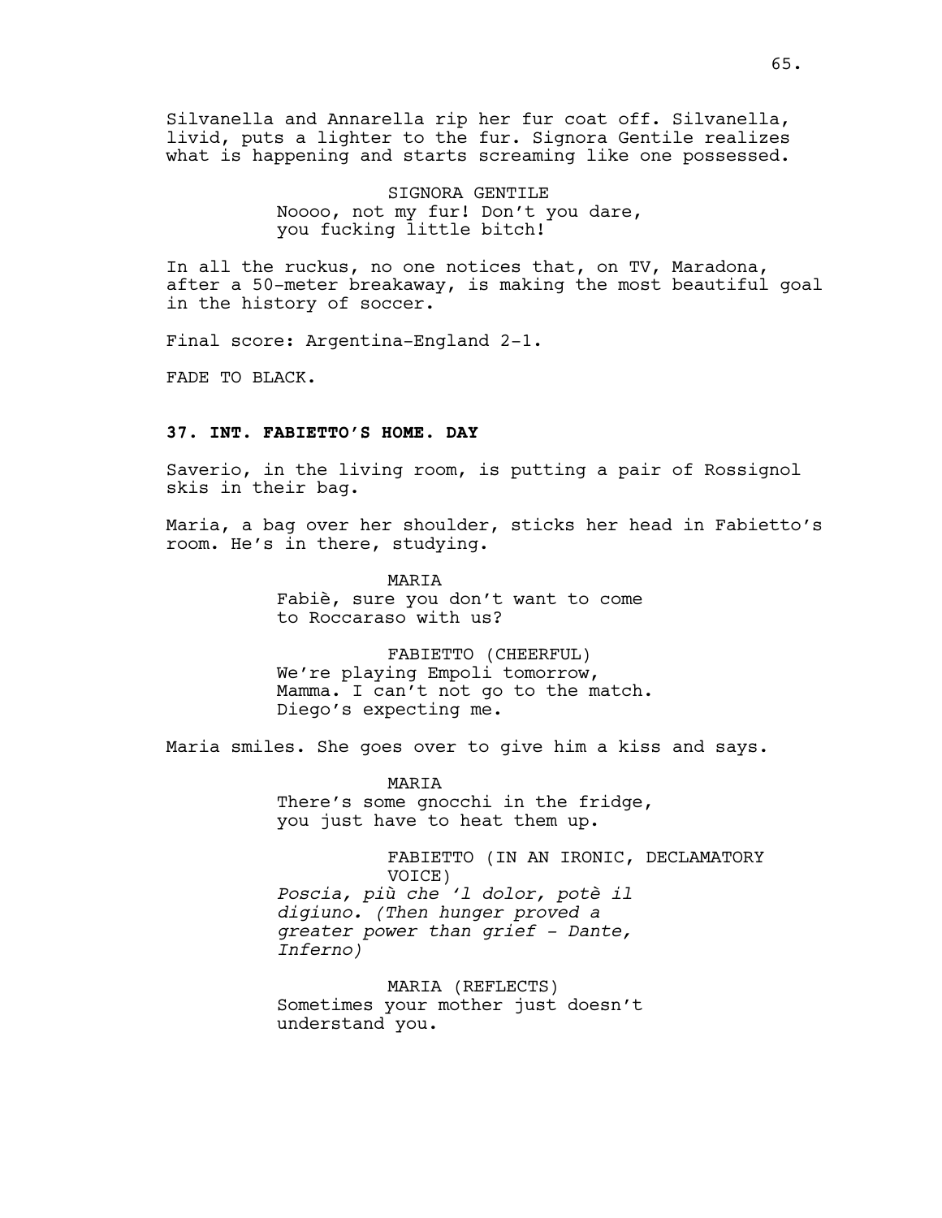Silvanella and Annarella rip her fur coat off. Silvanella, livid, puts a lighter to the fur. Signora Gentile realizes what is happening and starts screaming like one possessed.

SIGNORA GENTILE
Noooo, not my fur! Don't you dare, you fucking little bitch!

In all the ruckus, no one notices that, on TV, Maradona, after a 50-meter breakaway, is making the most beautiful goal in the history of soccer.

Final score: Argentina-England 2-1.

FADE TO BLACK.

**37. INT. FABIETTO'S HOME. DAY**

Saverio, in the living room, is putting a pair of Rossignol skis in their bag.

Maria, a bag over her shoulder, sticks her head in Fabietto's room. He's in there, studying.

MARIA
Fabiè, sure you don't want to come to Roccaraso with us?

FABIETTO (CHEERFUL)
We're playing Empoli tomorrow, Mamma. I can't not go to the match. Diego's expecting me.

Maria smiles. She goes over to give him a kiss and says.

MARIA
There's some gnocchi in the fridge, you just have to heat them up.

FABIETTO (IN AN IRONIC, DECLAMATORY VOICE)
*Poscia, più che 'l dolor, potè il digiuno. (Then hunger proved a greater power than grief - Dante, Inferno)*

MARIA (REFLECTS)
Sometimes your mother just doesn't understand you.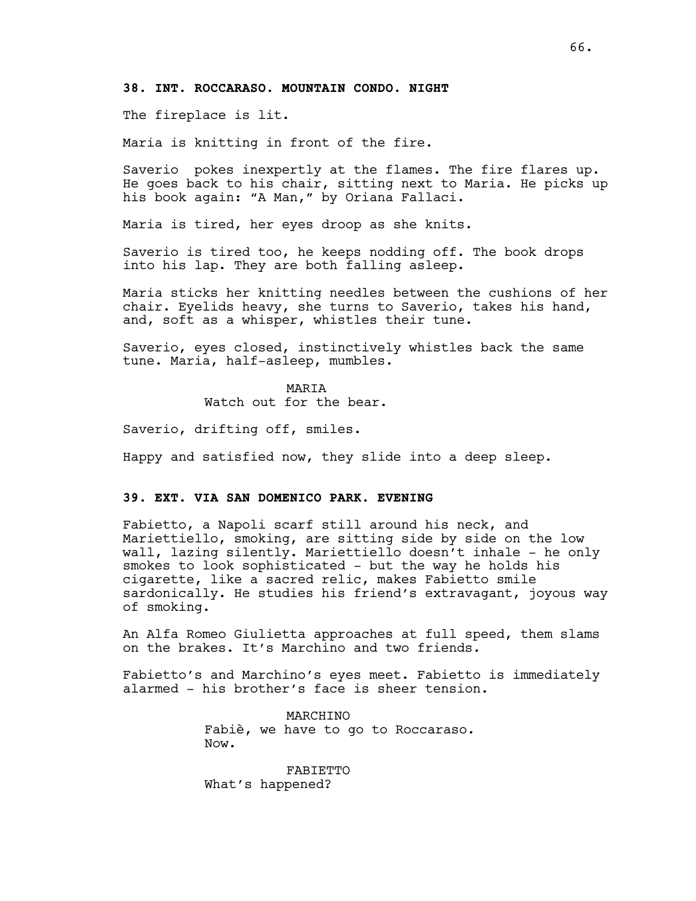**38. INT. ROCCARASO. MOUNTAIN CONDO. NIGHT**

The fireplace is lit.

Maria is knitting in front of the fire.

Saverio  pokes inexpertly at the flames. The fire flares up. He goes back to his chair, sitting next to Maria. He picks up his book again: "A Man," by Oriana Fallaci.

Maria is tired, her eyes droop as she knits.

Saverio is tired too, he keeps nodding off. The book drops into his lap. They are both falling asleep.

Maria sticks her knitting needles between the cushions of her chair. Eyelids heavy, she turns to Saverio, takes his hand, and, soft as a whisper, whistles their tune.

Saverio, eyes closed, instinctively whistles back the same tune. Maria, half-asleep, mumbles.

MARIA
Watch out for the bear.

Saverio, drifting off, smiles.

Happy and satisfied now, they slide into a deep sleep.

**39. EXT. VIA SAN DOMENICO PARK. EVENING**

Fabietto, a Napoli scarf still around his neck, and Mariettiello, smoking, are sitting side by side on the low wall, lazing silently. Mariettiello doesn't inhale - he only smokes to look sophisticated - but the way he holds his cigarette, like a sacred relic, makes Fabietto smile sardonically. He studies his friend's extravagant, joyous way of smoking.

An Alfa Romeo Giulietta approaches at full speed, them slams on the brakes. It's Marchino and two friends.

Fabietto's and Marchino's eyes meet. Fabietto is immediately alarmed - his brother's face is sheer tension.

MARCHINO
Fabiè, we have to go to Roccaraso. Now.

FABIETTO
What's happened?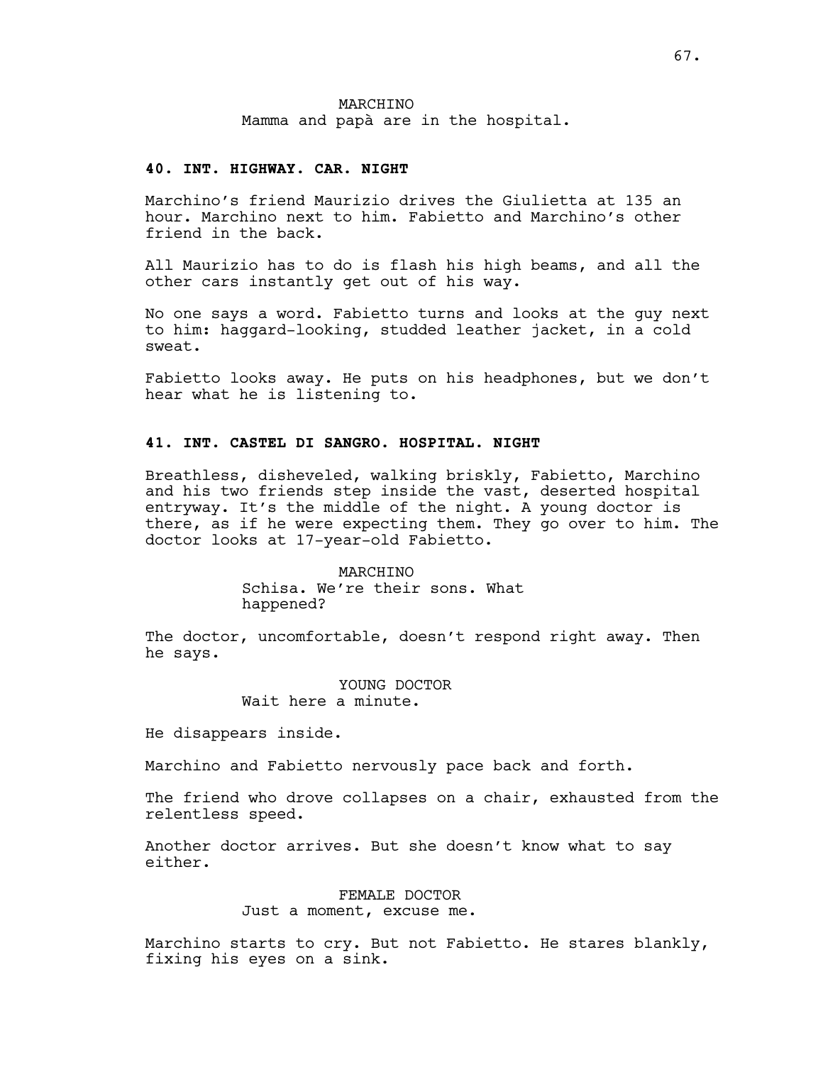MARCHINO
Mamma and papà are in the hospital.

**40. INT. HIGHWAY. CAR. NIGHT**

Marchino's friend Maurizio drives the Giulietta at 135 an hour. Marchino next to him. Fabietto and Marchino's other friend in the back.

All Maurizio has to do is flash his high beams, and all the other cars instantly get out of his way.

No one says a word. Fabietto turns and looks at the guy next to him: haggard-looking, studded leather jacket, in a cold sweat.

Fabietto looks away. He puts on his headphones, but we don't hear what he is listening to.

**41. INT. CASTEL DI SANGRO. HOSPITAL. NIGHT**

Breathless, disheveled, walking briskly, Fabietto, Marchino and his two friends step inside the vast, deserted hospital entryway. It's the middle of the night. A young doctor is there, as if he were expecting them. They go over to him. The doctor looks at 17-year-old Fabietto.

MARCHINO
Schisa. We're their sons. What happened?

The doctor, uncomfortable, doesn't respond right away. Then he says.

YOUNG DOCTOR
Wait here a minute.

He disappears inside.

Marchino and Fabietto nervously pace back and forth.

The friend who drove collapses on a chair, exhausted from the relentless speed.

Another doctor arrives. But she doesn't know what to say either.

FEMALE DOCTOR
Just a moment, excuse me.

Marchino starts to cry. But not Fabietto. He stares blankly, fixing his eyes on a sink.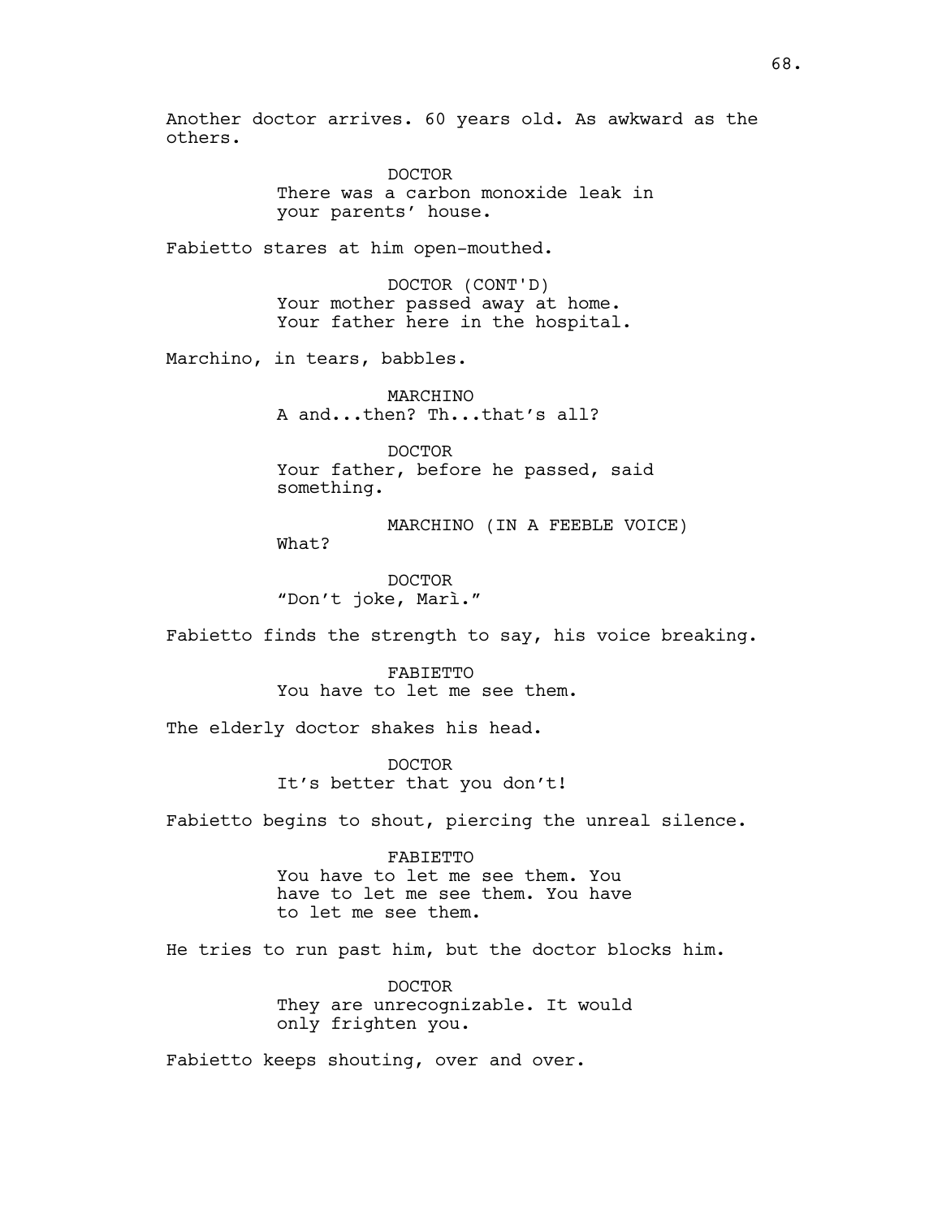Another doctor arrives. 60 years old. As awkward as the others.

DOCTOR
There was a carbon monoxide leak in your parents' house.

Fabietto stares at him open-mouthed.

DOCTOR (CONT'D)
Your mother passed away at home. Your father here in the hospital.

Marchino, in tears, babbles.

MARCHINO
A and...then? Th...that's all?

DOCTOR
Your father, before he passed, said something.

MARCHINO (IN A FEEBLE VOICE)
What?

DOCTOR
"Don't joke, Marì."

Fabietto finds the strength to say, his voice breaking.

FABIETTO
You have to let me see them.

The elderly doctor shakes his head.

DOCTOR
It's better that you don't!

Fabietto begins to shout, piercing the unreal silence.

FABIETTO
You have to let me see them. You have to let me see them. You have to let me see them.

He tries to run past him, but the doctor blocks him.

DOCTOR
They are unrecognizable. It would only frighten you.

Fabietto keeps shouting, over and over.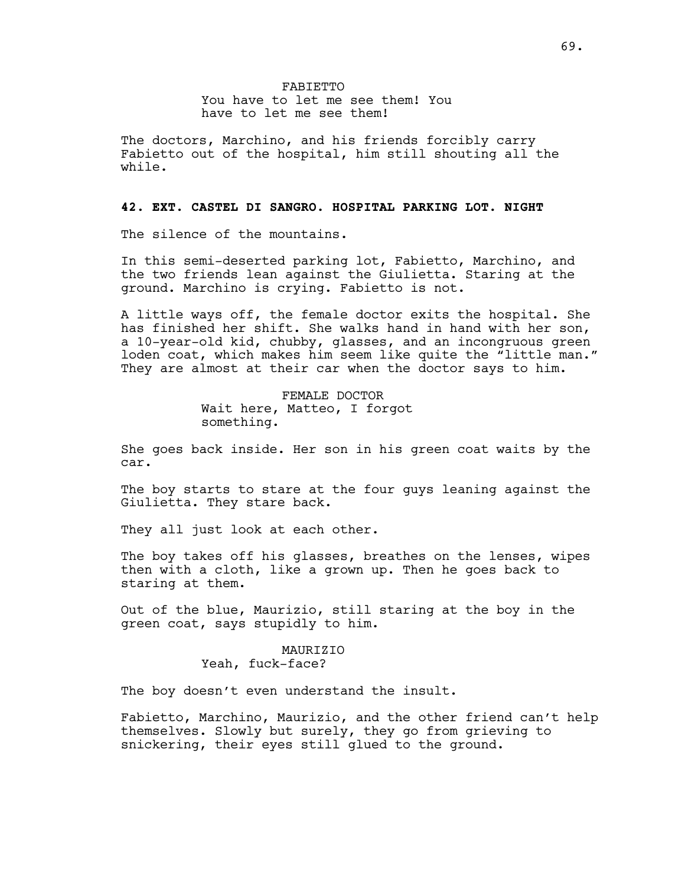FABIETTO
You have to let me see them! You have to let me see them!

The doctors, Marchino, and his friends forcibly carry Fabietto out of the hospital, him still shouting all the while.

**42. EXT. CASTEL DI SANGRO. HOSPITAL PARKING LOT. NIGHT**

The silence of the mountains.

In this semi-deserted parking lot, Fabietto, Marchino, and the two friends lean against the Giulietta. Staring at the ground. Marchino is crying. Fabietto is not.

A little ways off, the female doctor exits the hospital. She has finished her shift. She walks hand in hand with her son, a 10-year-old kid, chubby, glasses, and an incongruous green loden coat, which makes him seem like quite the "little man." They are almost at their car when the doctor says to him.

FEMALE DOCTOR
Wait here, Matteo, I forgot something.

She goes back inside. Her son in his green coat waits by the car.

The boy starts to stare at the four guys leaning against the Giulietta. They stare back.

They all just look at each other.

The boy takes off his glasses, breathes on the lenses, wipes then with a cloth, like a grown up. Then he goes back to staring at them.

Out of the blue, Maurizio, still staring at the boy in the green coat, says stupidly to him.

MAURIZIO
Yeah, fuck-face?

The boy doesn't even understand the insult.

Fabietto, Marchino, Maurizio, and the other friend can't help themselves. Slowly but surely, they go from grieving to snickering, their eyes still glued to the ground.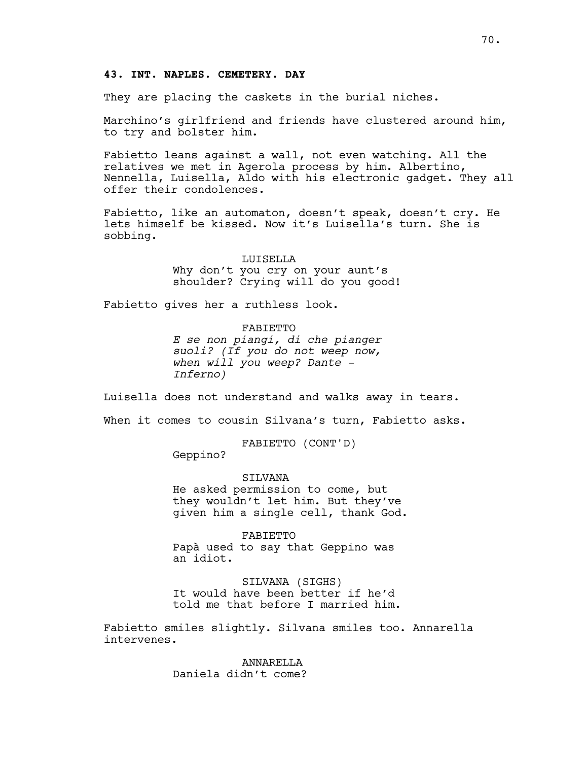**43. INT. NAPLES. CEMETERY. DAY**

They are placing the caskets in the burial niches.

Marchino's girlfriend and friends have clustered around him, to try and bolster him.

Fabietto leans against a wall, not even watching. All the relatives we met in Agerola process by him. Albertino, Nennella, Luisella, Aldo with his electronic gadget. They all offer their condolences.

Fabietto, like an automaton, doesn't speak, doesn't cry. He lets himself be kissed. Now it's Luisella's turn. She is sobbing.

LUISELLA
Why don't you cry on your aunt's shoulder? Crying will do you good!

Fabietto gives her a ruthless look.

FABIETTO
*E se non piangi, di che pianger suoli? (If you do not weep now, when will you weep? Dante - Inferno)*

Luisella does not understand and walks away in tears.

When it comes to cousin Silvana's turn, Fabietto asks.

FABIETTO (CONT'D)
Geppino?

SILVANA
He asked permission to come, but they wouldn't let him. But they've given him a single cell, thank God.

FABIETTO
Papà used to say that Geppino was an idiot.

SILVANA (SIGHS)
It would have been better if he'd told me that before I married him.

Fabietto smiles slightly. Silvana smiles too. Annarella intervenes.

ANNARELLA
Daniela didn't come?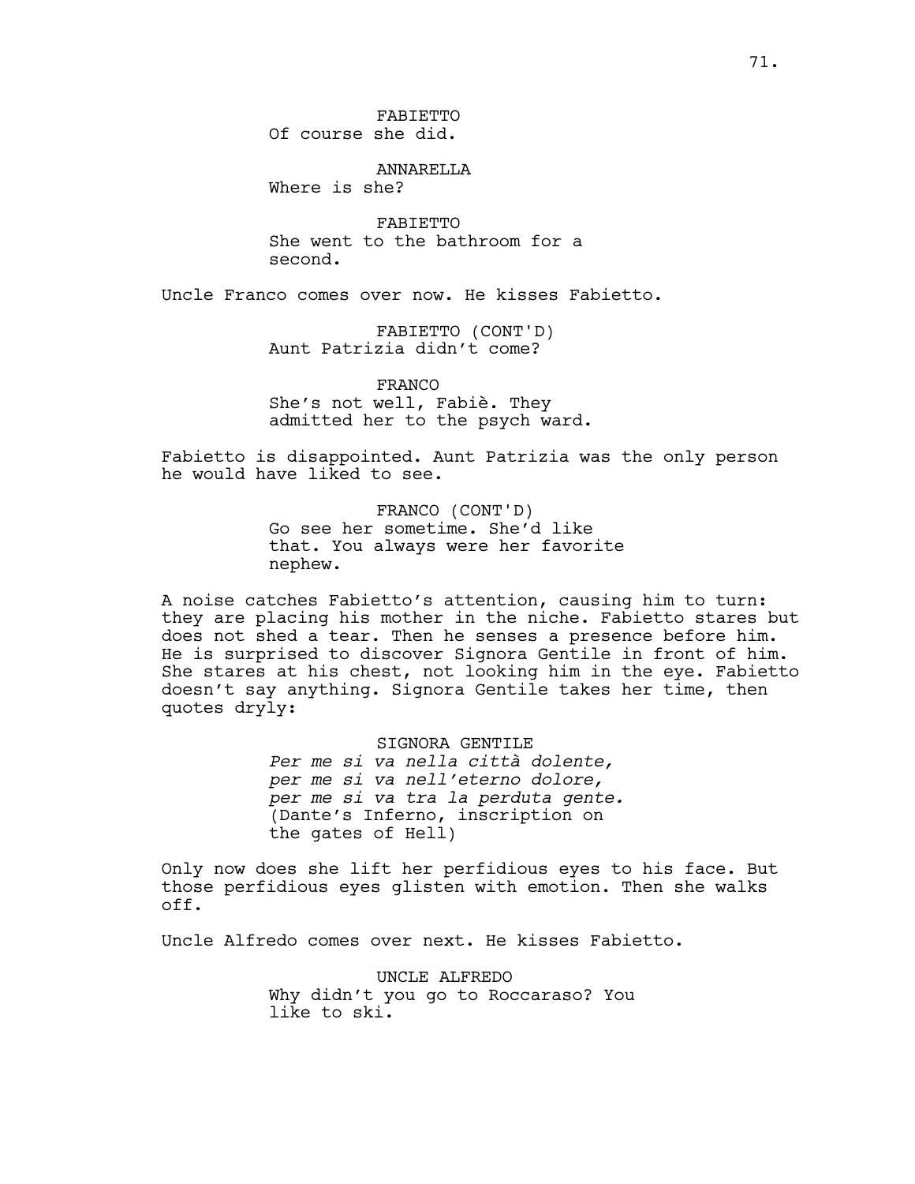FABIETTO
Of course she did.

ANNARELLA
Where is she?

FABIETTO
She went to the bathroom for a second.

Uncle Franco comes over now. He kisses Fabietto.

FABIETTO (CONT'D)
Aunt Patrizia didn't come?

FRANCO
She's not well, Fabiè. They admitted her to the psych ward.

Fabietto is disappointed. Aunt Patrizia was the only person he would have liked to see.

FRANCO (CONT'D)
Go see her sometime. She'd like that. You always were her favorite nephew.

A noise catches Fabietto's attention, causing him to turn: they are placing his mother in the niche. Fabietto stares but does not shed a tear. Then he senses a presence before him. He is surprised to discover Signora Gentile in front of him. She stares at his chest, not looking him in the eye. Fabietto doesn't say anything. Signora Gentile takes her time, then quotes dryly:

SIGNORA GENTILE
*Per me si va nella città dolente,*
*per me si va nell'eterno dolore,*
*per me si va tra la perduta gente.*
(Dante's Inferno, inscription on the gates of Hell)

Only now does she lift her perfidious eyes to his face. But those perfidious eyes glisten with emotion. Then she walks off.

Uncle Alfredo comes over next. He kisses Fabietto.

UNCLE ALFREDO
Why didn't you go to Roccaraso? You like to ski.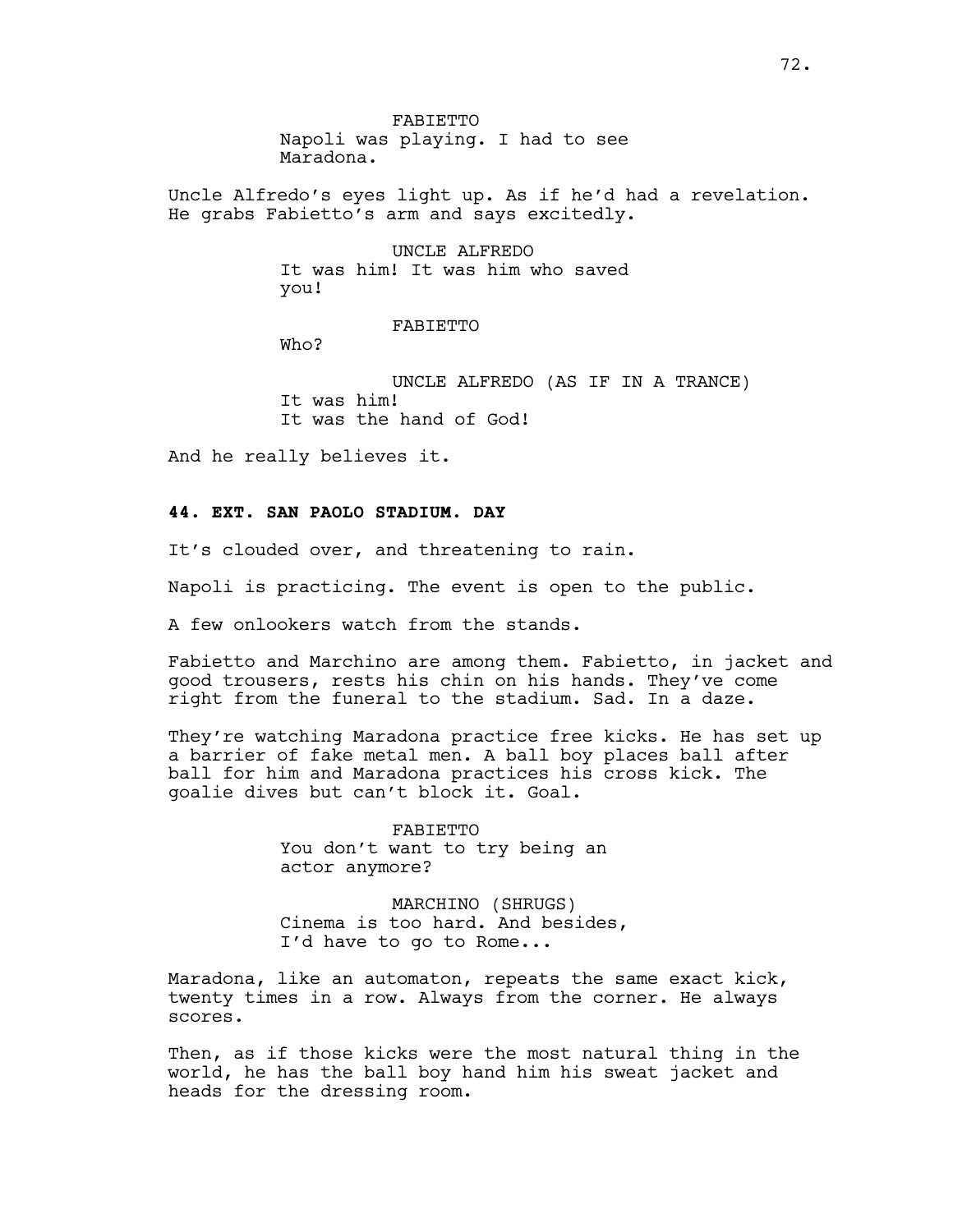FABIETTO
Napoli was playing. I had to see Maradona.

Uncle Alfredo's eyes light up. As if he'd had a revelation. He grabs Fabietto's arm and says excitedly.

UNCLE ALFREDO
It was him! It was him who saved you!

FABIETTO
Who?

UNCLE ALFREDO (AS IF IN A TRANCE)
It was him!
It was the hand of God!

And he really believes it.

**44. EXT. SAN PAOLO STADIUM. DAY**

It's clouded over, and threatening to rain.

Napoli is practicing. The event is open to the public.

A few onlookers watch from the stands.

Fabietto and Marchino are among them. Fabietto, in jacket and good trousers, rests his chin on his hands. They've come right from the funeral to the stadium. Sad. In a daze.

They're watching Maradona practice free kicks. He has set up a barrier of fake metal men. A ball boy places ball after ball for him and Maradona practices his cross kick. The goalie dives but can't block it. Goal.

FABIETTO
You don't want to try being an actor anymore?

MARCHINO (SHRUGS)
Cinema is too hard. And besides, I'd have to go to Rome...

Maradona, like an automaton, repeats the same exact kick, twenty times in a row. Always from the corner. He always scores.

Then, as if those kicks were the most natural thing in the world, he has the ball boy hand him his sweat jacket and heads for the dressing room.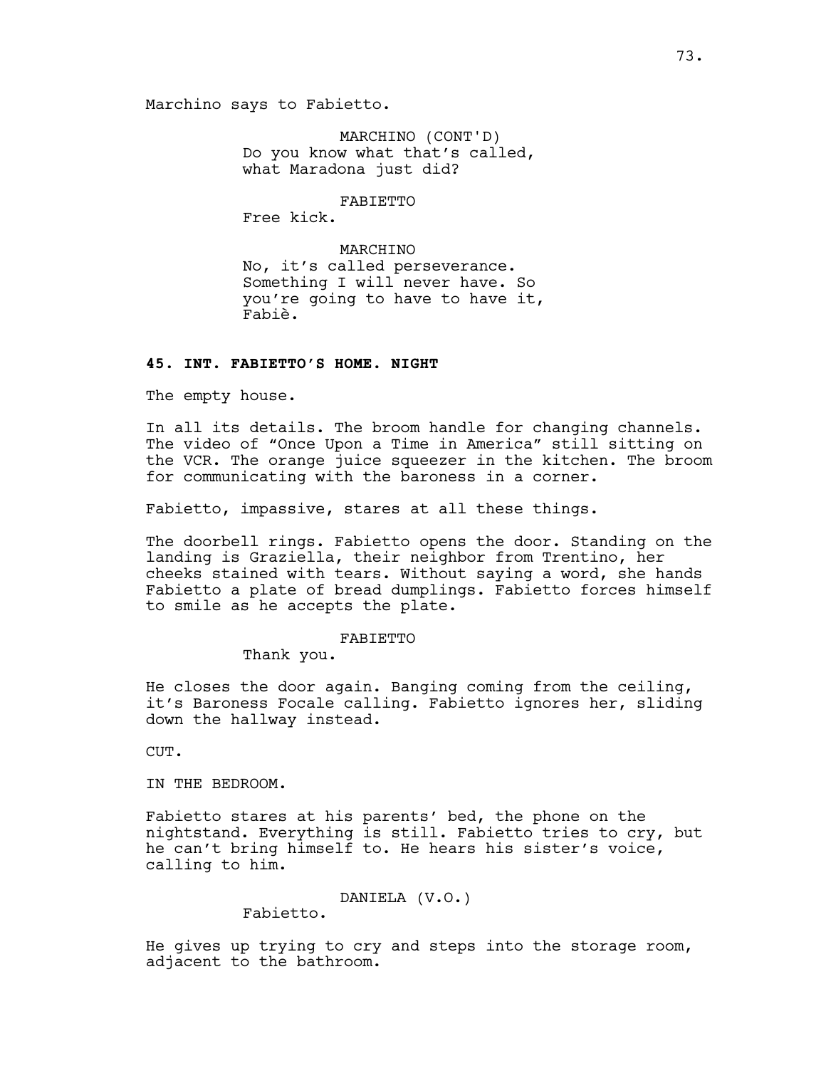Marchino says to Fabietto.

MARCHINO (CONT'D)
Do you know what that's called, what Maradona just did?

FABIETTO
Free kick.

MARCHINO
No, it's called perseverance. Something I will never have. So you're going to have to have it, Fabiè.

**45. INT. FABIETTO'S HOME. NIGHT**

The empty house.

In all its details. The broom handle for changing channels. The video of "Once Upon a Time in America" still sitting on the VCR. The orange juice squeezer in the kitchen. The broom for communicating with the baroness in a corner.

Fabietto, impassive, stares at all these things.

The doorbell rings. Fabietto opens the door. Standing on the landing is Graziella, their neighbor from Trentino, her cheeks stained with tears. Without saying a word, she hands Fabietto a plate of bread dumplings. Fabietto forces himself to smile as he accepts the plate.

FABIETTO
Thank you.

He closes the door again. Banging coming from the ceiling, it's Baroness Focale calling. Fabietto ignores her, sliding down the hallway instead.

CUT.

IN THE BEDROOM.

Fabietto stares at his parents' bed, the phone on the nightstand. Everything is still. Fabietto tries to cry, but he can't bring himself to. He hears his sister's voice, calling to him.

DANIELA (V.O.)
Fabietto.

He gives up trying to cry and steps into the storage room, adjacent to the bathroom.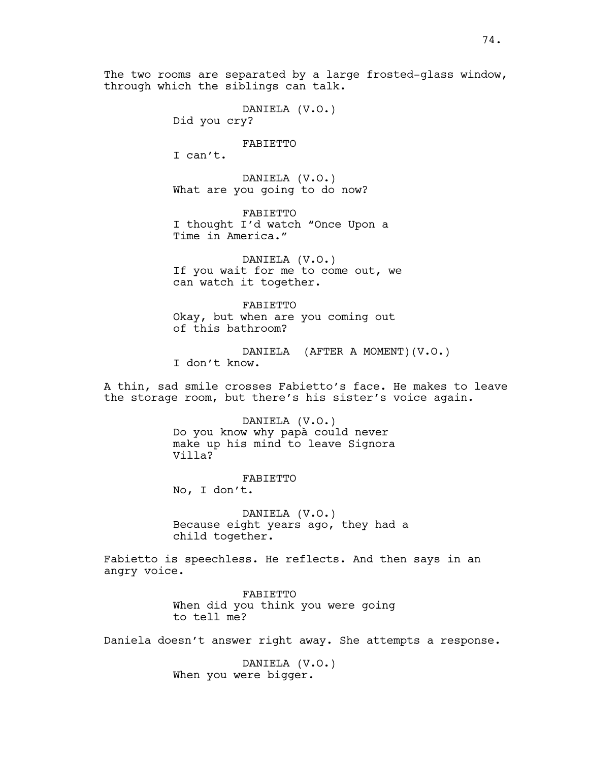The two rooms are separated by a large frosted-glass window, through which the siblings can talk.

DANIELA (V.O.)
Did you cry?

FABIETTO
I can't.

DANIELA (V.O.)
What are you going to do now?

FABIETTO
I thought I'd watch "Once Upon a Time in America."

DANIELA (V.O.)
If you wait for me to come out, we can watch it together.

FABIETTO
Okay, but when are you coming out of this bathroom?

DANIELA (AFTER A MOMENT)(V.O.)
I don't know.

A thin, sad smile crosses Fabietto's face. He makes to leave the storage room, but there's his sister's voice again.

DANIELA (V.O.)
Do you know why papà could never make up his mind to leave Signora Villa?

FABIETTO
No, I don't.

DANIELA (V.O.)
Because eight years ago, they had a child together.

Fabietto is speechless. He reflects. And then says in an angry voice.

FABIETTO
When did you think you were going to tell me?

Daniela doesn't answer right away. She attempts a response.

DANIELA (V.O.)
When you were bigger.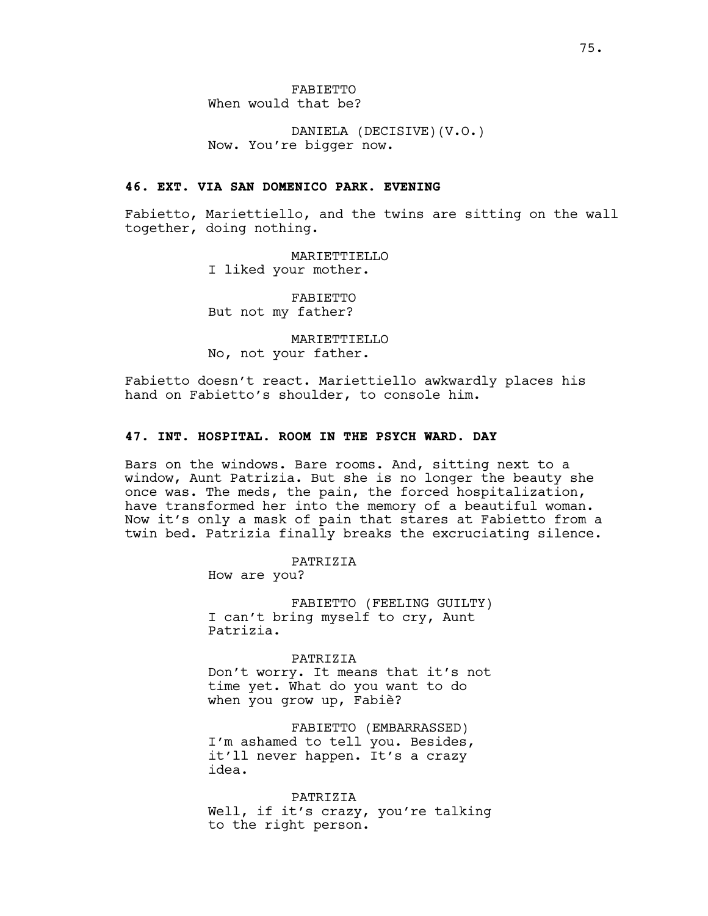FABIETTO
When would that be?

DANIELA (DECISIVE)(V.O.)
Now. You're bigger now.

**46. EXT. VIA SAN DOMENICO PARK. EVENING**

Fabietto, Mariettiello, and the twins are sitting on the wall together, doing nothing.

MARIETTIELLO
I liked your mother.

FABIETTO
But not my father?

MARIETTIELLO
No, not your father.

Fabietto doesn't react. Mariettiello awkwardly places his hand on Fabietto's shoulder, to console him.

**47. INT. HOSPITAL. ROOM IN THE PSYCH WARD. DAY**

Bars on the windows. Bare rooms. And, sitting next to a window, Aunt Patrizia. But she is no longer the beauty she once was. The meds, the pain, the forced hospitalization, have transformed her into the memory of a beautiful woman. Now it's only a mask of pain that stares at Fabietto from a twin bed. Patrizia finally breaks the excruciating silence.

PATRIZIA
How are you?

FABIETTO (FEELING GUILTY)
I can't bring myself to cry, Aunt Patrizia.

PATRIZIA
Don't worry. It means that it's not time yet. What do you want to do when you grow up, Fabiè?

FABIETTO (EMBARRASSED)
I'm ashamed to tell you. Besides, it'll never happen. It's a crazy idea.

PATRIZIA
Well, if it's crazy, you're talking to the right person.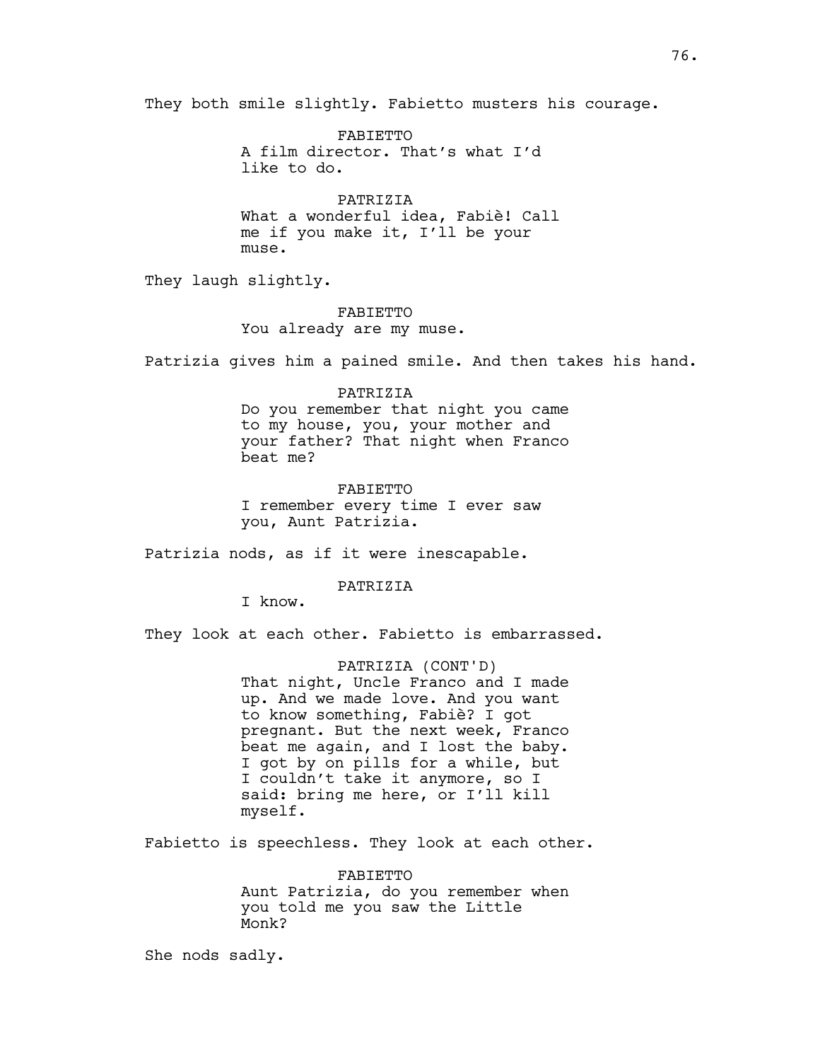They both smile slightly. Fabietto musters his courage.

FABIETTO
A film director. That's what I'd like to do.

PATRIZIA
What a wonderful idea, Fabiè! Call me if you make it, I'll be your muse.

They laugh slightly.

FABIETTO
You already are my muse.

Patrizia gives him a pained smile. And then takes his hand.

PATRIZIA
Do you remember that night you came to my house, you, your mother and your father? That night when Franco beat me?

FABIETTO
I remember every time I ever saw you, Aunt Patrizia.

Patrizia nods, as if it were inescapable.

PATRIZIA
I know.

They look at each other. Fabietto is embarrassed.

PATRIZIA (CONT'D)
That night, Uncle Franco and I made up. And we made love. And you want to know something, Fabiè? I got pregnant. But the next week, Franco beat me again, and I lost the baby. I got by on pills for a while, but I couldn't take it anymore, so I said: bring me here, or I'll kill myself.

Fabietto is speechless. They look at each other.

FABIETTO
Aunt Patrizia, do you remember when you told me you saw the Little Monk?

She nods sadly.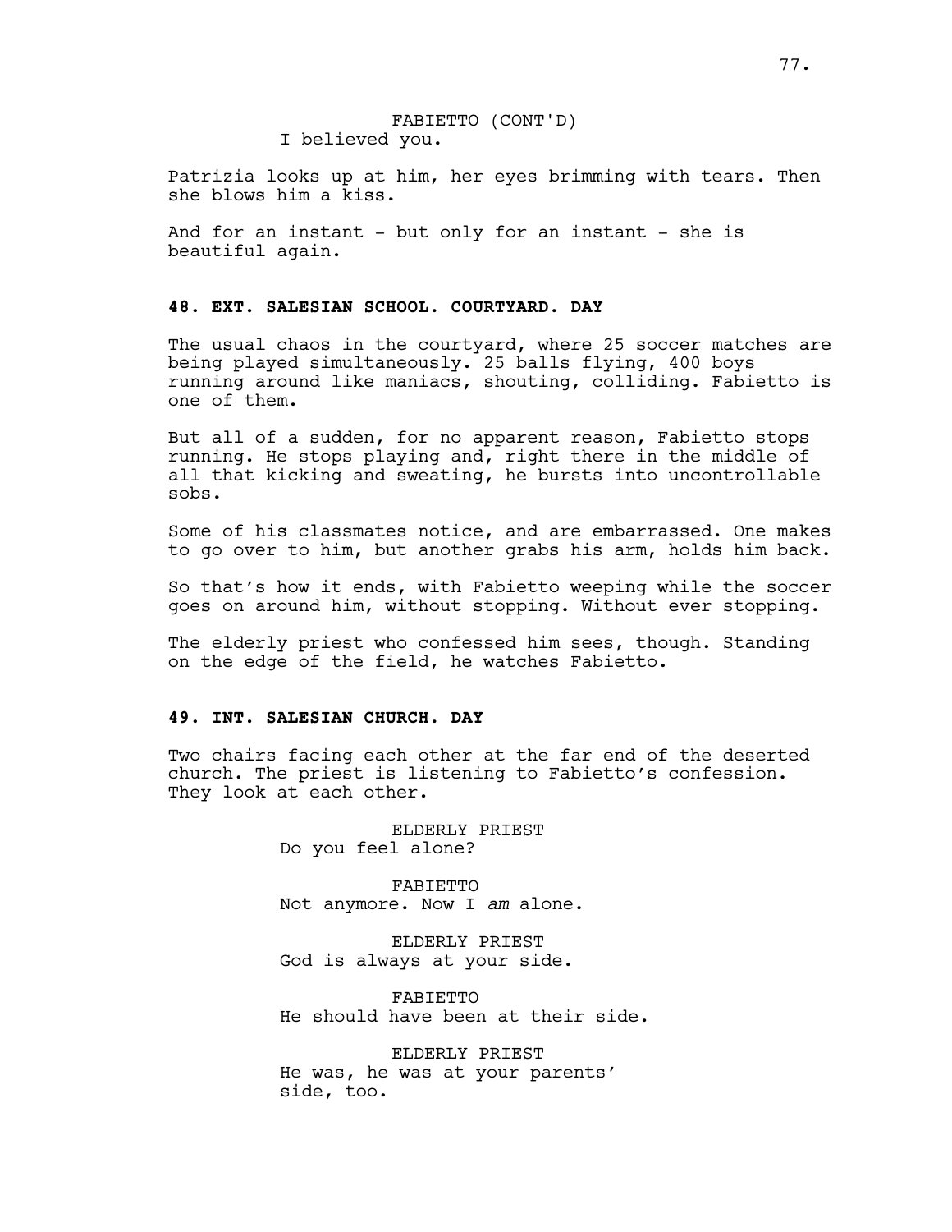FABIETTO (CONT'D)
I believed you.

Patrizia looks up at him, her eyes brimming with tears. Then she blows him a kiss.

And for an instant - but only for an instant - she is beautiful again.

**48. EXT. SALESIAN SCHOOL. COURTYARD. DAY**

The usual chaos in the courtyard, where 25 soccer matches are being played simultaneously. 25 balls flying, 400 boys running around like maniacs, shouting, colliding. Fabietto is one of them.

But all of a sudden, for no apparent reason, Fabietto stops running. He stops playing and, right there in the middle of all that kicking and sweating, he bursts into uncontrollable sobs.

Some of his classmates notice, and are embarrassed. One makes to go over to him, but another grabs his arm, holds him back.

So that's how it ends, with Fabietto weeping while the soccer goes on around him, without stopping. Without ever stopping.

The elderly priest who confessed him sees, though. Standing on the edge of the field, he watches Fabietto.

**49. INT. SALESIAN CHURCH. DAY**

Two chairs facing each other at the far end of the deserted church. The priest is listening to Fabietto's confession. They look at each other.

ELDERLY PRIEST
Do you feel alone?

FABIETTO
Not anymore. Now I *am* alone.

ELDERLY PRIEST
God is always at your side.

FABIETTO
He should have been at their side.

ELDERLY PRIEST
He was, he was at your parents' side, too.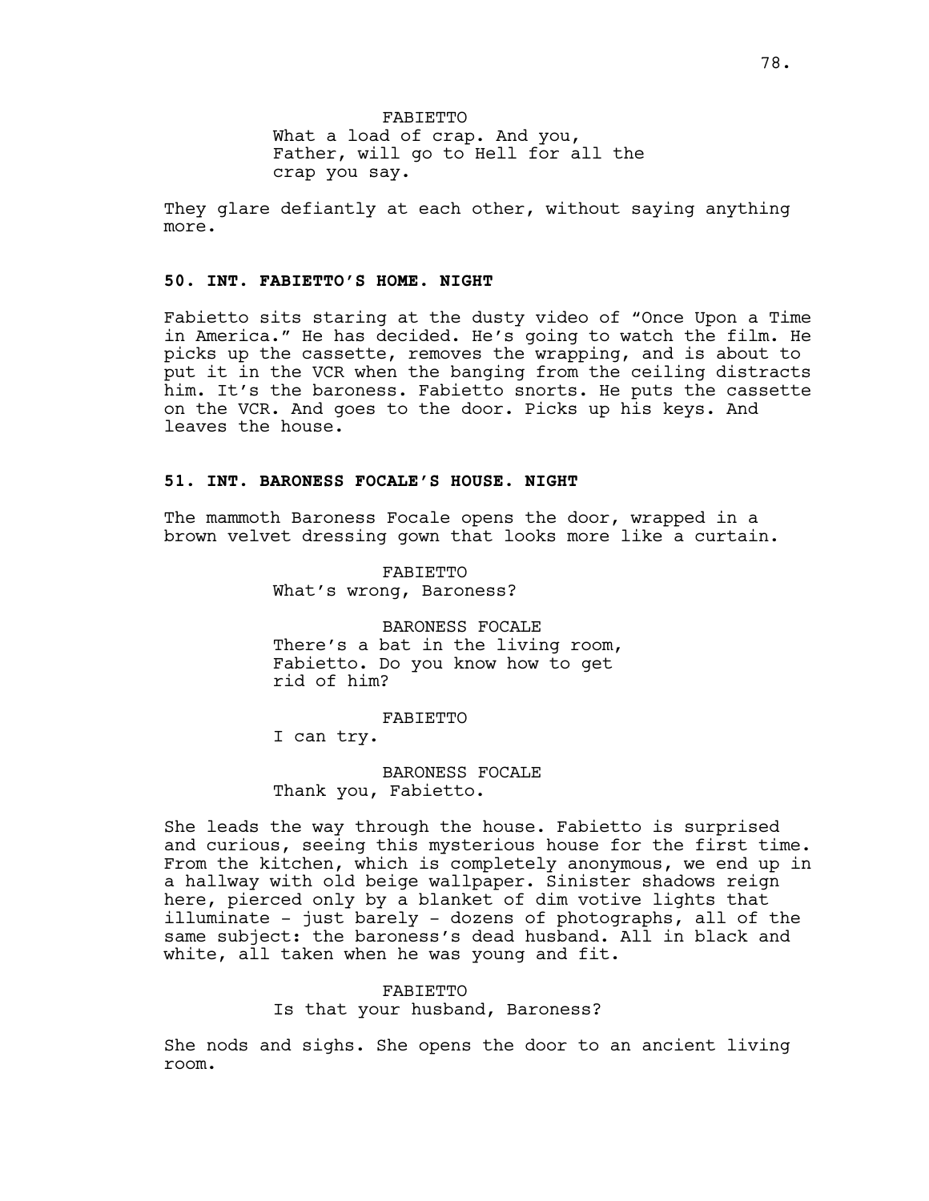FABIETTO
What a load of crap. And you, Father, will go to Hell for all the crap you say.

They glare defiantly at each other, without saying anything more.

**50. INT. FABIETTO'S HOME. NIGHT**

Fabietto sits staring at the dusty video of "Once Upon a Time in America." He has decided. He's going to watch the film. He picks up the cassette, removes the wrapping, and is about to put it in the VCR when the banging from the ceiling distracts him. It's the baroness. Fabietto snorts. He puts the cassette on the VCR. And goes to the door. Picks up his keys. And leaves the house.

**51. INT. BARONESS FOCALE'S HOUSE. NIGHT**

The mammoth Baroness Focale opens the door, wrapped in a brown velvet dressing gown that looks more like a curtain.

FABIETTO
What's wrong, Baroness?

BARONESS FOCALE
There's a bat in the living room, Fabietto. Do you know how to get rid of him?

FABIETTO
I can try.

BARONESS FOCALE
Thank you, Fabietto.

She leads the way through the house. Fabietto is surprised and curious, seeing this mysterious house for the first time. From the kitchen, which is completely anonymous, we end up in a hallway with old beige wallpaper. Sinister shadows reign here, pierced only by a blanket of dim votive lights that illuminate - just barely - dozens of photographs, all of the same subject: the baroness's dead husband. All in black and white, all taken when he was young and fit.

FABIETTO
Is that your husband, Baroness?

She nods and sighs. She opens the door to an ancient living room.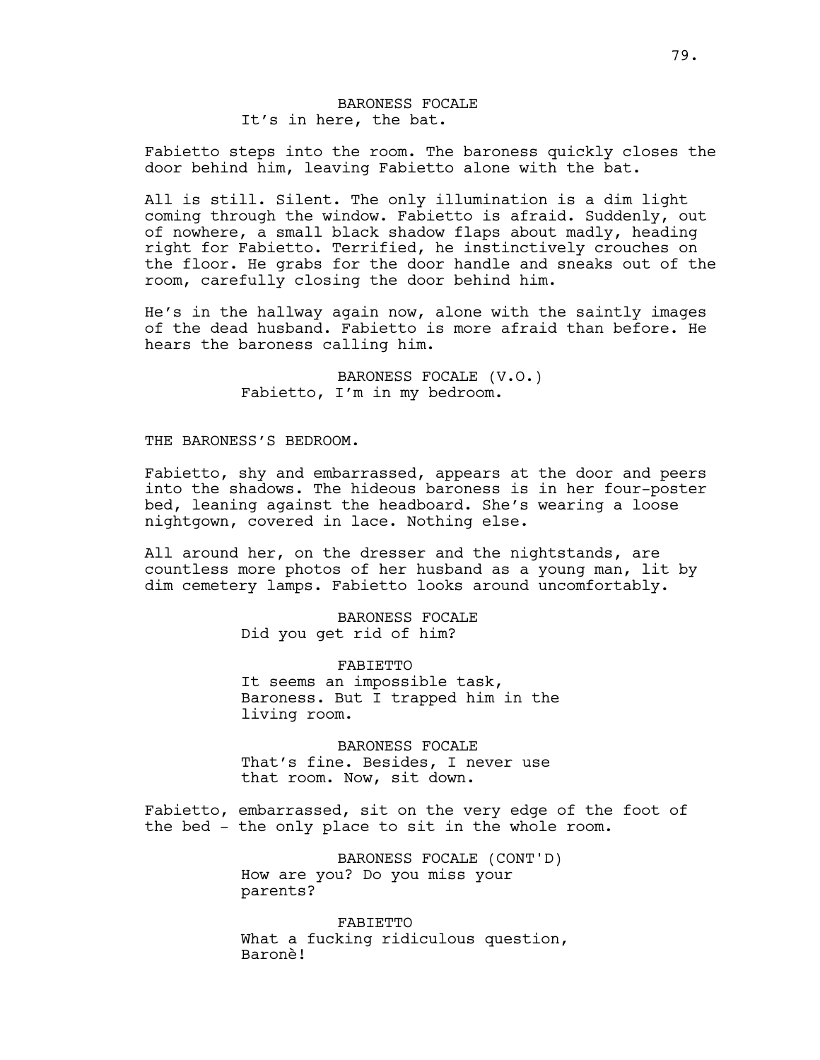BARONESS FOCALE
It's in here, the bat.

Fabietto steps into the room. The baroness quickly closes the door behind him, leaving Fabietto alone with the bat.

All is still. Silent. The only illumination is a dim light coming through the window. Fabietto is afraid. Suddenly, out of nowhere, a small black shadow flaps about madly, heading right for Fabietto. Terrified, he instinctively crouches on the floor. He grabs for the door handle and sneaks out of the room, carefully closing the door behind him.

He's in the hallway again now, alone with the saintly images of the dead husband. Fabietto is more afraid than before. He hears the baroness calling him.

BARONESS FOCALE (V.O.)
Fabietto, I'm in my bedroom.

THE BARONESS'S BEDROOM.

Fabietto, shy and embarrassed, appears at the door and peers into the shadows. The hideous baroness is in her four-poster bed, leaning against the headboard. She's wearing a loose nightgown, covered in lace. Nothing else.

All around her, on the dresser and the nightstands, are countless more photos of her husband as a young man, lit by dim cemetery lamps. Fabietto looks around uncomfortably.

BARONESS FOCALE
Did you get rid of him?

FABIETTO
It seems an impossible task, Baroness. But I trapped him in the living room.

BARONESS FOCALE
That's fine. Besides, I never use that room. Now, sit down.

Fabietto, embarrassed, sit on the very edge of the foot of the bed - the only place to sit in the whole room.

BARONESS FOCALE (CONT'D)
How are you? Do you miss your parents?

FABIETTO
What a fucking ridiculous question, Baronè!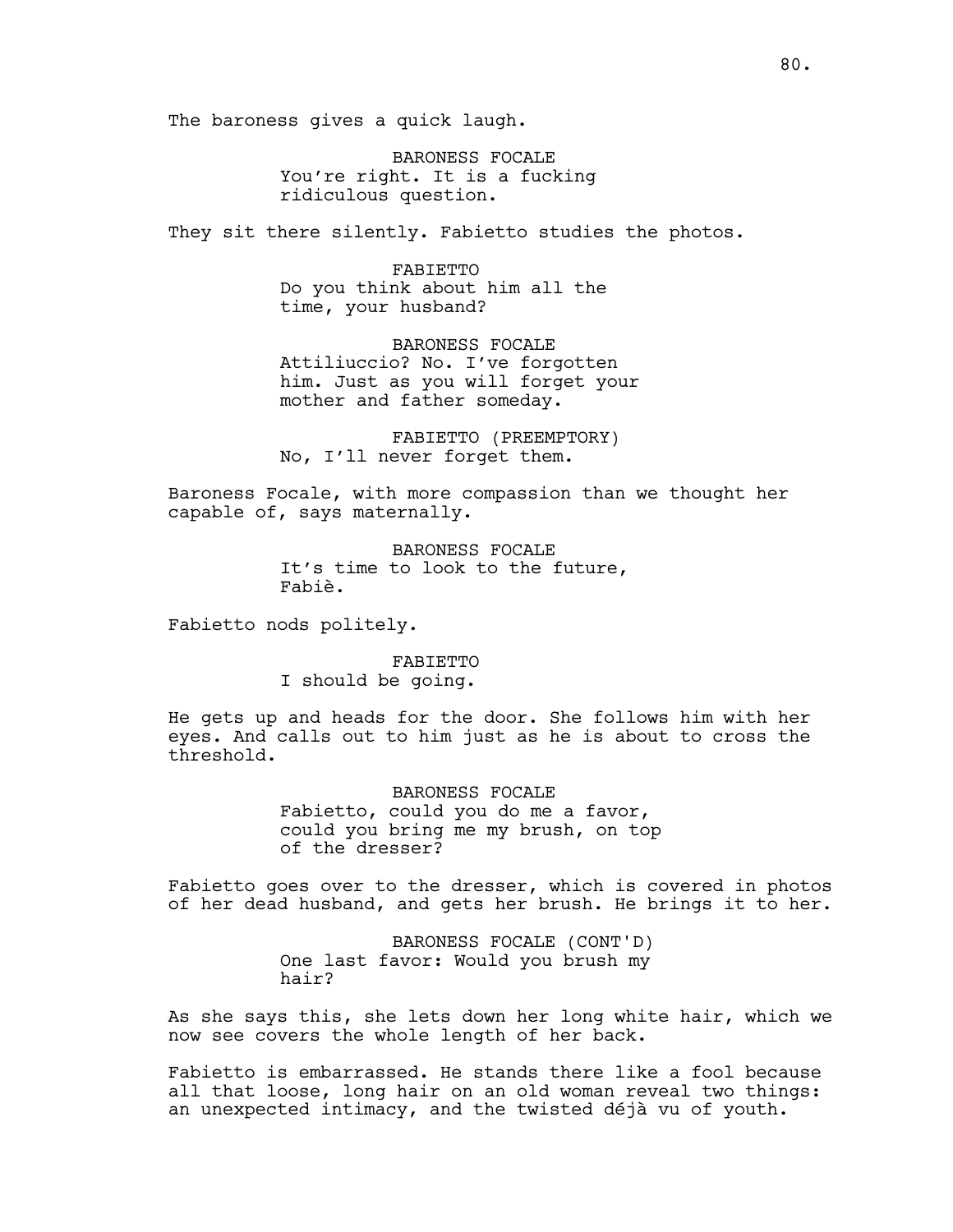The baroness gives a quick laugh.

BARONESS FOCALE
You're right. It is a fucking ridiculous question.

They sit there silently. Fabietto studies the photos.

FABIETTO
Do you think about him all the time, your husband?

BARONESS FOCALE
Attiliuccio? No. I've forgotten him. Just as you will forget your mother and father someday.

FABIETTO (PREEMPTORY)
No, I'll never forget them.

Baroness Focale, with more compassion than we thought her capable of, says maternally.

BARONESS FOCALE
It's time to look to the future, Fabiè.

Fabietto nods politely.

FABIETTO
I should be going.

He gets up and heads for the door. She follows him with her eyes. And calls out to him just as he is about to cross the threshold.

BARONESS FOCALE
Fabietto, could you do me a favor, could you bring me my brush, on top of the dresser?

Fabietto goes over to the dresser, which is covered in photos of her dead husband, and gets her brush. He brings it to her.

BARONESS FOCALE (CONT'D)
One last favor: Would you brush my hair?

As she says this, she lets down her long white hair, which we now see covers the whole length of her back.

Fabietto is embarrassed. He stands there like a fool because all that loose, long hair on an old woman reveal two things: an unexpected intimacy, and the twisted déjà vu of youth.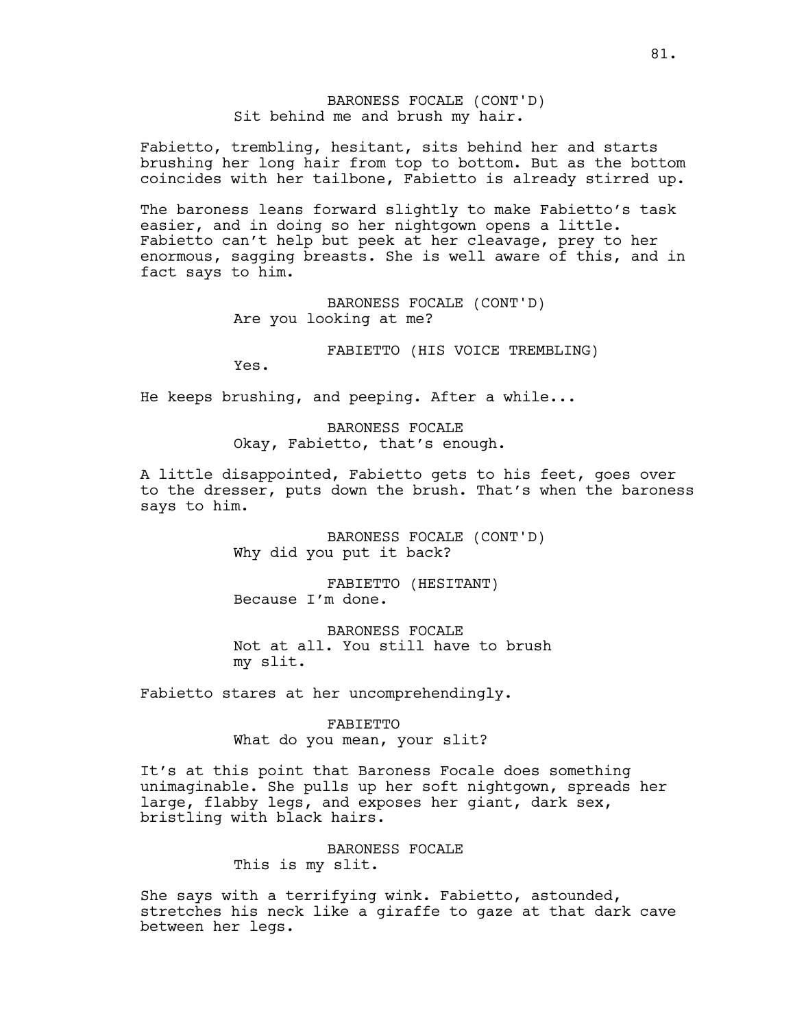BARONESS FOCALE (CONT'D)
Sit behind me and brush my hair.

Fabietto, trembling, hesitant, sits behind her and starts brushing her long hair from top to bottom. But as the bottom coincides with her tailbone, Fabietto is already stirred up.

The baroness leans forward slightly to make Fabietto's task easier, and in doing so her nightgown opens a little. Fabietto can't help but peek at her cleavage, prey to her enormous, sagging breasts. She is well aware of this, and in fact says to him.

BARONESS FOCALE (CONT'D)
Are you looking at me?

FABIETTO (HIS VOICE TREMBLING)
Yes.

He keeps brushing, and peeping. After a while...

BARONESS FOCALE
Okay, Fabietto, that's enough.

A little disappointed, Fabietto gets to his feet, goes over to the dresser, puts down the brush. That's when the baroness says to him.

BARONESS FOCALE (CONT'D)
Why did you put it back?

FABIETTO (HESITANT)
Because I'm done.

BARONESS FOCALE
Not at all. You still have to brush my slit.

Fabietto stares at her uncomprehendingly.

FABIETTO
What do you mean, your slit?

It's at this point that Baroness Focale does something unimaginable. She pulls up her soft nightgown, spreads her large, flabby legs, and exposes her giant, dark sex, bristling with black hairs.

BARONESS FOCALE
This is my slit.

She says with a terrifying wink. Fabietto, astounded, stretches his neck like a giraffe to gaze at that dark cave between her legs.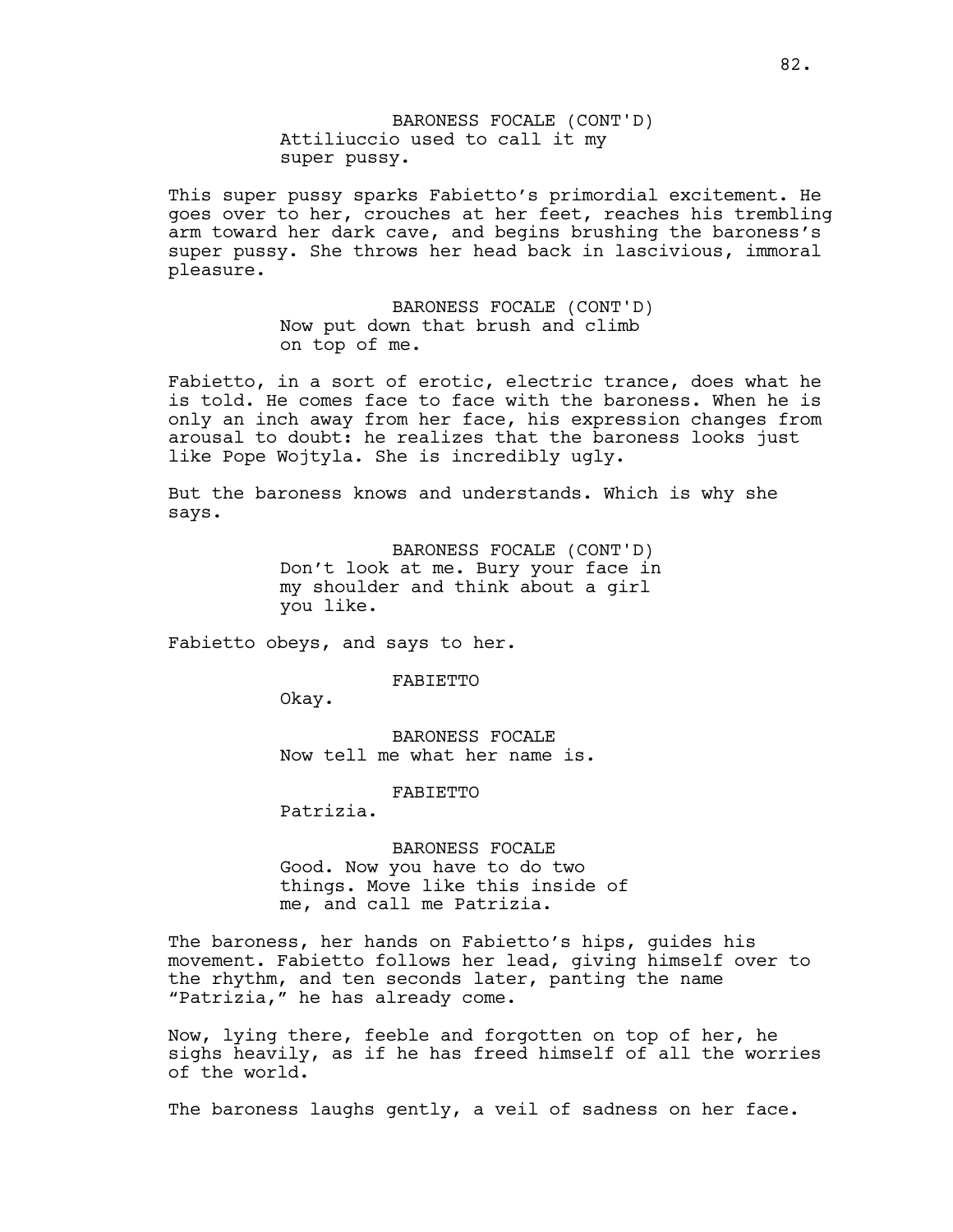BARONESS FOCALE (CONT'D)
Attiliuccio used to call it my super pussy.

This super pussy sparks Fabietto's primordial excitement. He goes over to her, crouches at her feet, reaches his trembling arm toward her dark cave, and begins brushing the baroness's super pussy. She throws her head back in lascivious, immoral pleasure.

BARONESS FOCALE (CONT'D)
Now put down that brush and climb on top of me.

Fabietto, in a sort of erotic, electric trance, does what he is told. He comes face to face with the baroness. When he is only an inch away from her face, his expression changes from arousal to doubt: he realizes that the baroness looks just like Pope Wojtyla. She is incredibly ugly.

But the baroness knows and understands. Which is why she says.

BARONESS FOCALE (CONT'D)
Don't look at me. Bury your face in my shoulder and think about a girl you like.

Fabietto obeys, and says to her.

FABIETTO
Okay.

BARONESS FOCALE
Now tell me what her name is.

FABIETTO
Patrizia.

BARONESS FOCALE
Good. Now you have to do two things. Move like this inside of me, and call me Patrizia.

The baroness, her hands on Fabietto's hips, guides his movement. Fabietto follows her lead, giving himself over to the rhythm, and ten seconds later, panting the name "Patrizia," he has already come.

Now, lying there, feeble and forgotten on top of her, he sighs heavily, as if he has freed himself of all the worries of the world.

The baroness laughs gently, a veil of sadness on her face.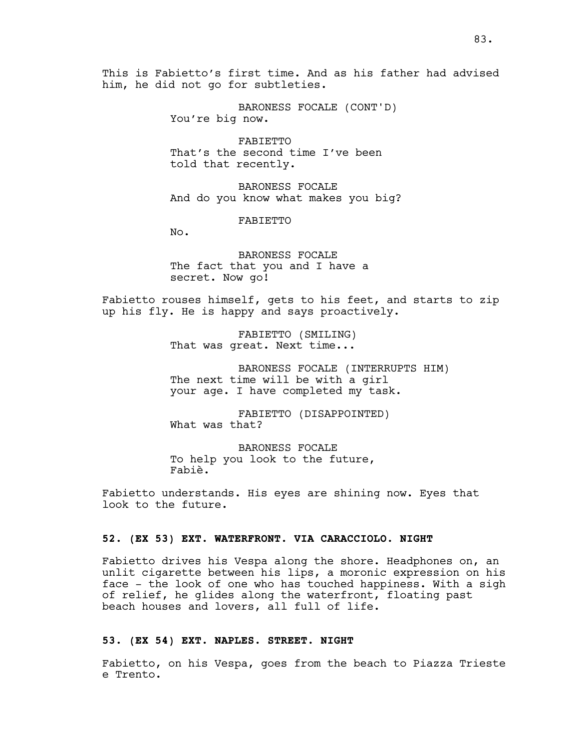This is Fabietto's first time. And as his father had advised him, he did not go for subtleties.

BARONESS FOCALE (CONT'D)
You're big now.

FABIETTO
That's the second time I've been told that recently.

BARONESS FOCALE
And do you know what makes you big?

FABIETTO
No.

BARONESS FOCALE
The fact that you and I have a secret. Now go!

Fabietto rouses himself, gets to his feet, and starts to zip up his fly. He is happy and says proactively.

FABIETTO (SMILING)
That was great. Next time...

BARONESS FOCALE (INTERRUPTS HIM)
The next time will be with a girl your age. I have completed my task.

FABIETTO (DISAPPOINTED)
What was that?

BARONESS FOCALE
To help you look to the future, Fabiè.

Fabietto understands. His eyes are shining now. Eyes that look to the future.

**52. (EX 53) EXT. WATERFRONT. VIA CARACCIOLO. NIGHT**

Fabietto drives his Vespa along the shore. Headphones on, an unlit cigarette between his lips, a moronic expression on his face - the look of one who has touched happiness. With a sigh of relief, he glides along the waterfront, floating past beach houses and lovers, all full of life.

**53. (EX 54) EXT. NAPLES. STREET. NIGHT**

Fabietto, on his Vespa, goes from the beach to Piazza Trieste e Trento.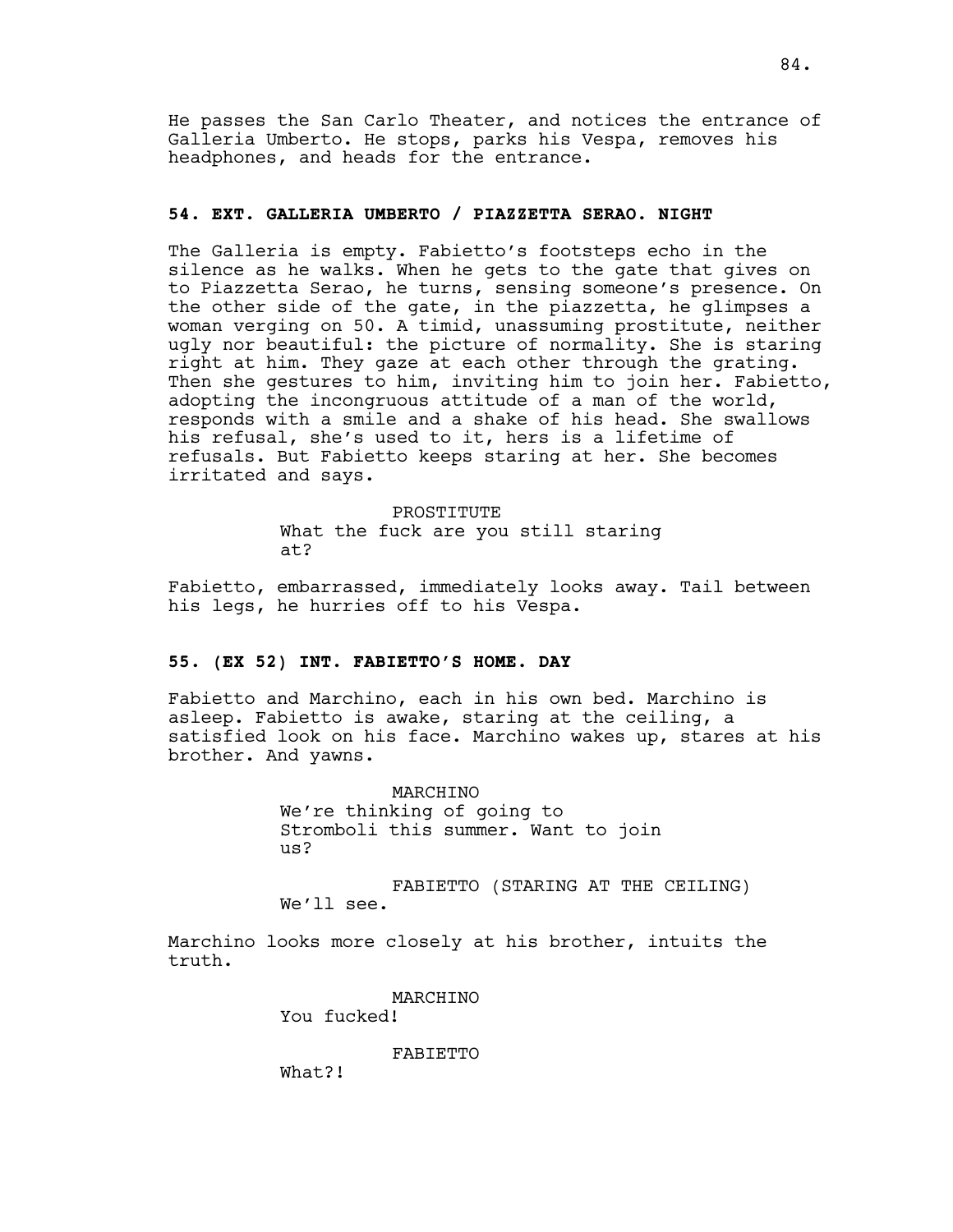He passes the San Carlo Theater, and notices the entrance of Galleria Umberto. He stops, parks his Vespa, removes his headphones, and heads for the entrance.

**54. EXT. GALLERIA UMBERTO / PIAZZETTA SERAO. NIGHT**

The Galleria is empty. Fabietto's footsteps echo in the silence as he walks. When he gets to the gate that gives on to Piazzetta Serao, he turns, sensing someone's presence. On the other side of the gate, in the piazzetta, he glimpses a woman verging on 50. A timid, unassuming prostitute, neither ugly nor beautiful: the picture of normality. She is staring right at him. They gaze at each other through the grating. Then she gestures to him, inviting him to join her. Fabietto, adopting the incongruous attitude of a man of the world, responds with a smile and a shake of his head. She swallows his refusal, she's used to it, hers is a lifetime of refusals. But Fabietto keeps staring at her. She becomes irritated and says.

PROSTITUTE
What the fuck are you still staring at?

Fabietto, embarrassed, immediately looks away. Tail between his legs, he hurries off to his Vespa.

**55. (EX 52) INT. FABIETTO'S HOME. DAY**

Fabietto and Marchino, each in his own bed. Marchino is asleep. Fabietto is awake, staring at the ceiling, a satisfied look on his face. Marchino wakes up, stares at his brother. And yawns.

MARCHINO
We're thinking of going to Stromboli this summer. Want to join us?

FABIETTO (STARING AT THE CEILING)
We'll see.

Marchino looks more closely at his brother, intuits the truth.

MARCHINO
You fucked!

FABIETTO
What?!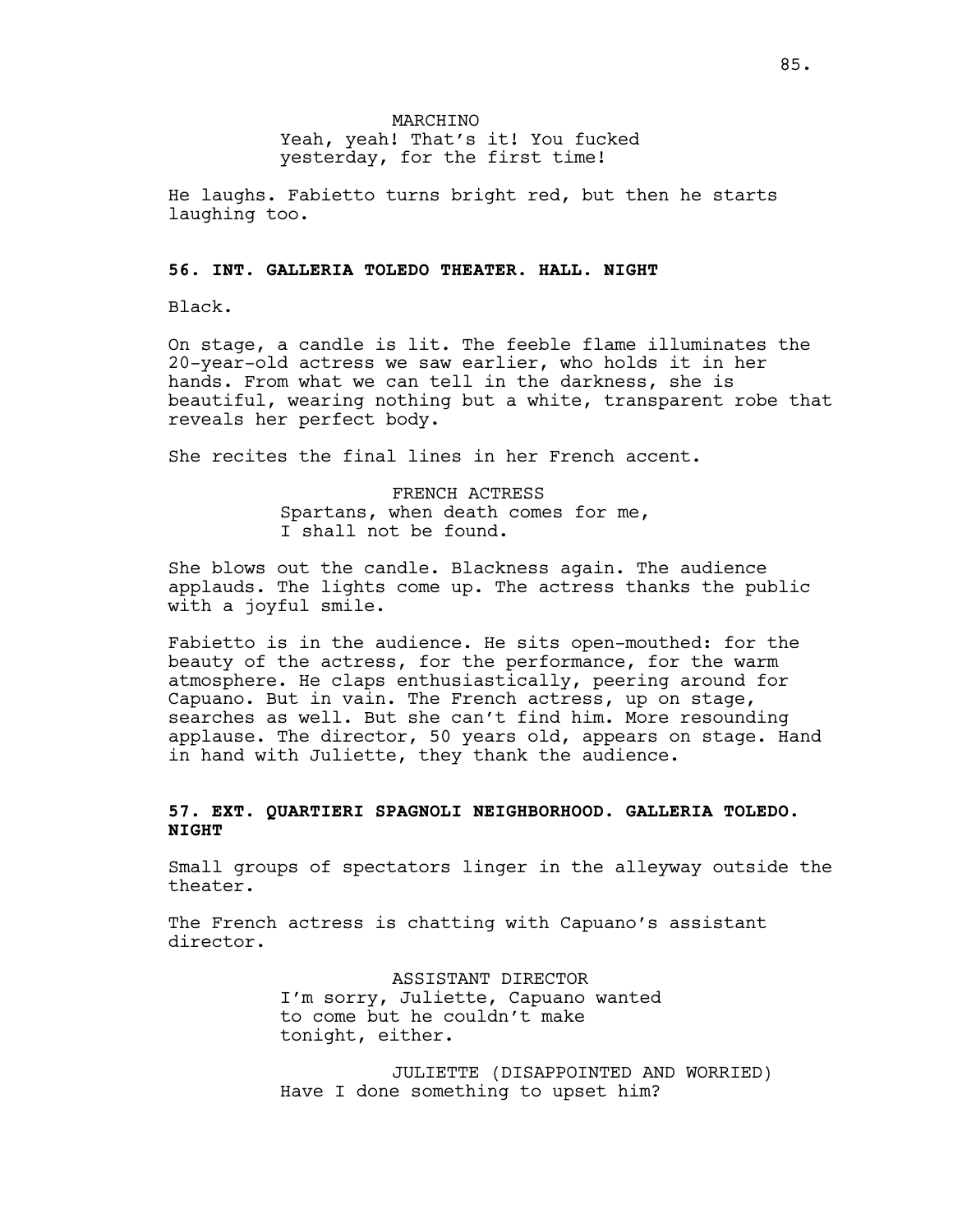MARCHINO

Yeah, yeah! That's it! You fucked yesterday, for the first time!

He laughs. Fabietto turns bright red, but then he starts laughing too.

**56. INT. GALLERIA TOLEDO THEATER. HALL. NIGHT**

Black.

On stage, a candle is lit. The feeble flame illuminates the 20-year-old actress we saw earlier, who holds it in her hands. From what we can tell in the darkness, she is beautiful, wearing nothing but a white, transparent robe that reveals her perfect body.

She recites the final lines in her French accent.

FRENCH ACTRESS

Spartans, when death comes for me,
I shall not be found.

She blows out the candle. Blackness again. The audience applauds. The lights come up. The actress thanks the public with a joyful smile.

Fabietto is in the audience. He sits open-mouthed: for the beauty of the actress, for the performance, for the warm atmosphere. He claps enthusiastically, peering around for Capuano. But in vain. The French actress, up on stage, searches as well. But she can't find him. More resounding applause. The director, 50 years old, appears on stage. Hand in hand with Juliette, they thank the audience.

**57. EXT. QUARTIERI SPAGNOLI NEIGHBORHOOD. GALLERIA TOLEDO. NIGHT**

Small groups of spectators linger in the alleyway outside the theater.

The French actress is chatting with Capuano's assistant director.

ASSISTANT DIRECTOR

I'm sorry, Juliette, Capuano wanted to come but he couldn't make tonight, either.

JULIETTE (DISAPPOINTED AND WORRIED)

Have I done something to upset him?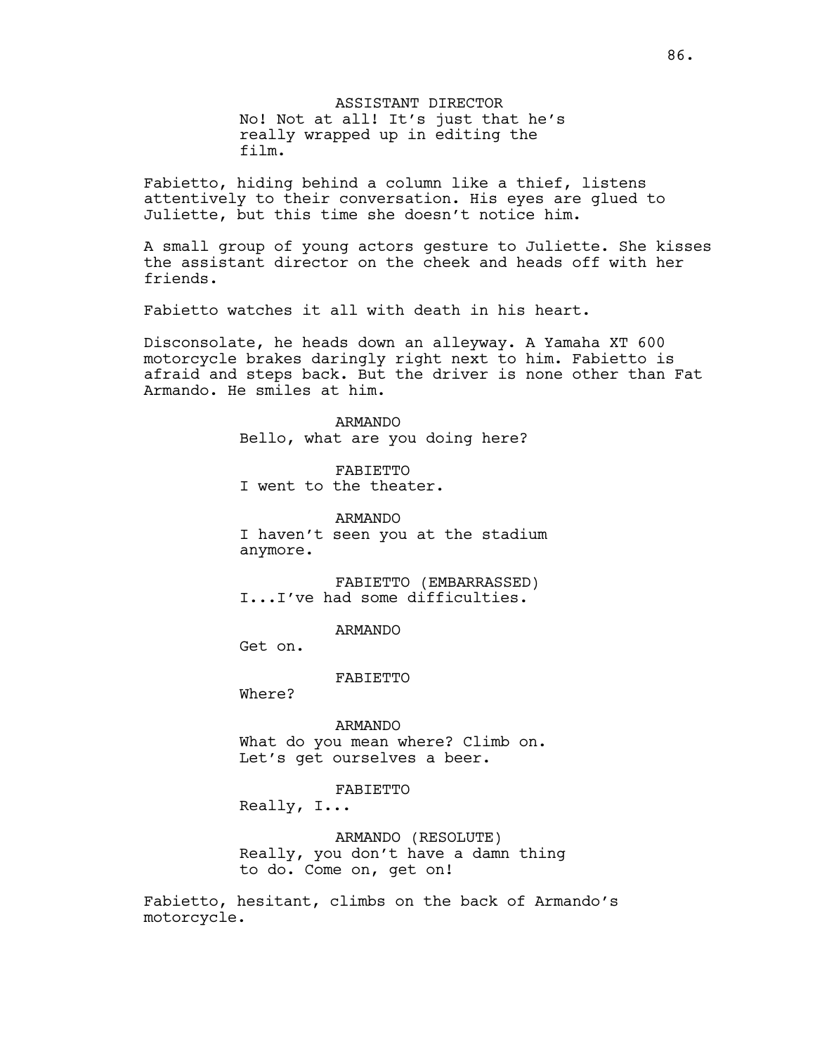ASSISTANT DIRECTOR
No! Not at all! It's just that he's really wrapped up in editing the film.

Fabietto, hiding behind a column like a thief, listens attentively to their conversation. His eyes are glued to Juliette, but this time she doesn't notice him.

A small group of young actors gesture to Juliette. She kisses the assistant director on the cheek and heads off with her friends.

Fabietto watches it all with death in his heart.

Disconsolate, he heads down an alleyway. A Yamaha XT 600 motorcycle brakes daringly right next to him. Fabietto is afraid and steps back. But the driver is none other than Fat Armando. He smiles at him.

ARMANDO
Bello, what are you doing here?

FABIETTO
I went to the theater.

ARMANDO
I haven't seen you at the stadium anymore.

FABIETTO (EMBARRASSED)
I...I've had some difficulties.

ARMANDO
Get on.

FABIETTO
Where?

ARMANDO
What do you mean where? Climb on. Let's get ourselves a beer.

FABIETTO
Really, I...

ARMANDO (RESOLUTE)
Really, you don't have a damn thing to do. Come on, get on!

Fabietto, hesitant, climbs on the back of Armando's motorcycle.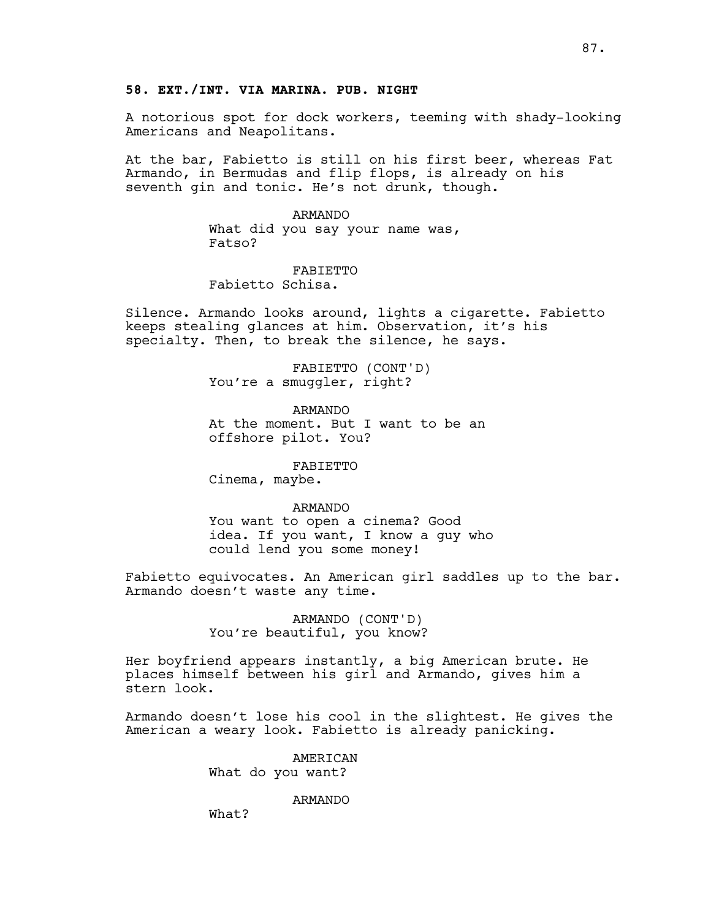**58. EXT./INT. VIA MARINA. PUB. NIGHT**

A notorious spot for dock workers, teeming with shady-looking Americans and Neapolitans.

At the bar, Fabietto is still on his first beer, whereas Fat Armando, in Bermudas and flip flops, is already on his seventh gin and tonic. He's not drunk, though.

ARMANDO
What did you say your name was, Fatso?

FABIETTO
Fabietto Schisa.

Silence. Armando looks around, lights a cigarette. Fabietto keeps stealing glances at him. Observation, it's his specialty. Then, to break the silence, he says.

FABIETTO (CONT'D)
You're a smuggler, right?

ARMANDO
At the moment. But I want to be an offshore pilot. You?

FABIETTO
Cinema, maybe.

ARMANDO
You want to open a cinema? Good idea. If you want, I know a guy who could lend you some money!

Fabietto equivocates. An American girl saddles up to the bar. Armando doesn't waste any time.

ARMANDO (CONT'D)
You're beautiful, you know?

Her boyfriend appears instantly, a big American brute. He places himself between his girl and Armando, gives him a stern look.

Armando doesn't lose his cool in the slightest. He gives the American a weary look. Fabietto is already panicking.

AMERICAN
What do you want?

ARMANDO
What?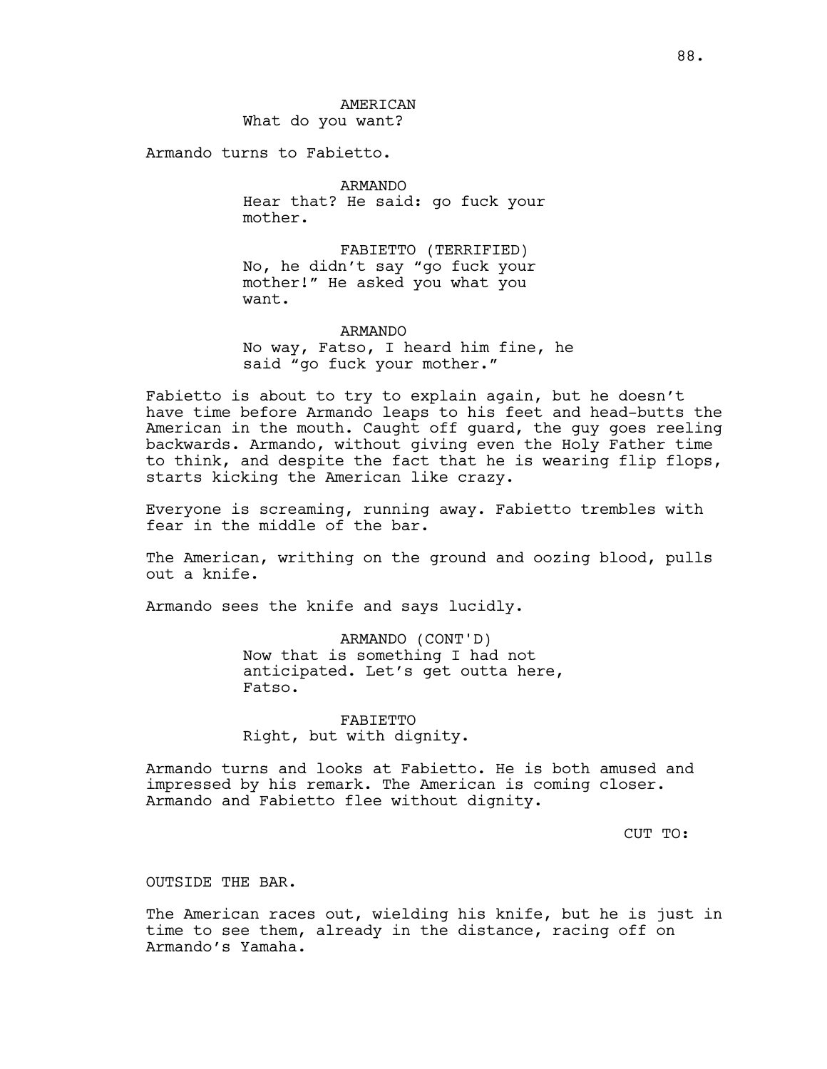AMERICAN
What do you want?

Armando turns to Fabietto.

ARMANDO
Hear that? He said: go fuck your mother.

FABIETTO (TERRIFIED)
No, he didn't say "go fuck your mother!" He asked you what you want.

ARMANDO
No way, Fatso, I heard him fine, he said "go fuck your mother."

Fabietto is about to try to explain again, but he doesn't have time before Armando leaps to his feet and head-butts the American in the mouth. Caught off guard, the guy goes reeling backwards. Armando, without giving even the Holy Father time to think, and despite the fact that he is wearing flip flops, starts kicking the American like crazy.

Everyone is screaming, running away. Fabietto trembles with fear in the middle of the bar.

The American, writhing on the ground and oozing blood, pulls out a knife.

Armando sees the knife and says lucidly.

ARMANDO (CONT'D)
Now that is something I had not anticipated. Let's get outta here, Fatso.

FABIETTO
Right, but with dignity.

Armando turns and looks at Fabietto. He is both amused and impressed by his remark. The American is coming closer. Armando and Fabietto flee without dignity.

CUT TO:

OUTSIDE THE BAR.

The American races out, wielding his knife, but he is just in time to see them, already in the distance, racing off on Armando's Yamaha.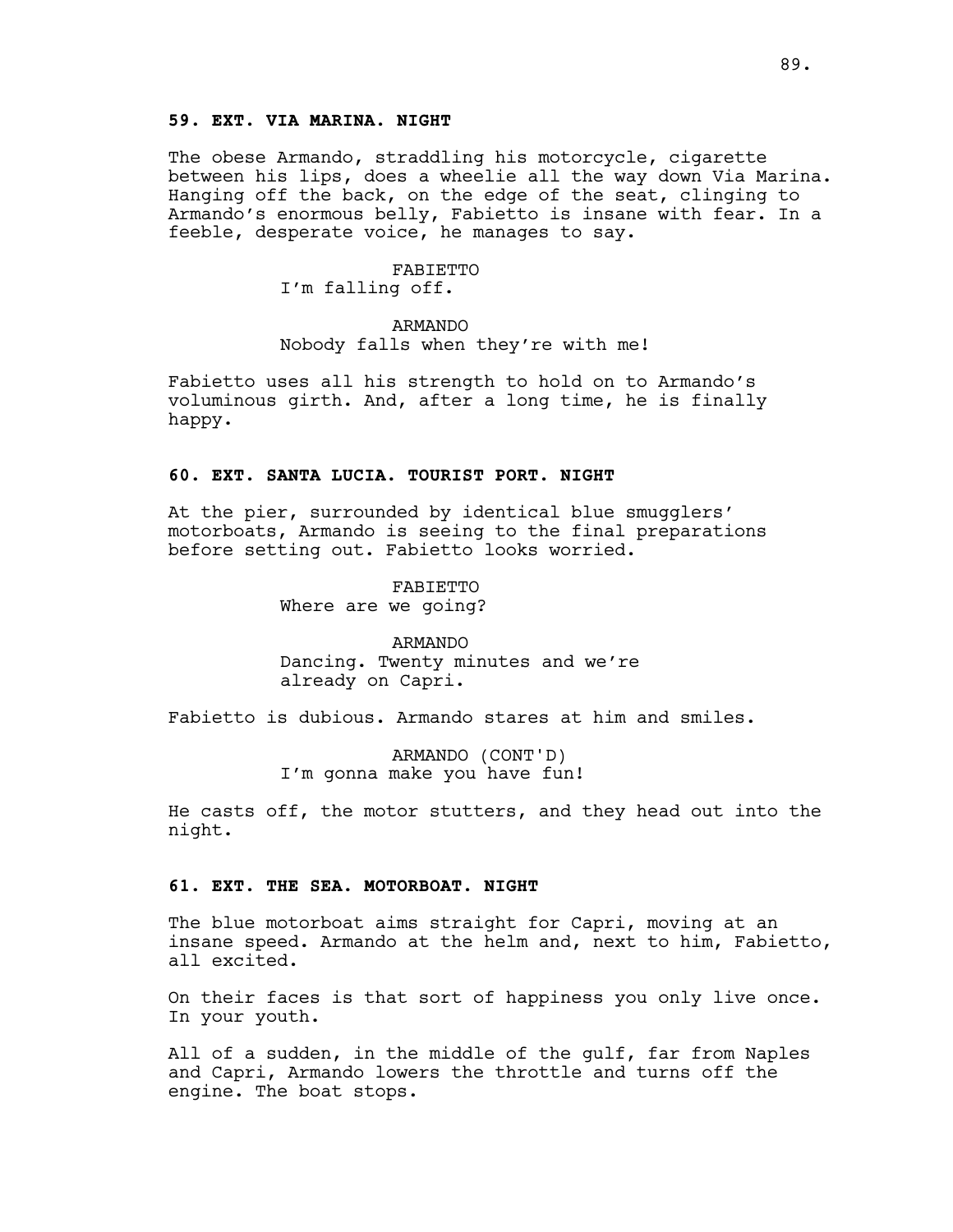**59. EXT. VIA MARINA. NIGHT**

The obese Armando, straddling his motorcycle, cigarette between his lips, does a wheelie all the way down Via Marina. Hanging off the back, on the edge of the seat, clinging to Armando's enormous belly, Fabietto is insane with fear. In a feeble, desperate voice, he manages to say.

FABIETTO
I'm falling off.

ARMANDO
Nobody falls when they're with me!

Fabietto uses all his strength to hold on to Armando's voluminous girth. And, after a long time, he is finally happy.

**60. EXT. SANTA LUCIA. TOURIST PORT. NIGHT**

At the pier, surrounded by identical blue smugglers' motorboats, Armando is seeing to the final preparations before setting out. Fabietto looks worried.

FABIETTO
Where are we going?

ARMANDO
Dancing. Twenty minutes and we're already on Capri.

Fabietto is dubious. Armando stares at him and smiles.

ARMANDO (CONT'D)
I'm gonna make you have fun!

He casts off, the motor stutters, and they head out into the night.

**61. EXT. THE SEA. MOTORBOAT. NIGHT**

The blue motorboat aims straight for Capri, moving at an insane speed. Armando at the helm and, next to him, Fabietto, all excited.

On their faces is that sort of happiness you only live once. In your youth.

All of a sudden, in the middle of the gulf, far from Naples and Capri, Armando lowers the throttle and turns off the engine. The boat stops.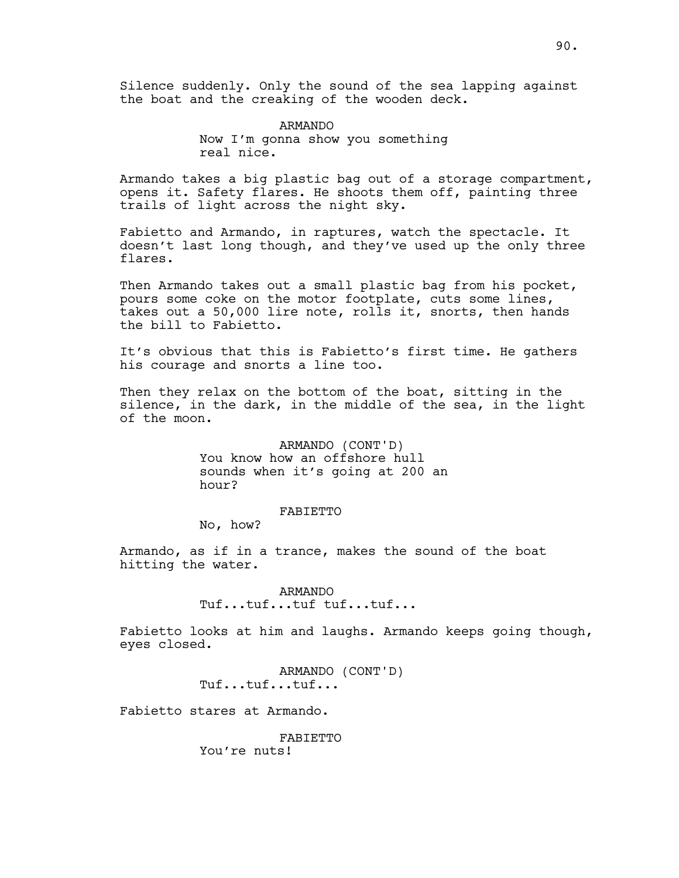Silence suddenly. Only the sound of the sea lapping against the boat and the creaking of the wooden deck.

ARMANDO
Now I'm gonna show you something real nice.

Armando takes a big plastic bag out of a storage compartment, opens it. Safety flares. He shoots them off, painting three trails of light across the night sky.

Fabietto and Armando, in raptures, watch the spectacle. It doesn't last long though, and they've used up the only three flares.

Then Armando takes out a small plastic bag from his pocket, pours some coke on the motor footplate, cuts some lines, takes out a 50,000 lire note, rolls it, snorts, then hands the bill to Fabietto.

It's obvious that this is Fabietto's first time. He gathers his courage and snorts a line too.

Then they relax on the bottom of the boat, sitting in the silence, in the dark, in the middle of the sea, in the light of the moon.

ARMANDO (CONT'D)
You know how an offshore hull sounds when it's going at 200 an hour?

FABIETTO
No, how?

Armando, as if in a trance, makes the sound of the boat hitting the water.

ARMANDO
Tuf...tuf...tuf tuf...tuf...

Fabietto looks at him and laughs. Armando keeps going though, eyes closed.

ARMANDO (CONT'D)
Tuf...tuf...tuf...

Fabietto stares at Armando.

FABIETTO
You're nuts!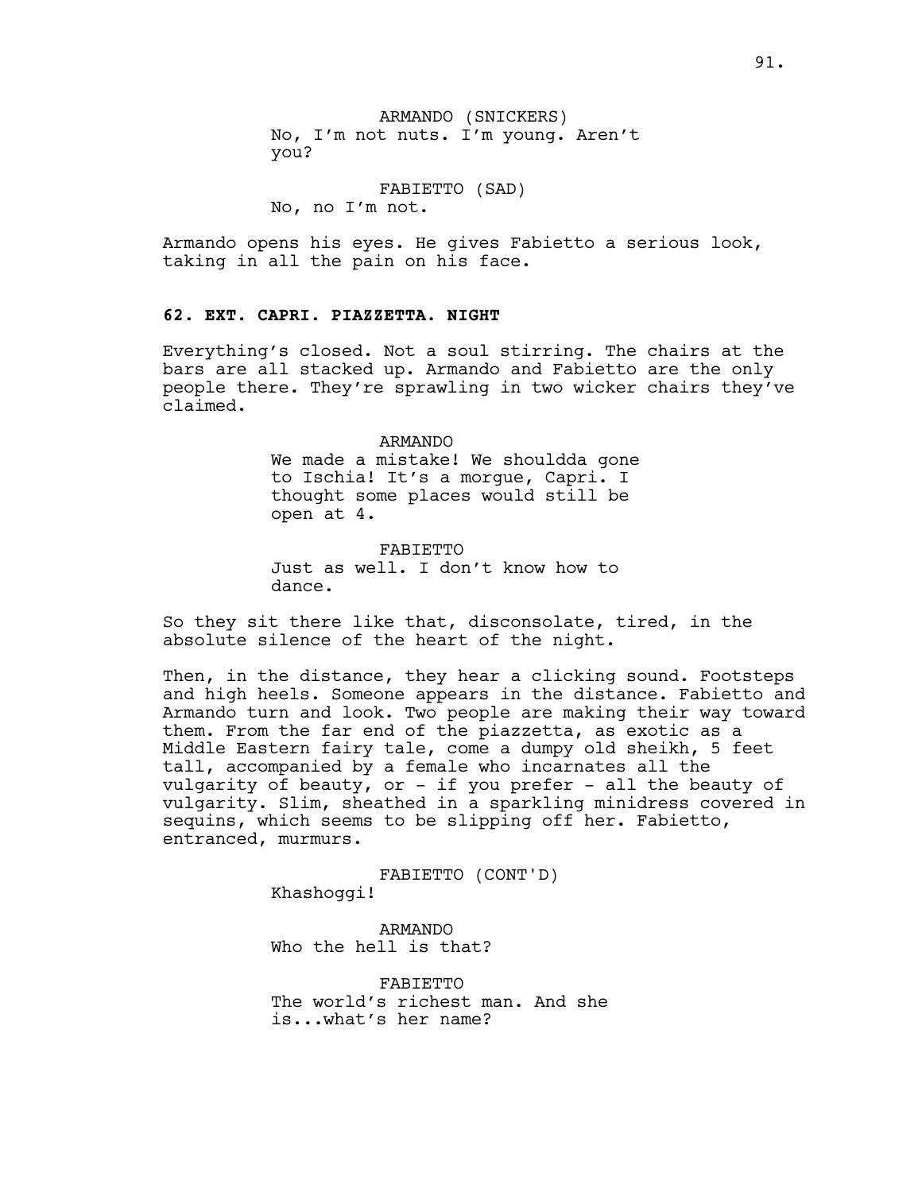ARMANDO (SNICKERS)
No, I'm not nuts. I'm young. Aren't you?

FABIETTO (SAD)
No, no I'm not.

Armando opens his eyes. He gives Fabietto a serious look, taking in all the pain on his face.

**62. EXT. CAPRI. PIAZZETTA. NIGHT**

Everything's closed. Not a soul stirring. The chairs at the bars are all stacked up. Armando and Fabietto are the only people there. They're sprawling in two wicker chairs they've claimed.

ARMANDO
We made a mistake! We shouldda gone to Ischia! It's a morgue, Capri. I thought some places would still be open at 4.

FABIETTO
Just as well. I don't know how to dance.

So they sit there like that, disconsolate, tired, in the absolute silence of the heart of the night.

Then, in the distance, they hear a clicking sound. Footsteps and high heels. Someone appears in the distance. Fabietto and Armando turn and look. Two people are making their way toward them. From the far end of the piazzetta, as exotic as a Middle Eastern fairy tale, come a dumpy old sheikh, 5 feet tall, accompanied by a female who incarnates all the vulgarity of beauty, or - if you prefer - all the beauty of vulgarity. Slim, sheathed in a sparkling minidress covered in sequins, which seems to be slipping off her. Fabietto, entranced, murmurs.

FABIETTO (CONT'D)
Khashoggi!

ARMANDO
Who the hell is that?

FABIETTO
The world's richest man. And she is...what's her name?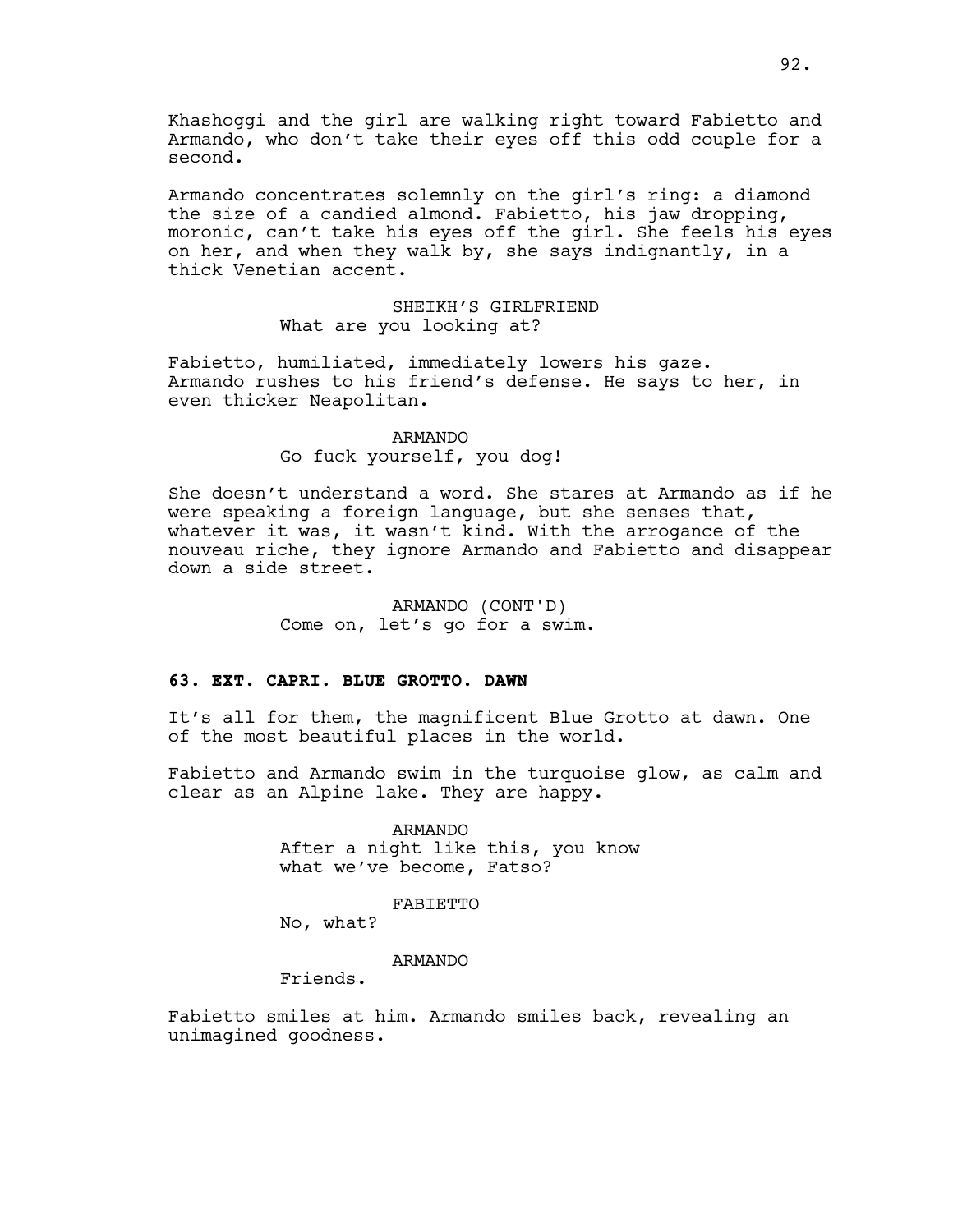Khashoggi and the girl are walking right toward Fabietto and Armando, who don't take their eyes off this odd couple for a second.

Armando concentrates solemnly on the girl's ring: a diamond the size of a candied almond. Fabietto, his jaw dropping, moronic, can't take his eyes off the girl. She feels his eyes on her, and when they walk by, she says indignantly, in a thick Venetian accent.

SHEIKH'S GIRLFRIEND
What are you looking at?

Fabietto, humiliated, immediately lowers his gaze. Armando rushes to his friend's defense. He says to her, in even thicker Neapolitan.

ARMANDO
Go fuck yourself, you dog!

She doesn't understand a word. She stares at Armando as if he were speaking a foreign language, but she senses that, whatever it was, it wasn't kind. With the arrogance of the nouveau riche, they ignore Armando and Fabietto and disappear down a side street.

ARMANDO (CONT'D)
Come on, let's go for a swim.

**63. EXT. CAPRI. BLUE GROTTO. DAWN**

It's all for them, the magnificent Blue Grotto at dawn. One of the most beautiful places in the world.

Fabietto and Armando swim in the turquoise glow, as calm and clear as an Alpine lake. They are happy.

ARMANDO
After a night like this, you know what we've become, Fatso?

FABIETTO
No, what?

ARMANDO
Friends.

Fabietto smiles at him. Armando smiles back, revealing an unimagined goodness.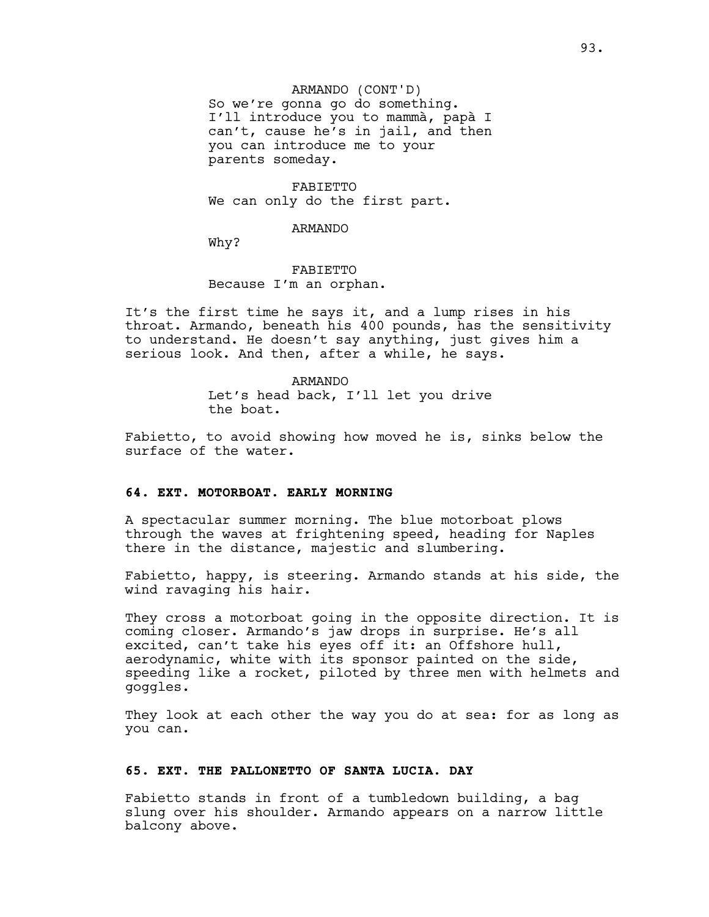ARMANDO (CONT'D)
So we're gonna go do something. I'll introduce you to mammà, papà I can't, cause he's in jail, and then you can introduce me to your parents someday.

FABIETTO
We can only do the first part.

ARMANDO
Why?

FABIETTO
Because I'm an orphan.

It's the first time he says it, and a lump rises in his throat. Armando, beneath his 400 pounds, has the sensitivity to understand. He doesn't say anything, just gives him a serious look. And then, after a while, he says.

ARMANDO
Let's head back, I'll let you drive the boat.

Fabietto, to avoid showing how moved he is, sinks below the surface of the water.

**64. EXT. MOTORBOAT. EARLY MORNING**

A spectacular summer morning. The blue motorboat plows through the waves at frightening speed, heading for Naples there in the distance, majestic and slumbering.

Fabietto, happy, is steering. Armando stands at his side, the wind ravaging his hair.

They cross a motorboat going in the opposite direction. It is coming closer. Armando's jaw drops in surprise. He's all excited, can't take his eyes off it: an Offshore hull, aerodynamic, white with its sponsor painted on the side, speeding like a rocket, piloted by three men with helmets and goggles.

They look at each other the way you do at sea: for as long as you can.

**65. EXT. THE PALLONETTO OF SANTA LUCIA. DAY**

Fabietto stands in front of a tumbledown building, a bag slung over his shoulder. Armando appears on a narrow little balcony above.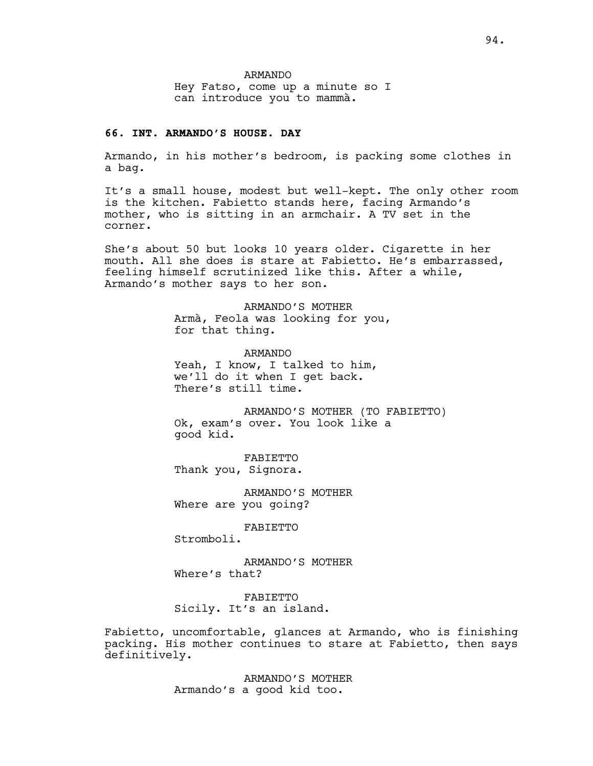ARMANDO
Hey Fatso, come up a minute so I can introduce you to mammà.

**66. INT. ARMANDO'S HOUSE. DAY**

Armando, in his mother's bedroom, is packing some clothes in a bag.

It's a small house, modest but well-kept. The only other room is the kitchen. Fabietto stands here, facing Armando's mother, who is sitting in an armchair. A TV set in the corner.

She's about 50 but looks 10 years older. Cigarette in her mouth. All she does is stare at Fabietto. He's embarrassed, feeling himself scrutinized like this. After a while, Armando's mother says to her son.

ARMANDO'S MOTHER
Armà, Feola was looking for you, for that thing.

ARMANDO
Yeah, I know, I talked to him, we'll do it when I get back. There's still time.

ARMANDO'S MOTHER (TO FABIETTO)
Ok, exam's over. You look like a good kid.

FABIETTO
Thank you, Signora.

ARMANDO'S MOTHER
Where are you going?

FABIETTO
Stromboli.

ARMANDO'S MOTHER
Where's that?

FABIETTO
Sicily. It's an island.

Fabietto, uncomfortable, glances at Armando, who is finishing packing. His mother continues to stare at Fabietto, then says definitively.

ARMANDO'S MOTHER
Armando's a good kid too.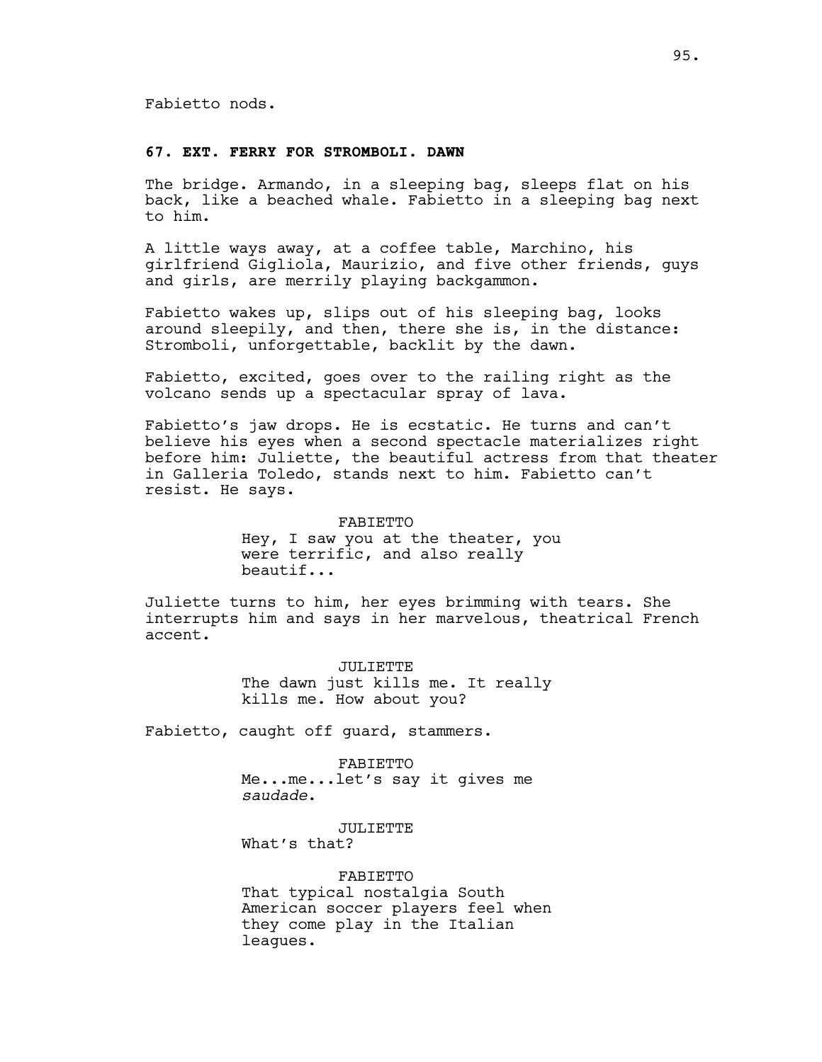Fabietto nods.

**67. EXT. FERRY FOR STROMBOLI. DAWN**

The bridge. Armando, in a sleeping bag, sleeps flat on his back, like a beached whale. Fabietto in a sleeping bag next to him.

A little ways away, at a coffee table, Marchino, his girlfriend Gigliola, Maurizio, and five other friends, guys and girls, are merrily playing backgammon.

Fabietto wakes up, slips out of his sleeping bag, looks around sleepily, and then, there she is, in the distance: Stromboli, unforgettable, backlit by the dawn.

Fabietto, excited, goes over to the railing right as the volcano sends up a spectacular spray of lava.

Fabietto's jaw drops. He is ecstatic. He turns and can't believe his eyes when a second spectacle materializes right before him: Juliette, the beautiful actress from that theater in Galleria Toledo, stands next to him. Fabietto can't resist. He says.

FABIETTO
Hey, I saw you at the theater, you were terrific, and also really beautif...

Juliette turns to him, her eyes brimming with tears. She interrupts him and says in her marvelous, theatrical French accent.

JULIETTE
The dawn just kills me. It really kills me. How about you?

Fabietto, caught off guard, stammers.

FABIETTO
Me...me...let's say it gives me *saudade*.

JULIETTE
What's that?

FABIETTO
That typical nostalgia South American soccer players feel when they come play in the Italian leagues.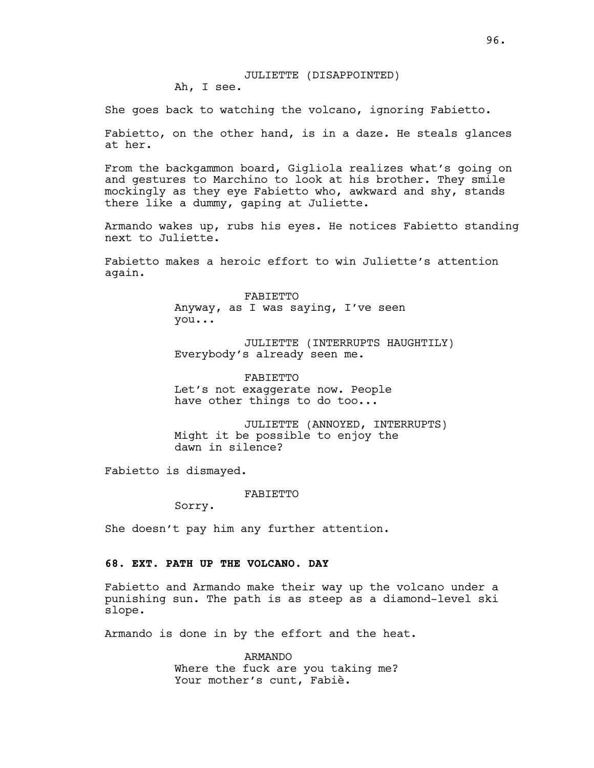JULIETTE (DISAPPOINTED)
Ah, I see.

She goes back to watching the volcano, ignoring Fabietto.

Fabietto, on the other hand, is in a daze. He steals glances at her.

From the backgammon board, Gigliola realizes what's going on and gestures to Marchino to look at his brother. They smile mockingly as they eye Fabietto who, awkward and shy, stands there like a dummy, gaping at Juliette.

Armando wakes up, rubs his eyes. He notices Fabietto standing next to Juliette.

Fabietto makes a heroic effort to win Juliette's attention again.

FABIETTO
Anyway, as I was saying, I've seen you...

JULIETTE (INTERRUPTS HAUGHTILY)
Everybody's already seen me.

FABIETTO
Let's not exaggerate now. People have other things to do too...

JULIETTE (ANNOYED, INTERRUPTS)
Might it be possible to enjoy the dawn in silence?

Fabietto is dismayed.

FABIETTO
Sorry.

She doesn't pay him any further attention.

**68. EXT. PATH UP THE VOLCANO. DAY**

Fabietto and Armando make their way up the volcano under a punishing sun. The path is as steep as a diamond-level ski slope.

Armando is done in by the effort and the heat.

ARMANDO
Where the fuck are you taking me? Your mother's cunt, Fabiè.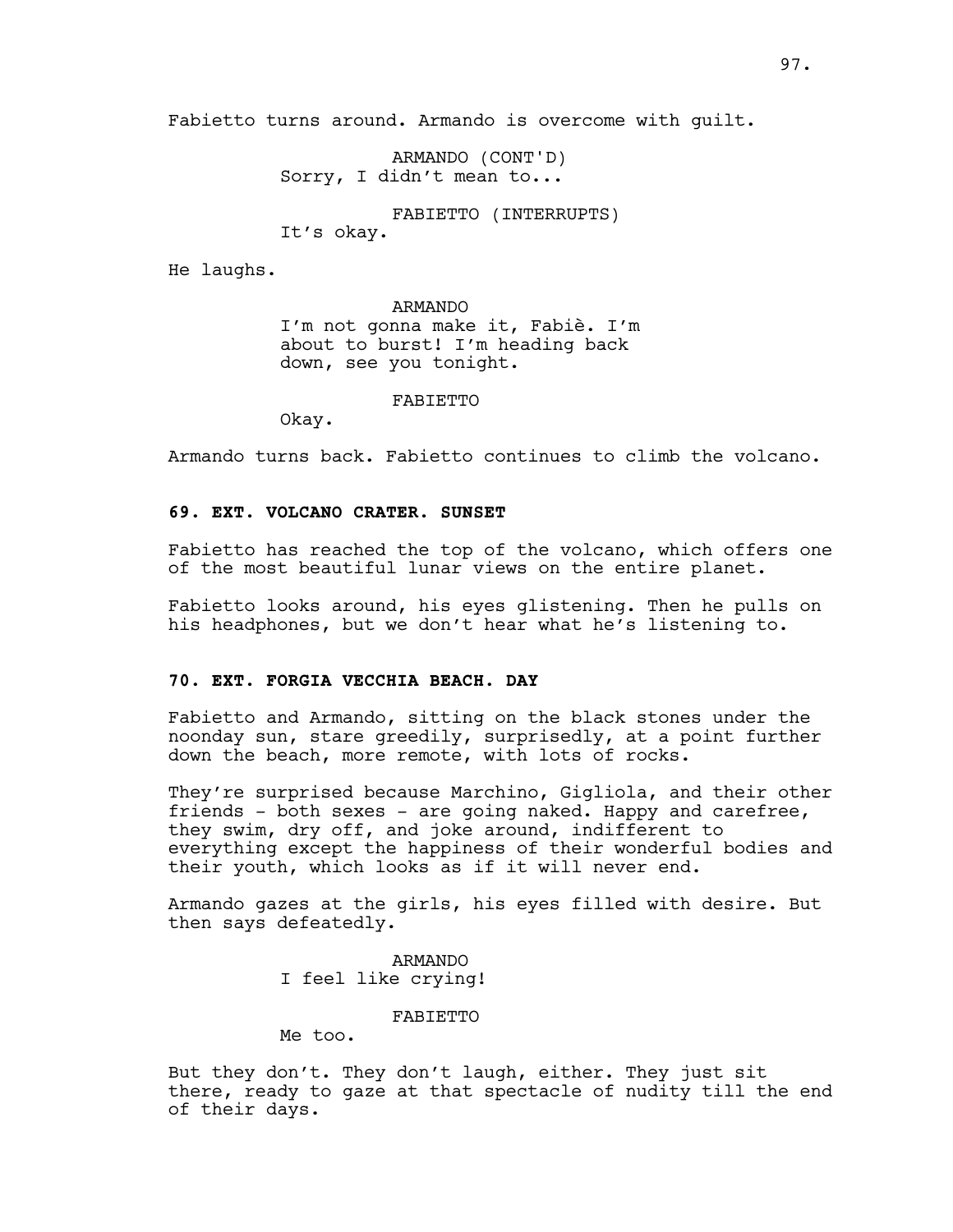Fabietto turns around. Armando is overcome with guilt.

ARMANDO (CONT'D)
Sorry, I didn't mean to...

FABIETTO (INTERRUPTS)
It's okay.

He laughs.

ARMANDO
I'm not gonna make it, Fabiè. I'm about to burst! I'm heading back down, see you tonight.

FABIETTO
Okay.

Armando turns back. Fabietto continues to climb the volcano.

**69. EXT. VOLCANO CRATER. SUNSET**

Fabietto has reached the top of the volcano, which offers one of the most beautiful lunar views on the entire planet.

Fabietto looks around, his eyes glistening. Then he pulls on his headphones, but we don't hear what he's listening to.

**70. EXT. FORGIA VECCHIA BEACH. DAY**

Fabietto and Armando, sitting on the black stones under the noonday sun, stare greedily, surprisedly, at a point further down the beach, more remote, with lots of rocks.

They're surprised because Marchino, Gigliola, and their other friends - both sexes - are going naked. Happy and carefree, they swim, dry off, and joke around, indifferent to everything except the happiness of their wonderful bodies and their youth, which looks as if it will never end.

Armando gazes at the girls, his eyes filled with desire. But then says defeatedly.

ARMANDO
I feel like crying!

FABIETTO
Me too.

But they don't. They don't laugh, either. They just sit there, ready to gaze at that spectacle of nudity till the end of their days.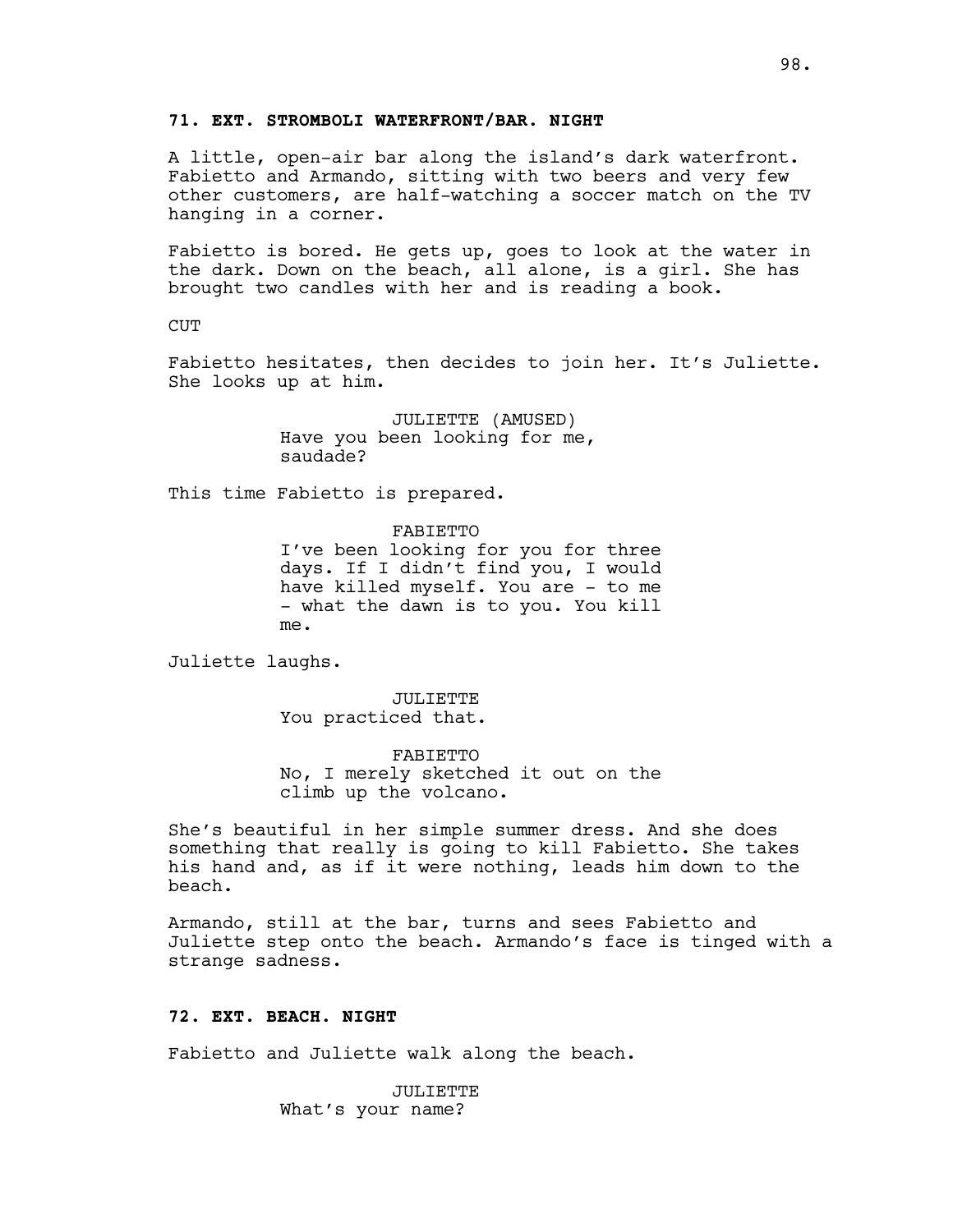**71. EXT. STROMBOLI WATERFRONT/BAR. NIGHT**

A little, open-air bar along the island's dark waterfront. Fabietto and Armando, sitting with two beers and very few other customers, are half-watching a soccer match on the TV hanging in a corner.

Fabietto is bored. He gets up, goes to look at the water in the dark. Down on the beach, all alone, is a girl. She has brought two candles with her and is reading a book.

CUT

Fabietto hesitates, then decides to join her. It's Juliette. She looks up at him.

JULIETTE (AMUSED)
Have you been looking for me, saudade?

This time Fabietto is prepared.

FABIETTO
I've been looking for you for three days. If I didn't find you, I would have killed myself. You are - to me - what the dawn is to you. You kill me.

Juliette laughs.

JULIETTE
You practiced that.

FABIETTO
No, I merely sketched it out on the climb up the volcano.

She's beautiful in her simple summer dress. And she does something that really is going to kill Fabietto. She takes his hand and, as if it were nothing, leads him down to the beach.

Armando, still at the bar, turns and sees Fabietto and Juliette step onto the beach. Armando's face is tinged with a strange sadness.

**72. EXT. BEACH. NIGHT**

Fabietto and Juliette walk along the beach.

JULIETTE
What's your name?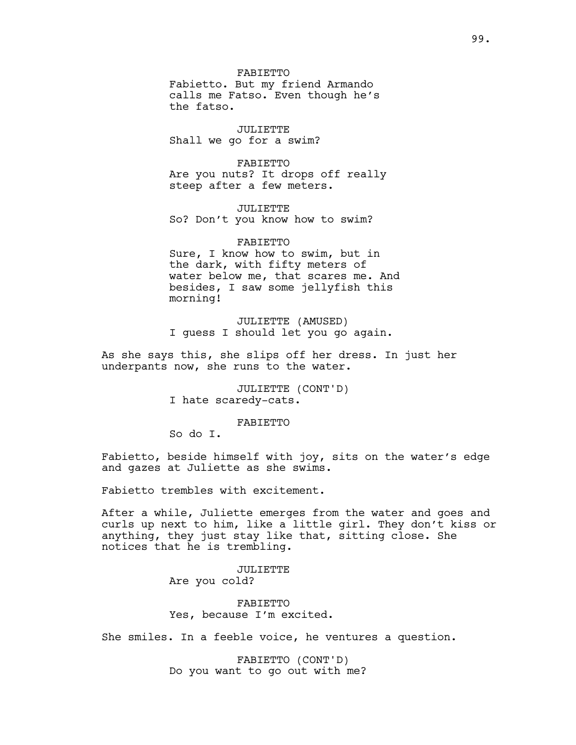FABIETTO
Fabietto. But my friend Armando calls me Fatso. Even though he's the fatso.

JULIETTE
Shall we go for a swim?

FABIETTO
Are you nuts? It drops off really steep after a few meters.

JULIETTE
So? Don't you know how to swim?

FABIETTO
Sure, I know how to swim, but in the dark, with fifty meters of water below me, that scares me. And besides, I saw some jellyfish this morning!

JULIETTE (AMUSED)
I guess I should let you go again.

As she says this, she slips off her dress. In just her underpants now, she runs to the water.

JULIETTE (CONT'D)
I hate scaredy-cats.

FABIETTO
So do I.

Fabietto, beside himself with joy, sits on the water's edge and gazes at Juliette as she swims.

Fabietto trembles with excitement.

After a while, Juliette emerges from the water and goes and curls up next to him, like a little girl. They don't kiss or anything, they just stay like that, sitting close. She notices that he is trembling.

JULIETTE
Are you cold?

FABIETTO
Yes, because I'm excited.

She smiles. In a feeble voice, he ventures a question.

FABIETTO (CONT'D)
Do you want to go out with me?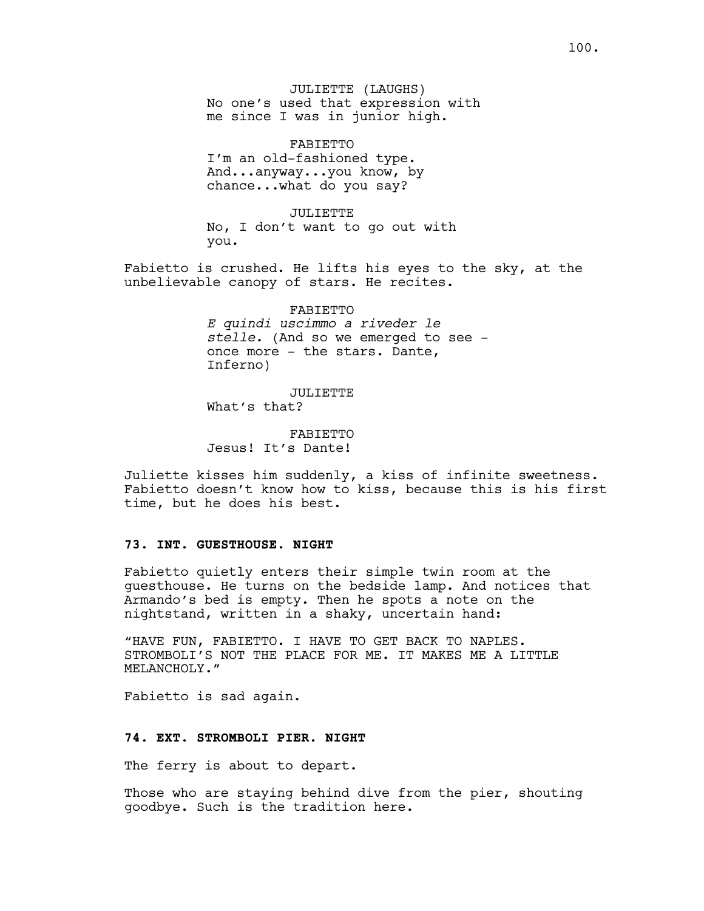JULIETTE (LAUGHS)
No one's used that expression with me since I was in junior high.

FABIETTO
I'm an old-fashioned type. And...anyway...you know, by chance...what do you say?

JULIETTE
No, I don't want to go out with you.

Fabietto is crushed. He lifts his eyes to the sky, at the unbelievable canopy of stars. He recites.

FABIETTO
*E quindi uscimmo a riveder le stelle.* (And so we emerged to see - once more - the stars. Dante, Inferno)

JULIETTE
What's that?

FABIETTO
Jesus! It's Dante!

Juliette kisses him suddenly, a kiss of infinite sweetness. Fabietto doesn't know how to kiss, because this is his first time, but he does his best.

**73. INT. GUESTHOUSE. NIGHT**

Fabietto quietly enters their simple twin room at the guesthouse. He turns on the bedside lamp. And notices that Armando's bed is empty. Then he spots a note on the nightstand, written in a shaky, uncertain hand:

"HAVE FUN, FABIETTO. I HAVE TO GET BACK TO NAPLES. STROMBOLI'S NOT THE PLACE FOR ME. IT MAKES ME A LITTLE MELANCHOLY."

Fabietto is sad again.

**74. EXT. STROMBOLI PIER. NIGHT**

The ferry is about to depart.

Those who are staying behind dive from the pier, shouting goodbye. Such is the tradition here.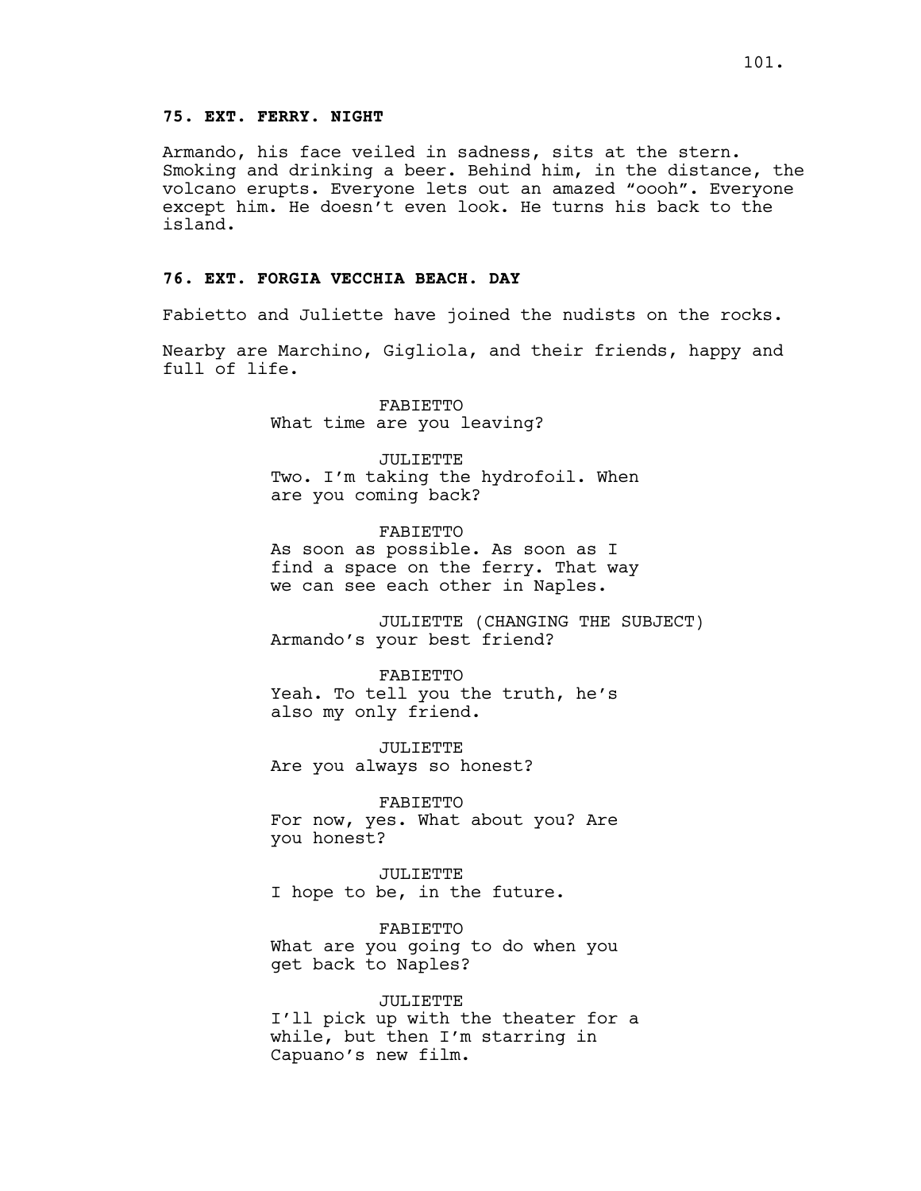**75. EXT. FERRY. NIGHT**

Armando, his face veiled in sadness, sits at the stern. Smoking and drinking a beer. Behind him, in the distance, the volcano erupts. Everyone lets out an amazed "oooh". Everyone except him. He doesn't even look. He turns his back to the island.

**76. EXT. FORGIA VECCHIA BEACH. DAY**

Fabietto and Juliette have joined the nudists on the rocks.

Nearby are Marchino, Gigliola, and their friends, happy and full of life.

FABIETTO
What time are you leaving?

JULIETTE
Two. I'm taking the hydrofoil. When are you coming back?

FABIETTO
As soon as possible. As soon as I find a space on the ferry. That way we can see each other in Naples.

JULIETTE (CHANGING THE SUBJECT)
Armando's your best friend?

FABIETTO
Yeah. To tell you the truth, he's also my only friend.

JULIETTE
Are you always so honest?

FABIETTO
For now, yes. What about you? Are you honest?

JULIETTE
I hope to be, in the future.

FABIETTO
What are you going to do when you get back to Naples?

JULIETTE
I'll pick up with the theater for a while, but then I'm starring in Capuano's new film.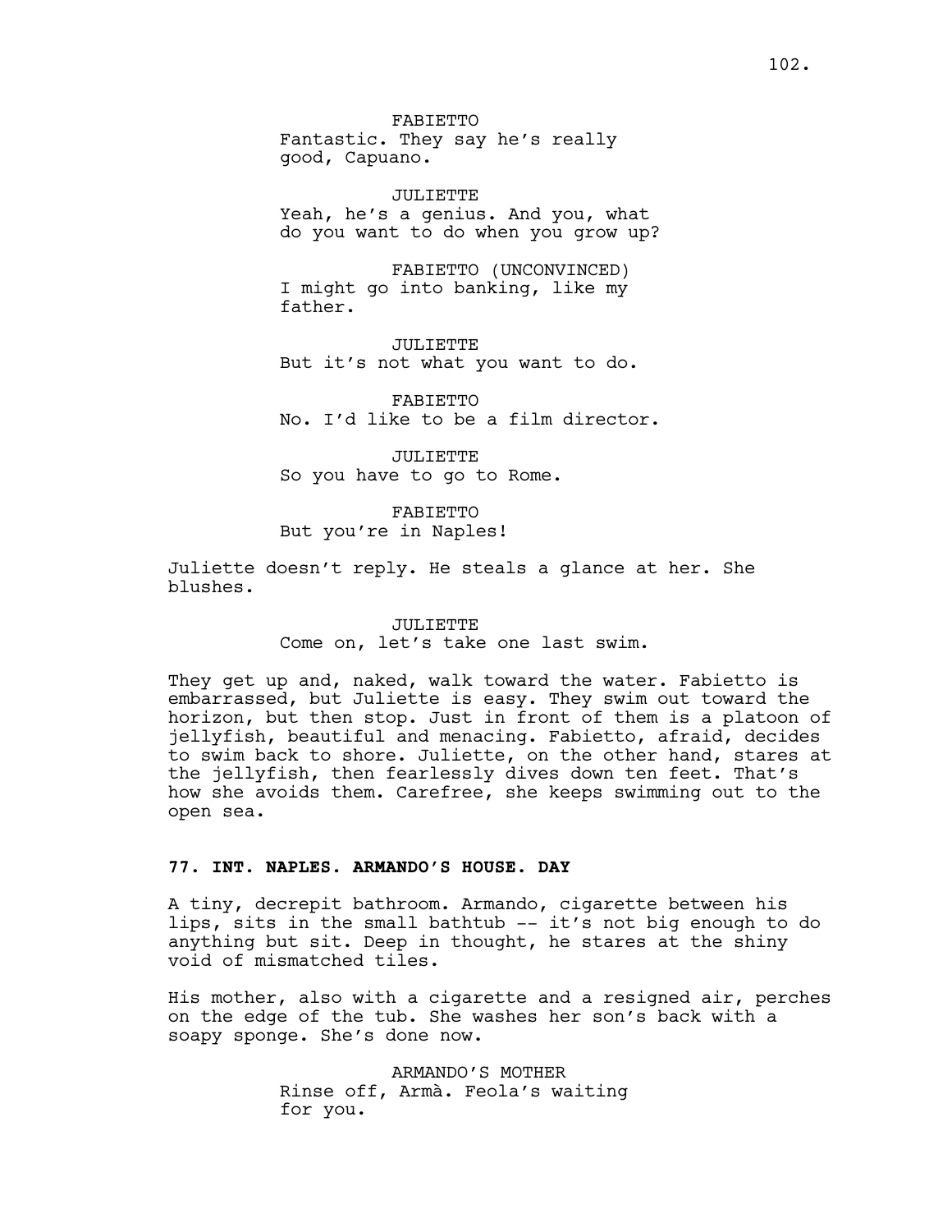FABIETTO
Fantastic. They say he's really good, Capuano.

JULIETTE
Yeah, he's a genius. And you, what do you want to do when you grow up?

FABIETTO (UNCONVINCED)
I might go into banking, like my father.

JULIETTE
But it's not what you want to do.

FABIETTO
No. I'd like to be a film director.

JULIETTE
So you have to go to Rome.

FABIETTO
But you're in Naples!

Juliette doesn't reply. He steals a glance at her. She blushes.

JULIETTE
Come on, let's take one last swim.

They get up and, naked, walk toward the water. Fabietto is embarrassed, but Juliette is easy. They swim out toward the horizon, but then stop. Just in front of them is a platoon of jellyfish, beautiful and menacing. Fabietto, afraid, decides to swim back to shore. Juliette, on the other hand, stares at the jellyfish, then fearlessly dives down ten feet. That's how she avoids them. Carefree, she keeps swimming out to the open sea.

**77. INT. NAPLES. ARMANDO'S HOUSE. DAY**

A tiny, decrepit bathroom. Armando, cigarette between his lips, sits in the small bathtub -- it's not big enough to do anything but sit. Deep in thought, he stares at the shiny void of mismatched tiles.

His mother, also with a cigarette and a resigned air, perches on the edge of the tub. She washes her son's back with a soapy sponge. She's done now.

ARMANDO'S MOTHER
Rinse off, Armà. Feola's waiting for you.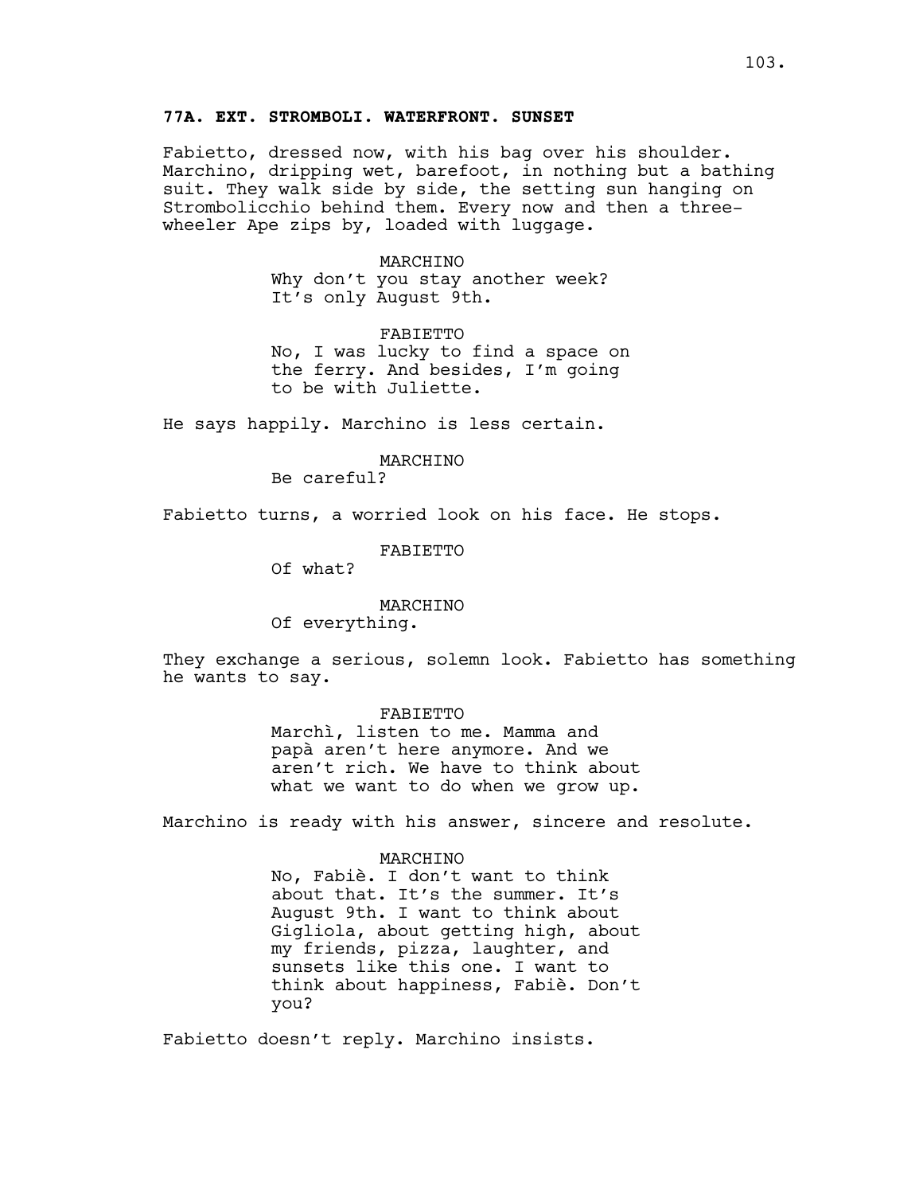**77A. EXT. STROMBOLI. WATERFRONT. SUNSET**

Fabietto, dressed now, with his bag over his shoulder. Marchino, dripping wet, barefoot, in nothing but a bathing suit. They walk side by side, the setting sun hanging on Strombolicchio behind them. Every now and then a three-wheeler Ape zips by, loaded with luggage.

MARCHINO
Why don't you stay another week? It's only August 9th.

FABIETTO
No, I was lucky to find a space on the ferry. And besides, I'm going to be with Juliette.

He says happily. Marchino is less certain.

MARCHINO
Be careful?

Fabietto turns, a worried look on his face. He stops.

FABIETTO
Of what?

MARCHINO
Of everything.

They exchange a serious, solemn look. Fabietto has something he wants to say.

FABIETTO
Marchì, listen to me. Mamma and papà aren't here anymore. And we aren't rich. We have to think about what we want to do when we grow up.

Marchino is ready with his answer, sincere and resolute.

MARCHINO
No, Fabiè. I don't want to think about that. It's the summer. It's August 9th. I want to think about Gigliola, about getting high, about my friends, pizza, laughter, and sunsets like this one. I want to think about happiness, Fabiè. Don't you?

Fabietto doesn't reply. Marchino insists.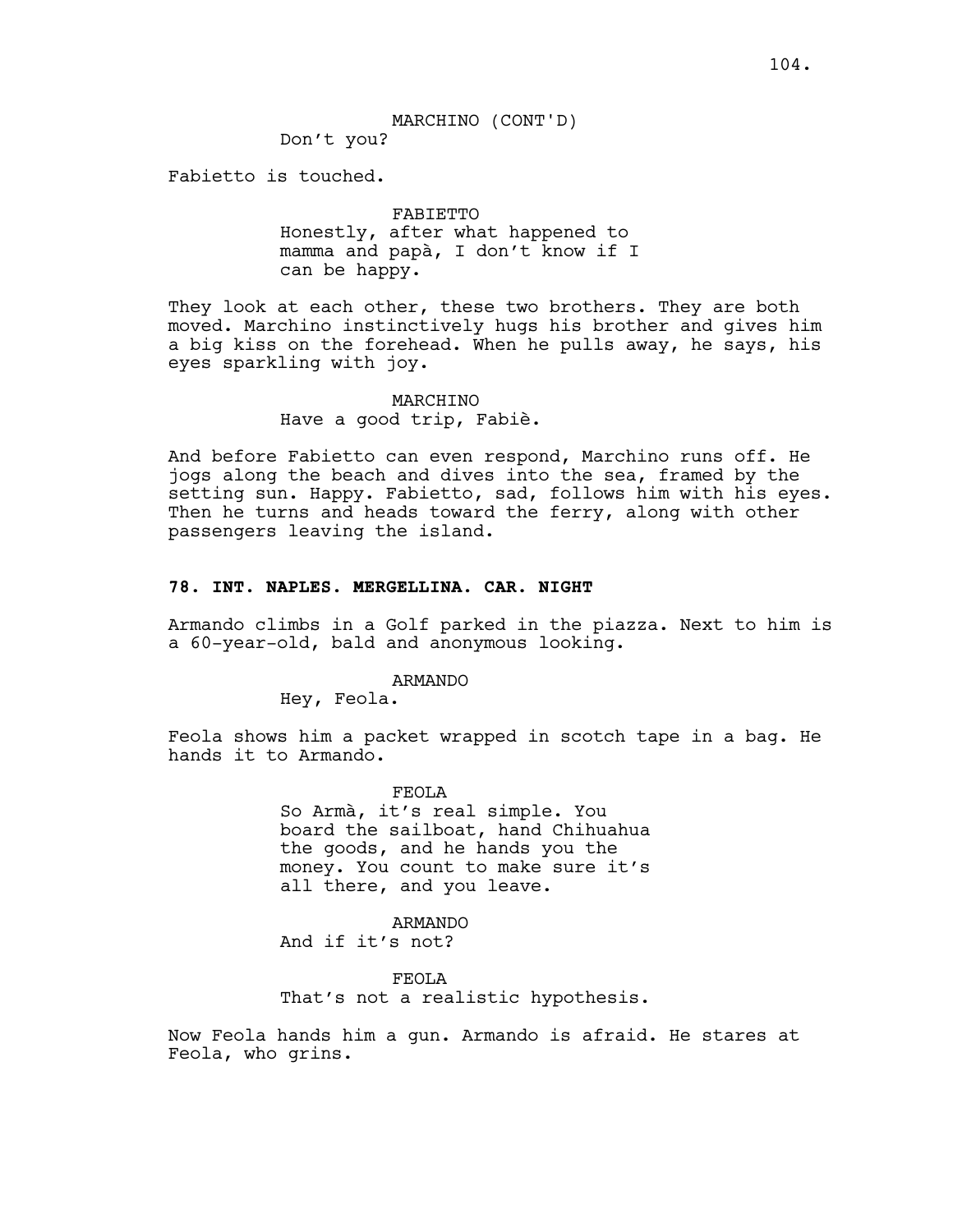MARCHINO (CONT'D)

Don't you?

Fabietto is touched.

FABIETTO

Honestly, after what happened to mamma and papà, I don't know if I can be happy.

They look at each other, these two brothers. They are both moved. Marchino instinctively hugs his brother and gives him a big kiss on the forehead. When he pulls away, he says, his eyes sparkling with joy.

MARCHINO

Have a good trip, Fabiè.

And before Fabietto can even respond, Marchino runs off. He jogs along the beach and dives into the sea, framed by the setting sun. Happy. Fabietto, sad, follows him with his eyes. Then he turns and heads toward the ferry, along with other passengers leaving the island.

**78. INT. NAPLES. MERGELLINA. CAR. NIGHT**

Armando climbs in a Golf parked in the piazza. Next to him is a 60-year-old, bald and anonymous looking.

ARMANDO

Hey, Feola.

Feola shows him a packet wrapped in scotch tape in a bag. He hands it to Armando.

FEOLA

So Armà, it's real simple. You board the sailboat, hand Chihuahua the goods, and he hands you the money. You count to make sure it's all there, and you leave.

ARMANDO

And if it's not?

FEOLA

That's not a realistic hypothesis.

Now Feola hands him a gun. Armando is afraid. He stares at Feola, who grins.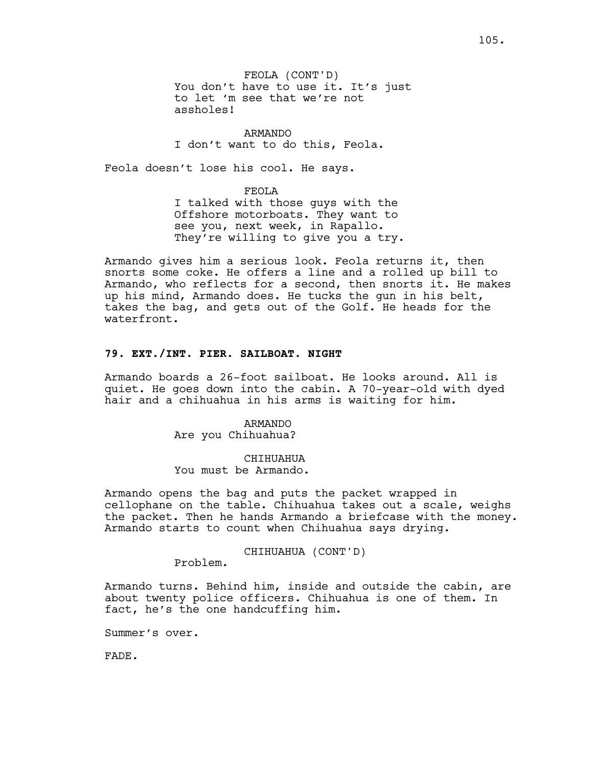FEOLA (CONT'D)
You don't have to use it. It's just to let 'm see that we're not assholes!

ARMANDO
I don't want to do this, Feola.

Feola doesn't lose his cool. He says.

FEOLA
I talked with those guys with the Offshore motorboats. They want to see you, next week, in Rapallo. They're willing to give you a try.

Armando gives him a serious look. Feola returns it, then snorts some coke. He offers a line and a rolled up bill to Armando, who reflects for a second, then snorts it. He makes up his mind, Armando does. He tucks the gun in his belt, takes the bag, and gets out of the Golf. He heads for the waterfront.

**79. EXT./INT. PIER. SAILBOAT. NIGHT**

Armando boards a 26-foot sailboat. He looks around. All is quiet. He goes down into the cabin. A 70-year-old with dyed hair and a chihuahua in his arms is waiting for him.

ARMANDO
Are you Chihuahua?

CHIHUAHUA
You must be Armando.

Armando opens the bag and puts the packet wrapped in cellophane on the table. Chihuahua takes out a scale, weighs the packet. Then he hands Armando a briefcase with the money. Armando starts to count when Chihuahua says drying.

CHIHUAHUA (CONT'D)
Problem.

Armando turns. Behind him, inside and outside the cabin, are about twenty police officers. Chihuahua is one of them. In fact, he's the one handcuffing him.

Summer's over.

FADE.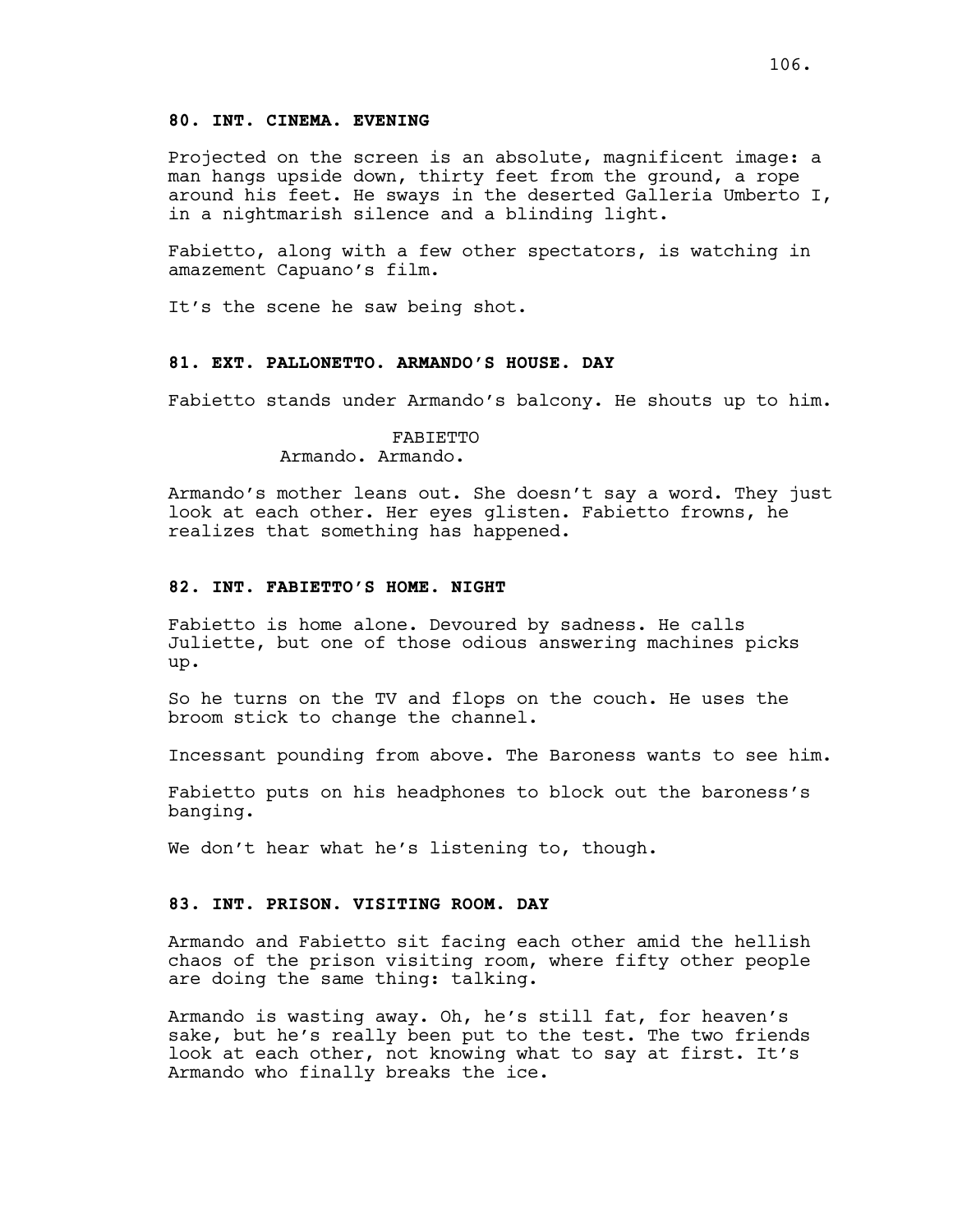**80. INT. CINEMA. EVENING**

Projected on the screen is an absolute, magnificent image: a man hangs upside down, thirty feet from the ground, a rope around his feet. He sways in the deserted Galleria Umberto I, in a nightmarish silence and a blinding light.

Fabietto, along with a few other spectators, is watching in amazement Capuano's film.

It's the scene he saw being shot.

**81. EXT. PALLONETTO. ARMANDO'S HOUSE. DAY**

Fabietto stands under Armando's balcony. He shouts up to him.

FABIETTO
Armando. Armando.

Armando's mother leans out. She doesn't say a word. They just look at each other. Her eyes glisten. Fabietto frowns, he realizes that something has happened.

**82. INT. FABIETTO'S HOME. NIGHT**

Fabietto is home alone. Devoured by sadness. He calls Juliette, but one of those odious answering machines picks up.

So he turns on the TV and flops on the couch. He uses the broom stick to change the channel.

Incessant pounding from above. The Baroness wants to see him.

Fabietto puts on his headphones to block out the baroness's banging.

We don't hear what he's listening to, though.

**83. INT. PRISON. VISITING ROOM. DAY**

Armando and Fabietto sit facing each other amid the hellish chaos of the prison visiting room, where fifty other people are doing the same thing: talking.

Armando is wasting away. Oh, he's still fat, for heaven's sake, but he's really been put to the test. The two friends look at each other, not knowing what to say at first. It's Armando who finally breaks the ice.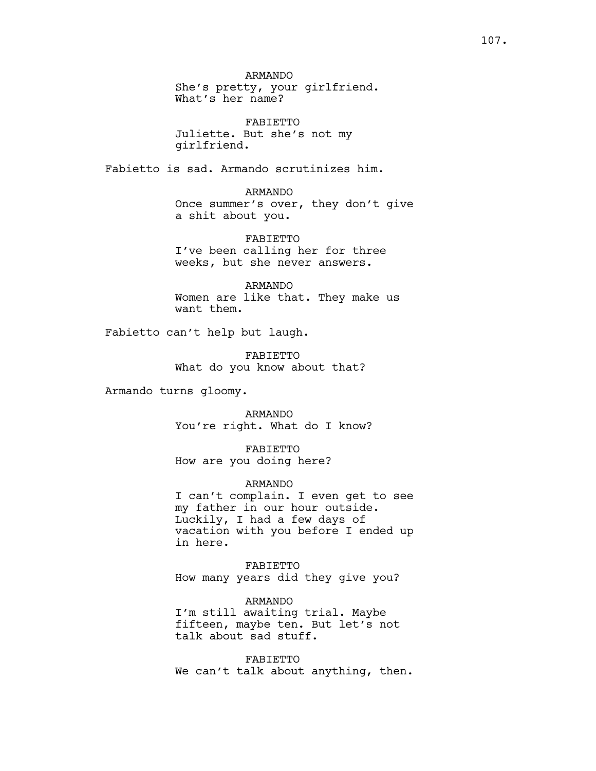ARMANDO
She's pretty, your girlfriend. What's her name?

FABIETTO
Juliette. But she's not my girlfriend.

Fabietto is sad. Armando scrutinizes him.

ARMANDO
Once summer's over, they don't give a shit about you.

FABIETTO
I've been calling her for three weeks, but she never answers.

ARMANDO
Women are like that. They make us want them.

Fabietto can't help but laugh.

FABIETTO
What do you know about that?

Armando turns gloomy.

ARMANDO
You're right. What do I know?

FABIETTO
How are you doing here?

ARMANDO
I can't complain. I even get to see my father in our hour outside. Luckily, I had a few days of vacation with you before I ended up in here.

FABIETTO
How many years did they give you?

ARMANDO
I'm still awaiting trial. Maybe fifteen, maybe ten. But let's not talk about sad stuff.

FABIETTO
We can't talk about anything, then.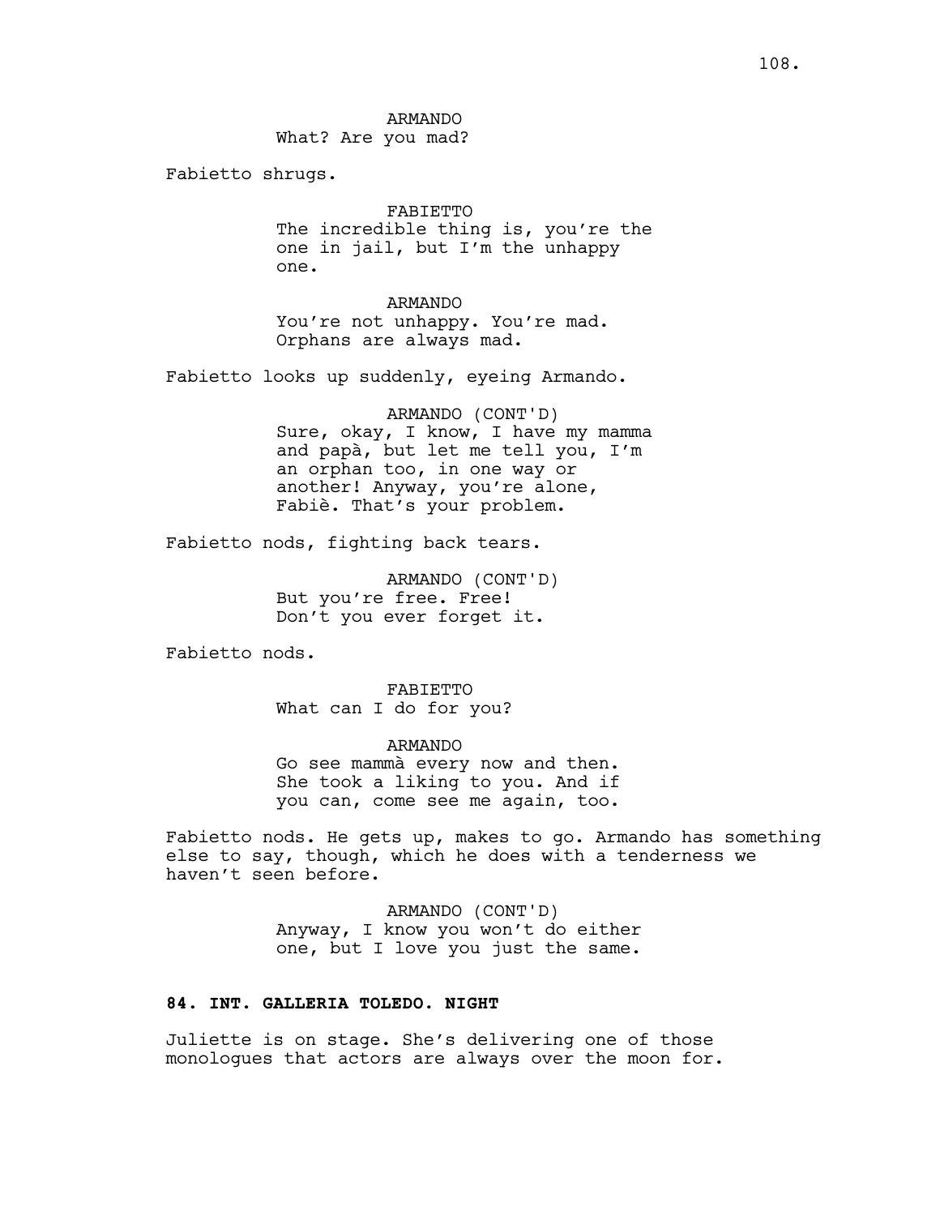ARMANDO
What? Are you mad?

Fabietto shrugs.

FABIETTO
The incredible thing is, you're the one in jail, but I'm the unhappy one.

ARMANDO
You're not unhappy. You're mad. Orphans are always mad.

Fabietto looks up suddenly, eyeing Armando.

ARMANDO (CONT'D)
Sure, okay, I know, I have my mamma and papà, but let me tell you, I'm an orphan too, in one way or another! Anyway, you're alone, Fabiè. That's your problem.

Fabietto nods, fighting back tears.

ARMANDO (CONT'D)
But you're free. Free! Don't you ever forget it.

Fabietto nods.

FABIETTO
What can I do for you?

ARMANDO
Go see mammà every now and then. She took a liking to you. And if you can, come see me again, too.

Fabietto nods. He gets up, makes to go. Armando has something else to say, though, which he does with a tenderness we haven't seen before.

ARMANDO (CONT'D)
Anyway, I know you won't do either one, but I love you just the same.

**84. INT. GALLERIA TOLEDO. NIGHT**

Juliette is on stage. She's delivering one of those monologues that actors are always over the moon for.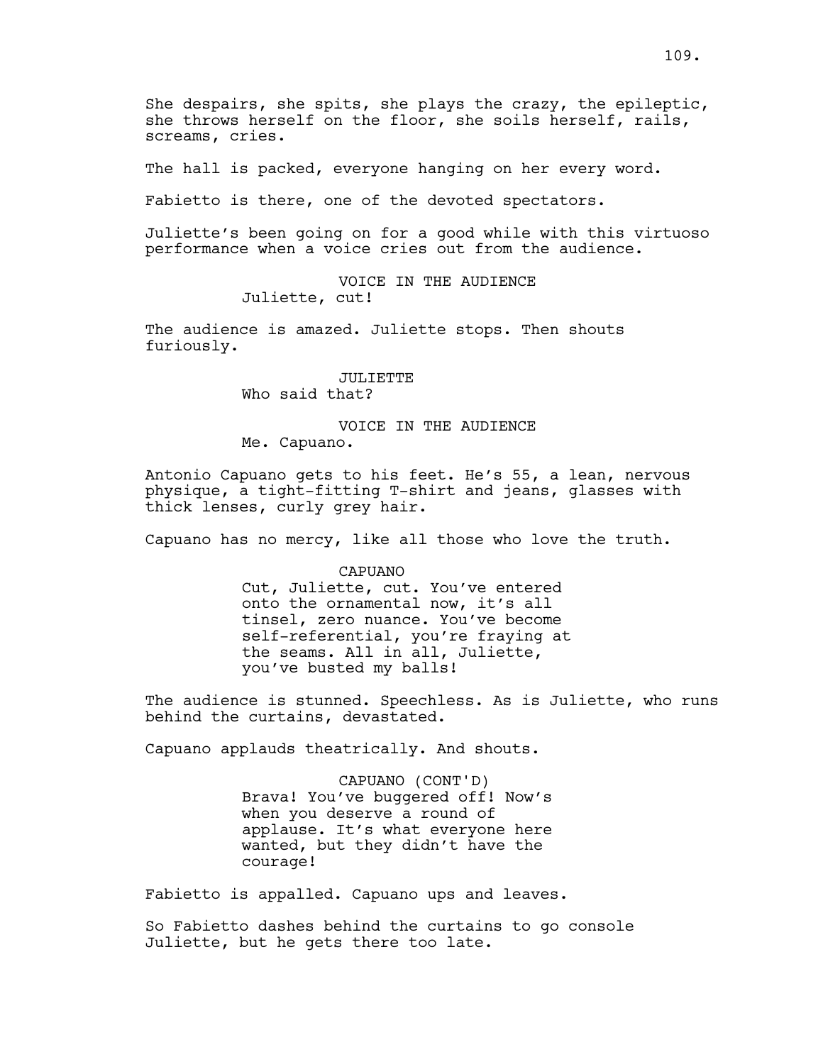She despairs, she spits, she plays the crazy, the epileptic, she throws herself on the floor, she soils herself, rails, screams, cries.

The hall is packed, everyone hanging on her every word.

Fabietto is there, one of the devoted spectators.

Juliette's been going on for a good while with this virtuoso performance when a voice cries out from the audience.

VOICE IN THE AUDIENCE
Juliette, cut!

The audience is amazed. Juliette stops. Then shouts furiously.

JULIETTE
Who said that?

VOICE IN THE AUDIENCE
Me. Capuano.

Antonio Capuano gets to his feet. He's 55, a lean, nervous physique, a tight-fitting T-shirt and jeans, glasses with thick lenses, curly grey hair.

Capuano has no mercy, like all those who love the truth.

CAPUANO
Cut, Juliette, cut. You've entered onto the ornamental now, it's all tinsel, zero nuance. You've become self-referential, you're fraying at the seams. All in all, Juliette, you've busted my balls!

The audience is stunned. Speechless. As is Juliette, who runs behind the curtains, devastated.

Capuano applauds theatrically. And shouts.

CAPUANO (CONT'D)
Brava! You've buggered off! Now's when you deserve a round of applause. It's what everyone here wanted, but they didn't have the courage!

Fabietto is appalled. Capuano ups and leaves.

So Fabietto dashes behind the curtains to go console Juliette, but he gets there too late.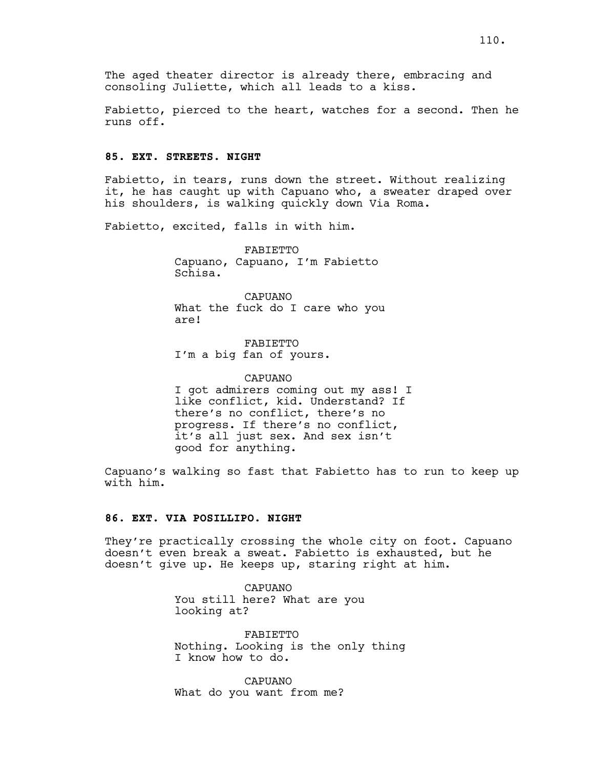The aged theater director is already there, embracing and consoling Juliette, which all leads to a kiss.

Fabietto, pierced to the heart, watches for a second. Then he runs off.

**85. EXT. STREETS. NIGHT**

Fabietto, in tears, runs down the street. Without realizing it, he has caught up with Capuano who, a sweater draped over his shoulders, is walking quickly down Via Roma.

Fabietto, excited, falls in with him.

FABIETTO
Capuano, Capuano, I'm Fabietto Schisa.

CAPUANO
What the fuck do I care who you are!

FABIETTO
I'm a big fan of yours.

CAPUANO
I got admirers coming out my ass! I like conflict, kid. Understand? If there's no conflict, there's no progress. If there's no conflict, it's all just sex. And sex isn't good for anything.

Capuano's walking so fast that Fabietto has to run to keep up with him.

**86. EXT. VIA POSILLIPO. NIGHT**

They're practically crossing the whole city on foot. Capuano doesn't even break a sweat. Fabietto is exhausted, but he doesn't give up. He keeps up, staring right at him.

CAPUANO
You still here? What are you looking at?

FABIETTO
Nothing. Looking is the only thing I know how to do.

CAPUANO
What do you want from me?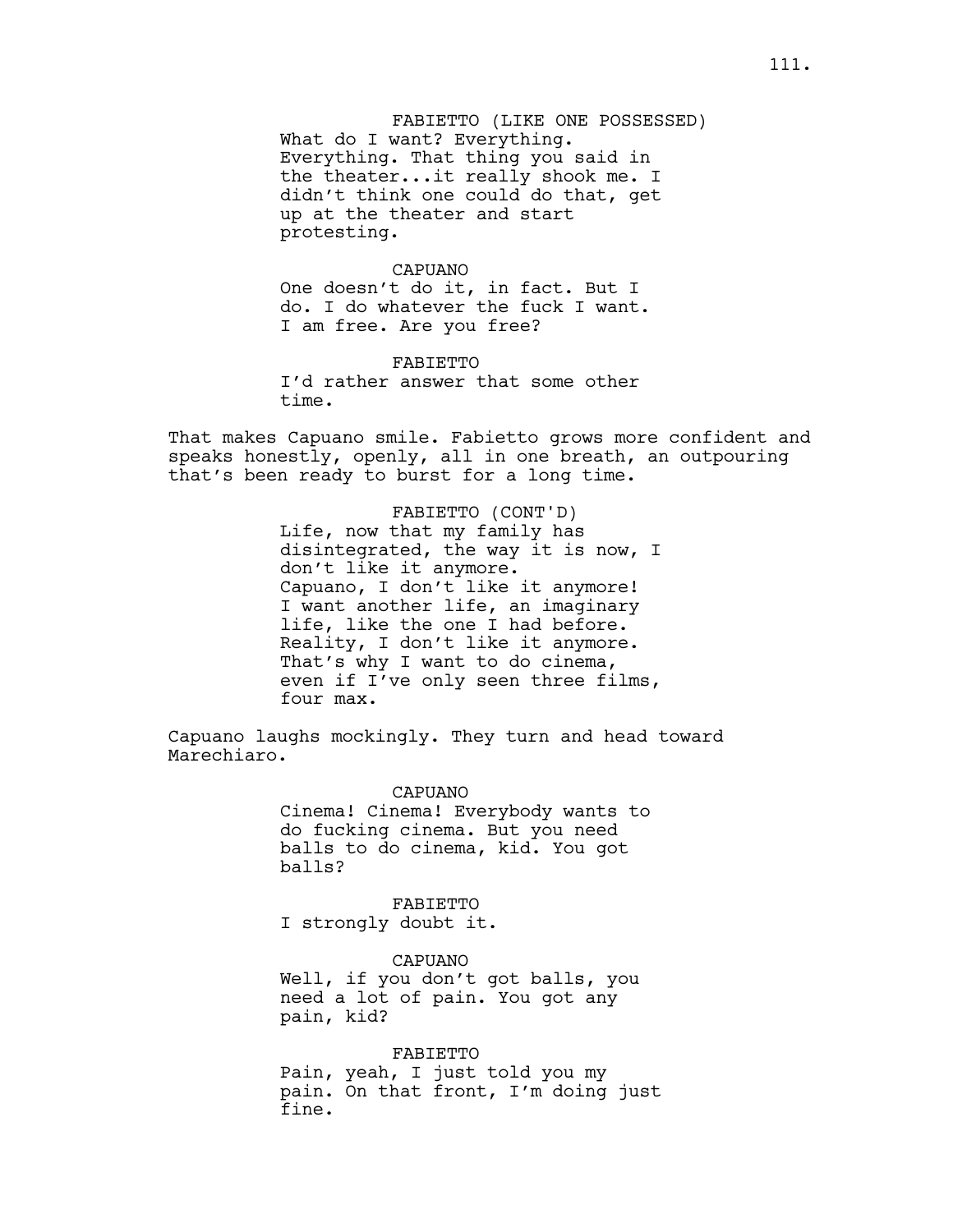FABIETTO (LIKE ONE POSSESSED)
What do I want? Everything. Everything. That thing you said in the theater...it really shook me. I didn't think one could do that, get up at the theater and start protesting.

CAPUANO
One doesn't do it, in fact. But I do. I do whatever the fuck I want. I am free. Are you free?

FABIETTO
I'd rather answer that some other time.

That makes Capuano smile. Fabietto grows more confident and speaks honestly, openly, all in one breath, an outpouring that's been ready to burst for a long time.

FABIETTO (CONT'D)
Life, now that my family has disintegrated, the way it is now, I don't like it anymore.
Capuano, I don't like it anymore!
I want another life, an imaginary life, like the one I had before.
Reality, I don't like it anymore.
That's why I want to do cinema, even if I've only seen three films, four max.

Capuano laughs mockingly. They turn and head toward Marechiaro.

CAPUANO
Cinema! Cinema! Everybody wants to do fucking cinema. But you need balls to do cinema, kid. You got balls?

FABIETTO
I strongly doubt it.

CAPUANO
Well, if you don't got balls, you need a lot of pain. You got any pain, kid?

FABIETTO
Pain, yeah, I just told you my pain. On that front, I'm doing just fine.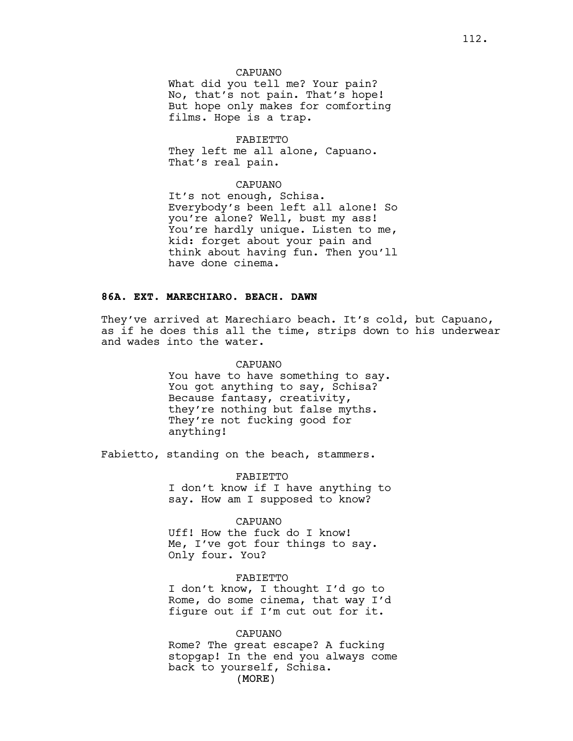CAPUANO

What did you tell me? Your pain? No, that's not pain. That's hope! But hope only makes for comforting films. Hope is a trap.

FABIETTO

They left me all alone, Capuano. That's real pain.

CAPUANO

It's not enough, Schisa. Everybody's been left all alone! So you're alone? Well, bust my ass! You're hardly unique. Listen to me, kid: forget about your pain and think about having fun. Then you'll have done cinema.

**86A. EXT. MARECHIARO. BEACH. DAWN**

They've arrived at Marechiaro beach. It's cold, but Capuano, as if he does this all the time, strips down to his underwear and wades into the water.

CAPUANO

You have to have something to say. You got anything to say, Schisa? Because fantasy, creativity, they're nothing but false myths. They're not fucking good for anything!

Fabietto, standing on the beach, stammers.

FABIETTO

I don't know if I have anything to say. How am I supposed to know?

CAPUANO

Uff! How the fuck do I know! Me, I've got four things to say. Only four. You?

FABIETTO

I don't know, I thought I'd go to Rome, do some cinema, that way I'd figure out if I'm cut out for it.

CAPUANO

Rome? The great escape? A fucking stopgap! In the end you always come back to yourself, Schisa.

(MORE)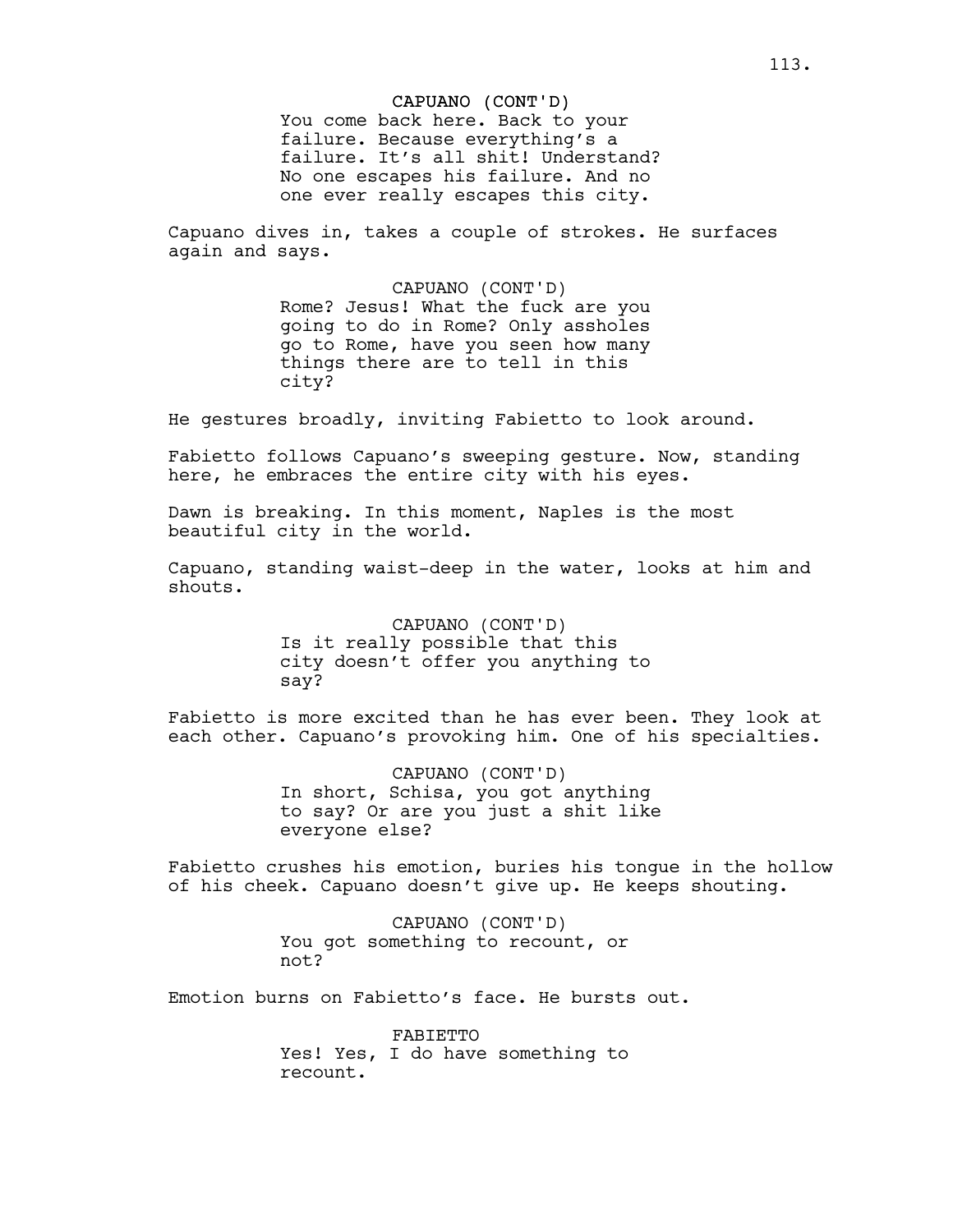CAPUANO (CONT'D)
You come back here. Back to your failure. Because everything's a failure. It's all shit! Understand? No one escapes his failure. And no one ever really escapes this city.

Capuano dives in, takes a couple of strokes. He surfaces again and says.

CAPUANO (CONT'D)
Rome? Jesus! What the fuck are you going to do in Rome? Only assholes go to Rome, have you seen how many things there are to tell in this city?

He gestures broadly, inviting Fabietto to look around.

Fabietto follows Capuano's sweeping gesture. Now, standing here, he embraces the entire city with his eyes.

Dawn is breaking. In this moment, Naples is the most beautiful city in the world.

Capuano, standing waist-deep in the water, looks at him and shouts.

CAPUANO (CONT'D)
Is it really possible that this city doesn't offer you anything to say?

Fabietto is more excited than he has ever been. They look at each other. Capuano's provoking him. One of his specialties.

CAPUANO (CONT'D)
In short, Schisa, you got anything to say? Or are you just a shit like everyone else?

Fabietto crushes his emotion, buries his tongue in the hollow of his cheek. Capuano doesn't give up. He keeps shouting.

CAPUANO (CONT'D)
You got something to recount, or not?

Emotion burns on Fabietto's face. He bursts out.

FABIETTO
Yes! Yes, I do have something to recount.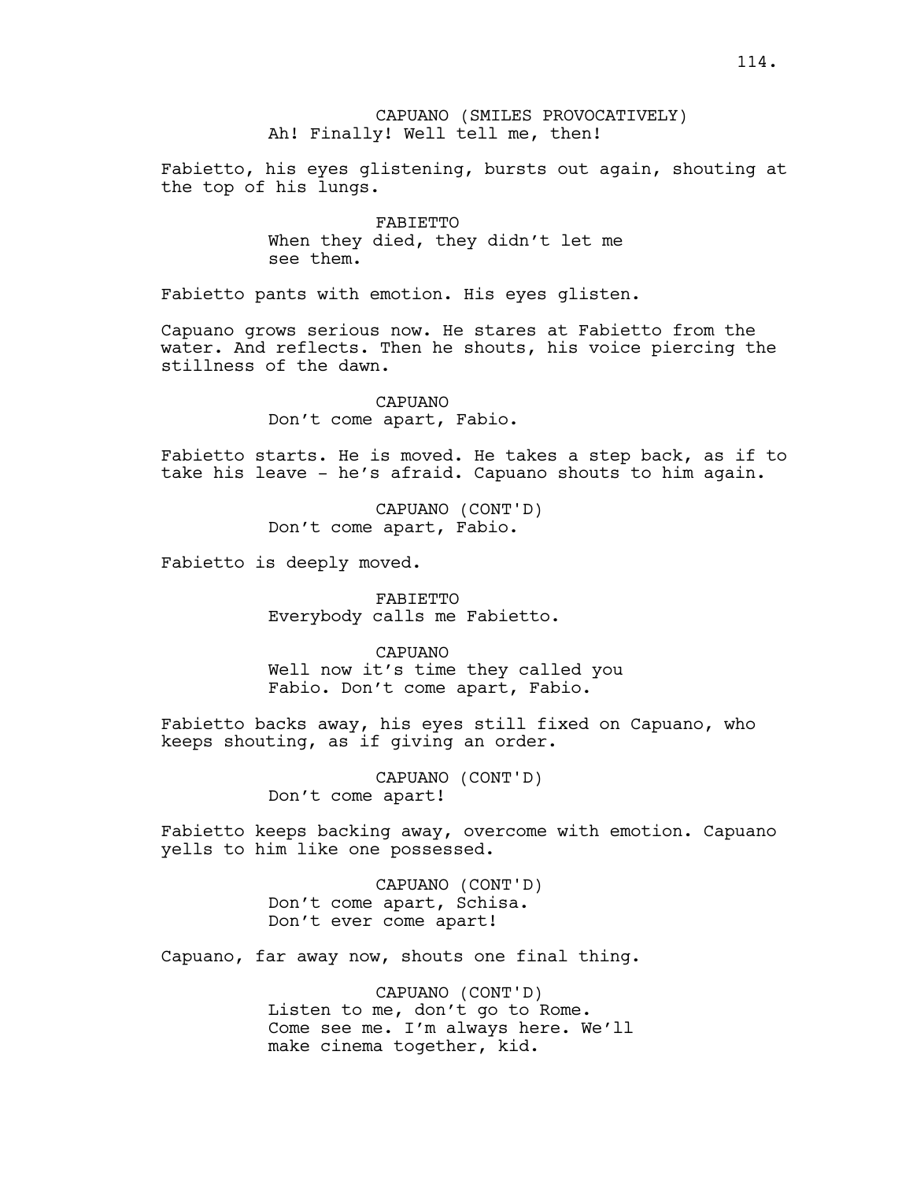CAPUANO (SMILES PROVOCATIVELY)
Ah! Finally! Well tell me, then!

Fabietto, his eyes glistening, bursts out again, shouting at the top of his lungs.

FABIETTO
When they died, they didn't let me see them.

Fabietto pants with emotion. His eyes glisten.

Capuano grows serious now. He stares at Fabietto from the water. And reflects. Then he shouts, his voice piercing the stillness of the dawn.

CAPUANO
Don't come apart, Fabio.

Fabietto starts. He is moved. He takes a step back, as if to take his leave - he's afraid. Capuano shouts to him again.

CAPUANO (CONT'D)
Don't come apart, Fabio.

Fabietto is deeply moved.

FABIETTO
Everybody calls me Fabietto.

CAPUANO
Well now it's time they called you Fabio. Don't come apart, Fabio.

Fabietto backs away, his eyes still fixed on Capuano, who keeps shouting, as if giving an order.

CAPUANO (CONT'D)
Don't come apart!

Fabietto keeps backing away, overcome with emotion. Capuano yells to him like one possessed.

CAPUANO (CONT'D)
Don't come apart, Schisa.
Don't ever come apart!

Capuano, far away now, shouts one final thing.

CAPUANO (CONT'D)
Listen to me, don't go to Rome. Come see me. I'm always here. We'll make cinema together, kid.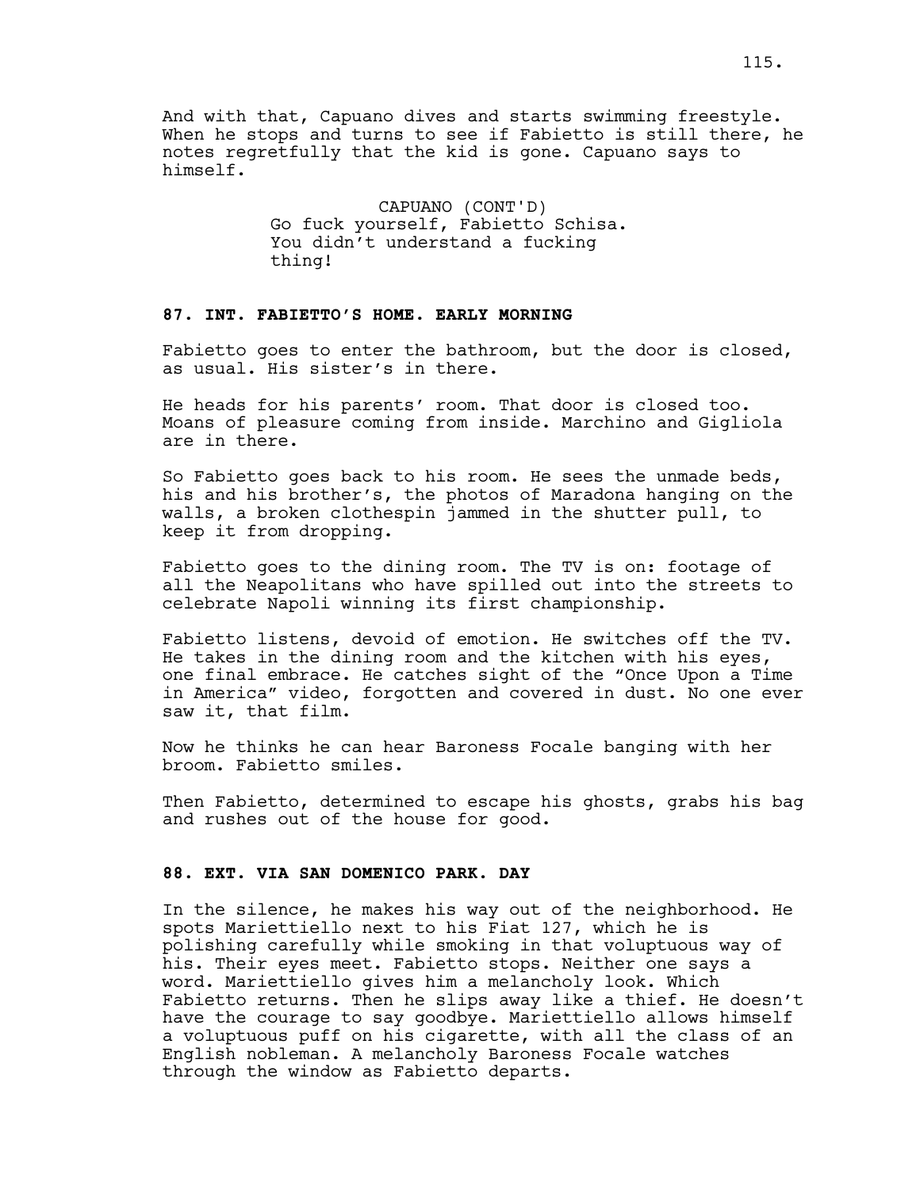And with that, Capuano dives and starts swimming freestyle. When he stops and turns to see if Fabietto is still there, he notes regretfully that the kid is gone. Capuano says to himself.

CAPUANO (CONT'D)
Go fuck yourself, Fabietto Schisa. You didn't understand a fucking thing!

**87. INT. FABIETTO'S HOME. EARLY MORNING**

Fabietto goes to enter the bathroom, but the door is closed, as usual. His sister's in there.

He heads for his parents' room. That door is closed too. Moans of pleasure coming from inside. Marchino and Gigliola are in there.

So Fabietto goes back to his room. He sees the unmade beds, his and his brother's, the photos of Maradona hanging on the walls, a broken clothespin jammed in the shutter pull, to keep it from dropping.

Fabietto goes to the dining room. The TV is on: footage of all the Neapolitans who have spilled out into the streets to celebrate Napoli winning its first championship.

Fabietto listens, devoid of emotion. He switches off the TV. He takes in the dining room and the kitchen with his eyes, one final embrace. He catches sight of the "Once Upon a Time in America" video, forgotten and covered in dust. No one ever saw it, that film.

Now he thinks he can hear Baroness Focale banging with her broom. Fabietto smiles.

Then Fabietto, determined to escape his ghosts, grabs his bag and rushes out of the house for good.

**88. EXT. VIA SAN DOMENICO PARK. DAY**

In the silence, he makes his way out of the neighborhood. He spots Mariettiello next to his Fiat 127, which he is polishing carefully while smoking in that voluptuous way of his. Their eyes meet. Fabietto stops. Neither one says a word. Mariettiello gives him a melancholy look. Which Fabietto returns. Then he slips away like a thief. He doesn't have the courage to say goodbye. Mariettiello allows himself a voluptuous puff on his cigarette, with all the class of an English nobleman. A melancholy Baroness Focale watches through the window as Fabietto departs.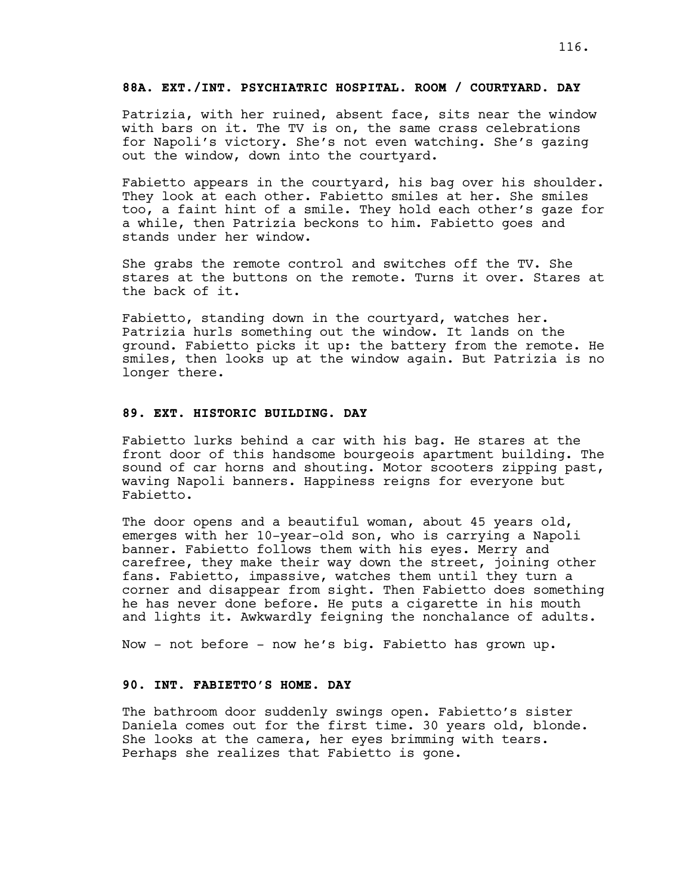**88A. EXT./INT. PSYCHIATRIC HOSPITAL. ROOM / COURTYARD. DAY**

Patrizia, with her ruined, absent face, sits near the window with bars on it. The TV is on, the same crass celebrations for Napoli's victory. She's not even watching. She's gazing out the window, down into the courtyard.

Fabietto appears in the courtyard, his bag over his shoulder. They look at each other. Fabietto smiles at her. She smiles too, a faint hint of a smile. They hold each other's gaze for a while, then Patrizia beckons to him. Fabietto goes and stands under her window.

She grabs the remote control and switches off the TV. She stares at the buttons on the remote. Turns it over. Stares at the back of it.

Fabietto, standing down in the courtyard, watches her. Patrizia hurls something out the window. It lands on the ground. Fabietto picks it up: the battery from the remote. He smiles, then looks up at the window again. But Patrizia is no longer there.

**89. EXT. HISTORIC BUILDING. DAY**

Fabietto lurks behind a car with his bag. He stares at the front door of this handsome bourgeois apartment building. The sound of car horns and shouting. Motor scooters zipping past, waving Napoli banners. Happiness reigns for everyone but Fabietto.

The door opens and a beautiful woman, about 45 years old, emerges with her 10-year-old son, who is carrying a Napoli banner. Fabietto follows them with his eyes. Merry and carefree, they make their way down the street, joining other fans. Fabietto, impassive, watches them until they turn a corner and disappear from sight. Then Fabietto does something he has never done before. He puts a cigarette in his mouth and lights it. Awkwardly feigning the nonchalance of adults.

Now - not before - now he's big. Fabietto has grown up.

**90. INT. FABIETTO'S HOME. DAY**

The bathroom door suddenly swings open. Fabietto's sister Daniela comes out for the first time. 30 years old, blonde. She looks at the camera, her eyes brimming with tears. Perhaps she realizes that Fabietto is gone.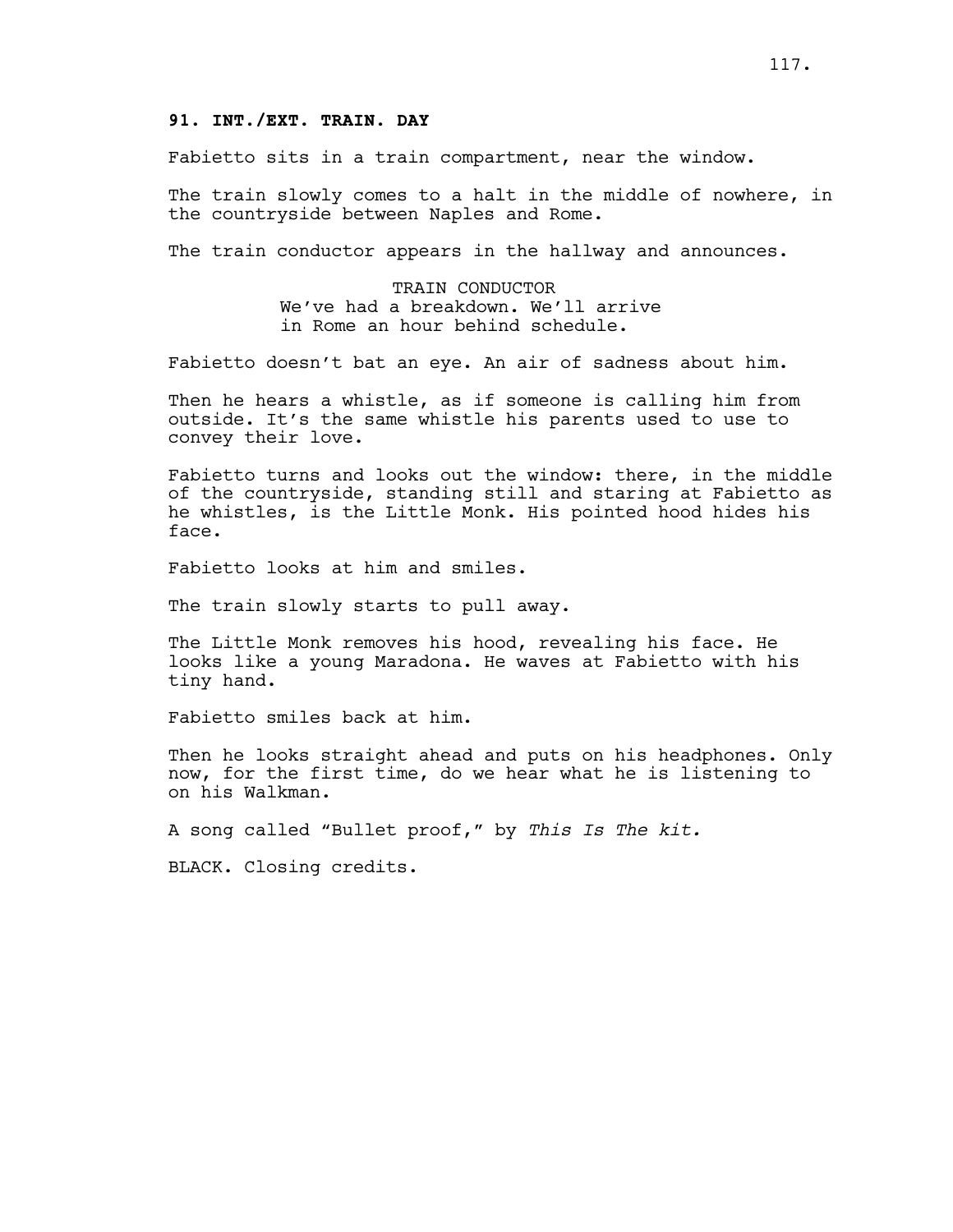**91. INT./EXT. TRAIN. DAY**

Fabietto sits in a train compartment, near the window.

The train slowly comes to a halt in the middle of nowhere, in the countryside between Naples and Rome.

The train conductor appears in the hallway and announces.

TRAIN CONDUCTOR
We've had a breakdown. We'll arrive in Rome an hour behind schedule.

Fabietto doesn't bat an eye. An air of sadness about him.

Then he hears a whistle, as if someone is calling him from outside. It's the same whistle his parents used to use to convey their love.

Fabietto turns and looks out the window: there, in the middle of the countryside, standing still and staring at Fabietto as he whistles, is the Little Monk. His pointed hood hides his face.

Fabietto looks at him and smiles.

The train slowly starts to pull away.

The Little Monk removes his hood, revealing his face. He looks like a young Maradona. He waves at Fabietto with his tiny hand.

Fabietto smiles back at him.

Then he looks straight ahead and puts on his headphones. Only now, for the first time, do we hear what he is listening to on his Walkman.

A song called "Bullet proof," by *This Is The kit.*

BLACK. Closing credits.